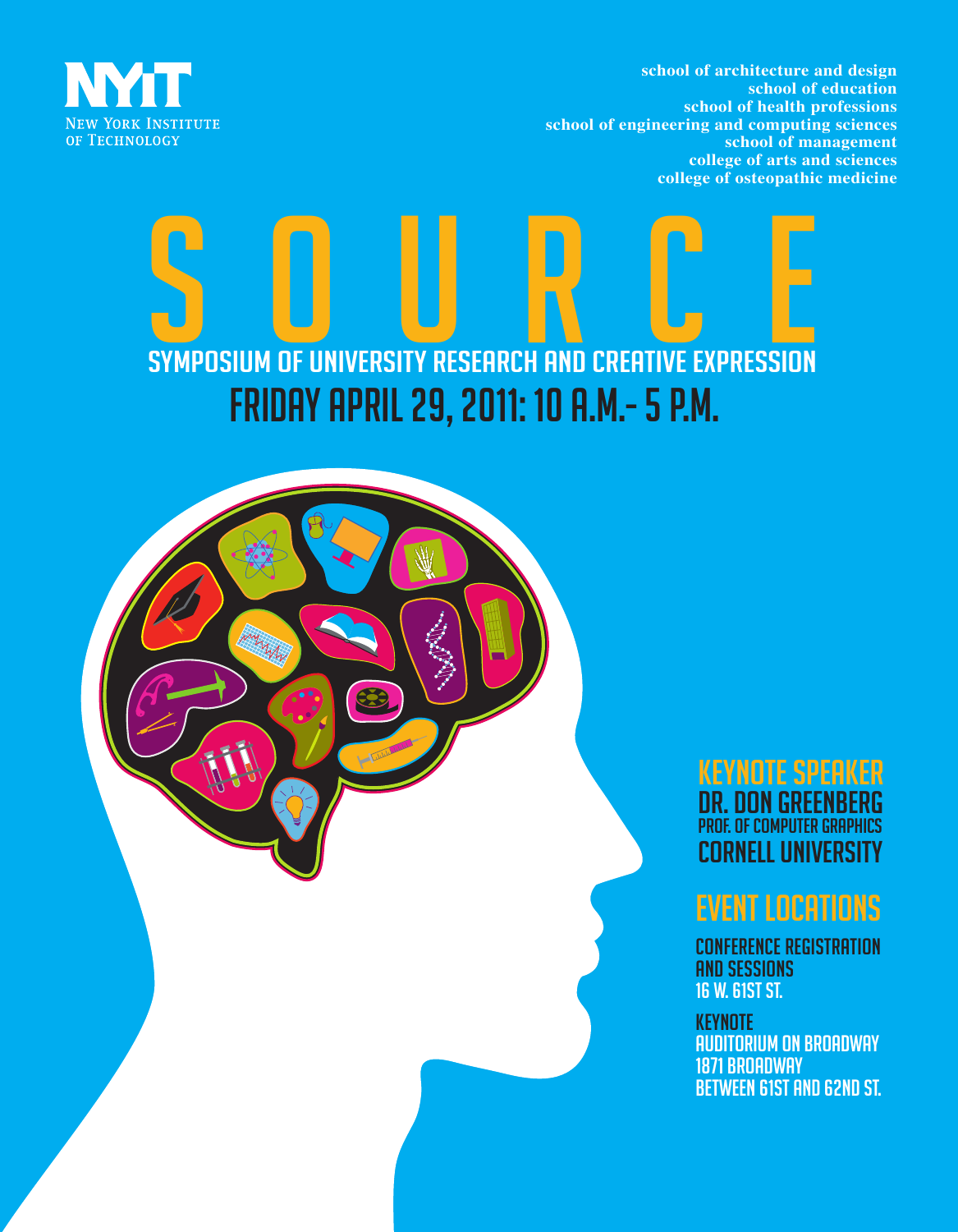NEW YORK INSTITUTE OF TECHNOLOGY

school of architecture and design
school of education
school of health professions
school of engineering and computing sciences
school of management
college of arts and sciences
college of osteopathic medicine

# SOURCE

## SYMPOSIUM OF UNIVERSITY RESEARCH AND CREATIVE EXPRESSION

## FRIDAY APRIL 29, 2011: 10 A.M.- 5 P.M.

### KEYNOTE SPEAKER

**DR. DON GREENBERG**
PROF. OF COMPUTER GRAPHICS
**CORNELL UNIVERSITY**

### EVENT LOCATIONS

**CONFERENCE REGISTRATION AND SESSIONS**
16 W. 61ST ST.

**KEYNOTE**
AUDITORIUM ON BROADWAY
1871 BROADWAY
BETWEEN 61ST AND 62ND ST.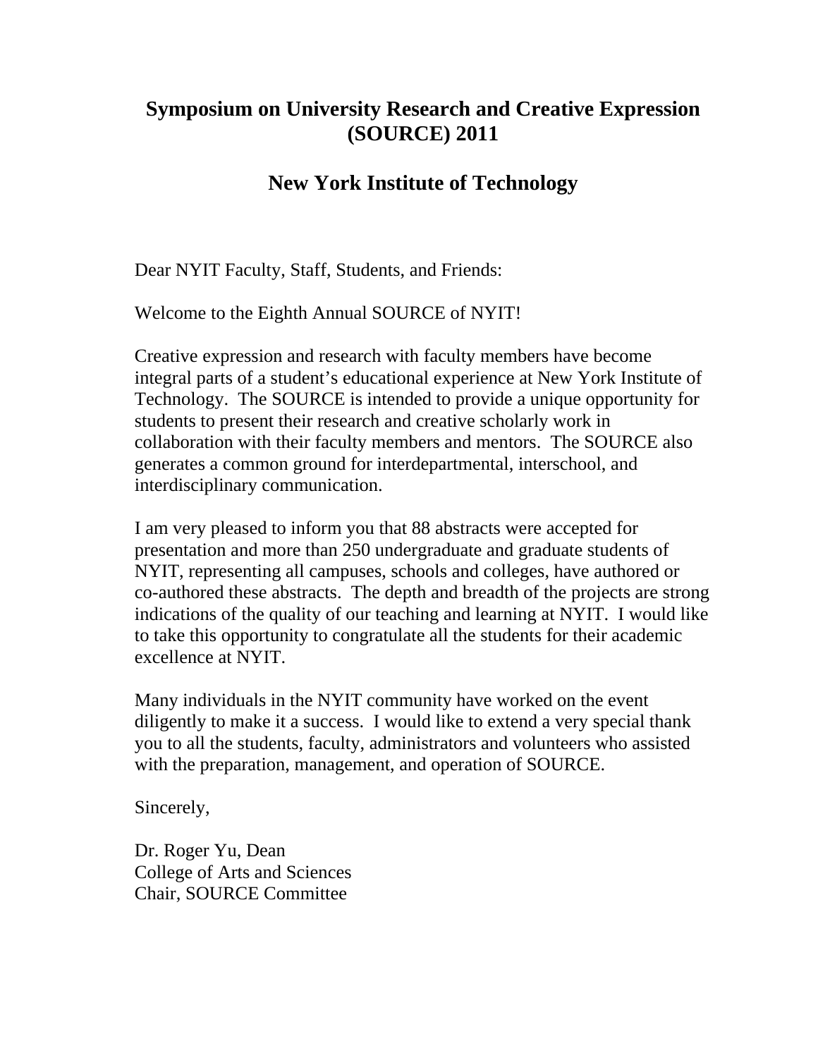# Symposium on University Research and Creative Expression (SOURCE) 2011

## New York Institute of Technology

Dear NYIT Faculty, Staff, Students, and Friends:

Welcome to the Eighth Annual SOURCE of NYIT!

Creative expression and research with faculty members have become integral parts of a student's educational experience at New York Institute of Technology. The SOURCE is intended to provide a unique opportunity for students to present their research and creative scholarly work in collaboration with their faculty members and mentors. The SOURCE also generates a common ground for interdepartmental, interschool, and interdisciplinary communication.

I am very pleased to inform you that 88 abstracts were accepted for presentation and more than 250 undergraduate and graduate students of NYIT, representing all campuses, schools and colleges, have authored or co-authored these abstracts. The depth and breadth of the projects are strong indications of the quality of our teaching and learning at NYIT. I would like to take this opportunity to congratulate all the students for their academic excellence at NYIT.

Many individuals in the NYIT community have worked on the event diligently to make it a success. I would like to extend a very special thank you to all the students, faculty, administrators and volunteers who assisted with the preparation, management, and operation of SOURCE.

Sincerely,

Dr. Roger Yu, Dean
College of Arts and Sciences
Chair, SOURCE Committee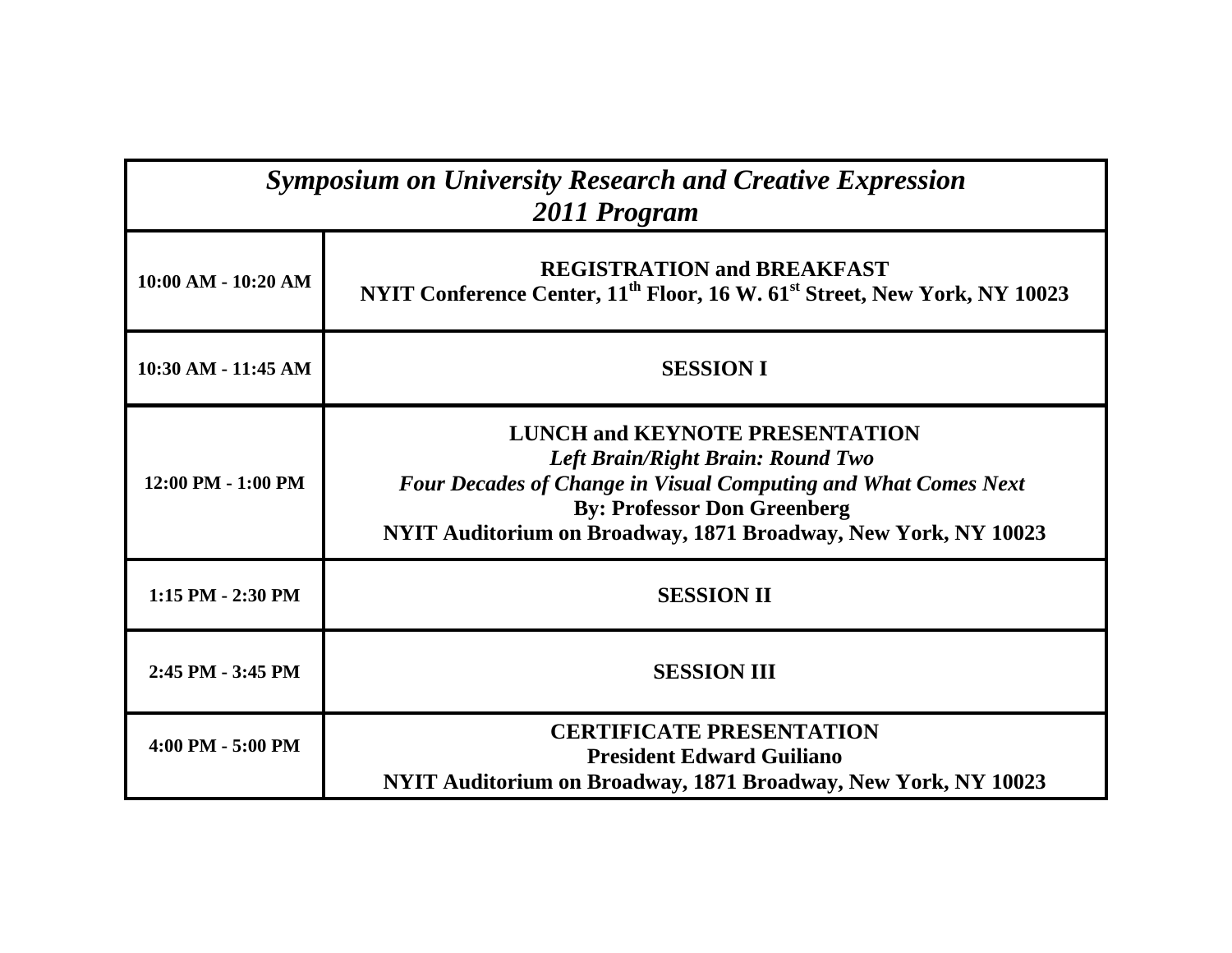| *Symposium on University Research and Creative Expression 2011 Program* | |
|---|---|
| **10:00 AM - 10:20 AM** | **REGISTRATION and BREAKFAST**<br>**NYIT Conference Center, 11th Floor, 16 W. 61st Street, New York, NY 10023** |
| **10:30 AM - 11:45 AM** | **SESSION I** |
| **12:00 PM - 1:00 PM** | **LUNCH and KEYNOTE PRESENTATION**<br>***Left Brain/Right Brain: Round Two***<br>***Four Decades of Change in Visual Computing and What Comes Next***<br>**By: Professor Don Greenberg**<br>**NYIT Auditorium on Broadway, 1871 Broadway, New York, NY 10023** |
| **1:15 PM - 2:30 PM** | **SESSION II** |
| **2:45 PM - 3:45 PM** | **SESSION III** |
| **4:00 PM - 5:00 PM** | **CERTIFICATE PRESENTATION**<br>**President Edward Guiliano**<br>**NYIT Auditorium on Broadway, 1871 Broadway, New York, NY 10023** |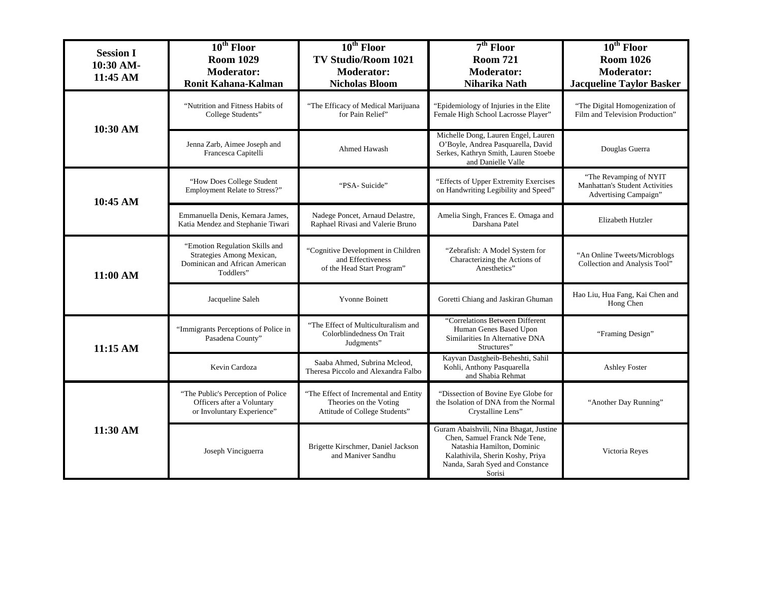| Session I 10:30 AM-11:45 AM | 10th Floor Room 1029 Moderator: Ronit Kahana-Kalman | 10th Floor TV Studio/Room 1021 Moderator: Nicholas Bloom | 7th Floor Room 721 Moderator: Niharika Nath | 10th Floor Room 1026 Moderator: Jacqueline Taylor Basker |
|---|---|---|---|---|
| 10:30 AM | "Nutrition and Fitness Habits of College Students" | "The Efficacy of Medical Marijuana for Pain Relief" | "Epidemiology of Injuries in the Elite Female High School Lacrosse Player" | "The Digital Homogenization of Film and Television Production" |
| | Jenna Zarb, Aimee Joseph and Francesca Capitelli | Ahmed Hawash | Michelle Dong, Lauren Engel, Lauren O'Boyle, Andrea Pasquarella, David Serkes, Kathryn Smith, Lauren Stoebe and Danielle Valle | Douglas Guerra |
| 10:45 AM | "How Does College Student Employment Relate to Stress?" | "PSA- Suicide" | "Effects of Upper Extremity Exercises on Handwriting Legibility and Speed" | "The Revamping of NYIT Manhattan's Student Activities Advertising Campaign" |
| | Emmanuella Denis, Kemara James, Katia Mendez and Stephanie Tiwari | Nadege Poncet, Arnaud Delastre, Raphael Rivasi and Valerie Bruno | Amelia Singh, Frances E. Omaga and Darshana Patel | Elizabeth Hutzler |
| 11:00 AM | "Emotion Regulation Skills and Strategies Among Mexican, Dominican and African American Toddlers" | "Cognitive Development in Children and Effectiveness of the Head Start Program" | "Zebrafish: A Model System for Characterizing the Actions of Anesthetics" | "An Online Tweets/Microblogs Collection and Analysis Tool" |
| | Jacqueline Saleh | Yvonne Boinett | Goretti Chiang and Jaskiran Ghuman | Hao Liu, Hua Fang, Kai Chen and Hong Chen |
| 11:15 AM | "Immigrants Perceptions of Police in Pasadena County" | "The Effect of Multiculturalism and Colorblindedness On Trait Judgments" | "Correlations Between Different Human Genes Based Upon Similarities In Alternative DNA Structures" | "Framing Design" |
| | Kevin Cardoza | Saaba Ahmed, Subrina Mcleod, Theresa Piccolo and Alexandra Falbo | Kayvan Dastgheib-Beheshti, Sahil Kohli, Anthony Pasquarella and Shabia Rehmat | Ashley Foster |
| 11:30 AM | "The Public's Perception of Police Officers after a Voluntary or Involuntary Experience" | "The Effect of Incremental and Entity Theories on the Voting Attitude of College Students" | "Dissection of Bovine Eye Globe for the Isolation of DNA from the Normal Crystalline Lens" | "Another Day Running" |
| | Joseph Vinciguerra | Brigette Kirschmer, Daniel Jackson and Maniver Sandhu | Guram Abaishvili, Nina Bhagat, Justine Chen, Samuel Franck Nde Tene, Natashia Hamilton, Dominic Kalathivila, Sherin Koshy, Priya Nanda, Sarah Syed and Constance Sorisi | Victoria Reyes |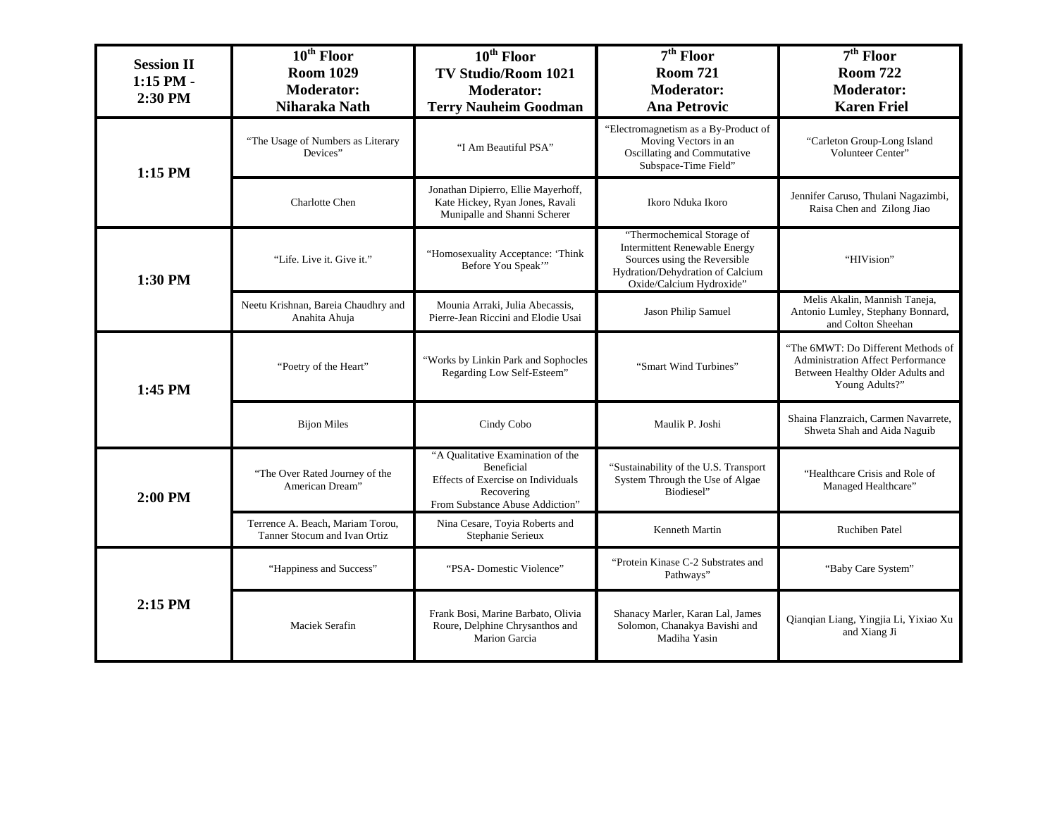| Session II 1:15 PM - 2:30 PM | 10th Floor Room 1029 Moderator: Niharaka Nath | 10th Floor TV Studio/Room 1021 Moderator: Terry Nauheim Goodman | 7th Floor Room 721 Moderator: Ana Petrovic | 7th Floor Room 722 Moderator: Karen Friel |
|---|---|---|---|---|
| 1:15 PM | "The Usage of Numbers as Literary Devices" | "I Am Beautiful PSA" | "Electromagnetism as a By-Product of Moving Vectors in an Oscillating and Commutative Subspace-Time Field" | "Carleton Group-Long Island Volunteer Center" |
| | Charlotte Chen | Jonathan Dipierro, Ellie Mayerhoff, Kate Hickey, Ryan Jones, Ravali Munipalle and Shanni Scherer | Ikoro Nduka Ikoro | Jennifer Caruso, Thulani Nagazimbi, Raisa Chen and Zilong Jiao |
| 1:30 PM | "Life. Live it. Give it." | "Homosexuality Acceptance: 'Think Before You Speak'" | "Thermochemical Storage of Intermittent Renewable Energy Sources using the Reversible Hydration/Dehydration of Calcium Oxide/Calcium Hydroxide" | "HIVision" |
| | Neetu Krishnan, Bareia Chaudhry and Anahita Ahuja | Mounia Arraki, Julia Abecassis, Pierre-Jean Riccini and Elodie Usai | Jason Philip Samuel | Melis Akalin, Mannish Taneja, Antonio Lumley, Stephany Bonnard, and Colton Sheehan |
| 1:45 PM | "Poetry of the Heart" | "Works by Linkin Park and Sophocles Regarding Low Self-Esteem" | "Smart Wind Turbines" | "The 6MWT: Do Different Methods of Administration Affect Performance Between Healthy Older Adults and Young Adults?" |
| | Bijon Miles | Cindy Cobo | Maulik P. Joshi | Shaina Flanzraich, Carmen Navarrete, Shweta Shah and Aida Naguib |
| 2:00 PM | "The Over Rated Journey of the American Dream" | "A Qualitative Examination of the Beneficial Effects of Exercise on Individuals Recovering From Substance Abuse Addiction" | "Sustainability of the U.S. Transport System Through the Use of Algae Biodiesel" | "Healthcare Crisis and Role of Managed Healthcare" |
| | Terrence A. Beach, Mariam Torou, Tanner Stocum and Ivan Ortiz | Nina Cesare, Toyia Roberts and Stephanie Serieux | Kenneth Martin | Ruchiben Patel |
| 2:15 PM | "Happiness and Success" | "PSA- Domestic Violence" | "Protein Kinase C-2 Substrates and Pathways" | "Baby Care System" |
| | Maciek Serafin | Frank Bosi, Marine Barbato, Olivia Roure, Delphine Chrysanthos and Marion Garcia | Shanacy Marler, Karan Lal, James Solomon, Chanakya Bavishi and Madiha Yasin | Qianqian Liang, Yingjia Li, Yixiao Xu and Xiang Ji |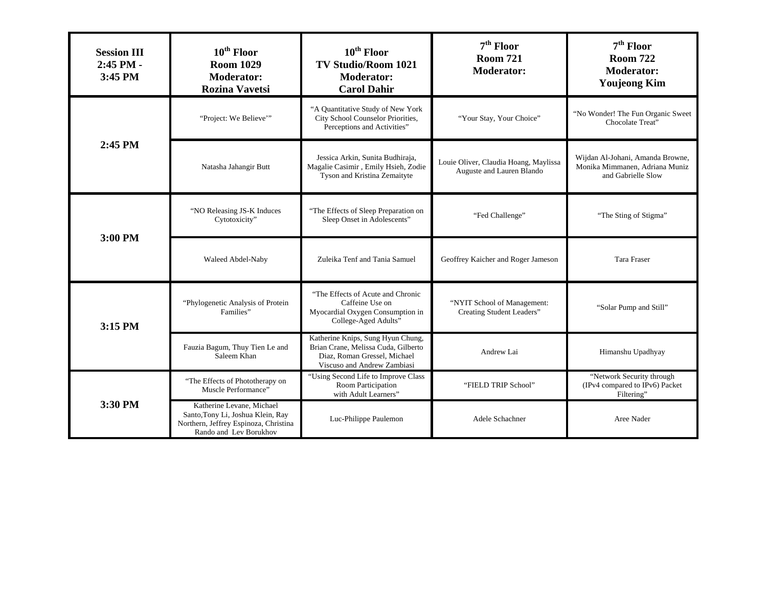| Session III 2:45 PM - 3:45 PM | 10th Floor Room 1029 Moderator: Rozina Vavetsi | 10th Floor TV Studio/Room 1021 Moderator: Carol Dahir | 7th Floor Room 721 Moderator: | 7th Floor Room 722 Moderator: Youjeong Kim |
|---|---|---|---|---|
| 2:45 PM | "Project: We Believe'" | "A Quantitative Study of New York City School Counselor Priorities, Perceptions and Activities" | "Your Stay, Your Choice" | "No Wonder! The Fun Organic Sweet Chocolate Treat" |
| | Natasha Jahangir Butt | Jessica Arkin, Sunita Budhiraja, Magalie Casimir , Emily Hsieh, Zodie Tyson and Kristina Zemaityte | Louie Oliver, Claudia Hoang, Maylissa Auguste and Lauren Blando | Wijdan Al-Johani, Amanda Browne, Monika Mimmanen, Adriana Muniz and Gabrielle Slow |
| 3:00 PM | "NO Releasing JS-K Induces Cytotoxicity" | "The Effects of Sleep Preparation on Sleep Onset in Adolescents" | "Fed Challenge" | "The Sting of Stigma" |
| | Waleed Abdel-Naby | Zuleika Tenf and Tania Samuel | Geoffrey Kaicher and Roger Jameson | Tara Fraser |
| 3:15 PM | "Phylogenetic Analysis of Protein Families" | "The Effects of Acute and Chronic Caffeine Use on Myocardial Oxygen Consumption in College-Aged Adults" | "NYIT School of Management: Creating Student Leaders" | "Solar Pump and Still" |
| | Fauzia Bagum, Thuy Tien Le and Saleem Khan | Katherine Knips, Sung Hyun Chung, Brian Crane, Melissa Cuda, Gilberto Diaz, Roman Gressel, Michael Viscuso and Andrew Zambiasi | Andrew Lai | Himanshu Upadhyay |
| 3:30 PM | "The Effects of Phototherapy on Muscle Performance" | "Using Second Life to Improve Class Room Participation with Adult Learners" | "FIELD TRIP School" | "Network Security through (IPv4 compared to IPv6) Packet Filtering" |
| | Katherine Levane, Michael Santo,Tony Li, Joshua Klein, Ray Northern, Jeffrey Espinoza, Christina Rando and Lev Borukhov | Luc-Philippe Paulemon | Adele Schachner | Aree Nader |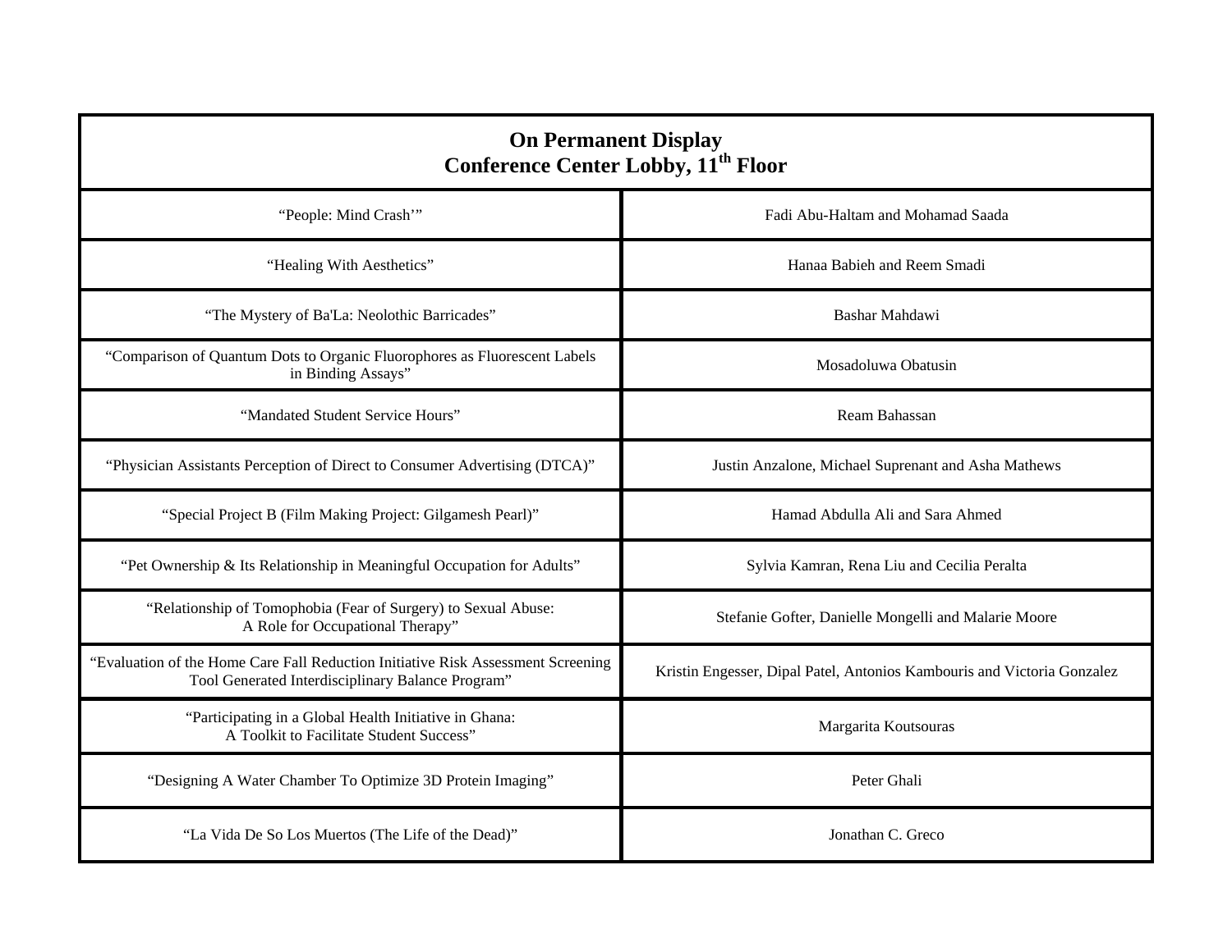| On Permanent Display<br>Conference Center Lobby, 11th Floor | |
|---|---|
| "People: Mind Crash'" | Fadi Abu-Haltam and Mohamad Saada |
| "Healing With Aesthetics" | Hanaa Babieh and Reem Smadi |
| "The Mystery of Ba'La: Neolothic Barricades" | Bashar Mahdawi |
| "Comparison of Quantum Dots to Organic Fluorophores as Fluorescent Labels in Binding Assays" | Mosadoluwa Obatusin |
| "Mandated Student Service Hours" | Ream Bahassan |
| "Physician Assistants Perception of Direct to Consumer Advertising (DTCA)" | Justin Anzalone, Michael Suprenant and Asha Mathews |
| "Special Project B (Film Making Project: Gilgamesh Pearl)" | Hamad Abdulla Ali and Sara Ahmed |
| "Pet Ownership & Its Relationship in Meaningful Occupation for Adults" | Sylvia Kamran, Rena Liu and Cecilia Peralta |
| "Relationship of Tomophobia (Fear of Surgery) to Sexual Abuse: A Role for Occupational Therapy" | Stefanie Gofter, Danielle Mongelli and Malarie Moore |
| "Evaluation of the Home Care Fall Reduction Initiative Risk Assessment Screening Tool Generated Interdisciplinary Balance Program" | Kristin Engesser, Dipal Patel, Antonios Kambouris and Victoria Gonzalez |
| "Participating in a Global Health Initiative in Ghana: A Toolkit to Facilitate Student Success" | Margarita Koutsouras |
| "Designing A Water Chamber To Optimize 3D Protein Imaging" | Peter Ghali |
| "La Vida De So Los Muertos (The Life of the Dead)" | Jonathan C. Greco |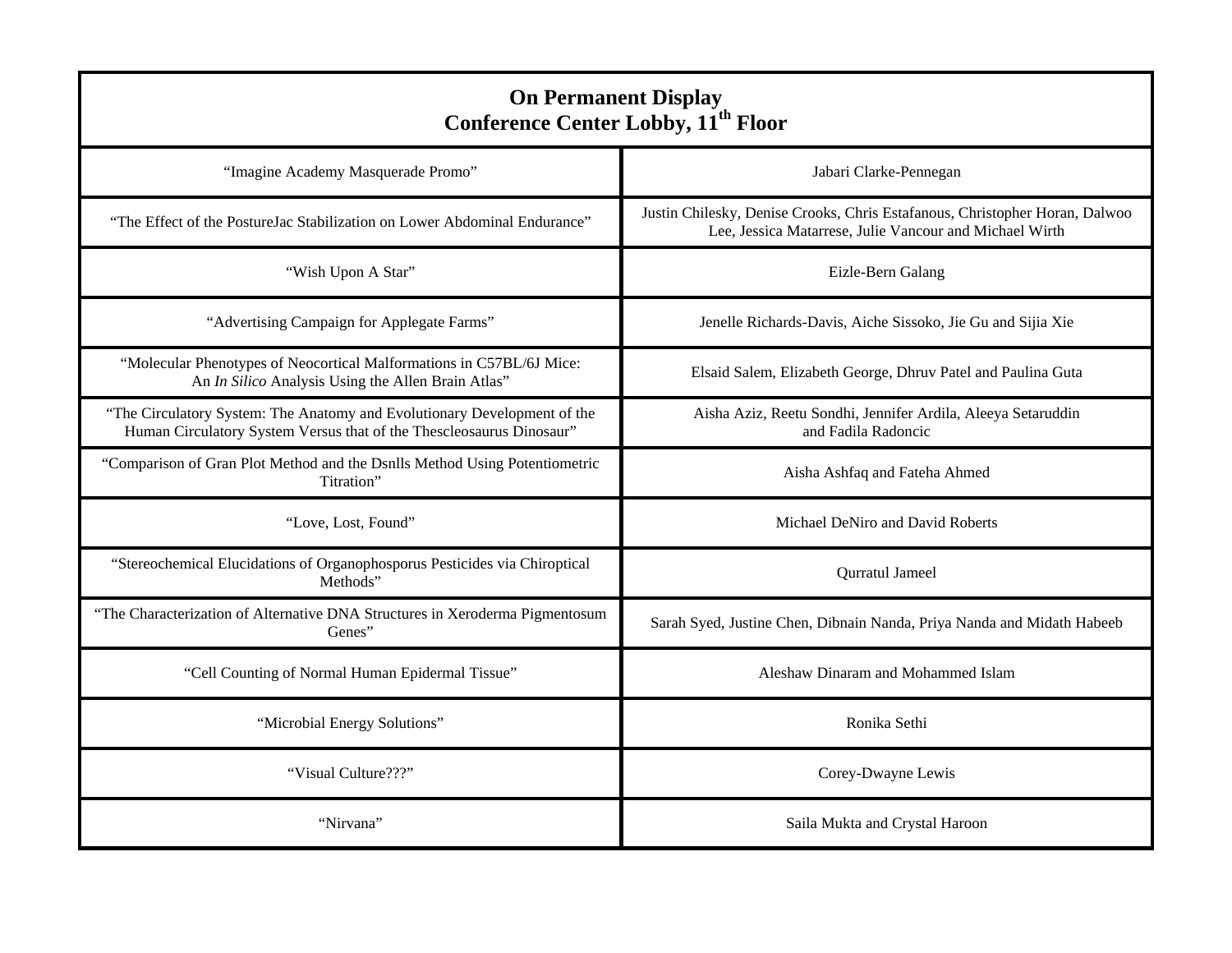**On Permanent Display**
**Conference Center Lobby, 11th Floor**

| | |
|---|---|
| "Imagine Academy Masquerade Promo" | Jabari Clarke-Pennegan |
| "The Effect of the PostureJac Stabilization on Lower Abdominal Endurance" | Justin Chilesky, Denise Crooks, Chris Estafanous, Christopher Horan, Dalwoo Lee, Jessica Matarrese, Julie Vancour and Michael Wirth |
| "Wish Upon A Star" | Eizle-Bern Galang |
| "Advertising Campaign for Applegate Farms" | Jenelle Richards-Davis, Aiche Sissoko, Jie Gu and Sijia Xie |
| "Molecular Phenotypes of Neocortical Malformations in C57BL/6J Mice: An *In Silico* Analysis Using the Allen Brain Atlas" | Elsaid Salem, Elizabeth George, Dhruv Patel and Paulina Guta |
| "The Circulatory System: The Anatomy and Evolutionary Development of the Human Circulatory System Versus that of the Thescleosaurus Dinosaur" | Aisha Aziz, Reetu Sondhi, Jennifer Ardila, Aleeya Setaruddin and Fadila Radoncic |
| "Comparison of Gran Plot Method and the Dsnlls Method Using Potentiometric Titration" | Aisha Ashfaq and Fateha Ahmed |
| "Love, Lost, Found" | Michael DeNiro and David Roberts |
| "Stereochemical Elucidations of Organophosporus Pesticides via Chiroptical Methods" | Qurratul Jameel |
| "The Characterization of Alternative DNA Structures in Xeroderma Pigmentosum Genes" | Sarah Syed, Justine Chen, Dibnain Nanda, Priya Nanda and Midath Habeeb |
| "Cell Counting of Normal Human Epidermal Tissue" | Aleshaw Dinaram and Mohammed Islam |
| "Microbial Energy Solutions" | Ronika Sethi |
| "Visual Culture???" | Corey-Dwayne Lewis |
| "Nirvana" | Saila Mukta and Crystal Haroon |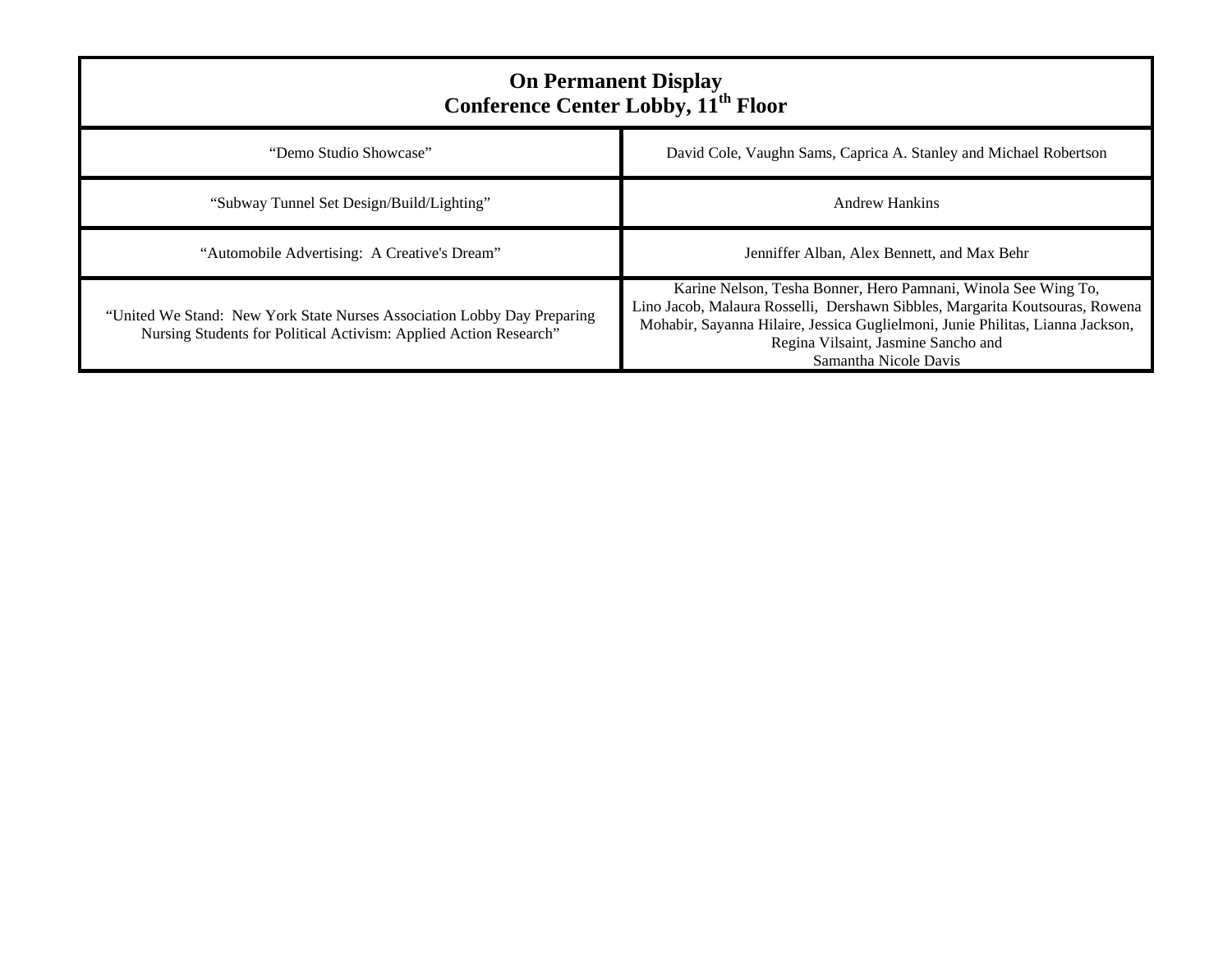| On Permanent Display<br>Conference Center Lobby, 11th Floor | |
|---|---|
| "Demo Studio Showcase" | David Cole, Vaughn Sams, Caprica A. Stanley and Michael Robertson |
| "Subway Tunnel Set Design/Build/Lighting" | Andrew Hankins |
| "Automobile Advertising: A Creative's Dream" | Jenniffer Alban, Alex Bennett, and Max Behr |
| "United We Stand: New York State Nurses Association Lobby Day Preparing Nursing Students for Political Activism: Applied Action Research" | Karine Nelson, Tesha Bonner, Hero Pamnani, Winola See Wing To, Lino Jacob, Malaura Rosselli, Dershawn Sibbles, Margarita Koutsouras, Rowena Mohabir, Sayanna Hilaire, Jessica Guglielmoni, Junie Philitas, Lianna Jackson, Regina Vilsaint, Jasmine Sancho and Samantha Nicole Davis |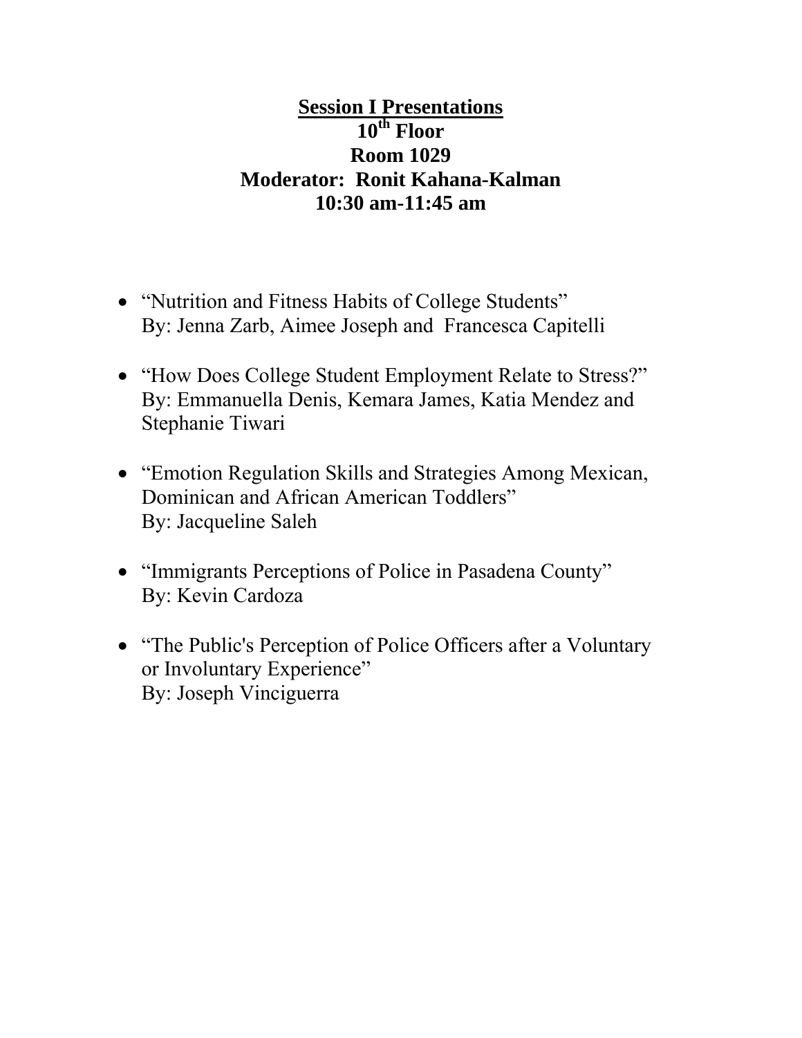**<u>Session I Presentations</u>**
**10th Floor**
**Room 1029**
**Moderator: Ronit Kahana-Kalman**
**10:30 am-11:45 am**

- "Nutrition and Fitness Habits of College Students"
  By: Jenna Zarb, Aimee Joseph and Francesca Capitelli

- "How Does College Student Employment Relate to Stress?"
  By: Emmanuella Denis, Kemara James, Katia Mendez and Stephanie Tiwari

- "Emotion Regulation Skills and Strategies Among Mexican, Dominican and African American Toddlers"
  By: Jacqueline Saleh

- "Immigrants Perceptions of Police in Pasadena County"
  By: Kevin Cardoza

- "The Public's Perception of Police Officers after a Voluntary or Involuntary Experience"
  By: Joseph Vinciguerra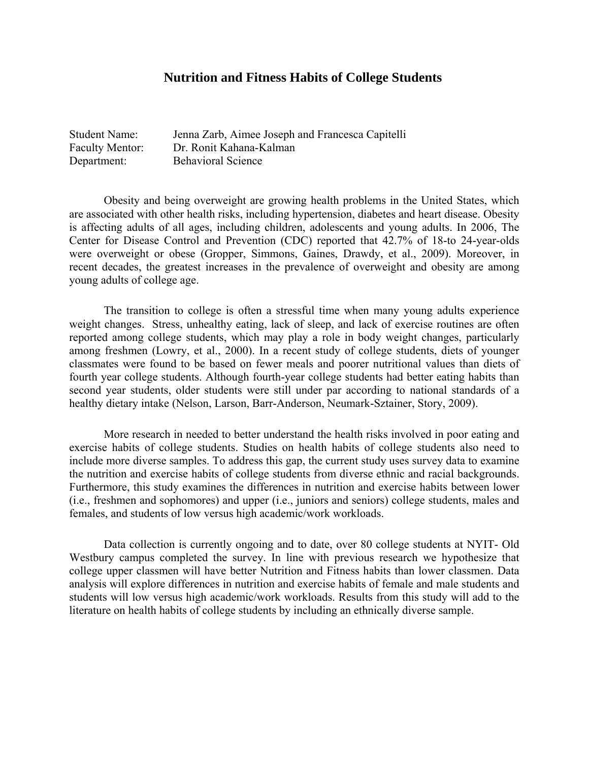# Nutrition and Fitness Habits of College Students

Student Name: Jenna Zarb, Aimee Joseph and Francesca Capitelli
Faculty Mentor: Dr. Ronit Kahana-Kalman
Department: Behavioral Science

Obesity and being overweight are growing health problems in the United States, which are associated with other health risks, including hypertension, diabetes and heart disease. Obesity is affecting adults of all ages, including children, adolescents and young adults. In 2006, The Center for Disease Control and Prevention (CDC) reported that 42.7% of 18-to 24-year-olds were overweight or obese (Gropper, Simmons, Gaines, Drawdy, et al., 2009). Moreover, in recent decades, the greatest increases in the prevalence of overweight and obesity are among young adults of college age.

The transition to college is often a stressful time when many young adults experience weight changes. Stress, unhealthy eating, lack of sleep, and lack of exercise routines are often reported among college students, which may play a role in body weight changes, particularly among freshmen (Lowry, et al., 2000). In a recent study of college students, diets of younger classmates were found to be based on fewer meals and poorer nutritional values than diets of fourth year college students. Although fourth-year college students had better eating habits than second year students, older students were still under par according to national standards of a healthy dietary intake (Nelson, Larson, Barr-Anderson, Neumark-Sztainer, Story, 2009).

More research in needed to better understand the health risks involved in poor eating and exercise habits of college students. Studies on health habits of college students also need to include more diverse samples. To address this gap, the current study uses survey data to examine the nutrition and exercise habits of college students from diverse ethnic and racial backgrounds. Furthermore, this study examines the differences in nutrition and exercise habits between lower (i.e., freshmen and sophomores) and upper (i.e., juniors and seniors) college students, males and females, and students of low versus high academic/work workloads.

Data collection is currently ongoing and to date, over 80 college students at NYIT- Old Westbury campus completed the survey. In line with previous research we hypothesize that college upper classmen will have better Nutrition and Fitness habits than lower classmen. Data analysis will explore differences in nutrition and exercise habits of female and male students and students will low versus high academic/work workloads. Results from this study will add to the literature on health habits of college students by including an ethnically diverse sample.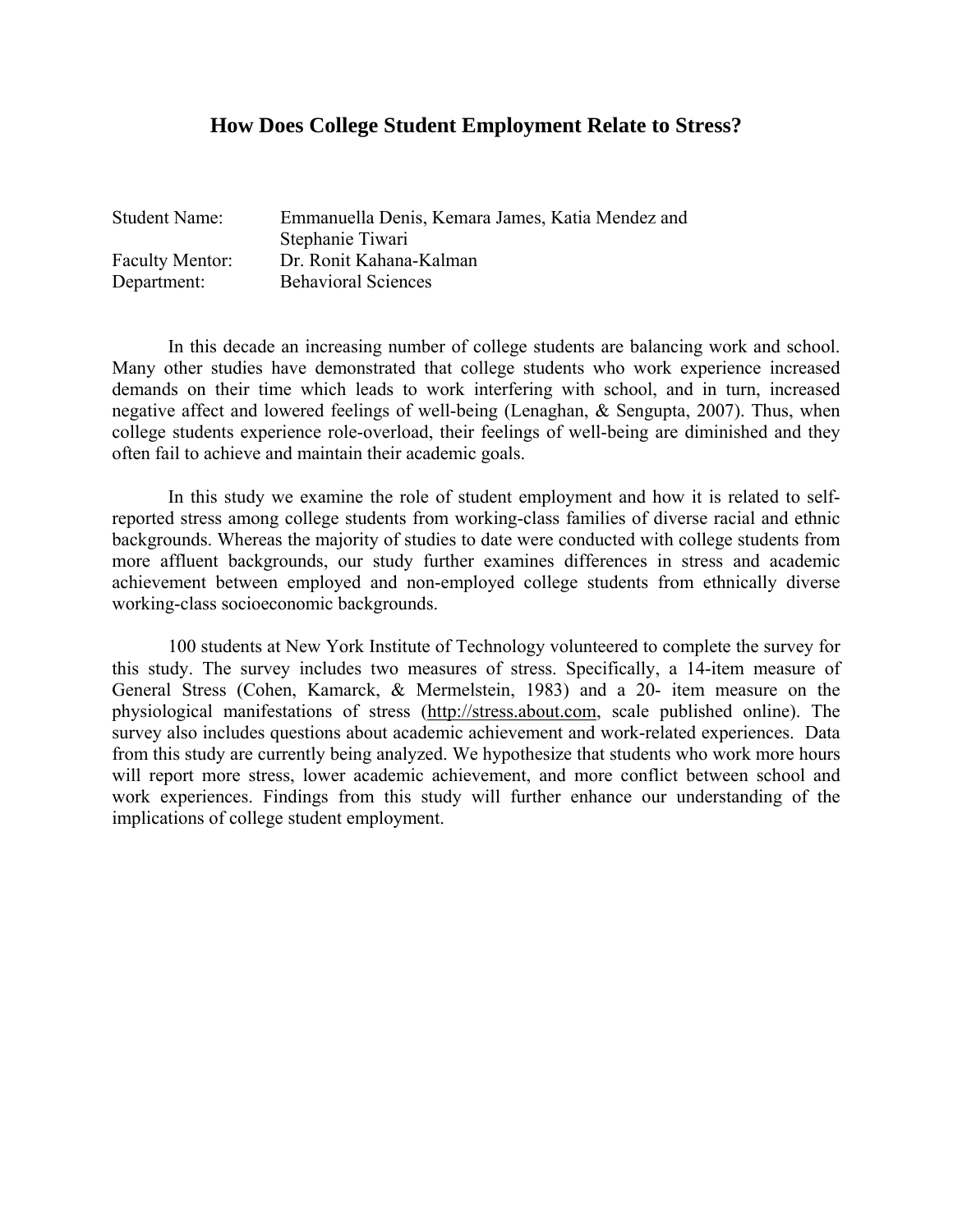## How Does College Student Employment Relate to Stress?

| | |
|---|---|
| Student Name: | Emmanuella Denis, Kemara James, Katia Mendez and Stephanie Tiwari |
| Faculty Mentor: | Dr. Ronit Kahana-Kalman |
| Department: | Behavioral Sciences |

In this decade an increasing number of college students are balancing work and school. Many other studies have demonstrated that college students who work experience increased demands on their time which leads to work interfering with school, and in turn, increased negative affect and lowered feelings of well-being (Lenaghan, & Sengupta, 2007). Thus, when college students experience role-overload, their feelings of well-being are diminished and they often fail to achieve and maintain their academic goals.

In this study we examine the role of student employment and how it is related to self-reported stress among college students from working-class families of diverse racial and ethnic backgrounds. Whereas the majority of studies to date were conducted with college students from more affluent backgrounds, our study further examines differences in stress and academic achievement between employed and non-employed college students from ethnically diverse working-class socioeconomic backgrounds.

100 students at New York Institute of Technology volunteered to complete the survey for this study. The survey includes two measures of stress. Specifically, a 14-item measure of General Stress (Cohen, Kamarck, & Mermelstein, 1983) and a 20- item measure on the physiological manifestations of stress (http://stress.about.com, scale published online). The survey also includes questions about academic achievement and work-related experiences. Data from this study are currently being analyzed. We hypothesize that students who work more hours will report more stress, lower academic achievement, and more conflict between school and work experiences. Findings from this study will further enhance our understanding of the implications of college student employment.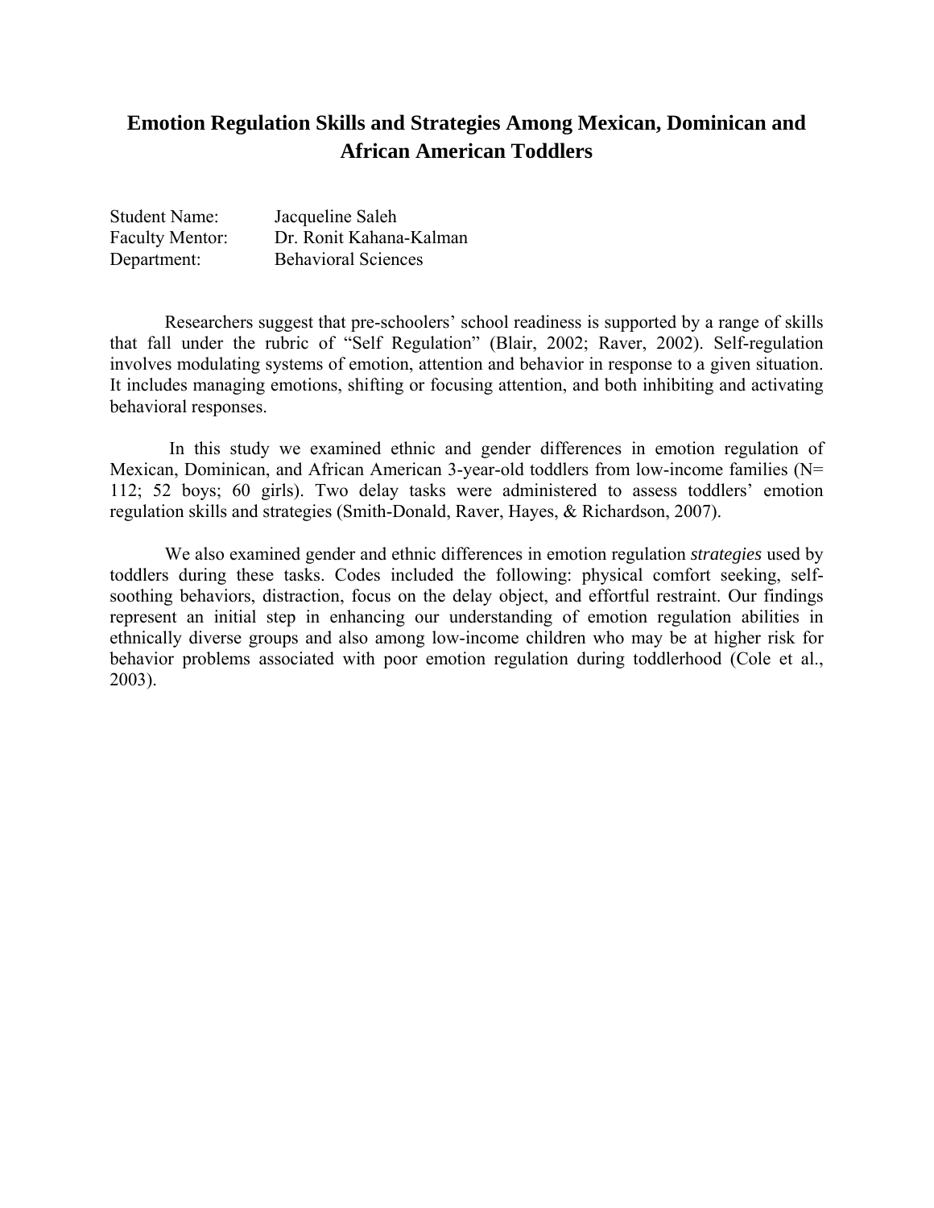# Emotion Regulation Skills and Strategies Among Mexican, Dominican and African American Toddlers

Student Name: Jacqueline Saleh
Faculty Mentor: Dr. Ronit Kahana-Kalman
Department: Behavioral Sciences

Researchers suggest that pre-schoolers' school readiness is supported by a range of skills that fall under the rubric of "Self Regulation" (Blair, 2002; Raver, 2002). Self-regulation involves modulating systems of emotion, attention and behavior in response to a given situation. It includes managing emotions, shifting or focusing attention, and both inhibiting and activating behavioral responses.

In this study we examined ethnic and gender differences in emotion regulation of Mexican, Dominican, and African American 3-year-old toddlers from low-income families (N= 112; 52 boys; 60 girls). Two delay tasks were administered to assess toddlers' emotion regulation skills and strategies (Smith-Donald, Raver, Hayes, & Richardson, 2007).

We also examined gender and ethnic differences in emotion regulation *strategies* used by toddlers during these tasks. Codes included the following: physical comfort seeking, self-soothing behaviors, distraction, focus on the delay object, and effortful restraint. Our findings represent an initial step in enhancing our understanding of emotion regulation abilities in ethnically diverse groups and also among low-income children who may be at higher risk for behavior problems associated with poor emotion regulation during toddlerhood (Cole et al., 2003).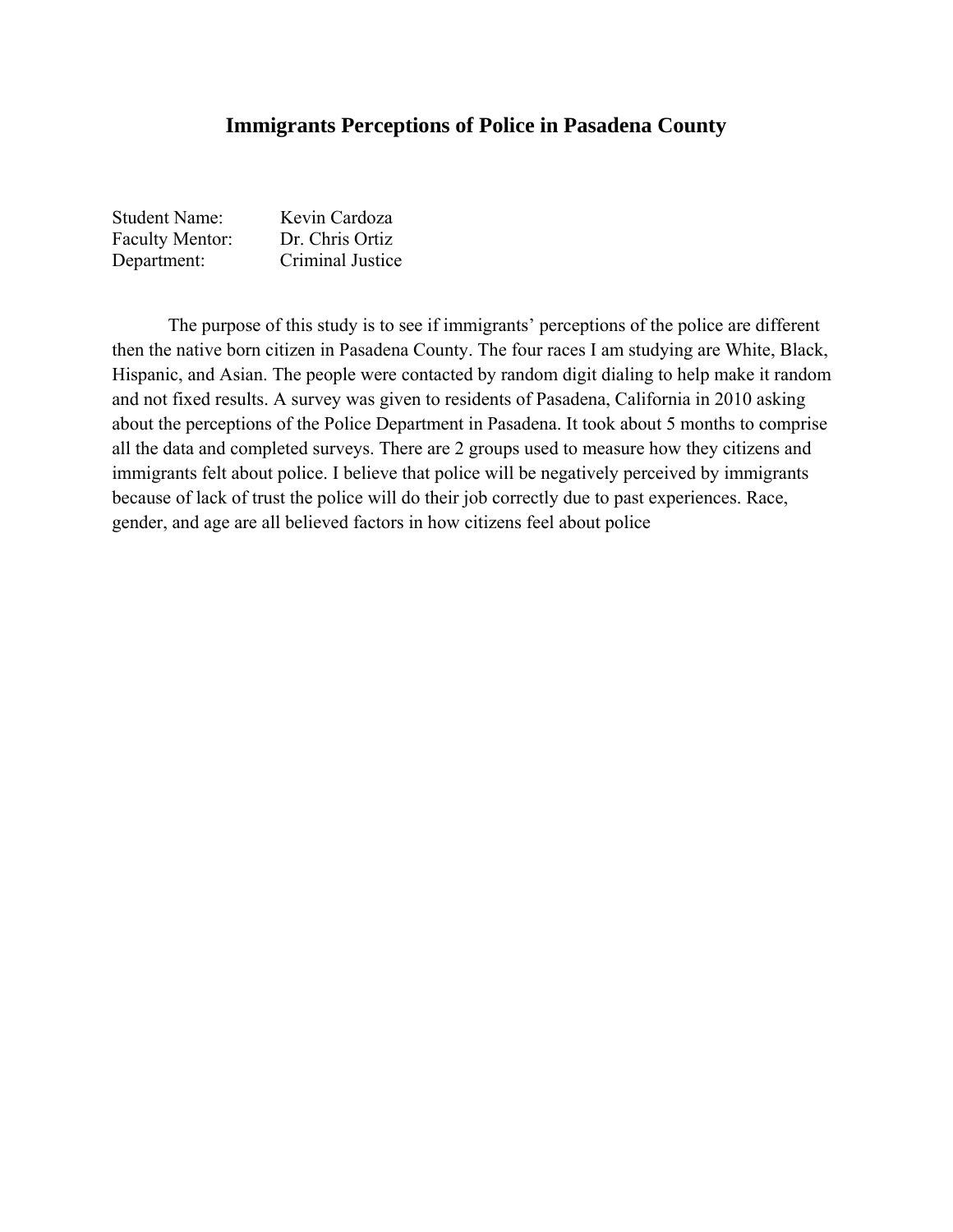# Immigrants Perceptions of Police in Pasadena County

Student Name: Kevin Cardoza
Faculty Mentor: Dr. Chris Ortiz
Department: Criminal Justice

The purpose of this study is to see if immigrants' perceptions of the police are different then the native born citizen in Pasadena County. The four races I am studying are White, Black, Hispanic, and Asian. The people were contacted by random digit dialing to help make it random and not fixed results. A survey was given to residents of Pasadena, California in 2010 asking about the perceptions of the Police Department in Pasadena. It took about 5 months to comprise all the data and completed surveys. There are 2 groups used to measure how they citizens and immigrants felt about police. I believe that police will be negatively perceived by immigrants because of lack of trust the police will do their job correctly due to past experiences. Race, gender, and age are all believed factors in how citizens feel about police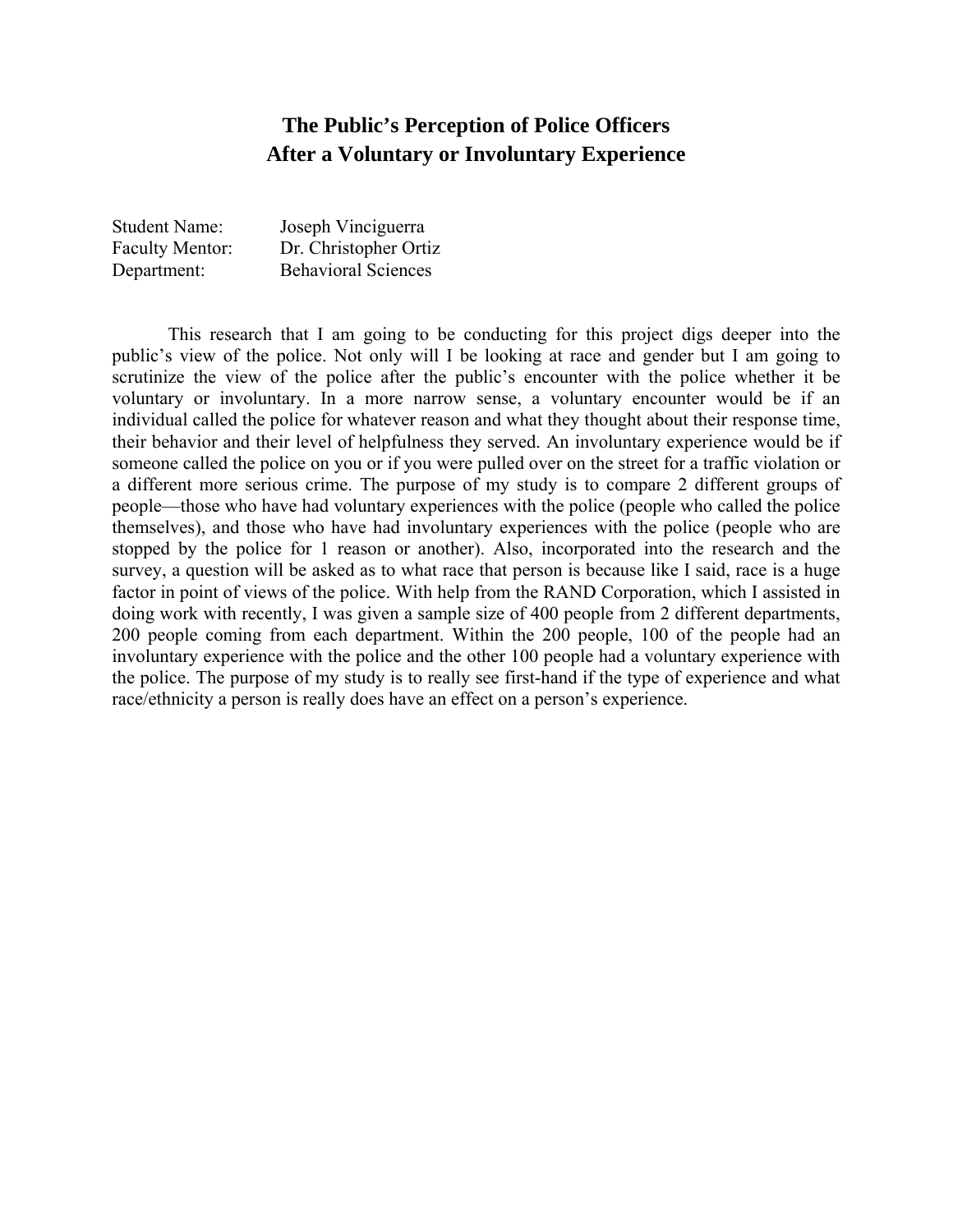# The Public's Perception of Police Officers After a Voluntary or Involuntary Experience

Student Name: Joseph Vinciguerra
Faculty Mentor: Dr. Christopher Ortiz
Department: Behavioral Sciences

This research that I am going to be conducting for this project digs deeper into the public's view of the police. Not only will I be looking at race and gender but I am going to scrutinize the view of the police after the public's encounter with the police whether it be voluntary or involuntary. In a more narrow sense, a voluntary encounter would be if an individual called the police for whatever reason and what they thought about their response time, their behavior and their level of helpfulness they served. An involuntary experience would be if someone called the police on you or if you were pulled over on the street for a traffic violation or a different more serious crime. The purpose of my study is to compare 2 different groups of people—those who have had voluntary experiences with the police (people who called the police themselves), and those who have had involuntary experiences with the police (people who are stopped by the police for 1 reason or another). Also, incorporated into the research and the survey, a question will be asked as to what race that person is because like I said, race is a huge factor in point of views of the police. With help from the RAND Corporation, which I assisted in doing work with recently, I was given a sample size of 400 people from 2 different departments, 200 people coming from each department. Within the 200 people, 100 of the people had an involuntary experience with the police and the other 100 people had a voluntary experience with the police. The purpose of my study is to really see first-hand if the type of experience and what race/ethnicity a person is really does have an effect on a person's experience.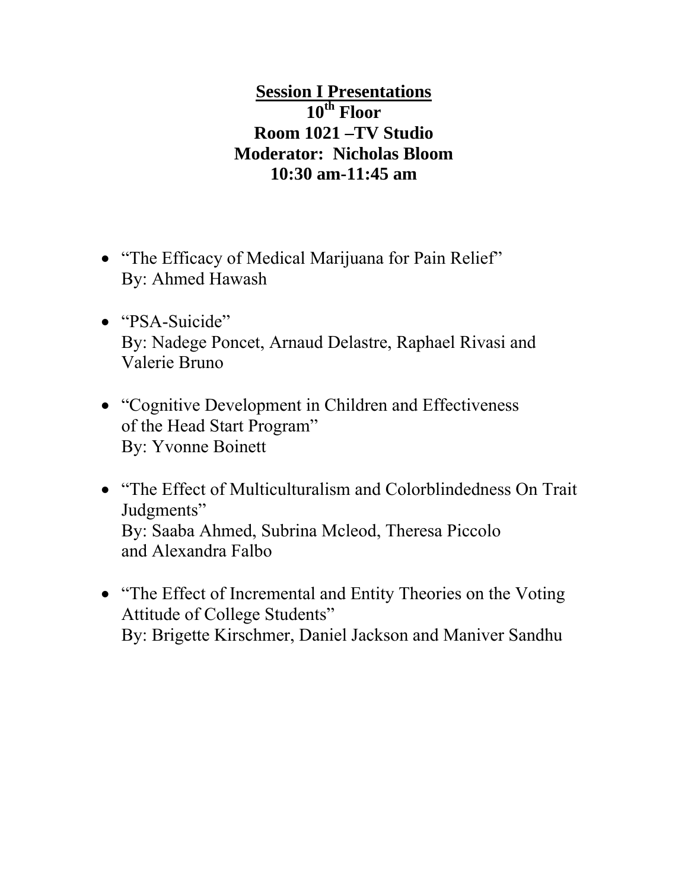## Session I Presentations

**10th Floor**
**Room 1021 –TV Studio**
**Moderator: Nicholas Bloom**
**10:30 am-11:45 am**

- "The Efficacy of Medical Marijuana for Pain Relief"
  By: Ahmed Hawash

- "PSA-Suicide"
  By: Nadege Poncet, Arnaud Delastre, Raphael Rivasi and Valerie Bruno

- "Cognitive Development in Children and Effectiveness of the Head Start Program"
  By: Yvonne Boinett

- "The Effect of Multiculturalism and Colorblindedness On Trait Judgments"
  By: Saaba Ahmed, Subrina Mcleod, Theresa Piccolo and Alexandra Falbo

- "The Effect of Incremental and Entity Theories on the Voting Attitude of College Students"
  By: Brigette Kirschmer, Daniel Jackson and Maniver Sandhu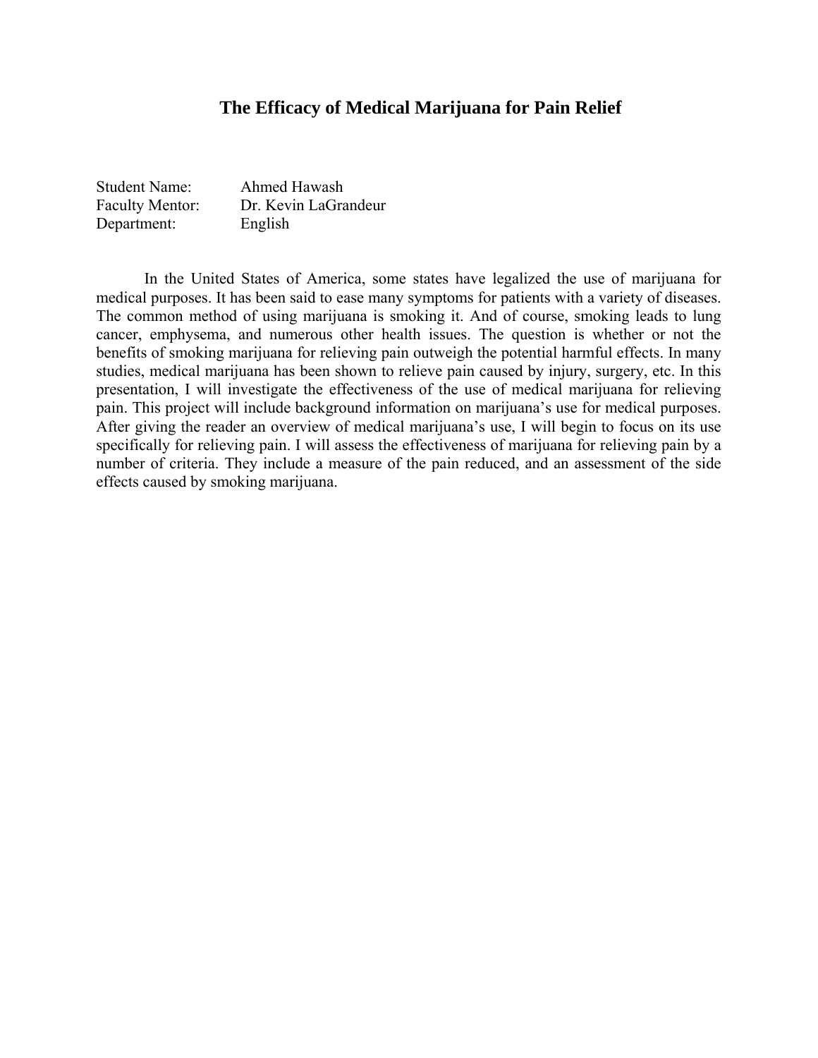# The Efficacy of Medical Marijuana for Pain Relief

Student Name: Ahmed Hawash
Faculty Mentor: Dr. Kevin LaGrandeur
Department: English

In the United States of America, some states have legalized the use of marijuana for medical purposes. It has been said to ease many symptoms for patients with a variety of diseases. The common method of using marijuana is smoking it. And of course, smoking leads to lung cancer, emphysema, and numerous other health issues. The question is whether or not the benefits of smoking marijuana for relieving pain outweigh the potential harmful effects. In many studies, medical marijuana has been shown to relieve pain caused by injury, surgery, etc. In this presentation, I will investigate the effectiveness of the use of medical marijuana for relieving pain. This project will include background information on marijuana's use for medical purposes. After giving the reader an overview of medical marijuana's use, I will begin to focus on its use specifically for relieving pain. I will assess the effectiveness of marijuana for relieving pain by a number of criteria. They include a measure of the pain reduced, and an assessment of the side effects caused by smoking marijuana.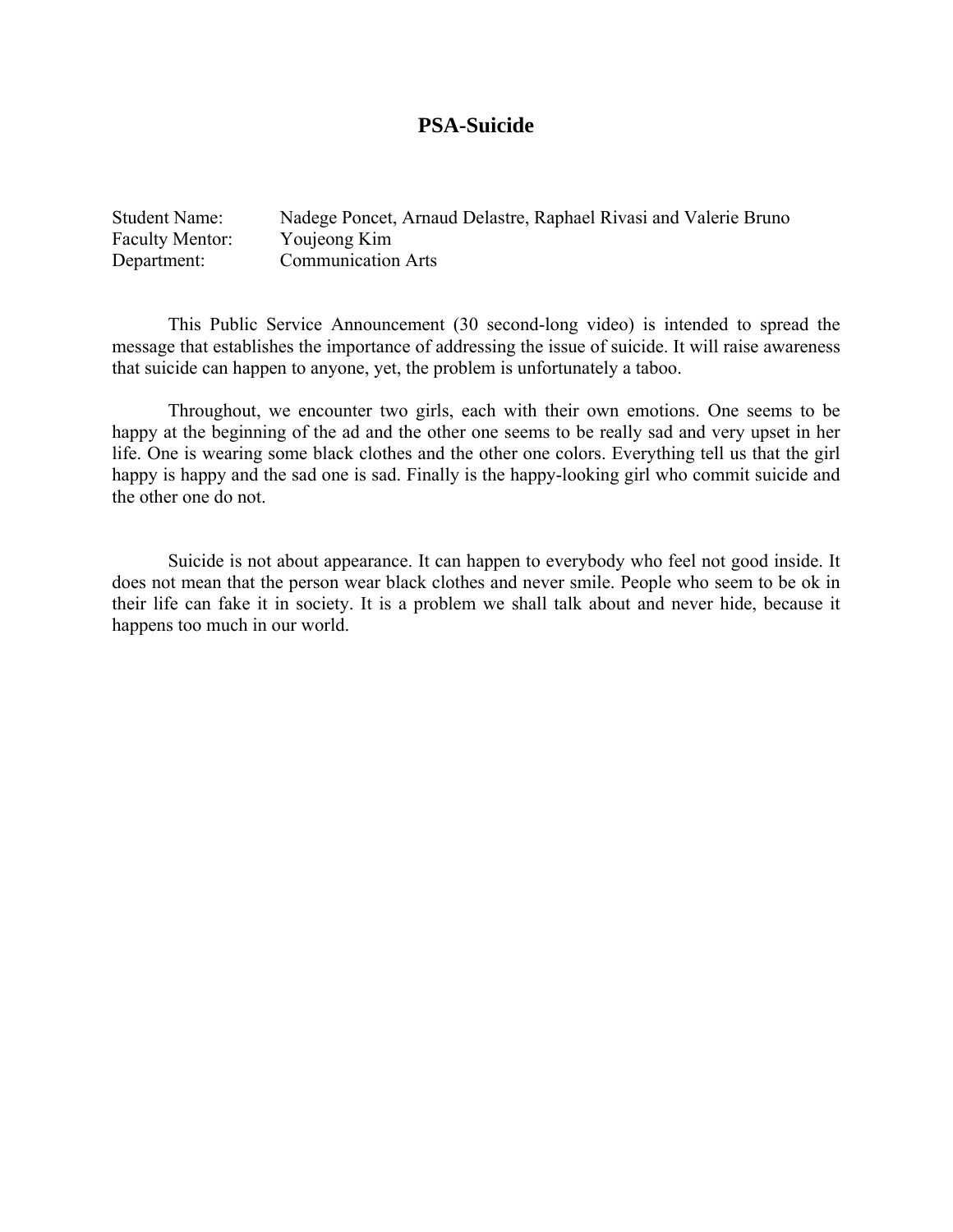# PSA-Suicide

Student Name: Nadege Poncet, Arnaud Delastre, Raphael Rivasi and Valerie Bruno
Faculty Mentor: Youjeong Kim
Department: Communication Arts

This Public Service Announcement (30 second-long video) is intended to spread the message that establishes the importance of addressing the issue of suicide. It will raise awareness that suicide can happen to anyone, yet, the problem is unfortunately a taboo.

Throughout, we encounter two girls, each with their own emotions. One seems to be happy at the beginning of the ad and the other one seems to be really sad and very upset in her life. One is wearing some black clothes and the other one colors. Everything tell us that the girl happy is happy and the sad one is sad. Finally is the happy-looking girl who commit suicide and the other one do not.

Suicide is not about appearance. It can happen to everybody who feel not good inside. It does not mean that the person wear black clothes and never smile. People who seem to be ok in their life can fake it in society. It is a problem we shall talk about and never hide, because it happens too much in our world.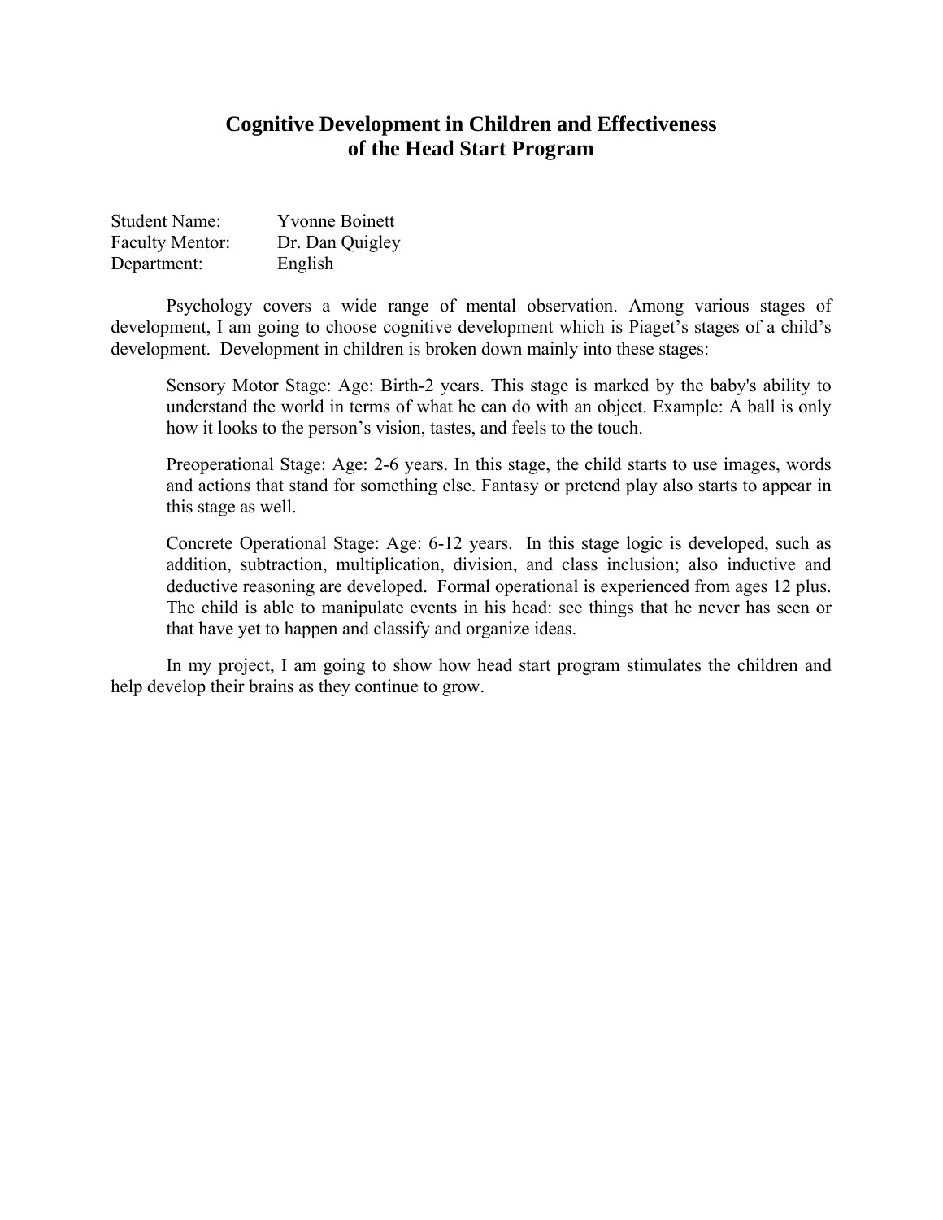# Cognitive Development in Children and Effectiveness of the Head Start Program

Student Name: Yvonne Boinett
Faculty Mentor: Dr. Dan Quigley
Department: English

Psychology covers a wide range of mental observation. Among various stages of development, I am going to choose cognitive development which is Piaget's stages of a child's development. Development in children is broken down mainly into these stages:

> Sensory Motor Stage: Age: Birth-2 years. This stage is marked by the baby's ability to understand the world in terms of what he can do with an object. Example: A ball is only how it looks to the person's vision, tastes, and feels to the touch.
>
> Preoperational Stage: Age: 2-6 years. In this stage, the child starts to use images, words and actions that stand for something else. Fantasy or pretend play also starts to appear in this stage as well.
>
> Concrete Operational Stage: Age: 6-12 years. In this stage logic is developed, such as addition, subtraction, multiplication, division, and class inclusion; also inductive and deductive reasoning are developed. Formal operational is experienced from ages 12 plus. The child is able to manipulate events in his head: see things that he never has seen or that have yet to happen and classify and organize ideas.

In my project, I am going to show how head start program stimulates the children and help develop their brains as they continue to grow.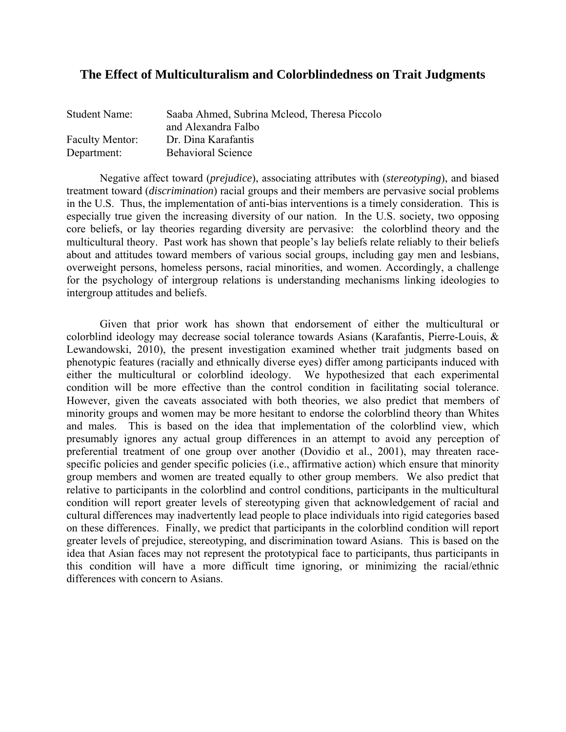## The Effect of Multiculturalism and Colorblindedness on Trait Judgments

| | |
|---|---|
| Student Name: | Saaba Ahmed, Subrina Mcleod, Theresa Piccolo and Alexandra Falbo |
| Faculty Mentor: | Dr. Dina Karafantis |
| Department: | Behavioral Science |

Negative affect toward (*prejudice*), associating attributes with (*stereotyping*), and biased treatment toward (*discrimination*) racial groups and their members are pervasive social problems in the U.S. Thus, the implementation of anti-bias interventions is a timely consideration. This is especially true given the increasing diversity of our nation. In the U.S. society, two opposing core beliefs, or lay theories regarding diversity are pervasive: the colorblind theory and the multicultural theory. Past work has shown that people's lay beliefs relate reliably to their beliefs about and attitudes toward members of various social groups, including gay men and lesbians, overweight persons, homeless persons, racial minorities, and women. Accordingly, a challenge for the psychology of intergroup relations is understanding mechanisms linking ideologies to intergroup attitudes and beliefs.

Given that prior work has shown that endorsement of either the multicultural or colorblind ideology may decrease social tolerance towards Asians (Karafantis, Pierre-Louis, & Lewandowski, 2010), the present investigation examined whether trait judgments based on phenotypic features (racially and ethnically diverse eyes) differ among participants induced with either the multicultural or colorblind ideology. We hypothesized that each experimental condition will be more effective than the control condition in facilitating social tolerance. However, given the caveats associated with both theories, we also predict that members of minority groups and women may be more hesitant to endorse the colorblind theory than Whites and males. This is based on the idea that implementation of the colorblind view, which presumably ignores any actual group differences in an attempt to avoid any perception of preferential treatment of one group over another (Dovidio et al., 2001), may threaten race-specific policies and gender specific policies (i.e., affirmative action) which ensure that minority group members and women are treated equally to other group members. We also predict that relative to participants in the colorblind and control conditions, participants in the multicultural condition will report greater levels of stereotyping given that acknowledgement of racial and cultural differences may inadvertently lead people to place individuals into rigid categories based on these differences. Finally, we predict that participants in the colorblind condition will report greater levels of prejudice, stereotyping, and discrimination toward Asians. This is based on the idea that Asian faces may not represent the prototypical face to participants, thus participants in this condition will have a more difficult time ignoring, or minimizing the racial/ethnic differences with concern to Asians.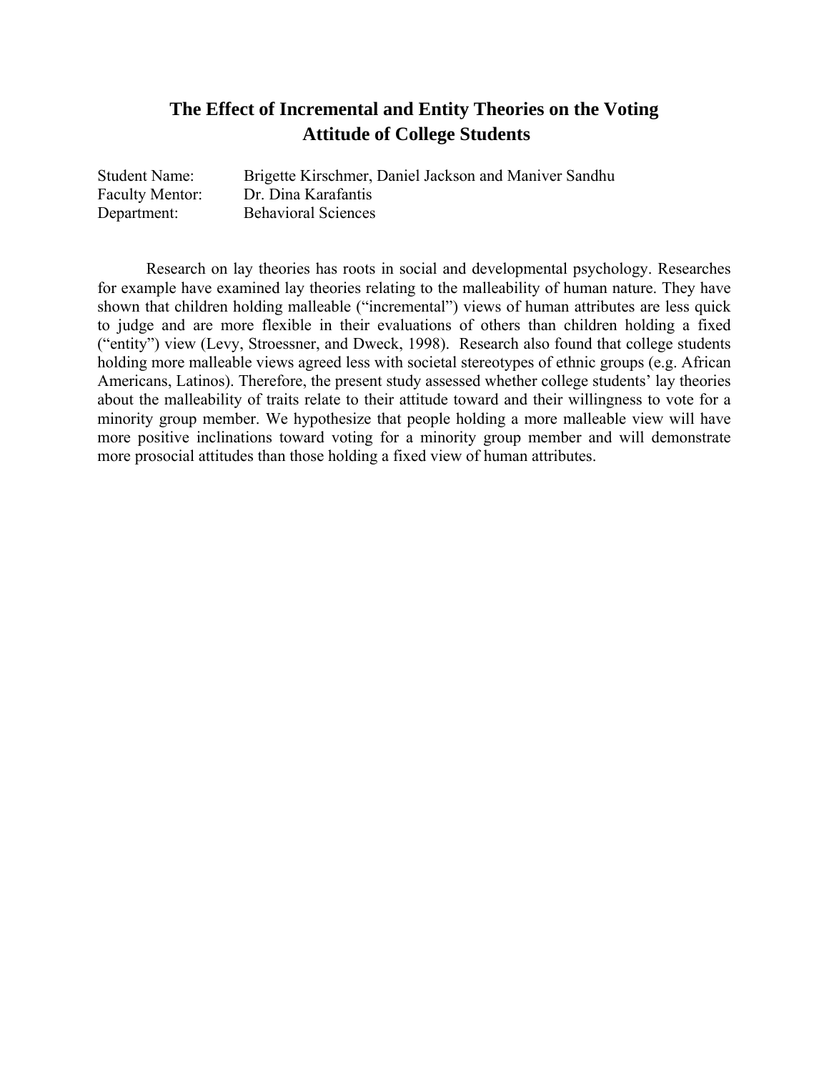# The Effect of Incremental and Entity Theories on the Voting Attitude of College Students

Student Name: Brigette Kirschmer, Daniel Jackson and Maniver Sandhu
Faculty Mentor: Dr. Dina Karafantis
Department: Behavioral Sciences

Research on lay theories has roots in social and developmental psychology. Researches for example have examined lay theories relating to the malleability of human nature. They have shown that children holding malleable ("incremental") views of human attributes are less quick to judge and are more flexible in their evaluations of others than children holding a fixed ("entity") view (Levy, Stroessner, and Dweck, 1998). Research also found that college students holding more malleable views agreed less with societal stereotypes of ethnic groups (e.g. African Americans, Latinos). Therefore, the present study assessed whether college students' lay theories about the malleability of traits relate to their attitude toward and their willingness to vote for a minority group member. We hypothesize that people holding a more malleable view will have more positive inclinations toward voting for a minority group member and will demonstrate more prosocial attitudes than those holding a fixed view of human attributes.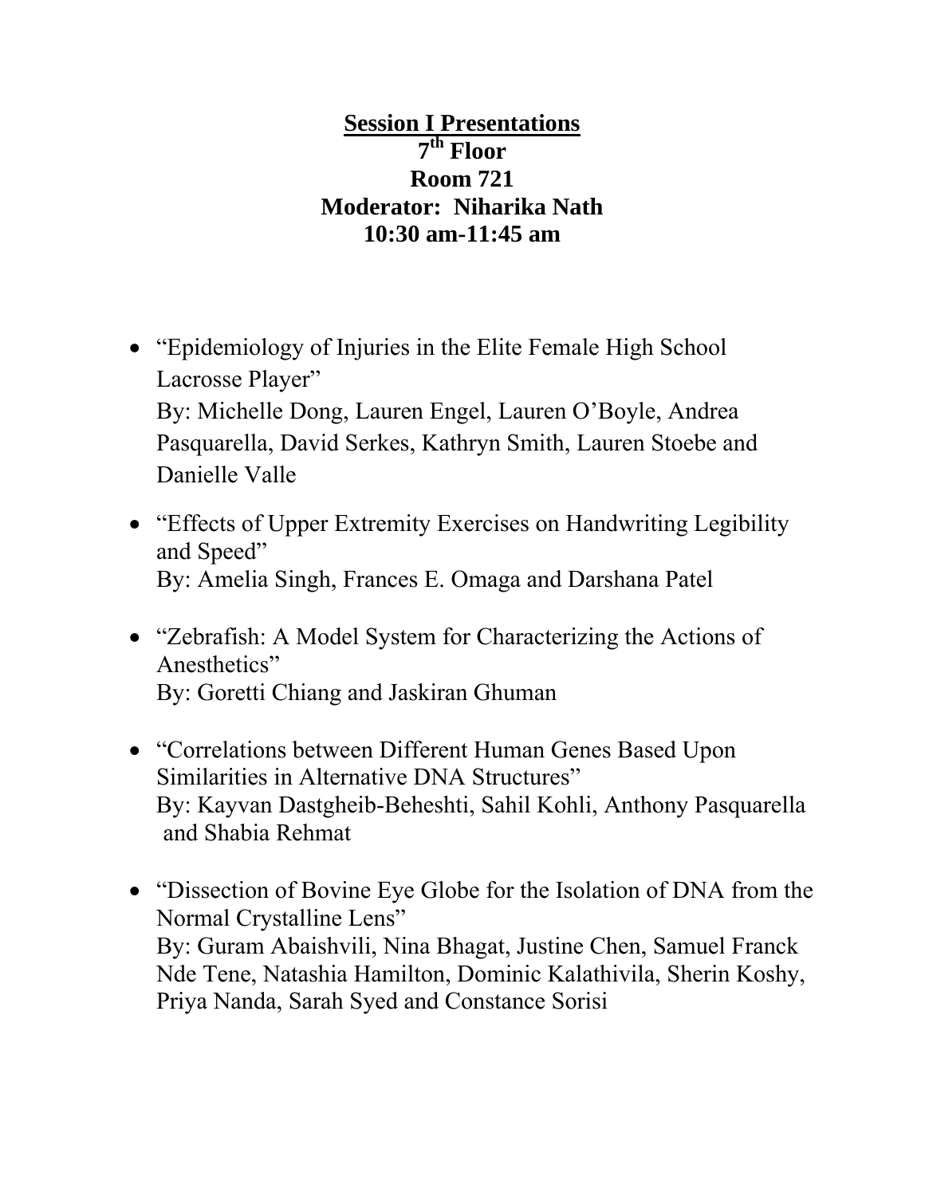# Session I Presentations

**7th Floor**

**Room 721**

**Moderator: Niharika Nath**

**10:30 am-11:45 am**

- "Epidemiology of Injuries in the Elite Female High School Lacrosse Player"
  By: Michelle Dong, Lauren Engel, Lauren O'Boyle, Andrea Pasquarella, David Serkes, Kathryn Smith, Lauren Stoebe and Danielle Valle

- "Effects of Upper Extremity Exercises on Handwriting Legibility and Speed"
  By: Amelia Singh, Frances E. Omaga and Darshana Patel

- "Zebrafish: A Model System for Characterizing the Actions of Anesthetics"
  By: Goretti Chiang and Jaskiran Ghuman

- "Correlations between Different Human Genes Based Upon Similarities in Alternative DNA Structures"
  By: Kayvan Dastgheib-Beheshti, Sahil Kohli, Anthony Pasquarella and Shabia Rehmat

- "Dissection of Bovine Eye Globe for the Isolation of DNA from the Normal Crystalline Lens"
  By: Guram Abaishvili, Nina Bhagat, Justine Chen, Samuel Franck Nde Tene, Natashia Hamilton, Dominic Kalathivila, Sherin Koshy, Priya Nanda, Sarah Syed and Constance Sorisi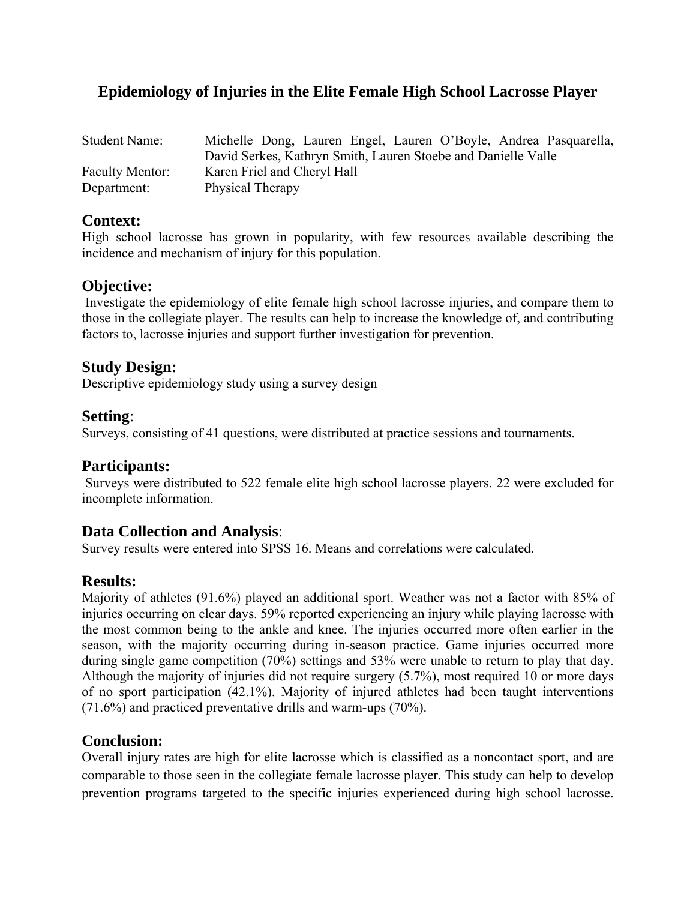# Epidemiology of Injuries in the Elite Female High School Lacrosse Player

| | |
|---|---|
| Student Name: | Michelle Dong, Lauren Engel, Lauren O'Boyle, Andrea Pasquarella, David Serkes, Kathryn Smith, Lauren Stoebe and Danielle Valle |
| Faculty Mentor: | Karen Friel and Cheryl Hall |
| Department: | Physical Therapy |

## Context:

High school lacrosse has grown in popularity, with few resources available describing the incidence and mechanism of injury for this population.

## Objective:

Investigate the epidemiology of elite female high school lacrosse injuries, and compare them to those in the collegiate player. The results can help to increase the knowledge of, and contributing factors to, lacrosse injuries and support further investigation for prevention.

## Study Design:

Descriptive epidemiology study using a survey design

## Setting:

Surveys, consisting of 41 questions, were distributed at practice sessions and tournaments.

## Participants:

Surveys were distributed to 522 female elite high school lacrosse players. 22 were excluded for incomplete information.

## Data Collection and Analysis:

Survey results were entered into SPSS 16. Means and correlations were calculated.

## Results:

Majority of athletes (91.6%) played an additional sport. Weather was not a factor with 85% of injuries occurring on clear days. 59% reported experiencing an injury while playing lacrosse with the most common being to the ankle and knee. The injuries occurred more often earlier in the season, with the majority occurring during in-season practice. Game injuries occurred more during single game competition (70%) settings and 53% were unable to return to play that day. Although the majority of injuries did not require surgery (5.7%), most required 10 or more days of no sport participation (42.1%). Majority of injured athletes had been taught interventions (71.6%) and practiced preventative drills and warm-ups (70%).

## Conclusion:

Overall injury rates are high for elite lacrosse which is classified as a noncontact sport, and are comparable to those seen in the collegiate female lacrosse player. This study can help to develop prevention programs targeted to the specific injuries experienced during high school lacrosse.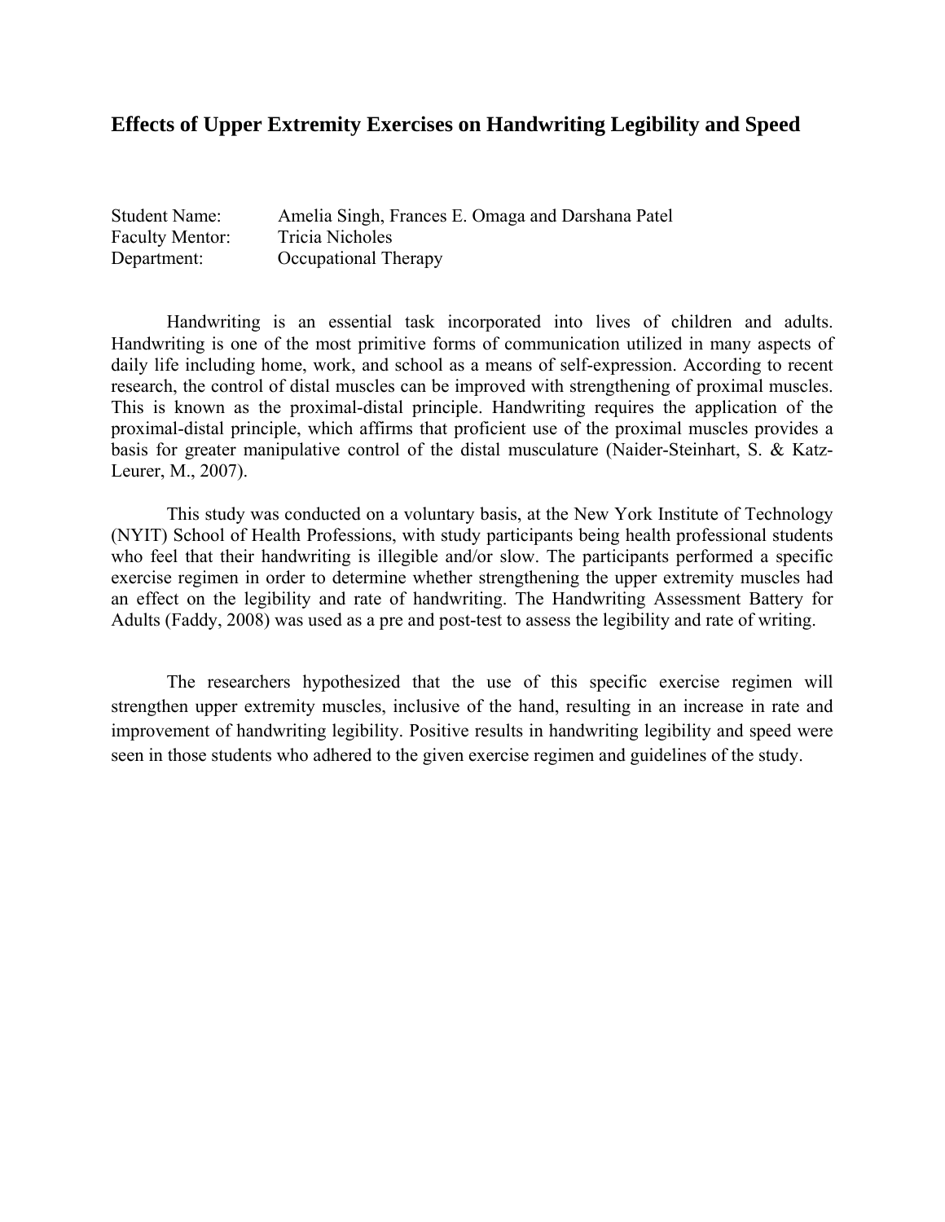## Effects of Upper Extremity Exercises on Handwriting Legibility and Speed

Student Name: Amelia Singh, Frances E. Omaga and Darshana Patel
Faculty Mentor: Tricia Nicholes
Department: Occupational Therapy

Handwriting is an essential task incorporated into lives of children and adults. Handwriting is one of the most primitive forms of communication utilized in many aspects of daily life including home, work, and school as a means of self-expression. According to recent research, the control of distal muscles can be improved with strengthening of proximal muscles. This is known as the proximal-distal principle. Handwriting requires the application of the proximal-distal principle, which affirms that proficient use of the proximal muscles provides a basis for greater manipulative control of the distal musculature (Naider-Steinhart, S. & Katz-Leurer, M., 2007).

This study was conducted on a voluntary basis, at the New York Institute of Technology (NYIT) School of Health Professions, with study participants being health professional students who feel that their handwriting is illegible and/or slow. The participants performed a specific exercise regimen in order to determine whether strengthening the upper extremity muscles had an effect on the legibility and rate of handwriting. The Handwriting Assessment Battery for Adults (Faddy, 2008) was used as a pre and post-test to assess the legibility and rate of writing.

The researchers hypothesized that the use of this specific exercise regimen will strengthen upper extremity muscles, inclusive of the hand, resulting in an increase in rate and improvement of handwriting legibility. Positive results in handwriting legibility and speed were seen in those students who adhered to the given exercise regimen and guidelines of the study.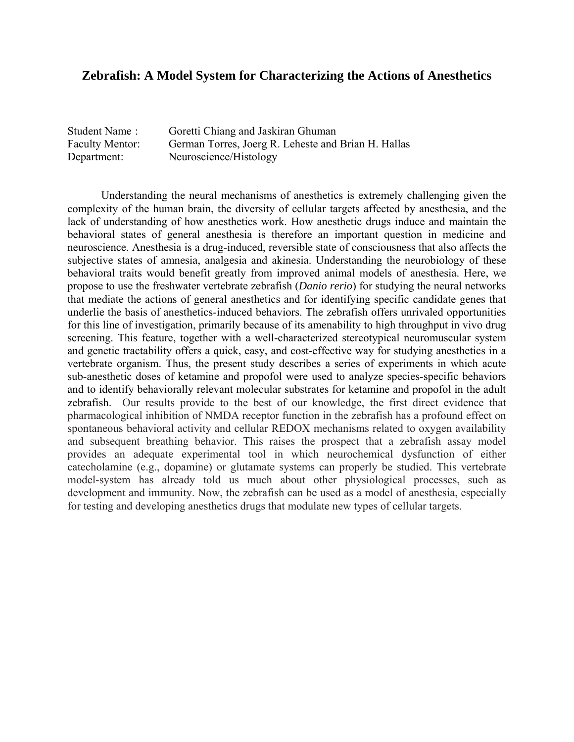## Zebrafish: A Model System for Characterizing the Actions of Anesthetics

Student Name : Goretti Chiang and Jaskiran Ghuman
Faculty Mentor: German Torres, Joerg R. Leheste and Brian H. Hallas
Department: Neuroscience/Histology

Understanding the neural mechanisms of anesthetics is extremely challenging given the complexity of the human brain, the diversity of cellular targets affected by anesthesia, and the lack of understanding of how anesthetics work. How anesthetic drugs induce and maintain the behavioral states of general anesthesia is therefore an important question in medicine and neuroscience. Anesthesia is a drug-induced, reversible state of consciousness that also affects the subjective states of amnesia, analgesia and akinesia. Understanding the neurobiology of these behavioral traits would benefit greatly from improved animal models of anesthesia. Here, we propose to use the freshwater vertebrate zebrafish (*Danio rerio*) for studying the neural networks that mediate the actions of general anesthetics and for identifying specific candidate genes that underlie the basis of anesthetics-induced behaviors. The zebrafish offers unrivaled opportunities for this line of investigation, primarily because of its amenability to high throughput in vivo drug screening. This feature, together with a well-characterized stereotypical neuromuscular system and genetic tractability offers a quick, easy, and cost-effective way for studying anesthetics in a vertebrate organism. Thus, the present study describes a series of experiments in which acute sub-anesthetic doses of ketamine and propofol were used to analyze species-specific behaviors and to identify behaviorally relevant molecular substrates for ketamine and propofol in the adult zebrafish. Our results provide to the best of our knowledge, the first direct evidence that pharmacological inhibition of NMDA receptor function in the zebrafish has a profound effect on spontaneous behavioral activity and cellular REDOX mechanisms related to oxygen availability and subsequent breathing behavior. This raises the prospect that a zebrafish assay model provides an adequate experimental tool in which neurochemical dysfunction of either catecholamine (e.g., dopamine) or glutamate systems can properly be studied. This vertebrate model-system has already told us much about other physiological processes, such as development and immunity. Now, the zebrafish can be used as a model of anesthesia, especially for testing and developing anesthetics drugs that modulate new types of cellular targets.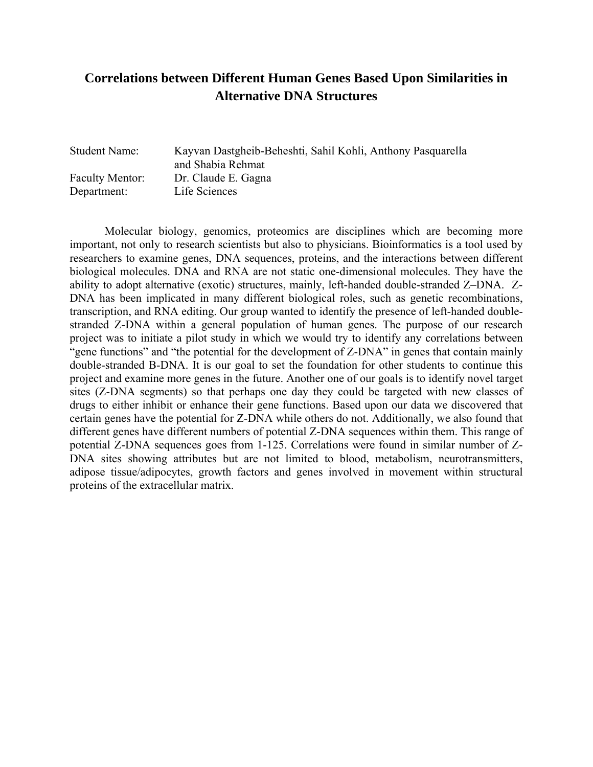# Correlations between Different Human Genes Based Upon Similarities in Alternative DNA Structures

| | |
|---|---|
| Student Name: | Kayvan Dastgheib-Beheshti, Sahil Kohli, Anthony Pasquarella and Shabia Rehmat |
| Faculty Mentor: | Dr. Claude E. Gagna |
| Department: | Life Sciences |

Molecular biology, genomics, proteomics are disciplines which are becoming more important, not only to research scientists but also to physicians. Bioinformatics is a tool used by researchers to examine genes, DNA sequences, proteins, and the interactions between different biological molecules. DNA and RNA are not static one-dimensional molecules. They have the ability to adopt alternative (exotic) structures, mainly, left-handed double-stranded Z–DNA. Z-DNA has been implicated in many different biological roles, such as genetic recombinations, transcription, and RNA editing. Our group wanted to identify the presence of left-handed double-stranded Z-DNA within a general population of human genes. The purpose of our research project was to initiate a pilot study in which we would try to identify any correlations between "gene functions" and "the potential for the development of Z-DNA" in genes that contain mainly double-stranded B-DNA. It is our goal to set the foundation for other students to continue this project and examine more genes in the future. Another one of our goals is to identify novel target sites (Z-DNA segments) so that perhaps one day they could be targeted with new classes of drugs to either inhibit or enhance their gene functions. Based upon our data we discovered that certain genes have the potential for Z-DNA while others do not. Additionally, we also found that different genes have different numbers of potential Z-DNA sequences within them. This range of potential Z-DNA sequences goes from 1-125. Correlations were found in similar number of Z-DNA sites showing attributes but are not limited to blood, metabolism, neurotransmitters, adipose tissue/adipocytes, growth factors and genes involved in movement within structural proteins of the extracellular matrix.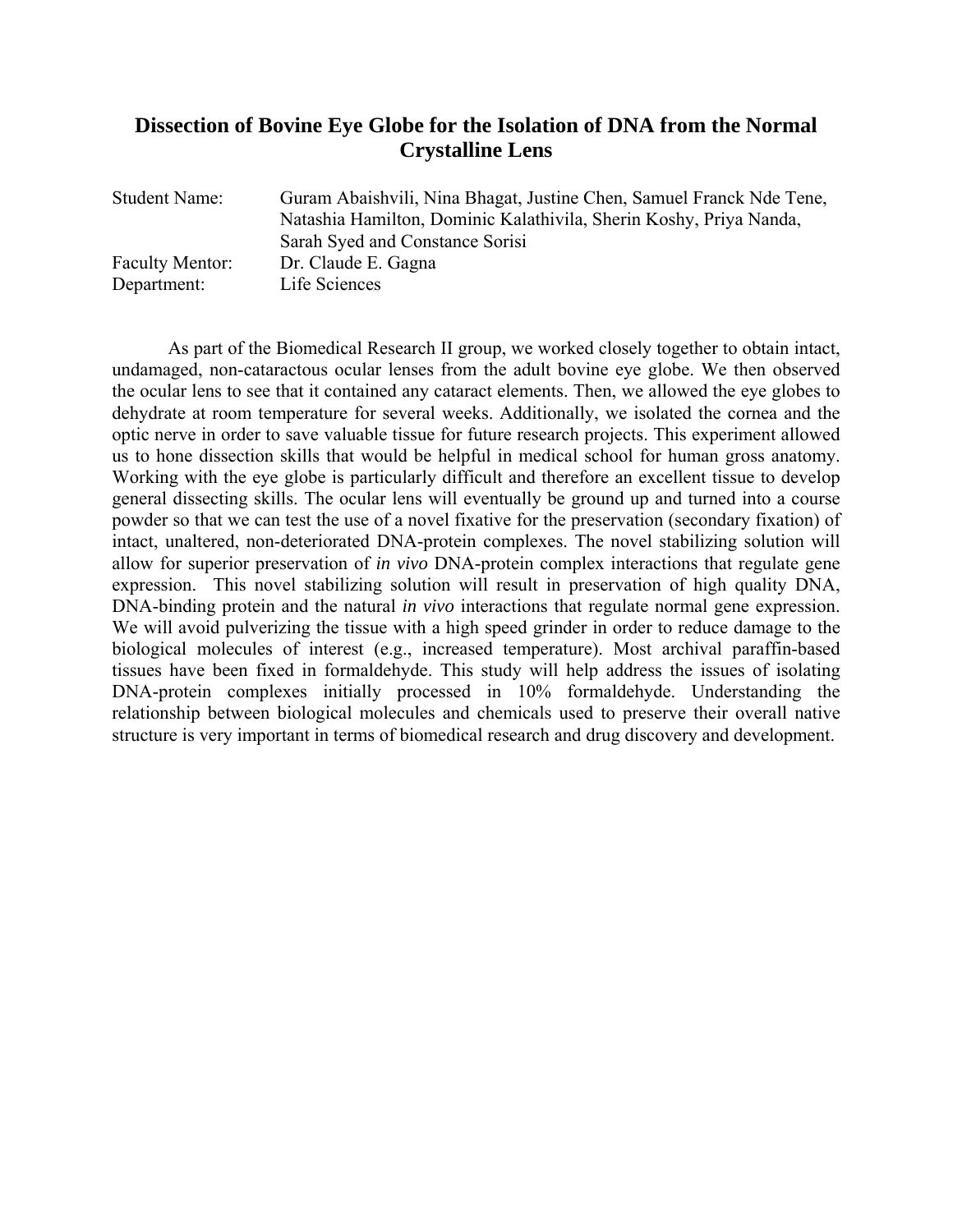# Dissection of Bovine Eye Globe for the Isolation of DNA from the Normal Crystalline Lens

| | |
|---|---|
| Student Name: | Guram Abaishvili, Nina Bhagat, Justine Chen, Samuel Franck Nde Tene, Natashia Hamilton, Dominic Kalathivila, Sherin Koshy, Priya Nanda, Sarah Syed and Constance Sorisi |
| Faculty Mentor: | Dr. Claude E. Gagna |
| Department: | Life Sciences |

As part of the Biomedical Research II group, we worked closely together to obtain intact, undamaged, non-cataractous ocular lenses from the adult bovine eye globe. We then observed the ocular lens to see that it contained any cataract elements. Then, we allowed the eye globes to dehydrate at room temperature for several weeks. Additionally, we isolated the cornea and the optic nerve in order to save valuable tissue for future research projects. This experiment allowed us to hone dissection skills that would be helpful in medical school for human gross anatomy. Working with the eye globe is particularly difficult and therefore an excellent tissue to develop general dissecting skills. The ocular lens will eventually be ground up and turned into a course powder so that we can test the use of a novel fixative for the preservation (secondary fixation) of intact, unaltered, non-deteriorated DNA-protein complexes. The novel stabilizing solution will allow for superior preservation of *in vivo* DNA-protein complex interactions that regulate gene expression. This novel stabilizing solution will result in preservation of high quality DNA, DNA-binding protein and the natural *in vivo* interactions that regulate normal gene expression. We will avoid pulverizing the tissue with a high speed grinder in order to reduce damage to the biological molecules of interest (e.g., increased temperature). Most archival paraffin-based tissues have been fixed in formaldehyde. This study will help address the issues of isolating DNA-protein complexes initially processed in 10% formaldehyde. Understanding the relationship between biological molecules and chemicals used to preserve their overall native structure is very important in terms of biomedical research and drug discovery and development.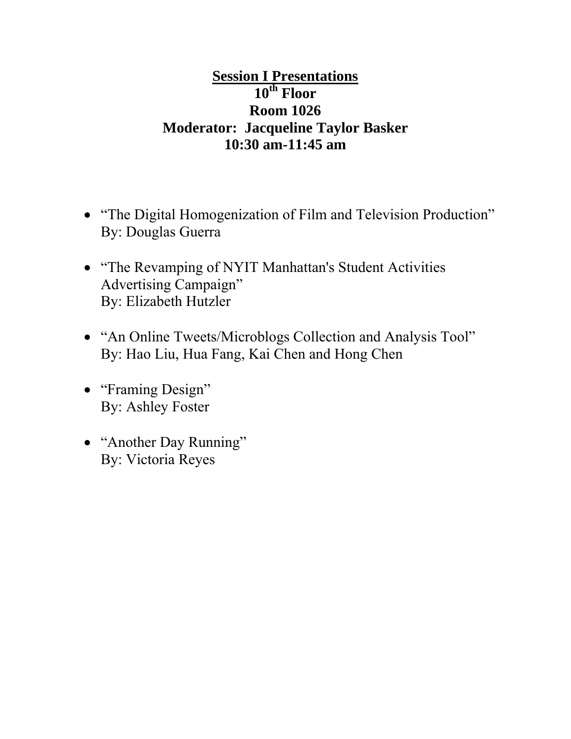## Session I Presentations

**10th Floor**

**Room 1026**

**Moderator: Jacqueline Taylor Basker**

**10:30 am-11:45 am**

- "The Digital Homogenization of Film and Television Production"
  By: Douglas Guerra

- "The Revamping of NYIT Manhattan's Student Activities Advertising Campaign"
  By: Elizabeth Hutzler

- "An Online Tweets/Microblogs Collection and Analysis Tool"
  By: Hao Liu, Hua Fang, Kai Chen and Hong Chen

- "Framing Design"
  By: Ashley Foster

- "Another Day Running"
  By: Victoria Reyes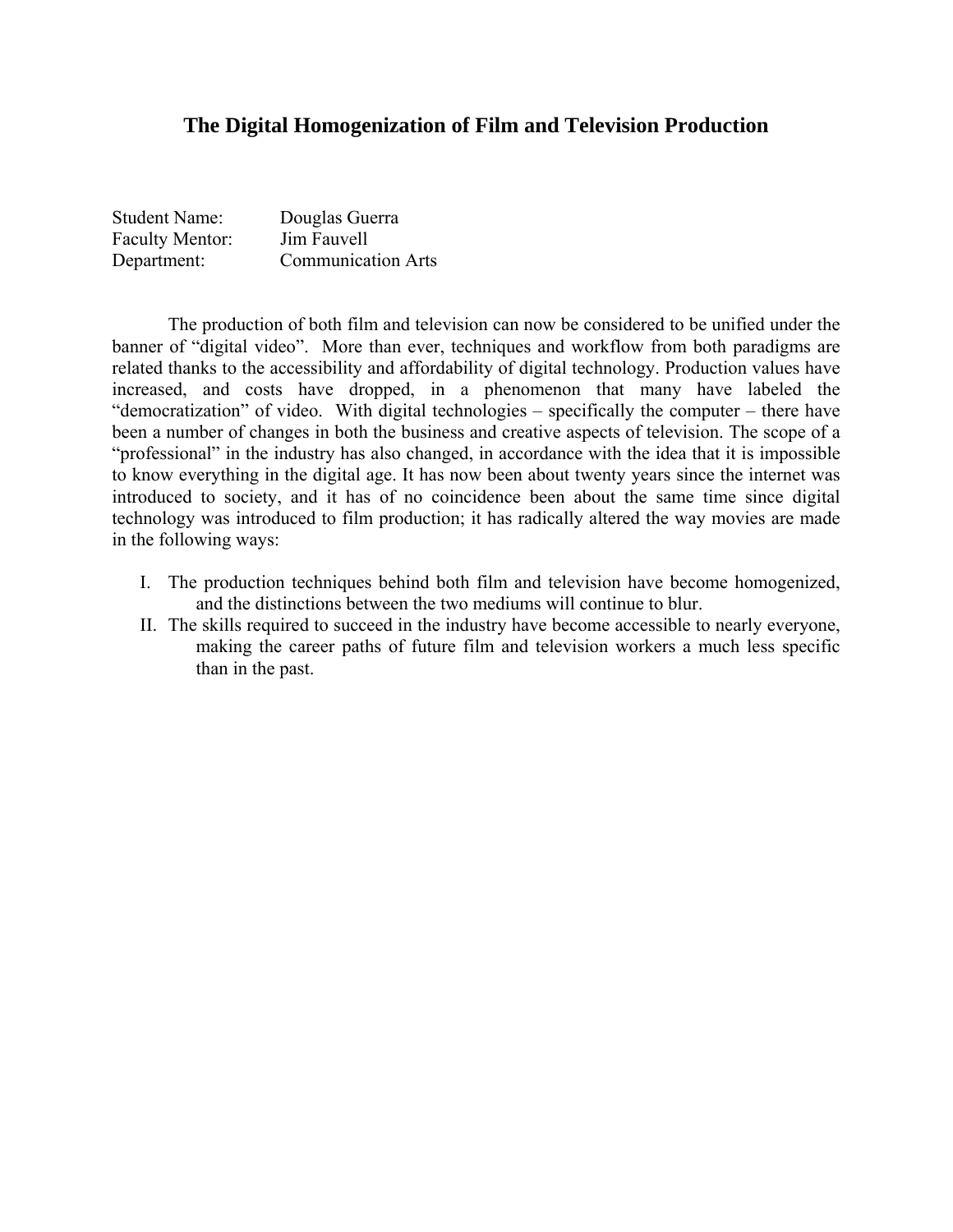# The Digital Homogenization of Film and Television Production

Student Name: Douglas Guerra
Faculty Mentor: Jim Fauvell
Department: Communication Arts

The production of both film and television can now be considered to be unified under the banner of "digital video". More than ever, techniques and workflow from both paradigms are related thanks to the accessibility and affordability of digital technology. Production values have increased, and costs have dropped, in a phenomenon that many have labeled the "democratization" of video. With digital technologies – specifically the computer – there have been a number of changes in both the business and creative aspects of television. The scope of a "professional" in the industry has also changed, in accordance with the idea that it is impossible to know everything in the digital age. It has now been about twenty years since the internet was introduced to society, and it has of no coincidence been about the same time since digital technology was introduced to film production; it has radically altered the way movies are made in the following ways:

I. The production techniques behind both film and television have become homogenized, and the distinctions between the two mediums will continue to blur.
II. The skills required to succeed in the industry have become accessible to nearly everyone, making the career paths of future film and television workers a much less specific than in the past.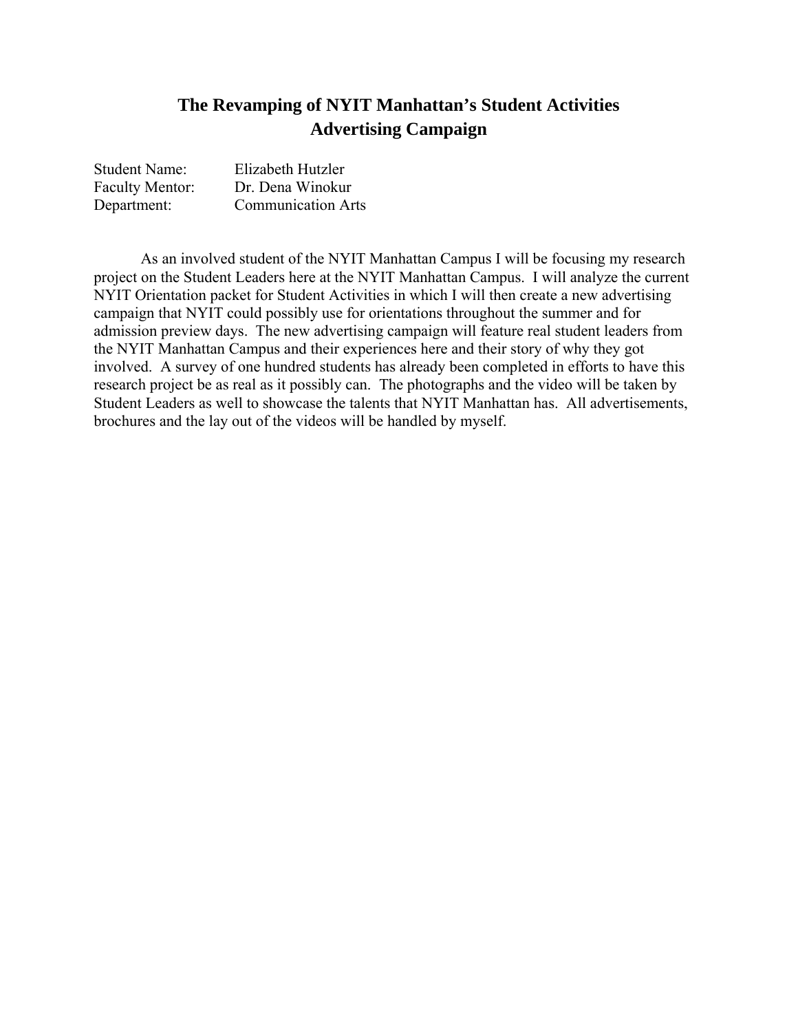# The Revamping of NYIT Manhattan's Student Activities Advertising Campaign

Student Name: Elizabeth Hutzler
Faculty Mentor: Dr. Dena Winokur
Department: Communication Arts

As an involved student of the NYIT Manhattan Campus I will be focusing my research project on the Student Leaders here at the NYIT Manhattan Campus. I will analyze the current NYIT Orientation packet for Student Activities in which I will then create a new advertising campaign that NYIT could possibly use for orientations throughout the summer and for admission preview days. The new advertising campaign will feature real student leaders from the NYIT Manhattan Campus and their experiences here and their story of why they got involved. A survey of one hundred students has already been completed in efforts to have this research project be as real as it possibly can. The photographs and the video will be taken by Student Leaders as well to showcase the talents that NYIT Manhattan has. All advertisements, brochures and the lay out of the videos will be handled by myself.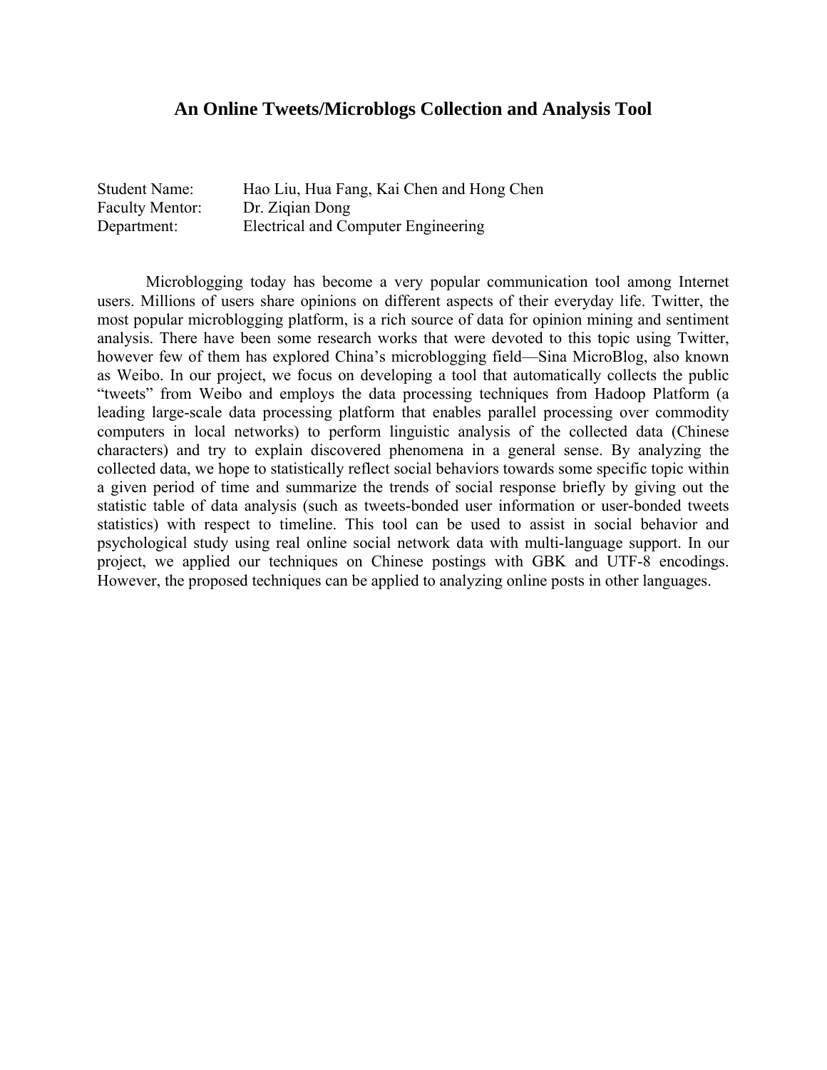# An Online Tweets/Microblogs Collection and Analysis Tool

Student Name: Hao Liu, Hua Fang, Kai Chen and Hong Chen
Faculty Mentor: Dr. Ziqian Dong
Department: Electrical and Computer Engineering

Microblogging today has become a very popular communication tool among Internet users. Millions of users share opinions on different aspects of their everyday life. Twitter, the most popular microblogging platform, is a rich source of data for opinion mining and sentiment analysis. There have been some research works that were devoted to this topic using Twitter, however few of them has explored China's microblogging field—Sina MicroBlog, also known as Weibo. In our project, we focus on developing a tool that automatically collects the public "tweets" from Weibo and employs the data processing techniques from Hadoop Platform (a leading large-scale data processing platform that enables parallel processing over commodity computers in local networks) to perform linguistic analysis of the collected data (Chinese characters) and try to explain discovered phenomena in a general sense. By analyzing the collected data, we hope to statistically reflect social behaviors towards some specific topic within a given period of time and summarize the trends of social response briefly by giving out the statistic table of data analysis (such as tweets-bonded user information or user-bonded tweets statistics) with respect to timeline. This tool can be used to assist in social behavior and psychological study using real online social network data with multi-language support. In our project, we applied our techniques on Chinese postings with GBK and UTF-8 encodings. However, the proposed techniques can be applied to analyzing online posts in other languages.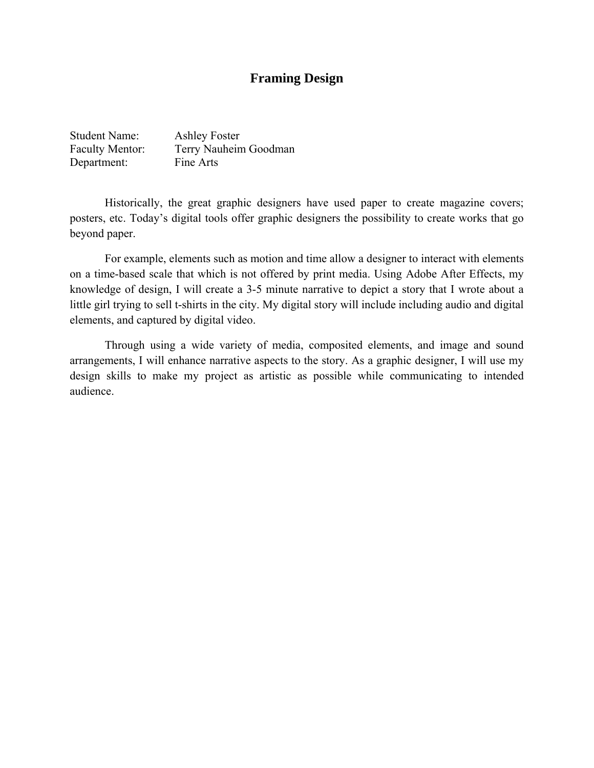# Framing Design

Student Name: Ashley Foster
Faculty Mentor: Terry Nauheim Goodman
Department: Fine Arts

Historically, the great graphic designers have used paper to create magazine covers; posters, etc. Today's digital tools offer graphic designers the possibility to create works that go beyond paper.

For example, elements such as motion and time allow a designer to interact with elements on a time-based scale that which is not offered by print media. Using Adobe After Effects, my knowledge of design, I will create a 3-5 minute narrative to depict a story that I wrote about a little girl trying to sell t-shirts in the city. My digital story will include including audio and digital elements, and captured by digital video.

Through using a wide variety of media, composited elements, and image and sound arrangements, I will enhance narrative aspects to the story. As a graphic designer, I will use my design skills to make my project as artistic as possible while communicating to intended audience.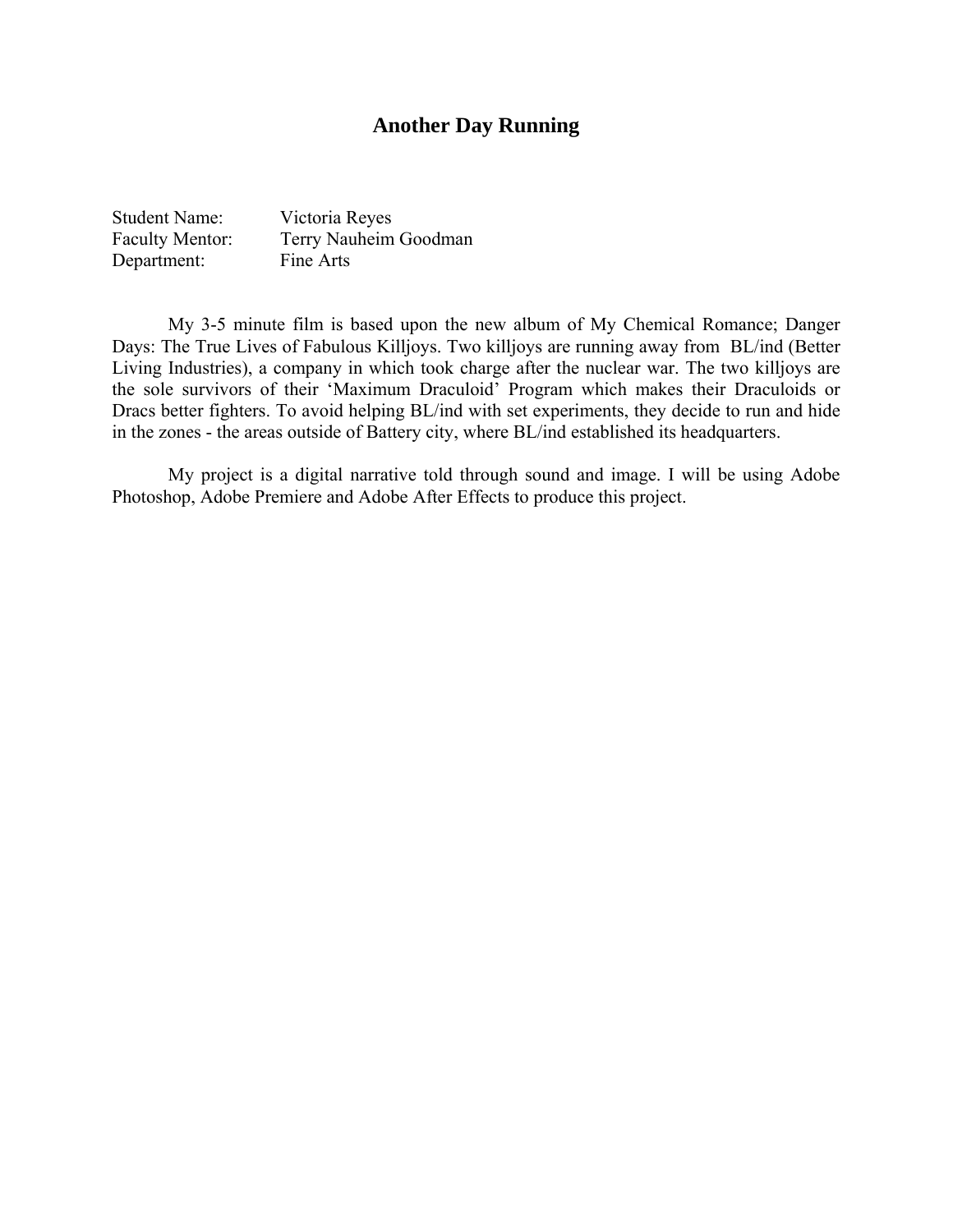# Another Day Running

Student Name: Victoria Reyes
Faculty Mentor: Terry Nauheim Goodman
Department: Fine Arts

My 3-5 minute film is based upon the new album of My Chemical Romance; Danger Days: The True Lives of Fabulous Killjoys. Two killjoys are running away from BL/ind (Better Living Industries), a company in which took charge after the nuclear war. The two killjoys are the sole survivors of their 'Maximum Draculoid' Program which makes their Draculoids or Dracs better fighters. To avoid helping BL/ind with set experiments, they decide to run and hide in the zones - the areas outside of Battery city, where BL/ind established its headquarters.

My project is a digital narrative told through sound and image. I will be using Adobe Photoshop, Adobe Premiere and Adobe After Effects to produce this project.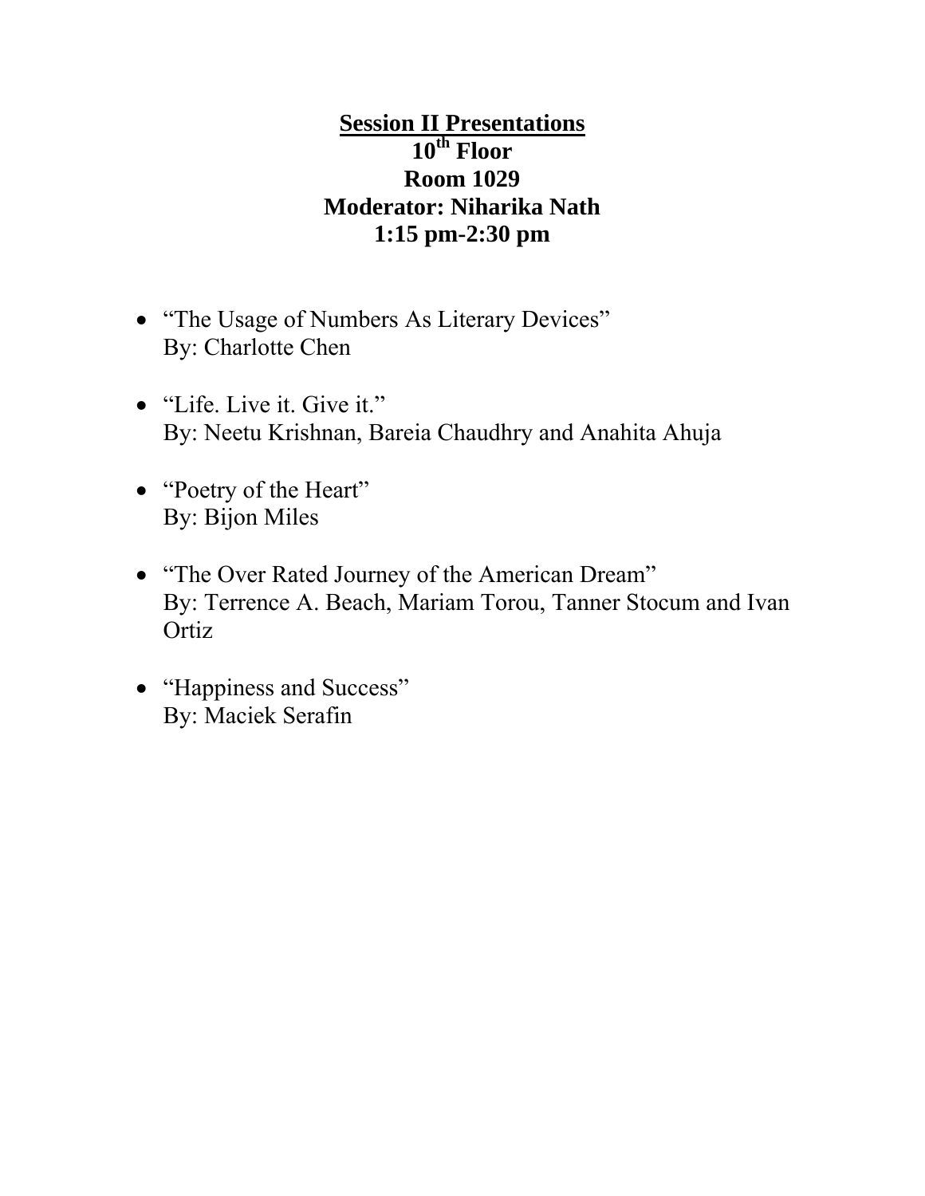**<u>Session II Presentations</u>**

**10th Floor**

**Room 1029**

**Moderator: Niharika Nath**

**1:15 pm-2:30 pm**

- "The Usage of Numbers As Literary Devices"
  By: Charlotte Chen
- "Life. Live it. Give it."
  By: Neetu Krishnan, Bareia Chaudhry and Anahita Ahuja
- "Poetry of the Heart"
  By: Bijon Miles
- "The Over Rated Journey of the American Dream"
  By: Terrence A. Beach, Mariam Torou, Tanner Stocum and Ivan Ortiz
- "Happiness and Success"
  By: Maciek Serafin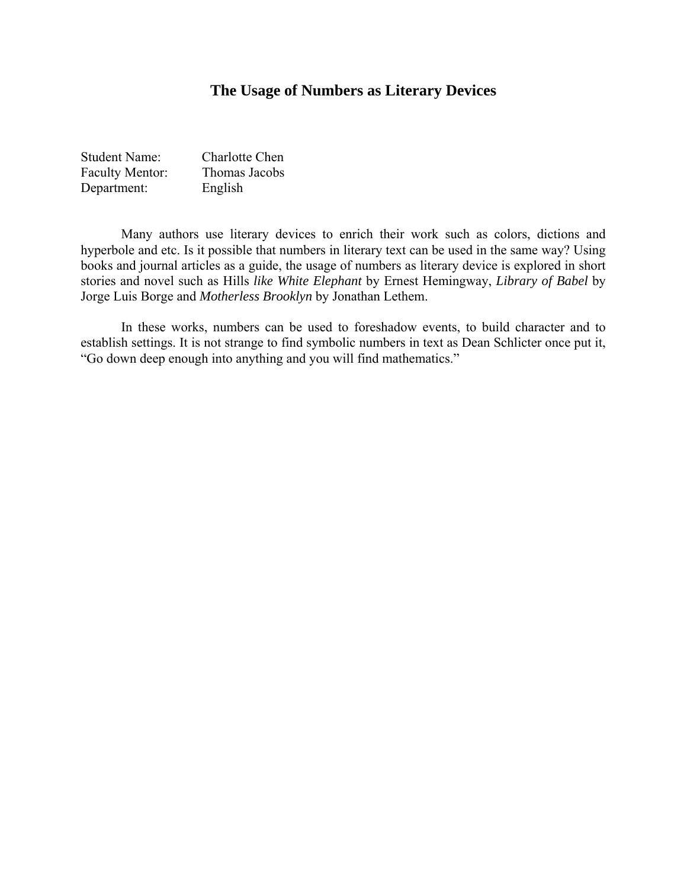# The Usage of Numbers as Literary Devices

Student Name: Charlotte Chen
Faculty Mentor: Thomas Jacobs
Department: English

Many authors use literary devices to enrich their work such as colors, dictions and hyperbole and etc. Is it possible that numbers in literary text can be used in the same way? Using books and journal articles as a guide, the usage of numbers as literary device is explored in short stories and novel such as Hills *like White Elephant* by Ernest Hemingway, *Library of Babel* by Jorge Luis Borge and *Motherless Brooklyn* by Jonathan Lethem.

In these works, numbers can be used to foreshadow events, to build character and to establish settings. It is not strange to find symbolic numbers in text as Dean Schlicter once put it, "Go down deep enough into anything and you will find mathematics."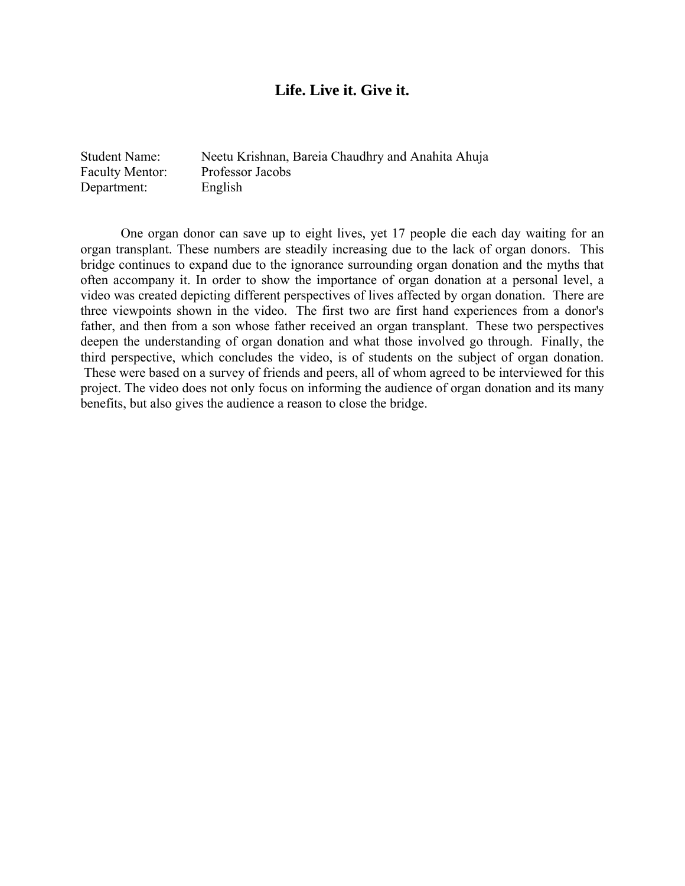# Life. Live it. Give it.

| | |
|---|---|
| Student Name: | Neetu Krishnan, Bareia Chaudhry and Anahita Ahuja |
| Faculty Mentor: | Professor Jacobs |
| Department: | English |

One organ donor can save up to eight lives, yet 17 people die each day waiting for an organ transplant. These numbers are steadily increasing due to the lack of organ donors. This bridge continues to expand due to the ignorance surrounding organ donation and the myths that often accompany it. In order to show the importance of organ donation at a personal level, a video was created depicting different perspectives of lives affected by organ donation. There are three viewpoints shown in the video. The first two are first hand experiences from a donor's father, and then from a son whose father received an organ transplant. These two perspectives deepen the understanding of organ donation and what those involved go through. Finally, the third perspective, which concludes the video, is of students on the subject of organ donation. These were based on a survey of friends and peers, all of whom agreed to be interviewed for this project. The video does not only focus on informing the audience of organ donation and its many benefits, but also gives the audience a reason to close the bridge.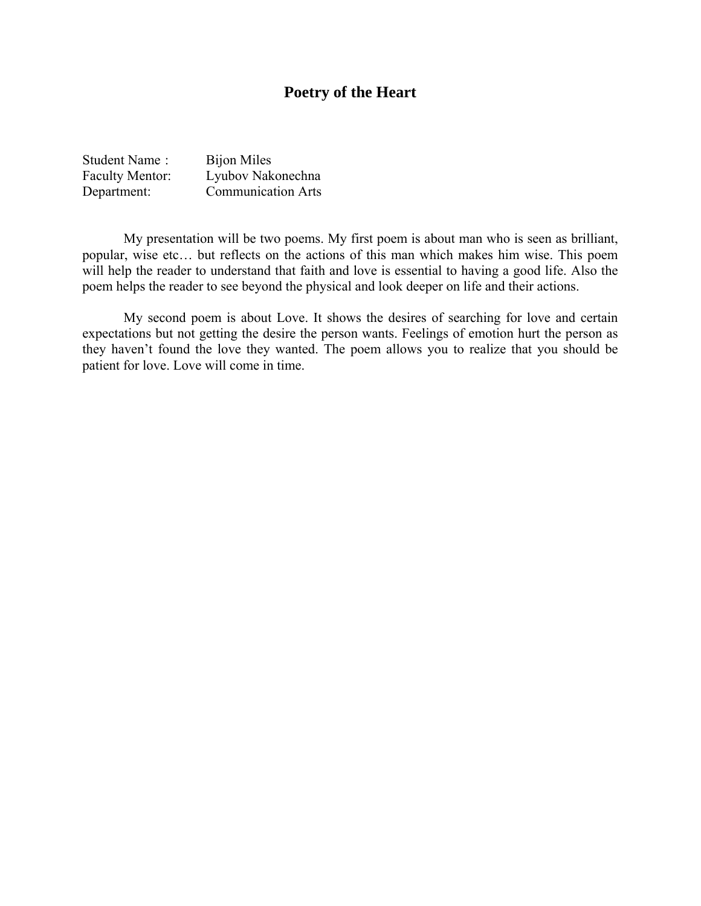# Poetry of the Heart

Student Name : Bijon Miles
Faculty Mentor: Lyubov Nakonechna
Department: Communication Arts

My presentation will be two poems. My first poem is about man who is seen as brilliant, popular, wise etc… but reflects on the actions of this man which makes him wise. This poem will help the reader to understand that faith and love is essential to having a good life. Also the poem helps the reader to see beyond the physical and look deeper on life and their actions.

My second poem is about Love. It shows the desires of searching for love and certain expectations but not getting the desire the person wants. Feelings of emotion hurt the person as they haven't found the love they wanted. The poem allows you to realize that you should be patient for love. Love will come in time.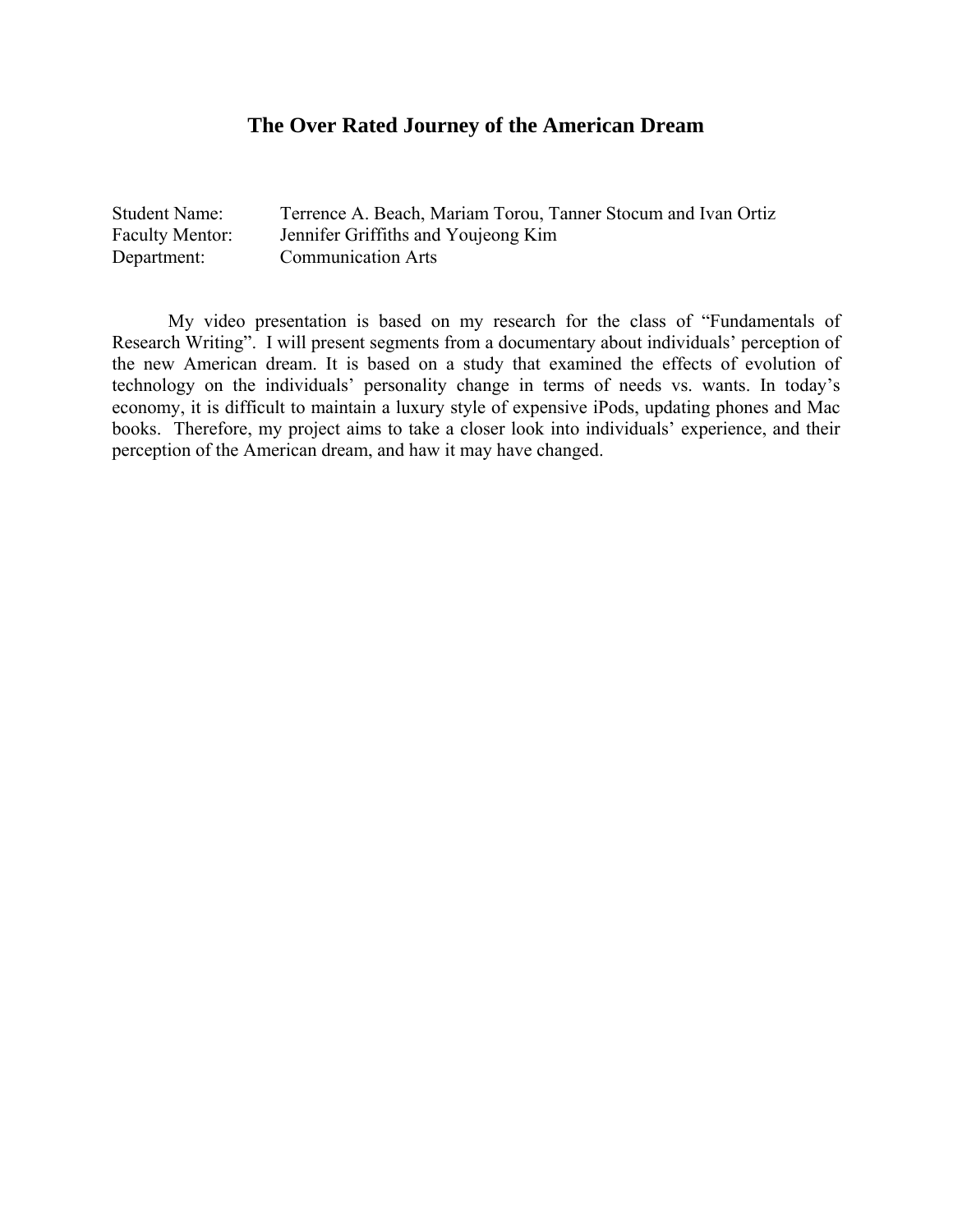# The Over Rated Journey of the American Dream

Student Name: Terrence A. Beach, Mariam Torou, Tanner Stocum and Ivan Ortiz
Faculty Mentor: Jennifer Griffiths and Youjeong Kim
Department: Communication Arts

My video presentation is based on my research for the class of "Fundamentals of Research Writing". I will present segments from a documentary about individuals' perception of the new American dream. It is based on a study that examined the effects of evolution of technology on the individuals' personality change in terms of needs vs. wants. In today's economy, it is difficult to maintain a luxury style of expensive iPods, updating phones and Mac books. Therefore, my project aims to take a closer look into individuals' experience, and their perception of the American dream, and haw it may have changed.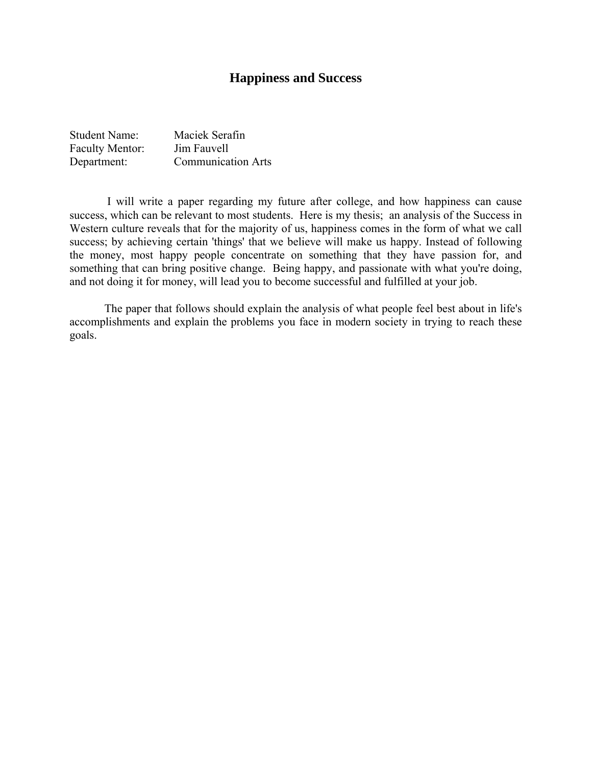# Happiness and Success

Student Name: Maciek Serafin
Faculty Mentor: Jim Fauvell
Department: Communication Arts

I will write a paper regarding my future after college, and how happiness can cause success, which can be relevant to most students. Here is my thesis; an analysis of the Success in Western culture reveals that for the majority of us, happiness comes in the form of what we call success; by achieving certain 'things' that we believe will make us happy. Instead of following the money, most happy people concentrate on something that they have passion for, and something that can bring positive change. Being happy, and passionate with what you're doing, and not doing it for money, will lead you to become successful and fulfilled at your job.

The paper that follows should explain the analysis of what people feel best about in life's accomplishments and explain the problems you face in modern society in trying to reach these goals.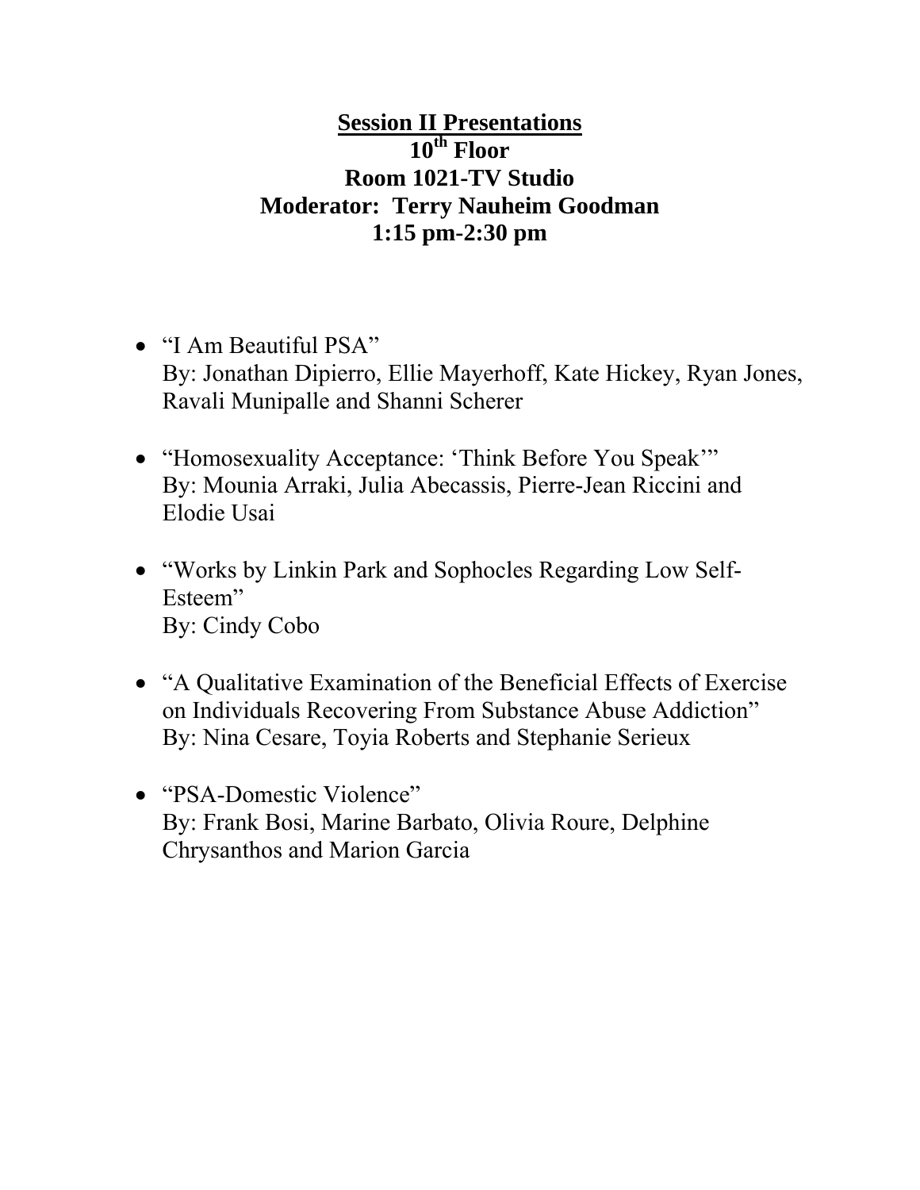## <u>Session II Presentations</u>

**10th Floor**
**Room 1021-TV Studio**
**Moderator: Terry Nauheim Goodman**
**1:15 pm-2:30 pm**

- "I Am Beautiful PSA"
  By: Jonathan Dipierro, Ellie Mayerhoff, Kate Hickey, Ryan Jones, Ravali Munipalle and Shanni Scherer

- "Homosexuality Acceptance: 'Think Before You Speak'"
  By: Mounia Arraki, Julia Abecassis, Pierre-Jean Riccini and Elodie Usai

- "Works by Linkin Park and Sophocles Regarding Low Self-Esteem"
  By: Cindy Cobo

- "A Qualitative Examination of the Beneficial Effects of Exercise on Individuals Recovering From Substance Abuse Addiction"
  By: Nina Cesare, Toyia Roberts and Stephanie Serieux

- "PSA-Domestic Violence"
  By: Frank Bosi, Marine Barbato, Olivia Roure, Delphine Chrysanthos and Marion Garcia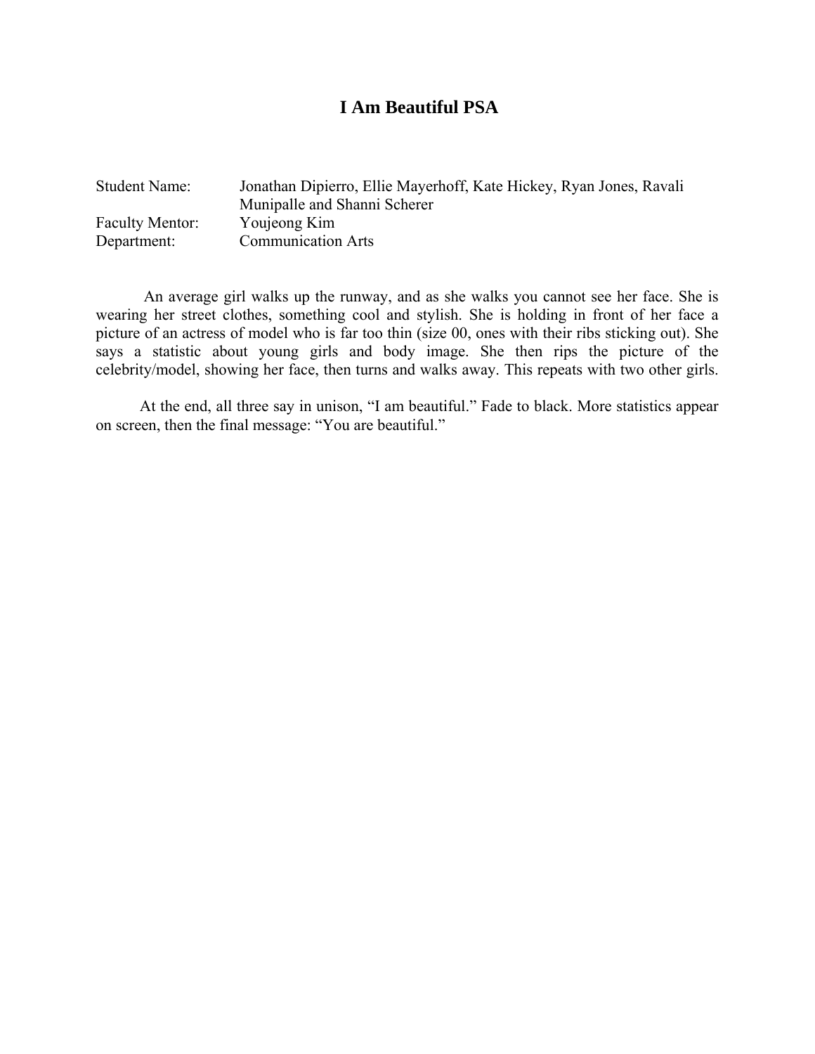# I Am Beautiful PSA

Student Name: Jonathan Dipierro, Ellie Mayerhoff, Kate Hickey, Ryan Jones, Ravali Munipalle and Shanni Scherer
Faculty Mentor: Youjeong Kim
Department: Communication Arts

An average girl walks up the runway, and as she walks you cannot see her face. She is wearing her street clothes, something cool and stylish. She is holding in front of her face a picture of an actress of model who is far too thin (size 00, ones with their ribs sticking out). She says a statistic about young girls and body image. She then rips the picture of the celebrity/model, showing her face, then turns and walks away. This repeats with two other girls.

At the end, all three say in unison, “I am beautiful.” Fade to black. More statistics appear on screen, then the final message: “You are beautiful.”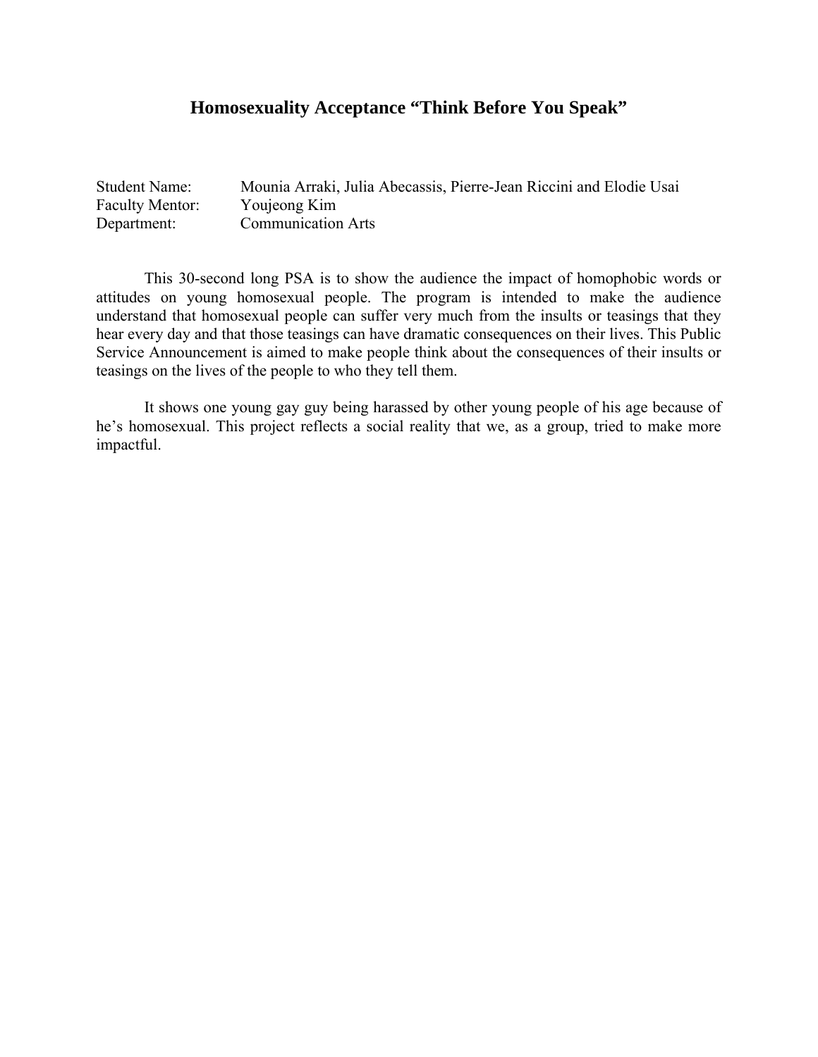## Homosexuality Acceptance "Think Before You Speak"

Student Name: Mounia Arraki, Julia Abecassis, Pierre-Jean Riccini and Elodie Usai
Faculty Mentor: Youjeong Kim
Department: Communication Arts

This 30-second long PSA is to show the audience the impact of homophobic words or attitudes on young homosexual people. The program is intended to make the audience understand that homosexual people can suffer very much from the insults or teasings that they hear every day and that those teasings can have dramatic consequences on their lives. This Public Service Announcement is aimed to make people think about the consequences of their insults or teasings on the lives of the people to who they tell them.

It shows one young gay guy being harassed by other young people of his age because of he's homosexual. This project reflects a social reality that we, as a group, tried to make more impactful.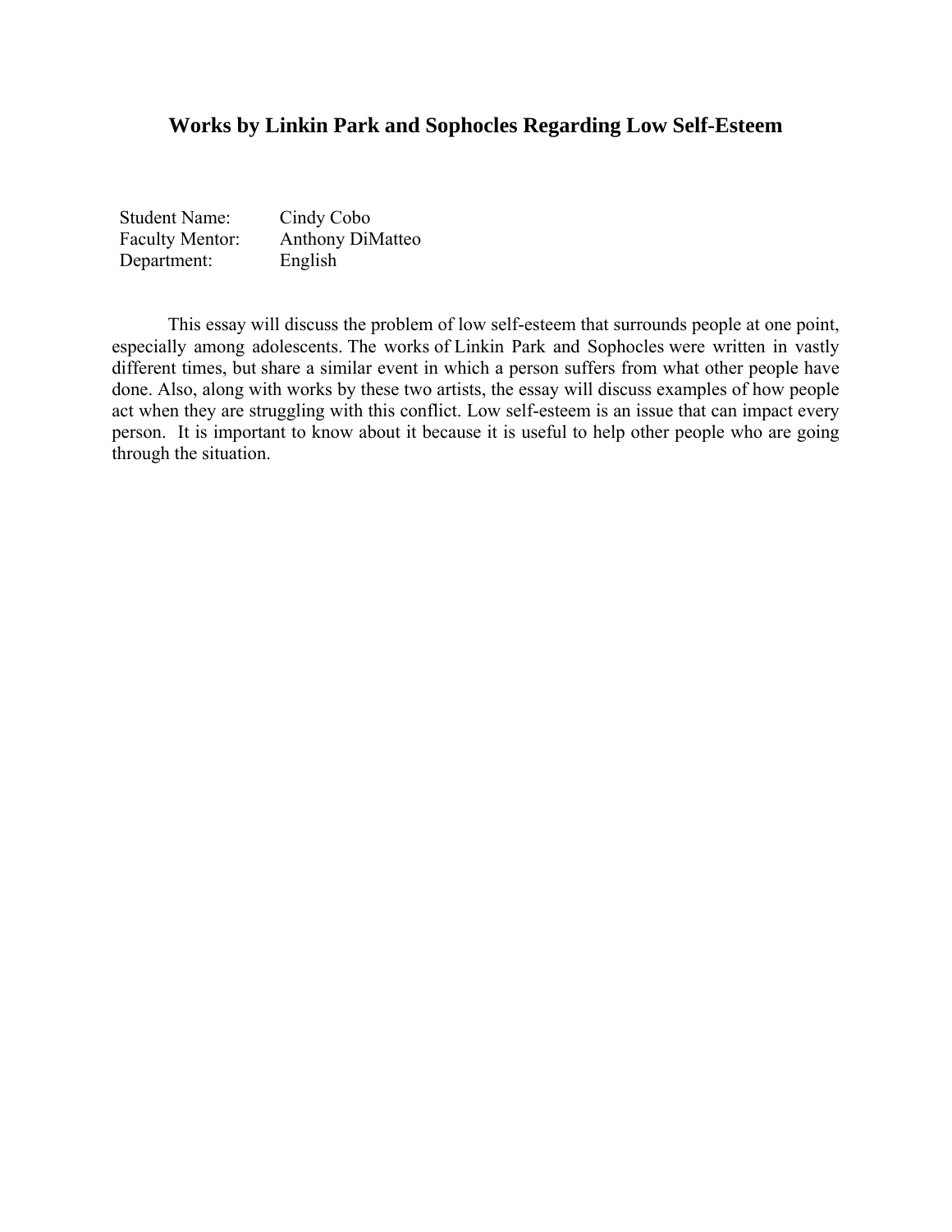# Works by Linkin Park and Sophocles Regarding Low Self-Esteem

| | |
|---|---|
| Student Name: | Cindy Cobo |
| Faculty Mentor: | Anthony DiMatteo |
| Department: | English |

This essay will discuss the problem of low self-esteem that surrounds people at one point, especially among adolescents. The works of Linkin Park and Sophocles were written in vastly different times, but share a similar event in which a person suffers from what other people have done. Also, along with works by these two artists, the essay will discuss examples of how people act when they are struggling with this conflict. Low self-esteem is an issue that can impact every person. It is important to know about it because it is useful to help other people who are going through the situation.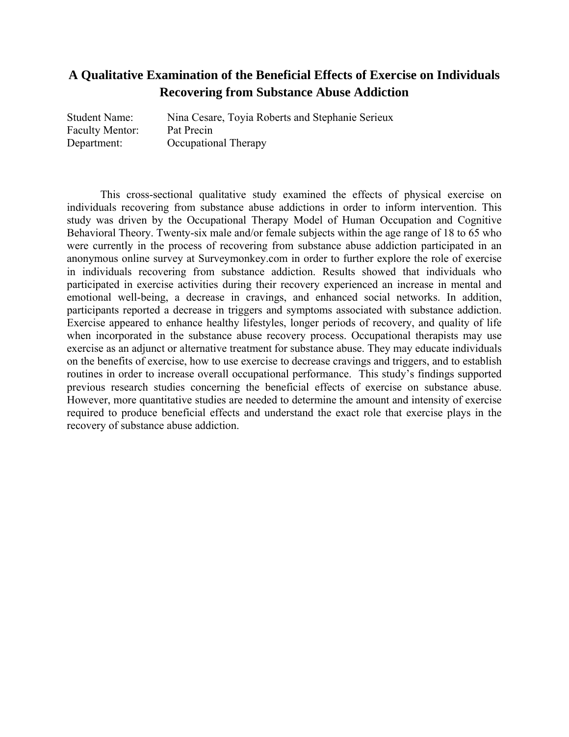# A Qualitative Examination of the Beneficial Effects of Exercise on Individuals Recovering from Substance Abuse Addiction

Student Name: Nina Cesare, Toyia Roberts and Stephanie Serieux
Faculty Mentor: Pat Precin
Department: Occupational Therapy

This cross-sectional qualitative study examined the effects of physical exercise on individuals recovering from substance abuse addictions in order to inform intervention. This study was driven by the Occupational Therapy Model of Human Occupation and Cognitive Behavioral Theory. Twenty-six male and/or female subjects within the age range of 18 to 65 who were currently in the process of recovering from substance abuse addiction participated in an anonymous online survey at Surveymonkey.com in order to further explore the role of exercise in individuals recovering from substance addiction. Results showed that individuals who participated in exercise activities during their recovery experienced an increase in mental and emotional well-being, a decrease in cravings, and enhanced social networks. In addition, participants reported a decrease in triggers and symptoms associated with substance addiction. Exercise appeared to enhance healthy lifestyles, longer periods of recovery, and quality of life when incorporated in the substance abuse recovery process. Occupational therapists may use exercise as an adjunct or alternative treatment for substance abuse. They may educate individuals on the benefits of exercise, how to use exercise to decrease cravings and triggers, and to establish routines in order to increase overall occupational performance. This study's findings supported previous research studies concerning the beneficial effects of exercise on substance abuse. However, more quantitative studies are needed to determine the amount and intensity of exercise required to produce beneficial effects and understand the exact role that exercise plays in the recovery of substance abuse addiction.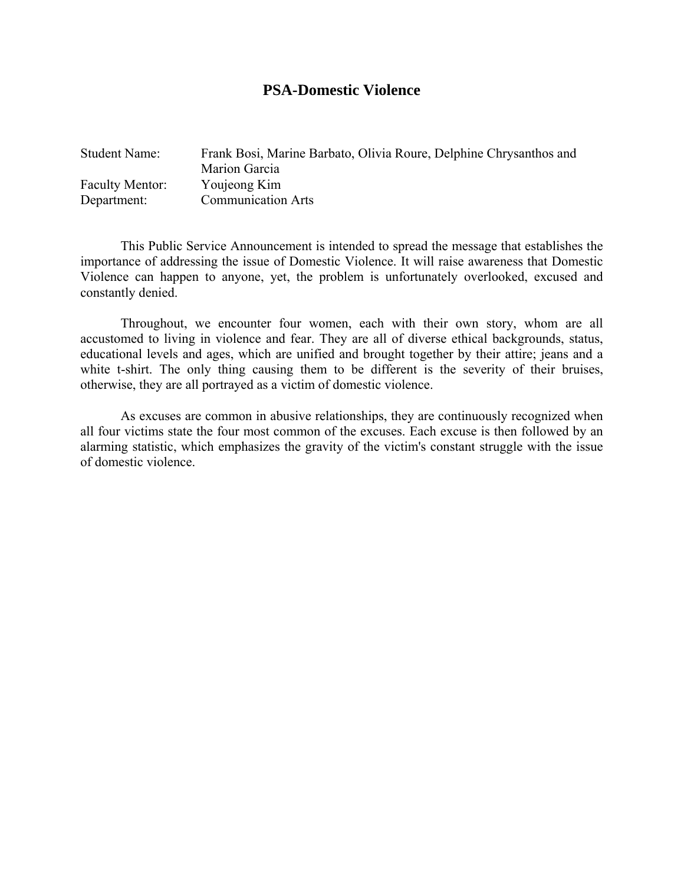# PSA-Domestic Violence

| | |
|---|---|
| Student Name: | Frank Bosi, Marine Barbato, Olivia Roure, Delphine Chrysanthos and Marion Garcia |
| Faculty Mentor: | Youjeong Kim |
| Department: | Communication Arts |

This Public Service Announcement is intended to spread the message that establishes the importance of addressing the issue of Domestic Violence. It will raise awareness that Domestic Violence can happen to anyone, yet, the problem is unfortunately overlooked, excused and constantly denied.

Throughout, we encounter four women, each with their own story, whom are all accustomed to living in violence and fear. They are all of diverse ethical backgrounds, status, educational levels and ages, which are unified and brought together by their attire; jeans and a white t-shirt. The only thing causing them to be different is the severity of their bruises, otherwise, they are all portrayed as a victim of domestic violence.

As excuses are common in abusive relationships, they are continuously recognized when all four victims state the four most common of the excuses. Each excuse is then followed by an alarming statistic, which emphasizes the gravity of the victim's constant struggle with the issue of domestic violence.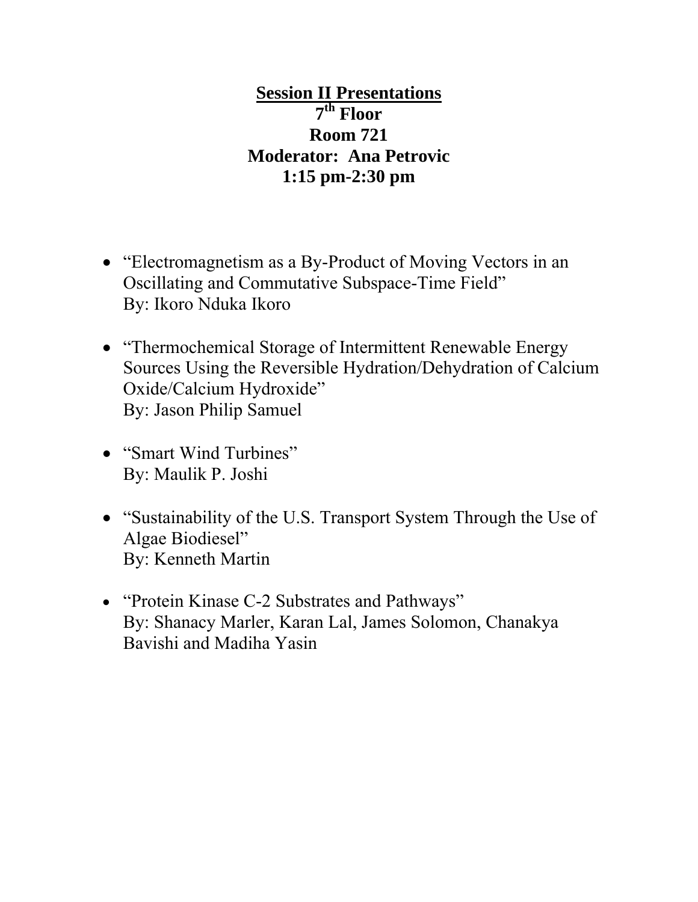## Session II Presentations

**7th Floor**
**Room 721**
**Moderator: Ana Petrovic**
**1:15 pm-2:30 pm**

- "Electromagnetism as a By-Product of Moving Vectors in an Oscillating and Commutative Subspace-Time Field"
  By: Ikoro Nduka Ikoro

- "Thermochemical Storage of Intermittent Renewable Energy Sources Using the Reversible Hydration/Dehydration of Calcium Oxide/Calcium Hydroxide"
  By: Jason Philip Samuel

- "Smart Wind Turbines"
  By: Maulik P. Joshi

- "Sustainability of the U.S. Transport System Through the Use of Algae Biodiesel"
  By: Kenneth Martin

- "Protein Kinase C-2 Substrates and Pathways"
  By: Shanacy Marler, Karan Lal, James Solomon, Chanakya Bavishi and Madiha Yasin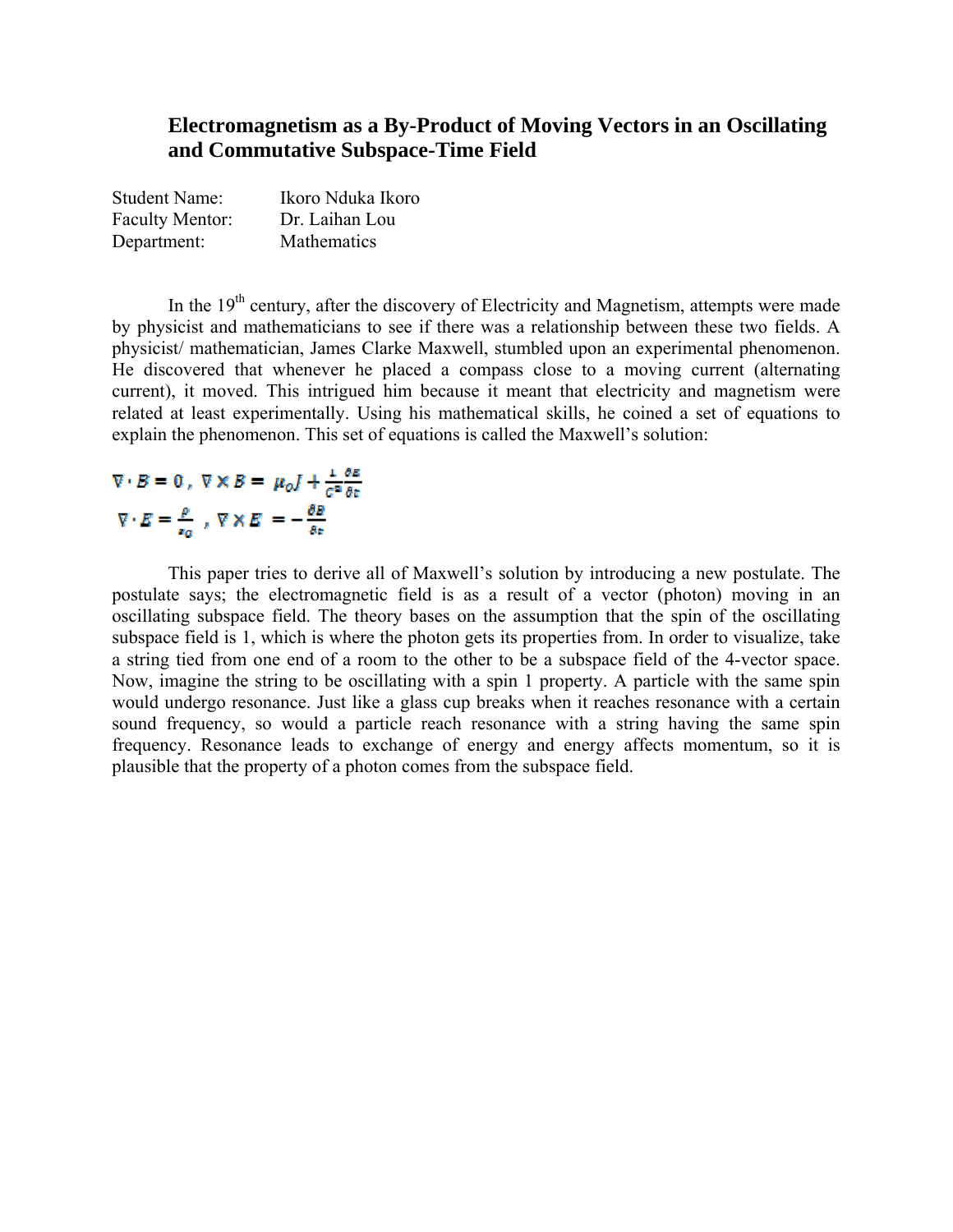## Electromagnetism as a By-Product of Moving Vectors in an Oscillating and Commutative Subspace-Time Field

Student Name: Ikoro Nduka Ikoro
Faculty Mentor: Dr. Laihan Lou
Department: Mathematics

In the 19th century, after the discovery of Electricity and Magnetism, attempts were made by physicist and mathematicians to see if there was a relationship between these two fields. A physicist/ mathematician, James Clarke Maxwell, stumbled upon an experimental phenomenon. He discovered that whenever he placed a compass close to a moving current (alternating current), it moved. This intrigued him because it meant that electricity and magnetism were related at least experimentally. Using his mathematical skills, he coined a set of equations to explain the phenomenon. This set of equations is called the Maxwell's solution:

$$\nabla \cdot B = 0 \,, \; \nabla \times B = \mu_O J + \frac{1}{C^2}\frac{\partial E}{\partial t}$$

$$\nabla \cdot E = \frac{\rho}{\varepsilon_O} \,, \; \nabla \times E = -\frac{\partial B}{\partial t}$$

This paper tries to derive all of Maxwell's solution by introducing a new postulate. The postulate says; the electromagnetic field is as a result of a vector (photon) moving in an oscillating subspace field. The theory bases on the assumption that the spin of the oscillating subspace field is 1, which is where the photon gets its properties from. In order to visualize, take a string tied from one end of a room to the other to be a subspace field of the 4-vector space. Now, imagine the string to be oscillating with a spin 1 property. A particle with the same spin would undergo resonance. Just like a glass cup breaks when it reaches resonance with a certain sound frequency, so would a particle reach resonance with a string having the same spin frequency. Resonance leads to exchange of energy and energy affects momentum, so it is plausible that the property of a photon comes from the subspace field.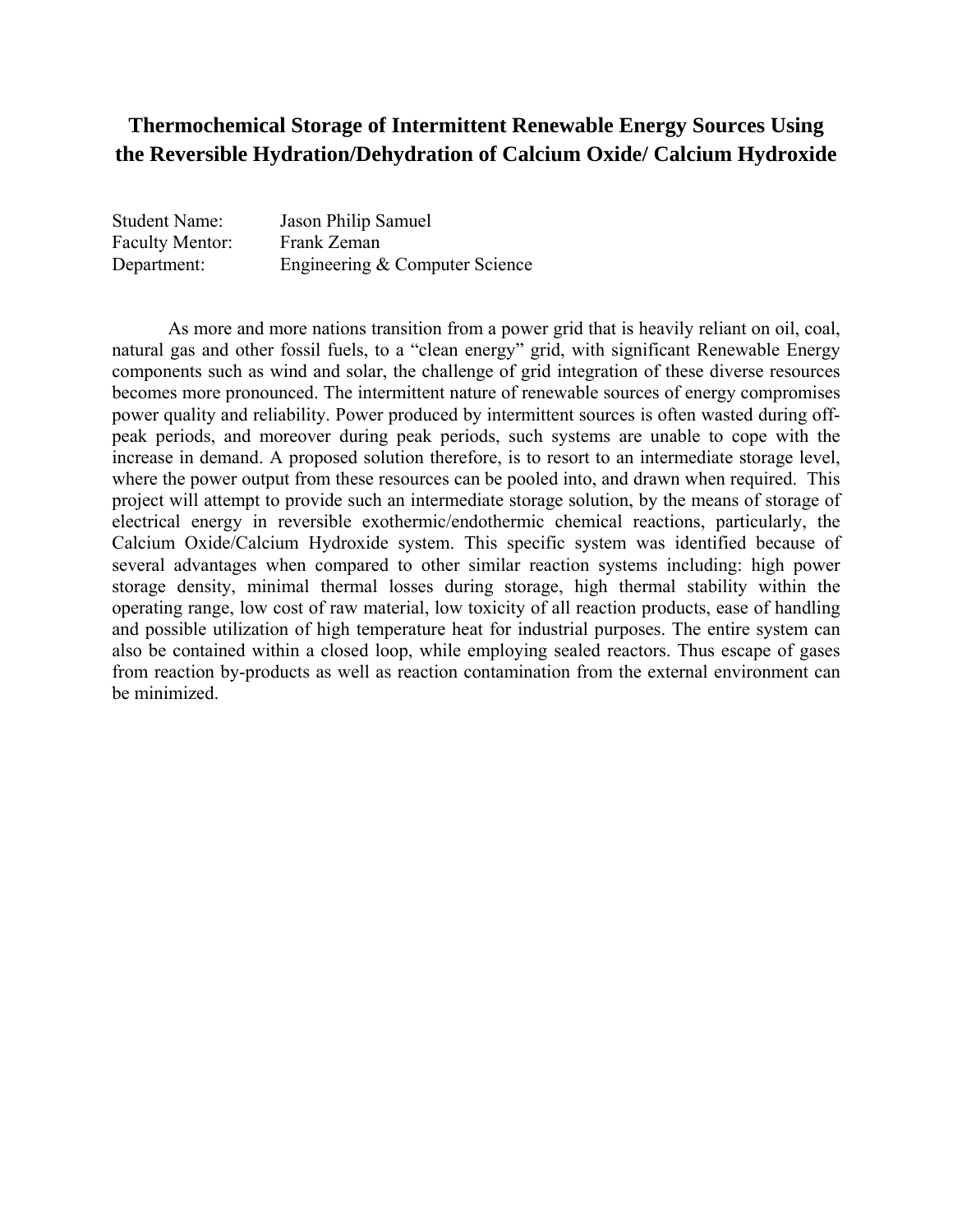# Thermochemical Storage of Intermittent Renewable Energy Sources Using the Reversible Hydration/Dehydration of Calcium Oxide/ Calcium Hydroxide

Student Name: Jason Philip Samuel
Faculty Mentor: Frank Zeman
Department: Engineering & Computer Science

As more and more nations transition from a power grid that is heavily reliant on oil, coal, natural gas and other fossil fuels, to a "clean energy" grid, with significant Renewable Energy components such as wind and solar, the challenge of grid integration of these diverse resources becomes more pronounced. The intermittent nature of renewable sources of energy compromises power quality and reliability. Power produced by intermittent sources is often wasted during off-peak periods, and moreover during peak periods, such systems are unable to cope with the increase in demand. A proposed solution therefore, is to resort to an intermediate storage level, where the power output from these resources can be pooled into, and drawn when required. This project will attempt to provide such an intermediate storage solution, by the means of storage of electrical energy in reversible exothermic/endothermic chemical reactions, particularly, the Calcium Oxide/Calcium Hydroxide system. This specific system was identified because of several advantages when compared to other similar reaction systems including: high power storage density, minimal thermal losses during storage, high thermal stability within the operating range, low cost of raw material, low toxicity of all reaction products, ease of handling and possible utilization of high temperature heat for industrial purposes. The entire system can also be contained within a closed loop, while employing sealed reactors. Thus escape of gases from reaction by-products as well as reaction contamination from the external environment can be minimized.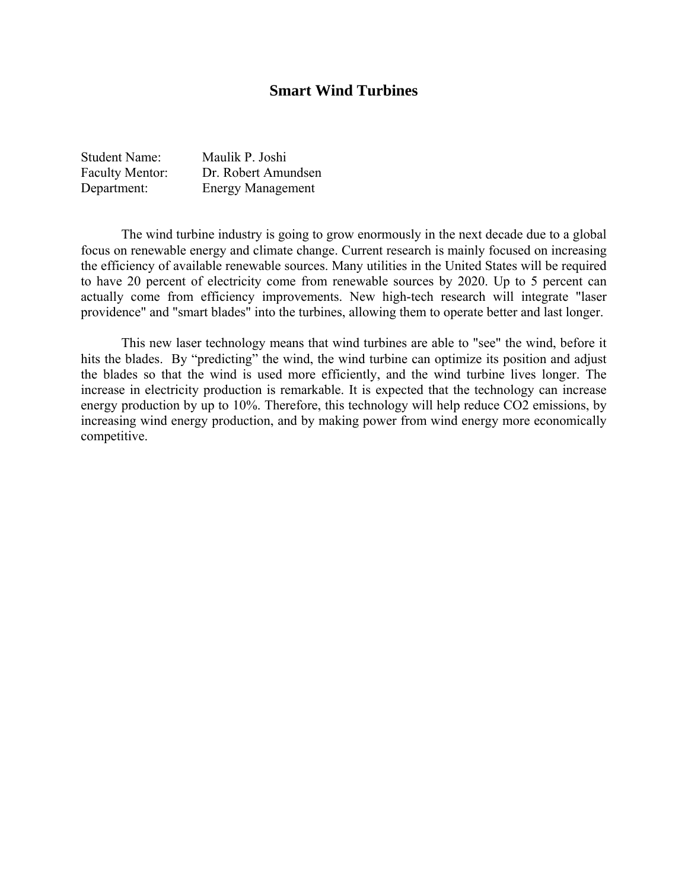# Smart Wind Turbines

Student Name: Maulik P. Joshi
Faculty Mentor: Dr. Robert Amundsen
Department: Energy Management

The wind turbine industry is going to grow enormously in the next decade due to a global focus on renewable energy and climate change. Current research is mainly focused on increasing the efficiency of available renewable sources. Many utilities in the United States will be required to have 20 percent of electricity come from renewable sources by 2020. Up to 5 percent can actually come from efficiency improvements. New high-tech research will integrate "laser providence" and "smart blades" into the turbines, allowing them to operate better and last longer.

This new laser technology means that wind turbines are able to "see" the wind, before it hits the blades. By "predicting" the wind, the wind turbine can optimize its position and adjust the blades so that the wind is used more efficiently, and the wind turbine lives longer. The increase in electricity production is remarkable. It is expected that the technology can increase energy production by up to 10%. Therefore, this technology will help reduce $CO_2$ emissions, by increasing wind energy production, and by making power from wind energy more economically competitive.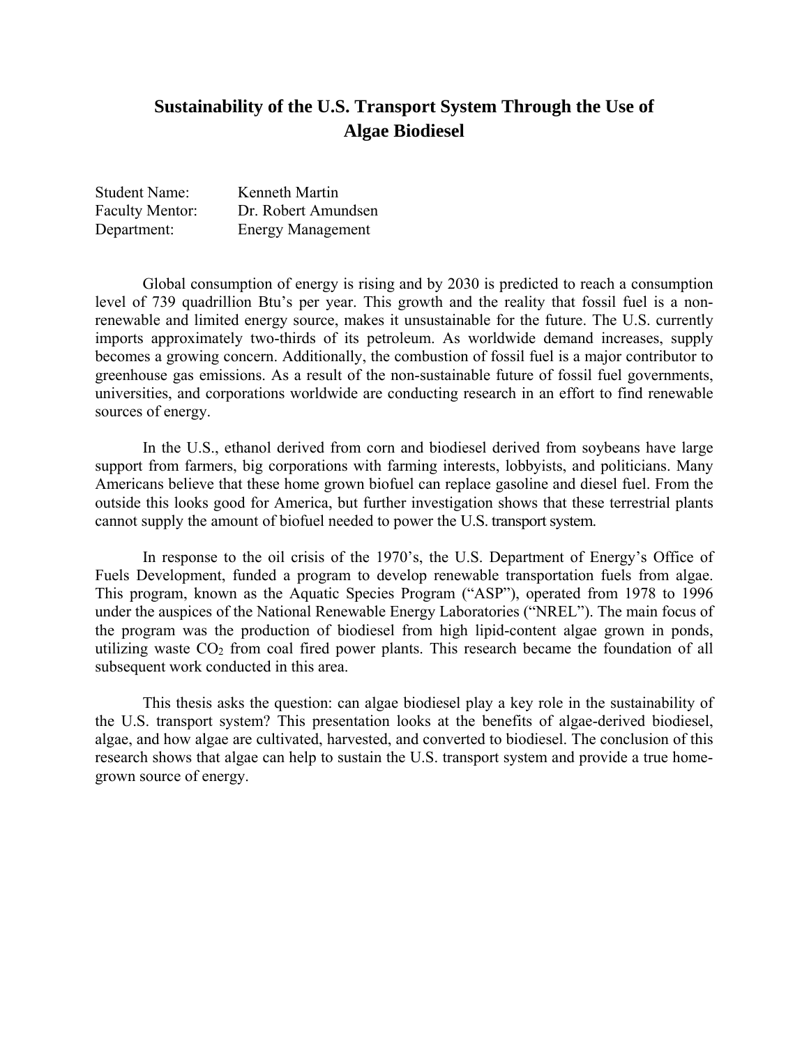# Sustainability of the U.S. Transport System Through the Use of Algae Biodiesel

Student Name: Kenneth Martin
Faculty Mentor: Dr. Robert Amundsen
Department: Energy Management

Global consumption of energy is rising and by 2030 is predicted to reach a consumption level of 739 quadrillion Btu's per year. This growth and the reality that fossil fuel is a non-renewable and limited energy source, makes it unsustainable for the future. The U.S. currently imports approximately two-thirds of its petroleum. As worldwide demand increases, supply becomes a growing concern. Additionally, the combustion of fossil fuel is a major contributor to greenhouse gas emissions. As a result of the non-sustainable future of fossil fuel governments, universities, and corporations worldwide are conducting research in an effort to find renewable sources of energy.

In the U.S., ethanol derived from corn and biodiesel derived from soybeans have large support from farmers, big corporations with farming interests, lobbyists, and politicians. Many Americans believe that these home grown biofuel can replace gasoline and diesel fuel. From the outside this looks good for America, but further investigation shows that these terrestrial plants cannot supply the amount of biofuel needed to power the U.S. transport system.

In response to the oil crisis of the 1970's, the U.S. Department of Energy's Office of Fuels Development, funded a program to develop renewable transportation fuels from algae. This program, known as the Aquatic Species Program ("ASP"), operated from 1978 to 1996 under the auspices of the National Renewable Energy Laboratories ("NREL"). The main focus of the program was the production of biodiesel from high lipid-content algae grown in ponds, utilizing waste $CO_2$ from coal fired power plants. This research became the foundation of all subsequent work conducted in this area.

This thesis asks the question: can algae biodiesel play a key role in the sustainability of the U.S. transport system? This presentation looks at the benefits of algae-derived biodiesel, algae, and how algae are cultivated, harvested, and converted to biodiesel. The conclusion of this research shows that algae can help to sustain the U.S. transport system and provide a true home-grown source of energy.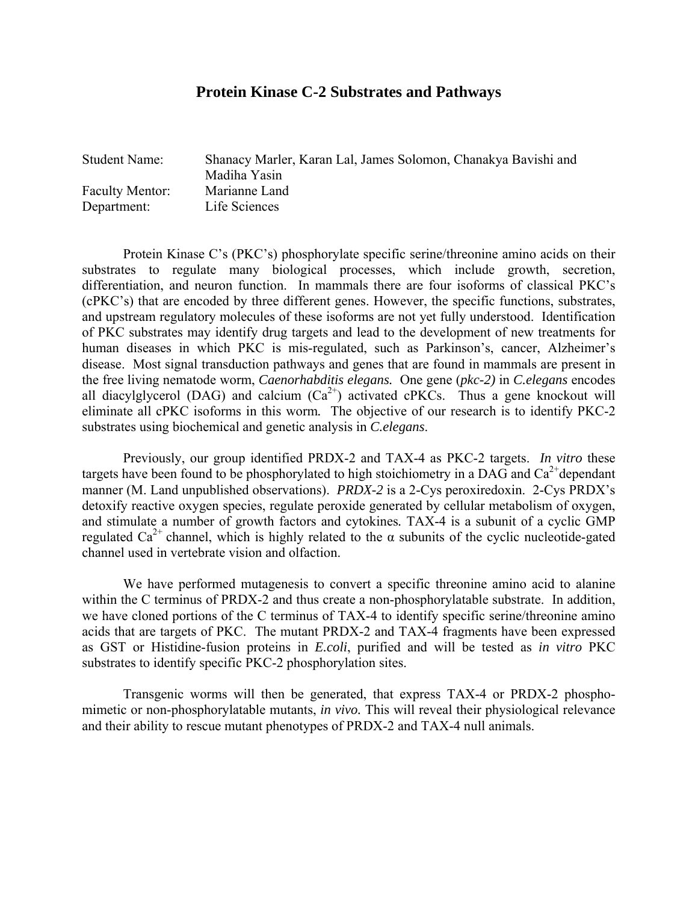# Protein Kinase C-2 Substrates and Pathways

Student Name: Shanacy Marler, Karan Lal, James Solomon, Chanakya Bavishi and Madiha Yasin
Faculty Mentor: Marianne Land
Department: Life Sciences

Protein Kinase C's (PKC's) phosphorylate specific serine/threonine amino acids on their substrates to regulate many biological processes, which include growth, secretion, differentiation, and neuron function. In mammals there are four isoforms of classical PKC's (cPKC's) that are encoded by three different genes. However, the specific functions, substrates, and upstream regulatory molecules of these isoforms are not yet fully understood. Identification of PKC substrates may identify drug targets and lead to the development of new treatments for human diseases in which PKC is mis-regulated, such as Parkinson's, cancer, Alzheimer's disease. Most signal transduction pathways and genes that are found in mammals are present in the free living nematode worm, *Caenorhabditis elegans.* One gene (*pkc-2)* in *C.elegans* encodes all diacylglycerol (DAG) and calcium ($Ca^{2+}$) activated cPKCs. Thus a gene knockout will eliminate all cPKC isoforms in this worm. The objective of our research is to identify PKC-2 substrates using biochemical and genetic analysis in *C.elegans*.

Previously, our group identified PRDX-2 and TAX-4 as PKC-2 targets. *In vitro* these targets have been found to be phosphorylated to high stoichiometry in a DAG and $Ca^{2+}$dependant manner (M. Land unpublished observations). *PRDX-2* is a 2-Cys peroxiredoxin. 2-Cys PRDX's detoxify reactive oxygen species, regulate peroxide generated by cellular metabolism of oxygen, and stimulate a number of growth factors and cytokines. TAX-4 is a subunit of a cyclic GMP regulated $Ca^{2+}$ channel, which is highly related to the α subunits of the cyclic nucleotide-gated channel used in vertebrate vision and olfaction.

We have performed mutagenesis to convert a specific threonine amino acid to alanine within the C terminus of PRDX-2 and thus create a non-phosphorylatable substrate. In addition, we have cloned portions of the C terminus of TAX-4 to identify specific serine/threonine amino acids that are targets of PKC. The mutant PRDX-2 and TAX-4 fragments have been expressed as GST or Histidine-fusion proteins in *E.coli*, purified and will be tested as *in vitro* PKC substrates to identify specific PKC-2 phosphorylation sites.

Transgenic worms will then be generated, that express TAX-4 or PRDX-2 phospho-mimetic or non-phosphorylatable mutants, *in vivo*. This will reveal their physiological relevance and their ability to rescue mutant phenotypes of PRDX-2 and TAX-4 null animals.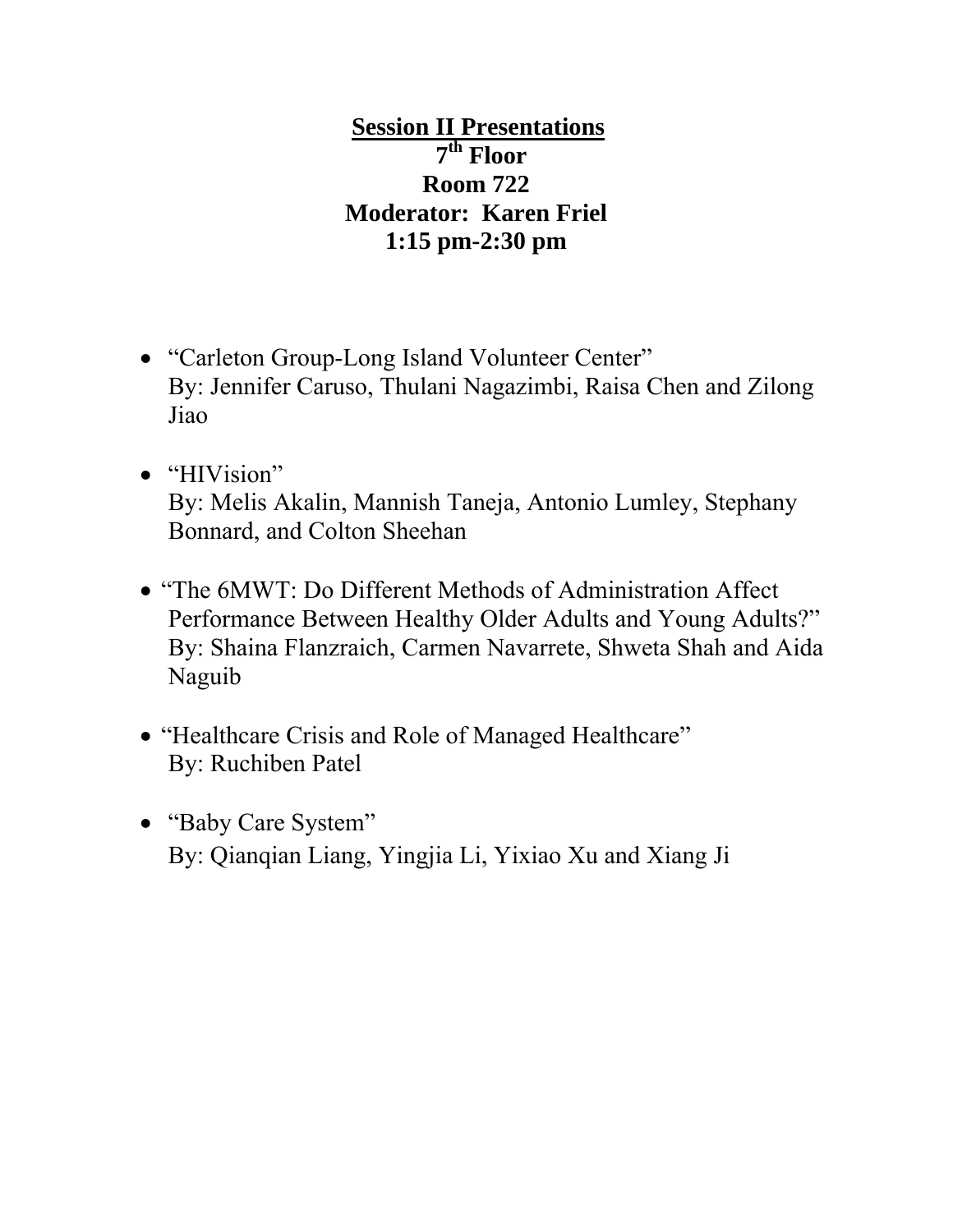## Session II Presentations

**7th Floor**
**Room 722**
**Moderator: Karen Friel**
**1:15 pm-2:30 pm**

- "Carleton Group-Long Island Volunteer Center"
  By: Jennifer Caruso, Thulani Nagazimbi, Raisa Chen and Zilong Jiao

- "HIVision"
  By: Melis Akalin, Mannish Taneja, Antonio Lumley, Stephany Bonnard, and Colton Sheehan

- "The 6MWT: Do Different Methods of Administration Affect Performance Between Healthy Older Adults and Young Adults?"
  By: Shaina Flanzraich, Carmen Navarrete, Shweta Shah and Aida Naguib

- "Healthcare Crisis and Role of Managed Healthcare"
  By: Ruchiben Patel

- "Baby Care System"
  By: Qianqian Liang, Yingjia Li, Yixiao Xu and Xiang Ji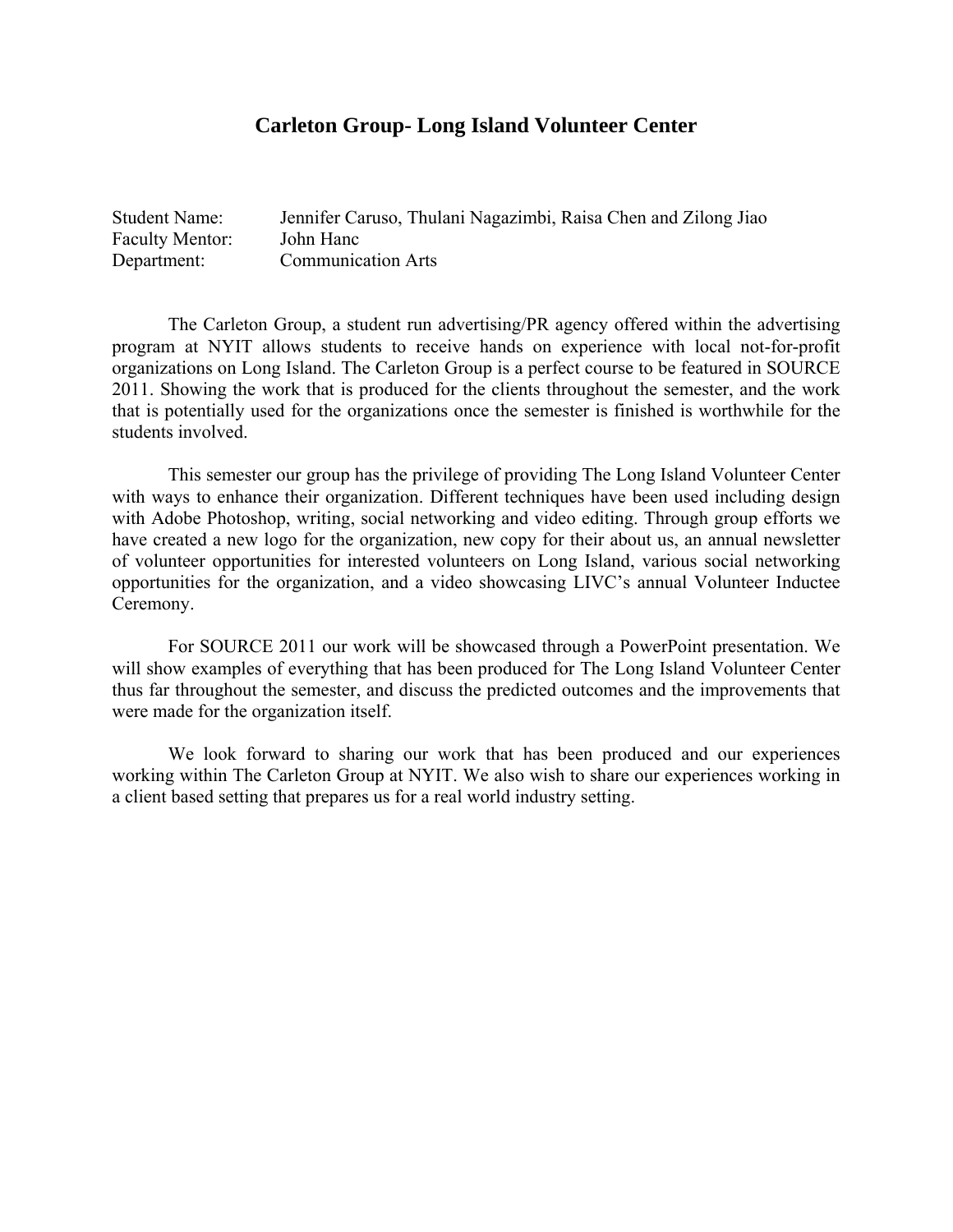# Carleton Group- Long Island Volunteer Center

Student Name: Jennifer Caruso, Thulani Nagazimbi, Raisa Chen and Zilong Jiao
Faculty Mentor: John Hanc
Department: Communication Arts

The Carleton Group, a student run advertising/PR agency offered within the advertising program at NYIT allows students to receive hands on experience with local not-for-profit organizations on Long Island. The Carleton Group is a perfect course to be featured in SOURCE 2011. Showing the work that is produced for the clients throughout the semester, and the work that is potentially used for the organizations once the semester is finished is worthwhile for the students involved.

This semester our group has the privilege of providing The Long Island Volunteer Center with ways to enhance their organization. Different techniques have been used including design with Adobe Photoshop, writing, social networking and video editing. Through group efforts we have created a new logo for the organization, new copy for their about us, an annual newsletter of volunteer opportunities for interested volunteers on Long Island, various social networking opportunities for the organization, and a video showcasing LIVC's annual Volunteer Inductee Ceremony.

For SOURCE 2011 our work will be showcased through a PowerPoint presentation. We will show examples of everything that has been produced for The Long Island Volunteer Center thus far throughout the semester, and discuss the predicted outcomes and the improvements that were made for the organization itself.

We look forward to sharing our work that has been produced and our experiences working within The Carleton Group at NYIT. We also wish to share our experiences working in a client based setting that prepares us for a real world industry setting.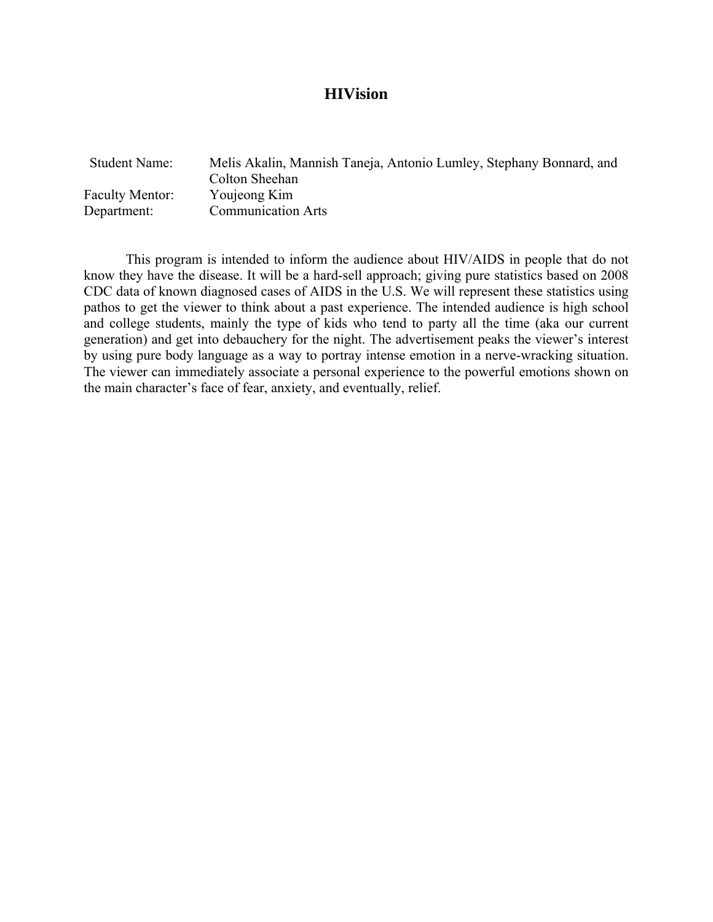# HIVision

| | |
|---|---|
| Student Name: | Melis Akalin, Mannish Taneja, Antonio Lumley, Stephany Bonnard, and Colton Sheehan |
| Faculty Mentor: | Youjeong Kim |
| Department: | Communication Arts |

This program is intended to inform the audience about HIV/AIDS in people that do not know they have the disease. It will be a hard-sell approach; giving pure statistics based on 2008 CDC data of known diagnosed cases of AIDS in the U.S. We will represent these statistics using pathos to get the viewer to think about a past experience. The intended audience is high school and college students, mainly the type of kids who tend to party all the time (aka our current generation) and get into debauchery for the night. The advertisement peaks the viewer's interest by using pure body language as a way to portray intense emotion in a nerve-wracking situation. The viewer can immediately associate a personal experience to the powerful emotions shown on the main character's face of fear, anxiety, and eventually, relief.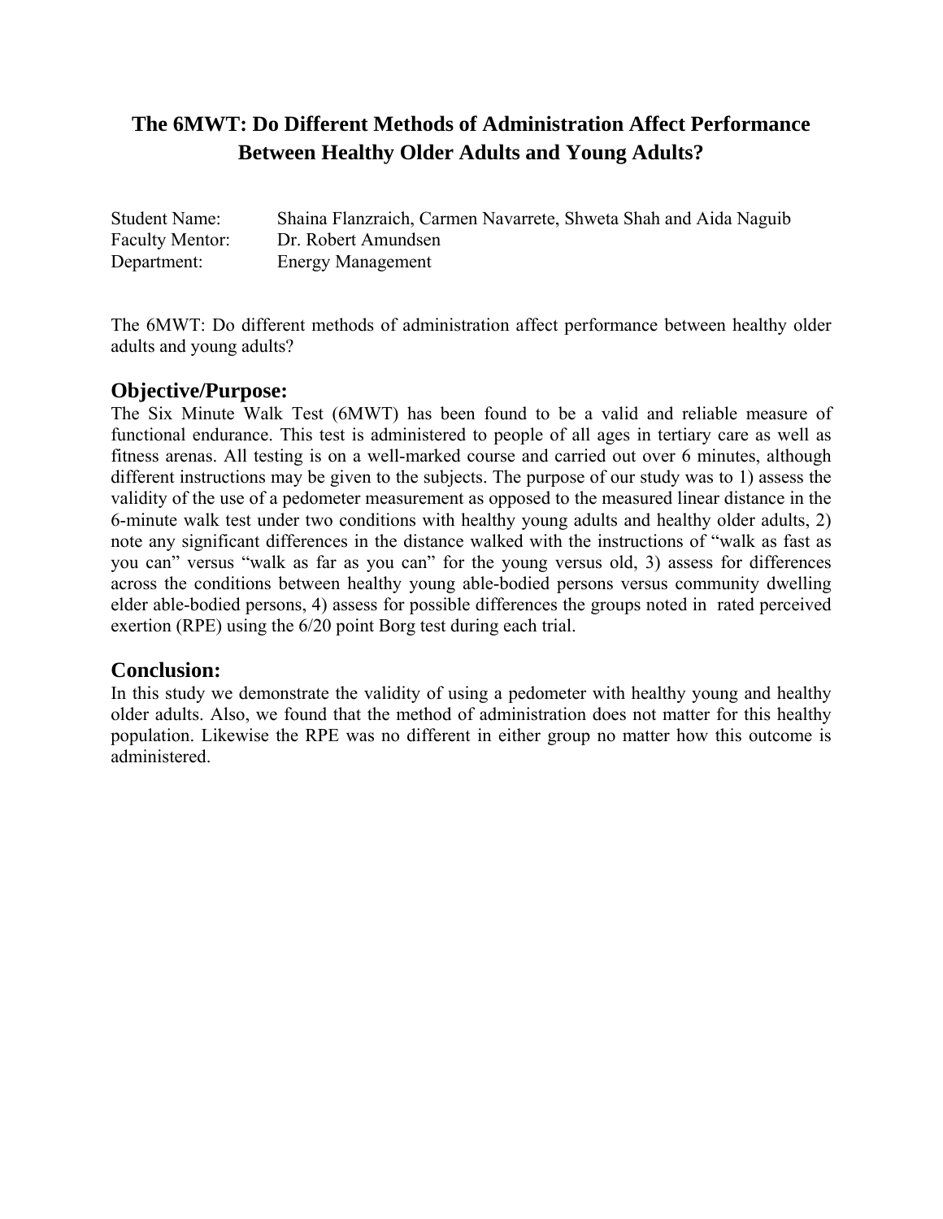# The 6MWT: Do Different Methods of Administration Affect Performance Between Healthy Older Adults and Young Adults?

Student Name: Shaina Flanzraich, Carmen Navarrete, Shweta Shah and Aida Naguib
Faculty Mentor: Dr. Robert Amundsen
Department: Energy Management

The 6MWT: Do different methods of administration affect performance between healthy older adults and young adults?

## Objective/Purpose:

The Six Minute Walk Test (6MWT) has been found to be a valid and reliable measure of functional endurance. This test is administered to people of all ages in tertiary care as well as fitness arenas. All testing is on a well-marked course and carried out over 6 minutes, although different instructions may be given to the subjects. The purpose of our study was to 1) assess the validity of the use of a pedometer measurement as opposed to the measured linear distance in the 6-minute walk test under two conditions with healthy young adults and healthy older adults, 2) note any significant differences in the distance walked with the instructions of "walk as fast as you can" versus "walk as far as you can" for the young versus old, 3) assess for differences across the conditions between healthy young able-bodied persons versus community dwelling elder able-bodied persons, 4) assess for possible differences the groups noted in rated perceived exertion (RPE) using the 6/20 point Borg test during each trial.

## Conclusion:

In this study we demonstrate the validity of using a pedometer with healthy young and healthy older adults. Also, we found that the method of administration does not matter for this healthy population. Likewise the RPE was no different in either group no matter how this outcome is administered.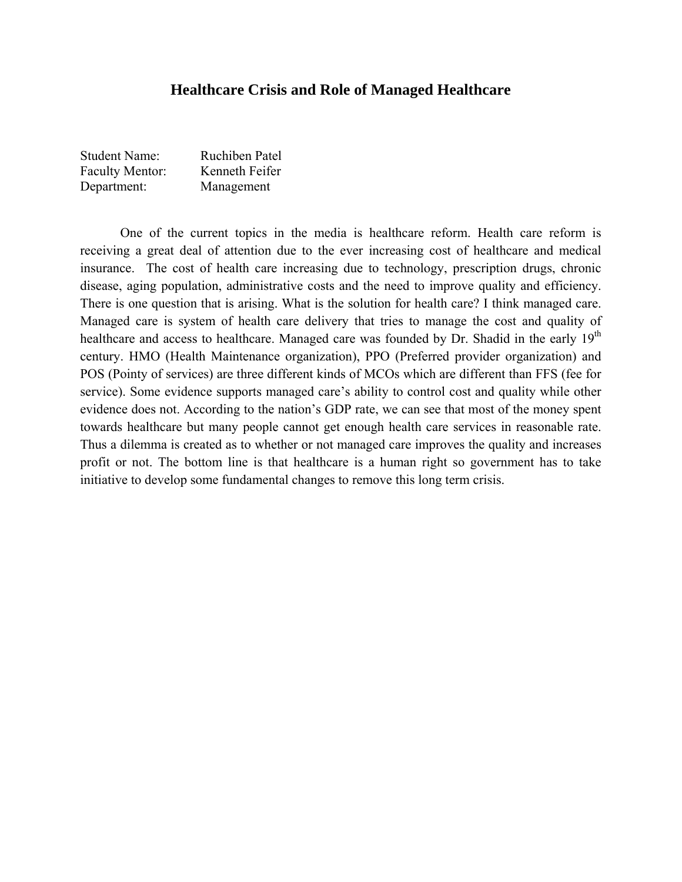# Healthcare Crisis and Role of Managed Healthcare

Student Name: Ruchiben Patel
Faculty Mentor: Kenneth Feifer
Department: Management

One of the current topics in the media is healthcare reform. Health care reform is receiving a great deal of attention due to the ever increasing cost of healthcare and medical insurance. The cost of health care increasing due to technology, prescription drugs, chronic disease, aging population, administrative costs and the need to improve quality and efficiency. There is one question that is arising. What is the solution for health care? I think managed care. Managed care is system of health care delivery that tries to manage the cost and quality of healthcare and access to healthcare. Managed care was founded by Dr. Shadid in the early 19th century. HMO (Health Maintenance organization), PPO (Preferred provider organization) and POS (Pointy of services) are three different kinds of MCOs which are different than FFS (fee for service). Some evidence supports managed care's ability to control cost and quality while other evidence does not. According to the nation's GDP rate, we can see that most of the money spent towards healthcare but many people cannot get enough health care services in reasonable rate. Thus a dilemma is created as to whether or not managed care improves the quality and increases profit or not. The bottom line is that healthcare is a human right so government has to take initiative to develop some fundamental changes to remove this long term crisis.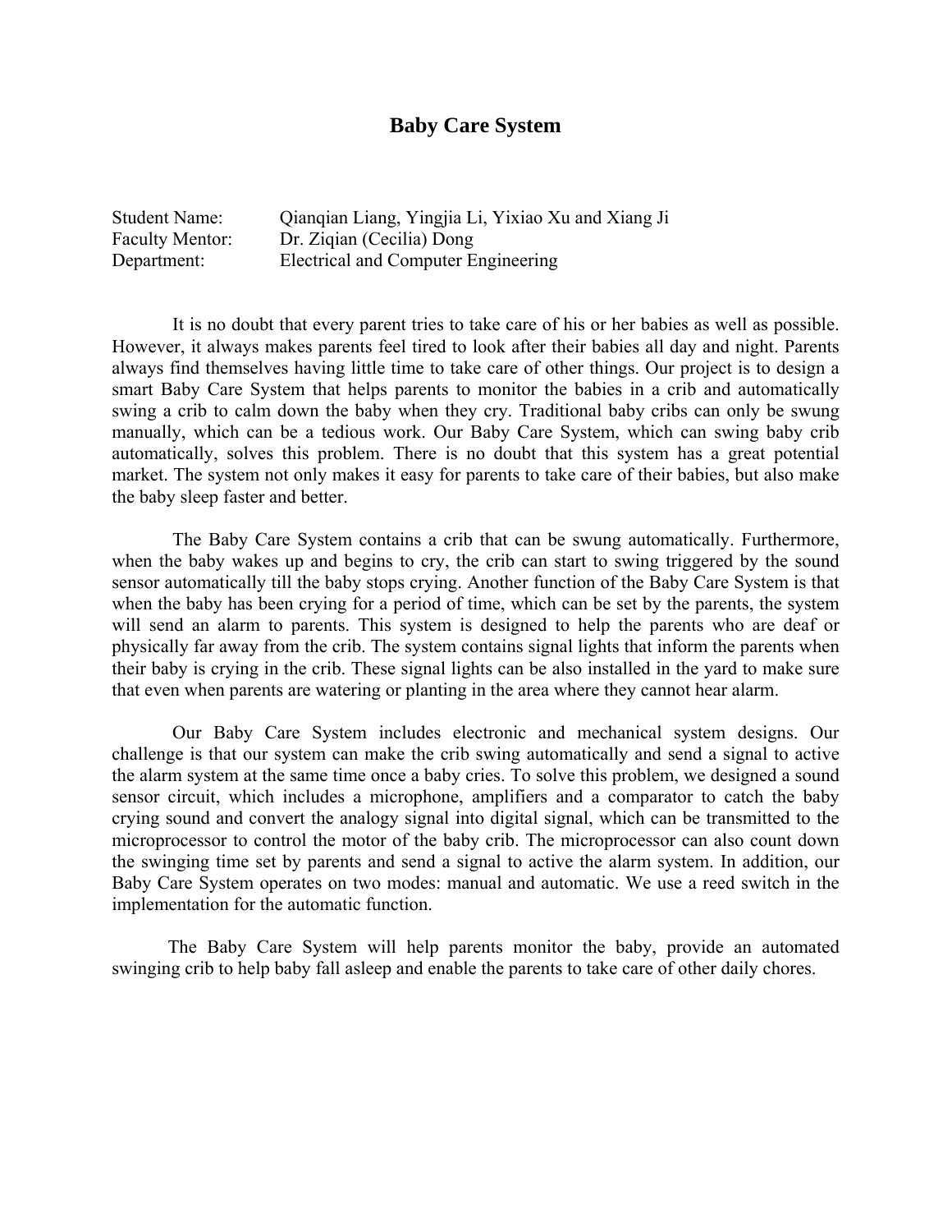# Baby Care System

Student Name: Qianqian Liang, Yingjia Li, Yixiao Xu and Xiang Ji
Faculty Mentor: Dr. Ziqian (Cecilia) Dong
Department: Electrical and Computer Engineering

It is no doubt that every parent tries to take care of his or her babies as well as possible. However, it always makes parents feel tired to look after their babies all day and night. Parents always find themselves having little time to take care of other things. Our project is to design a smart Baby Care System that helps parents to monitor the babies in a crib and automatically swing a crib to calm down the baby when they cry. Traditional baby cribs can only be swung manually, which can be a tedious work. Our Baby Care System, which can swing baby crib automatically, solves this problem. There is no doubt that this system has a great potential market. The system not only makes it easy for parents to take care of their babies, but also make the baby sleep faster and better.

The Baby Care System contains a crib that can be swung automatically. Furthermore, when the baby wakes up and begins to cry, the crib can start to swing triggered by the sound sensor automatically till the baby stops crying. Another function of the Baby Care System is that when the baby has been crying for a period of time, which can be set by the parents, the system will send an alarm to parents. This system is designed to help the parents who are deaf or physically far away from the crib. The system contains signal lights that inform the parents when their baby is crying in the crib. These signal lights can be also installed in the yard to make sure that even when parents are watering or planting in the area where they cannot hear alarm.

Our Baby Care System includes electronic and mechanical system designs. Our challenge is that our system can make the crib swing automatically and send a signal to active the alarm system at the same time once a baby cries. To solve this problem, we designed a sound sensor circuit, which includes a microphone, amplifiers and a comparator to catch the baby crying sound and convert the analogy signal into digital signal, which can be transmitted to the microprocessor to control the motor of the baby crib. The microprocessor can also count down the swinging time set by parents and send a signal to active the alarm system. In addition, our Baby Care System operates on two modes: manual and automatic. We use a reed switch in the implementation for the automatic function.

The Baby Care System will help parents monitor the baby, provide an automated swinging crib to help baby fall asleep and enable the parents to take care of other daily chores.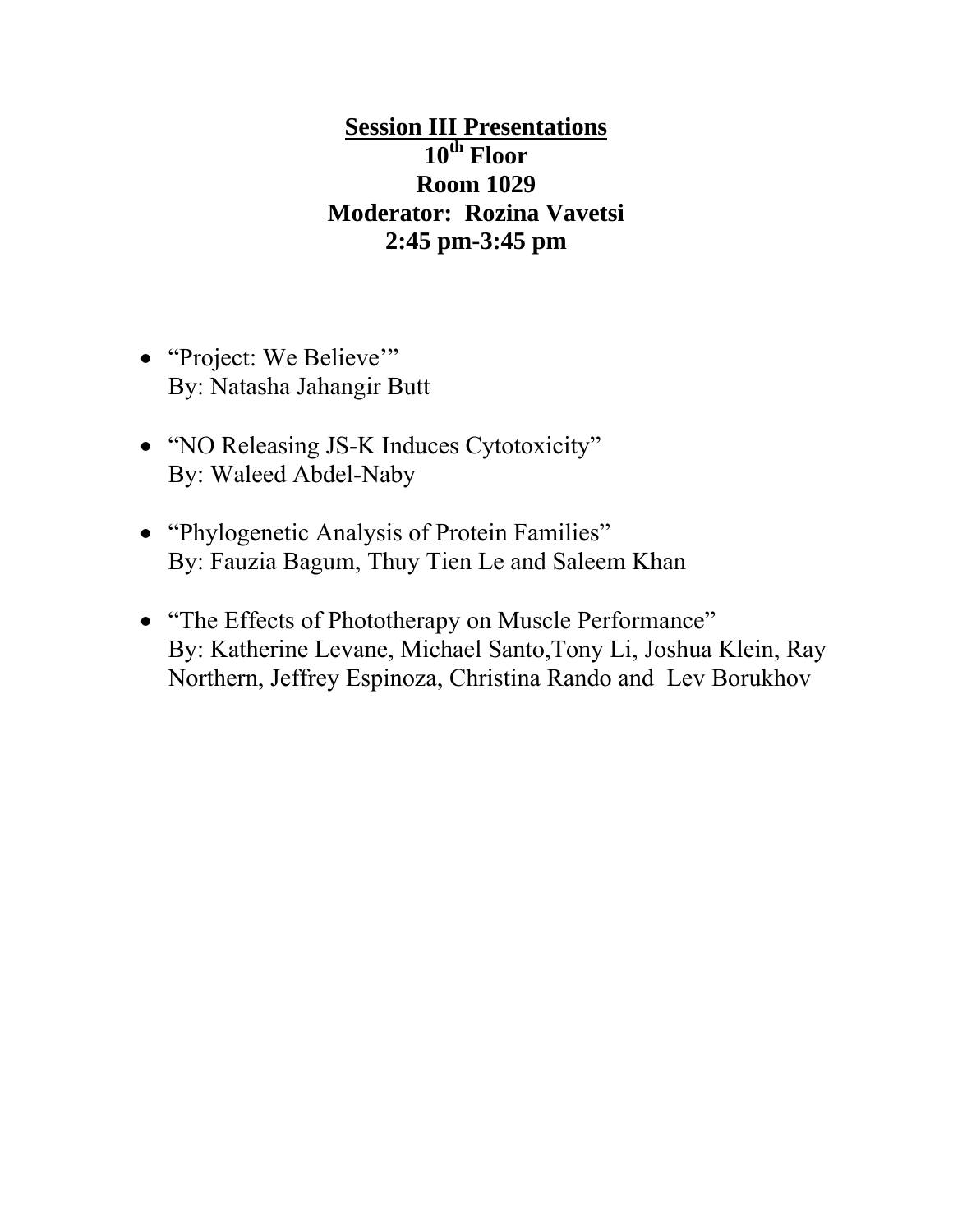# Session III Presentations

**10th Floor**

**Room 1029**

**Moderator: Rozina Vavetsi**

**2:45 pm-3:45 pm**

- "Project: We Believe'"
  By: Natasha Jahangir Butt

- "NO Releasing JS-K Induces Cytotoxicity"
  By: Waleed Abdel-Naby

- "Phylogenetic Analysis of Protein Families"
  By: Fauzia Bagum, Thuy Tien Le and Saleem Khan

- "The Effects of Phototherapy on Muscle Performance"
  By: Katherine Levane, Michael Santo,Tony Li, Joshua Klein, Ray Northern, Jeffrey Espinoza, Christina Rando and Lev Borukhov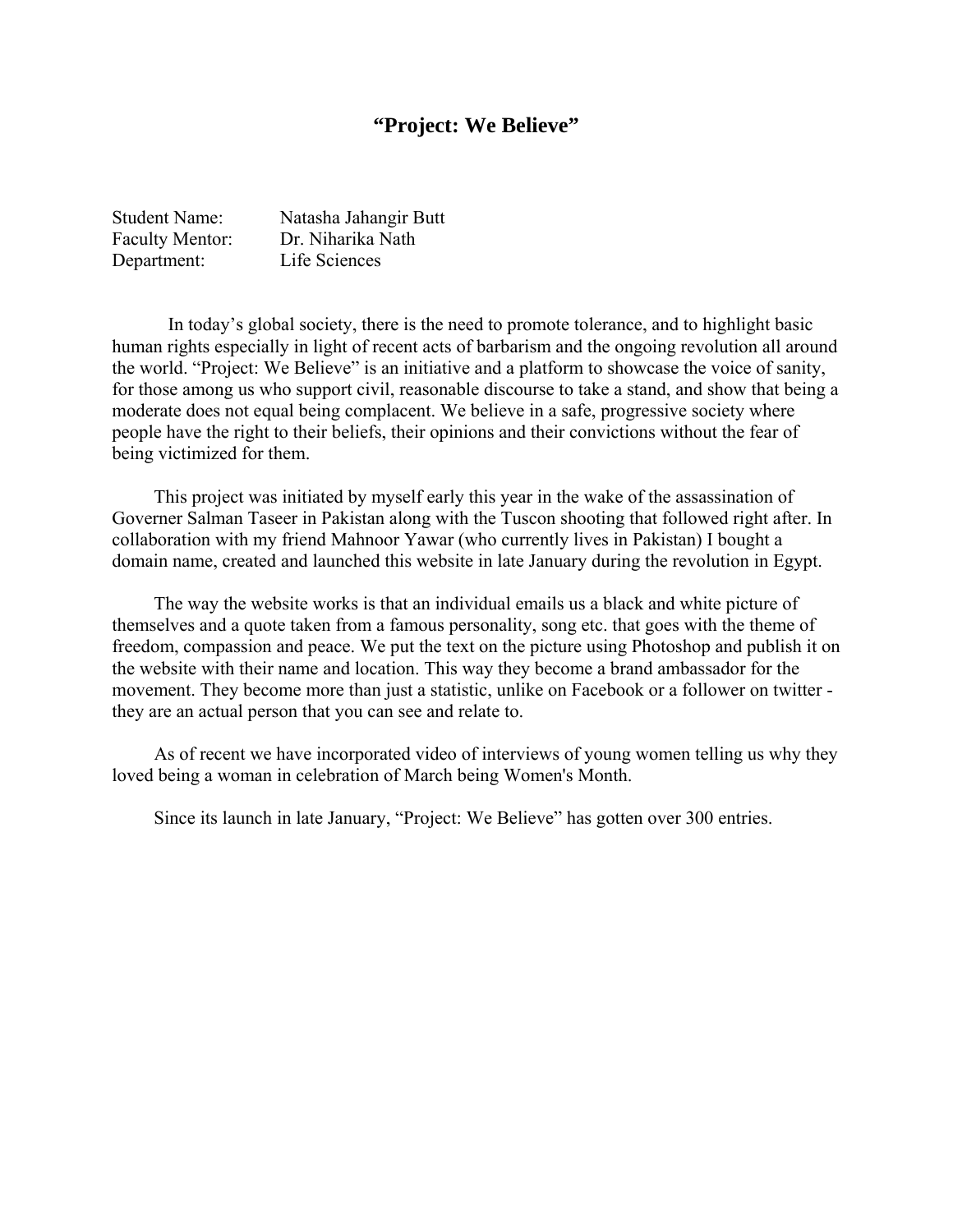# "Project: We Believe"

Student Name: Natasha Jahangir Butt
Faculty Mentor: Dr. Niharika Nath
Department: Life Sciences

In today's global society, there is the need to promote tolerance, and to highlight basic human rights especially in light of recent acts of barbarism and the ongoing revolution all around the world. "Project: We Believe" is an initiative and a platform to showcase the voice of sanity, for those among us who support civil, reasonable discourse to take a stand, and show that being a moderate does not equal being complacent. We believe in a safe, progressive society where people have the right to their beliefs, their opinions and their convictions without the fear of being victimized for them.

This project was initiated by myself early this year in the wake of the assassination of Governer Salman Taseer in Pakistan along with the Tuscon shooting that followed right after. In collaboration with my friend Mahnoor Yawar (who currently lives in Pakistan) I bought a domain name, created and launched this website in late January during the revolution in Egypt.

The way the website works is that an individual emails us a black and white picture of themselves and a quote taken from a famous personality, song etc. that goes with the theme of freedom, compassion and peace. We put the text on the picture using Photoshop and publish it on the website with their name and location. This way they become a brand ambassador for the movement. They become more than just a statistic, unlike on Facebook or a follower on twitter - they are an actual person that you can see and relate to.

As of recent we have incorporated video of interviews of young women telling us why they loved being a woman in celebration of March being Women's Month.

Since its launch in late January, "Project: We Believe" has gotten over 300 entries.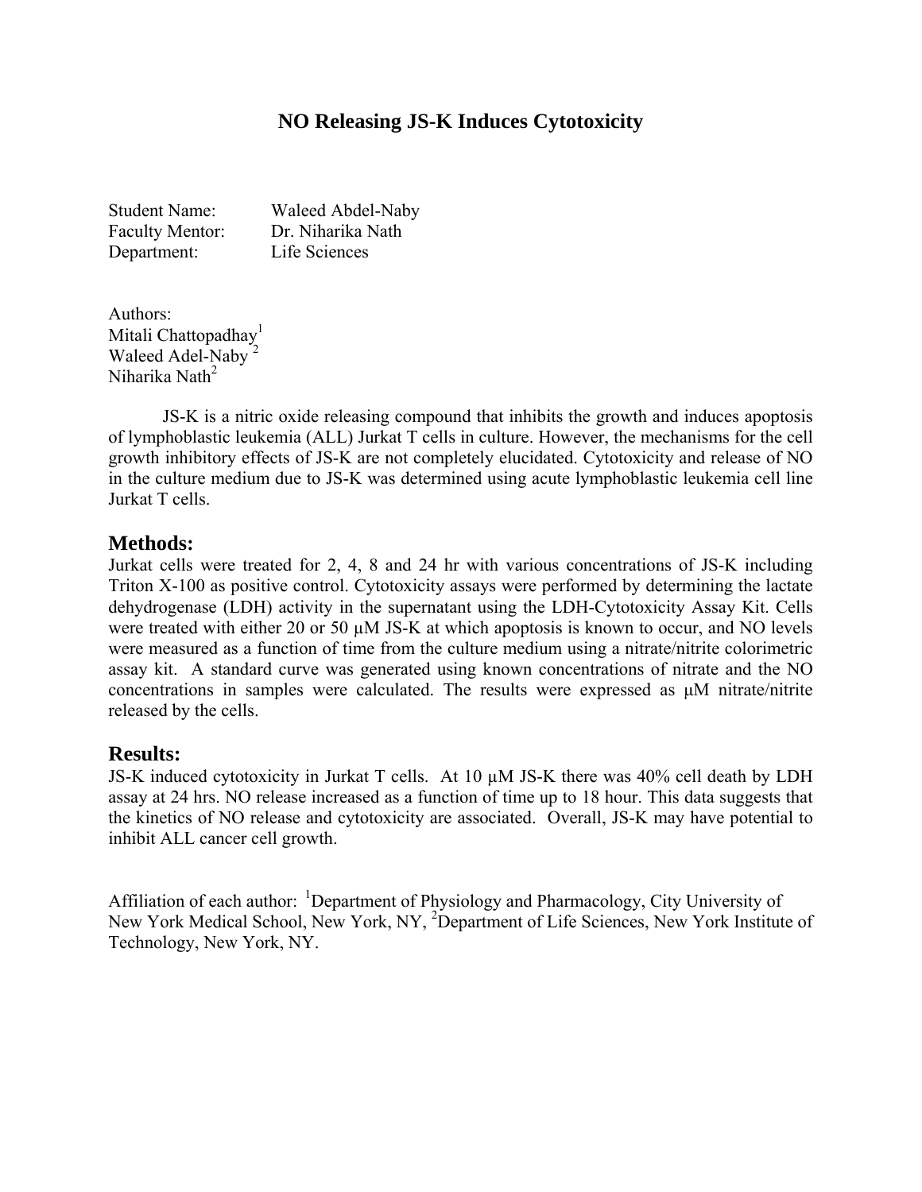# NO Releasing JS-K Induces Cytotoxicity

Student Name: Waleed Abdel-Naby
Faculty Mentor: Dr. Niharika Nath
Department: Life Sciences

Authors:
Mitali Chattopadhay[1]
Waleed Adel-Naby [2]
Niharika Nath[2]

JS-K is a nitric oxide releasing compound that inhibits the growth and induces apoptosis of lymphoblastic leukemia (ALL) Jurkat T cells in culture. However, the mechanisms for the cell growth inhibitory effects of JS-K are not completely elucidated. Cytotoxicity and release of NO in the culture medium due to JS-K was determined using acute lymphoblastic leukemia cell line Jurkat T cells.

## Methods:

Jurkat cells were treated for 2, 4, 8 and 24 hr with various concentrations of JS-K including Triton X-100 as positive control. Cytotoxicity assays were performed by determining the lactate dehydrogenase (LDH) activity in the supernatant using the LDH-Cytotoxicity Assay Kit. Cells were treated with either 20 or 50 µM JS-K at which apoptosis is known to occur, and NO levels were measured as a function of time from the culture medium using a nitrate/nitrite colorimetric assay kit. A standard curve was generated using known concentrations of nitrate and the NO concentrations in samples were calculated. The results were expressed as µM nitrate/nitrite released by the cells.

## Results:

JS-K induced cytotoxicity in Jurkat T cells. At 10 µM JS-K there was 40% cell death by LDH assay at 24 hrs. NO release increased as a function of time up to 18 hour. This data suggests that the kinetics of NO release and cytotoxicity are associated. Overall, JS-K may have potential to inhibit ALL cancer cell growth.

Affiliation of each author: [1]Department of Physiology and Pharmacology, City University of New York Medical School, New York, NY, [2]Department of Life Sciences, New York Institute of Technology, New York, NY.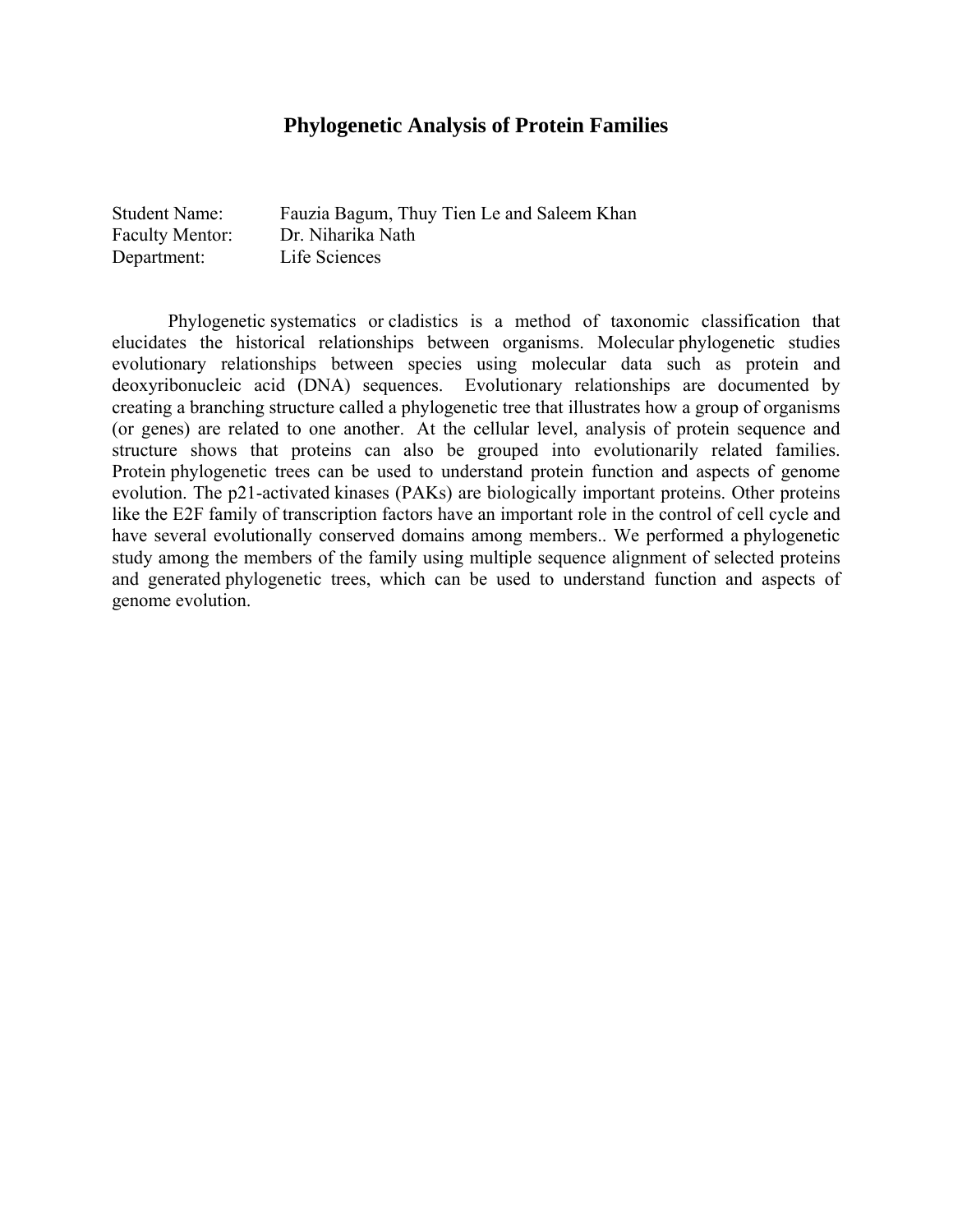# Phylogenetic Analysis of Protein Families

Student Name: Fauzia Bagum, Thuy Tien Le and Saleem Khan
Faculty Mentor: Dr. Niharika Nath
Department: Life Sciences

Phylogenetic systematics or cladistics is a method of taxonomic classification that elucidates the historical relationships between organisms. Molecular phylogenetic studies evolutionary relationships between species using molecular data such as protein and deoxyribonucleic acid (DNA) sequences. Evolutionary relationships are documented by creating a branching structure called a phylogenetic tree that illustrates how a group of organisms (or genes) are related to one another. At the cellular level, analysis of protein sequence and structure shows that proteins can also be grouped into evolutionarily related families. Protein phylogenetic trees can be used to understand protein function and aspects of genome evolution. The p21-activated kinases (PAKs) are biologically important proteins. Other proteins like the E2F family of transcription factors have an important role in the control of cell cycle and have several evolutionally conserved domains among members.. We performed a phylogenetic study among the members of the family using multiple sequence alignment of selected proteins and generated phylogenetic trees, which can be used to understand function and aspects of genome evolution.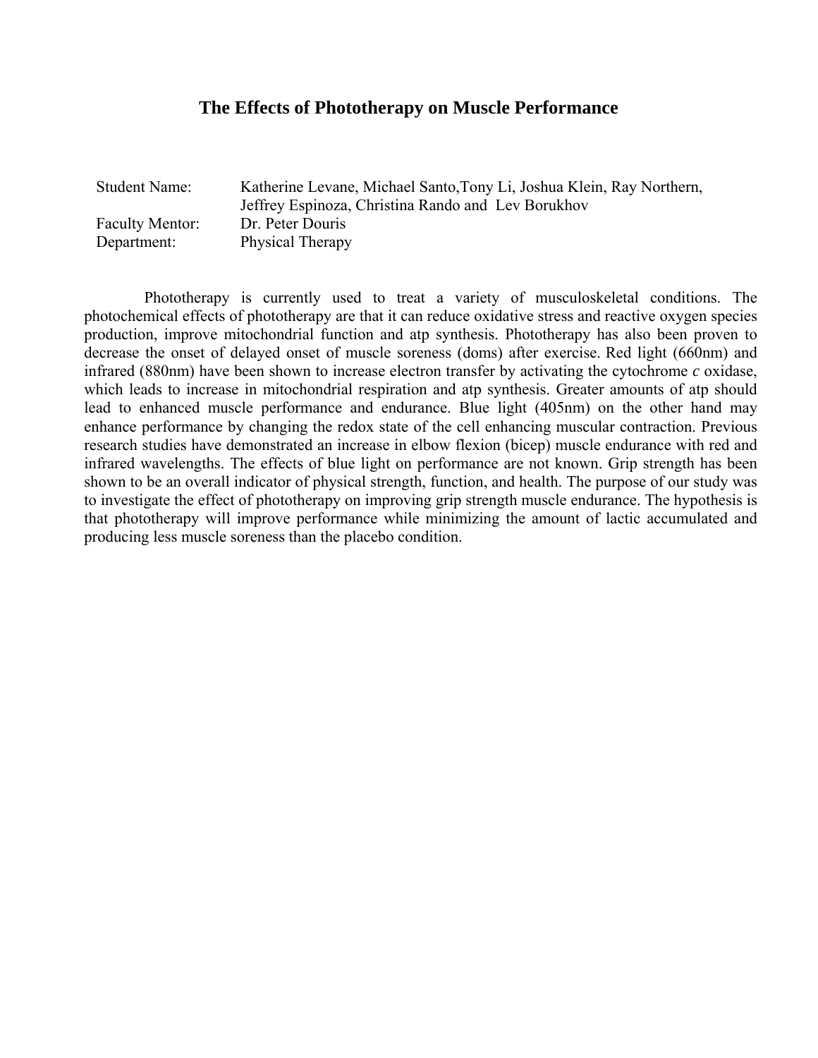# The Effects of Phototherapy on Muscle Performance

| | |
|---|---|
| Student Name: | Katherine Levane, Michael Santo,Tony Li, Joshua Klein, Ray Northern, Jeffrey Espinoza, Christina Rando and Lev Borukhov |
| Faculty Mentor: | Dr. Peter Douris |
| Department: | Physical Therapy |

Phototherapy is currently used to treat a variety of musculoskeletal conditions. The photochemical effects of phototherapy are that it can reduce oxidative stress and reactive oxygen species production, improve mitochondrial function and atp synthesis. Phototherapy has also been proven to decrease the onset of delayed onset of muscle soreness (doms) after exercise. Red light (660nm) and infrared (880nm) have been shown to increase electron transfer by activating the cytochrome *c* oxidase, which leads to increase in mitochondrial respiration and atp synthesis. Greater amounts of atp should lead to enhanced muscle performance and endurance. Blue light (405nm) on the other hand may enhance performance by changing the redox state of the cell enhancing muscular contraction. Previous research studies have demonstrated an increase in elbow flexion (bicep) muscle endurance with red and infrared wavelengths. The effects of blue light on performance are not known. Grip strength has been shown to be an overall indicator of physical strength, function, and health. The purpose of our study was to investigate the effect of phototherapy on improving grip strength muscle endurance. The hypothesis is that phototherapy will improve performance while minimizing the amount of lactic accumulated and producing less muscle soreness than the placebo condition.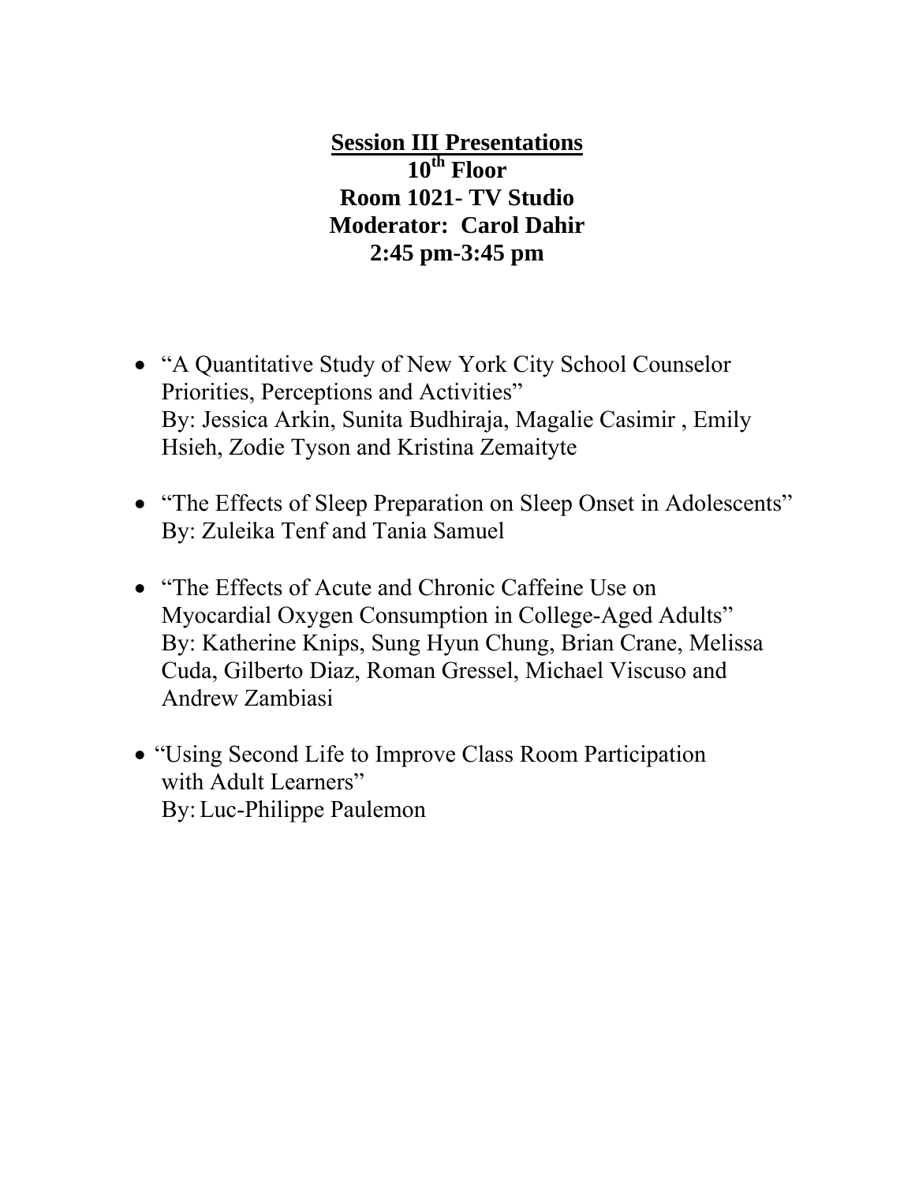**Session III Presentations**

**10th Floor**

**Room 1021- TV Studio**

**Moderator: Carol Dahir**

**2:45 pm-3:45 pm**

- "A Quantitative Study of New York City School Counselor Priorities, Perceptions and Activities"
  By: Jessica Arkin, Sunita Budhiraja, Magalie Casimir , Emily Hsieh, Zodie Tyson and Kristina Zemaityte

- "The Effects of Sleep Preparation on Sleep Onset in Adolescents"
  By: Zuleika Tenf and Tania Samuel

- "The Effects of Acute and Chronic Caffeine Use on Myocardial Oxygen Consumption in College-Aged Adults"
  By: Katherine Knips, Sung Hyun Chung, Brian Crane, Melissa Cuda, Gilberto Diaz, Roman Gressel, Michael Viscuso and Andrew Zambiasi

- "Using Second Life to Improve Class Room Participation with Adult Learners"
  By: Luc-Philippe Paulemon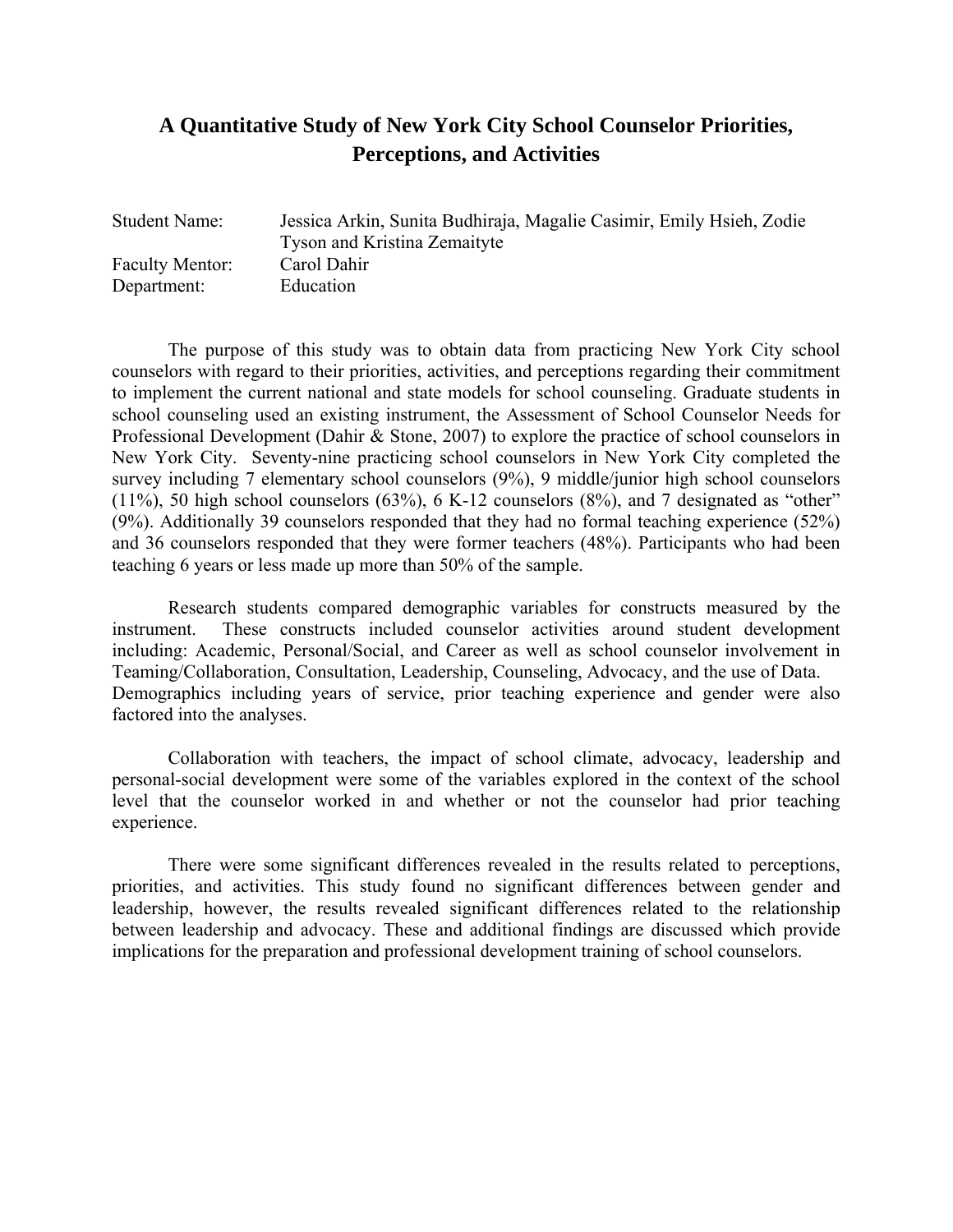# A Quantitative Study of New York City School Counselor Priorities, Perceptions, and Activities

Student Name: Jessica Arkin, Sunita Budhiraja, Magalie Casimir, Emily Hsieh, Zodie Tyson and Kristina Zemaityte
Faculty Mentor: Carol Dahir
Department: Education

The purpose of this study was to obtain data from practicing New York City school counselors with regard to their priorities, activities, and perceptions regarding their commitment to implement the current national and state models for school counseling. Graduate students in school counseling used an existing instrument, the Assessment of School Counselor Needs for Professional Development (Dahir & Stone, 2007) to explore the practice of school counselors in New York City. Seventy-nine practicing school counselors in New York City completed the survey including 7 elementary school counselors (9%), 9 middle/junior high school counselors (11%), 50 high school counselors (63%), 6 K-12 counselors (8%), and 7 designated as "other" (9%). Additionally 39 counselors responded that they had no formal teaching experience (52%) and 36 counselors responded that they were former teachers (48%). Participants who had been teaching 6 years or less made up more than 50% of the sample.

Research students compared demographic variables for constructs measured by the instrument. These constructs included counselor activities around student development including: Academic, Personal/Social, and Career as well as school counselor involvement in Teaming/Collaboration, Consultation, Leadership, Counseling, Advocacy, and the use of Data. Demographics including years of service, prior teaching experience and gender were also factored into the analyses.

Collaboration with teachers, the impact of school climate, advocacy, leadership and personal-social development were some of the variables explored in the context of the school level that the counselor worked in and whether or not the counselor had prior teaching experience.

There were some significant differences revealed in the results related to perceptions, priorities, and activities. This study found no significant differences between gender and leadership, however, the results revealed significant differences related to the relationship between leadership and advocacy. These and additional findings are discussed which provide implications for the preparation and professional development training of school counselors.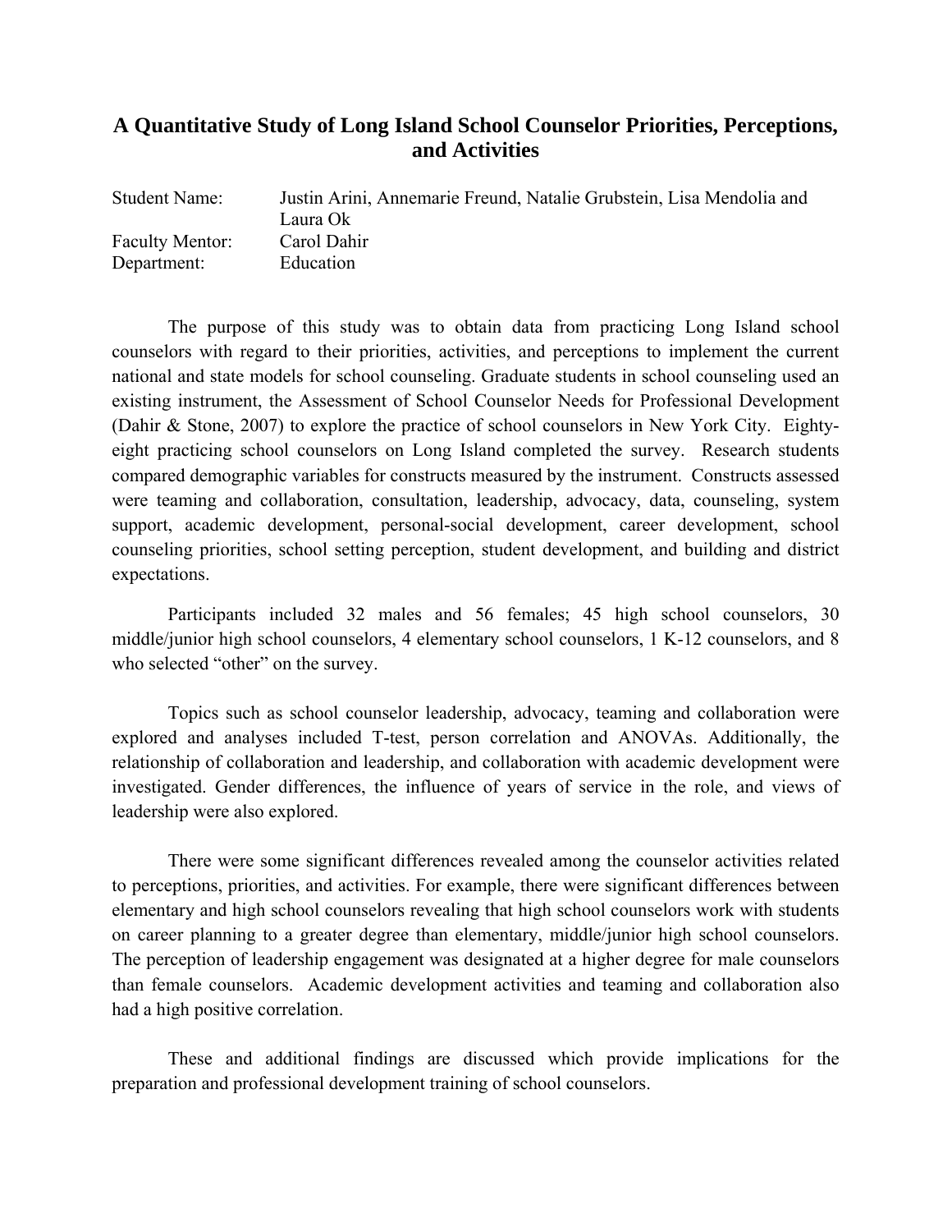# A Quantitative Study of Long Island School Counselor Priorities, Perceptions, and Activities

| | |
|---|---|
| Student Name: | Justin Arini, Annemarie Freund, Natalie Grubstein, Lisa Mendolia and Laura Ok |
| Faculty Mentor: | Carol Dahir |
| Department: | Education |

The purpose of this study was to obtain data from practicing Long Island school counselors with regard to their priorities, activities, and perceptions to implement the current national and state models for school counseling. Graduate students in school counseling used an existing instrument, the Assessment of School Counselor Needs for Professional Development (Dahir & Stone, 2007) to explore the practice of school counselors in New York City. Eighty-eight practicing school counselors on Long Island completed the survey. Research students compared demographic variables for constructs measured by the instrument. Constructs assessed were teaming and collaboration, consultation, leadership, advocacy, data, counseling, system support, academic development, personal-social development, career development, school counseling priorities, school setting perception, student development, and building and district expectations.

Participants included 32 males and 56 females; 45 high school counselors, 30 middle/junior high school counselors, 4 elementary school counselors, 1 K-12 counselors, and 8 who selected "other" on the survey.

Topics such as school counselor leadership, advocacy, teaming and collaboration were explored and analyses included T-test, person correlation and ANOVAs. Additionally, the relationship of collaboration and leadership, and collaboration with academic development were investigated. Gender differences, the influence of years of service in the role, and views of leadership were also explored.

There were some significant differences revealed among the counselor activities related to perceptions, priorities, and activities. For example, there were significant differences between elementary and high school counselors revealing that high school counselors work with students on career planning to a greater degree than elementary, middle/junior high school counselors. The perception of leadership engagement was designated at a higher degree for male counselors than female counselors. Academic development activities and teaming and collaboration also had a high positive correlation.

These and additional findings are discussed which provide implications for the preparation and professional development training of school counselors.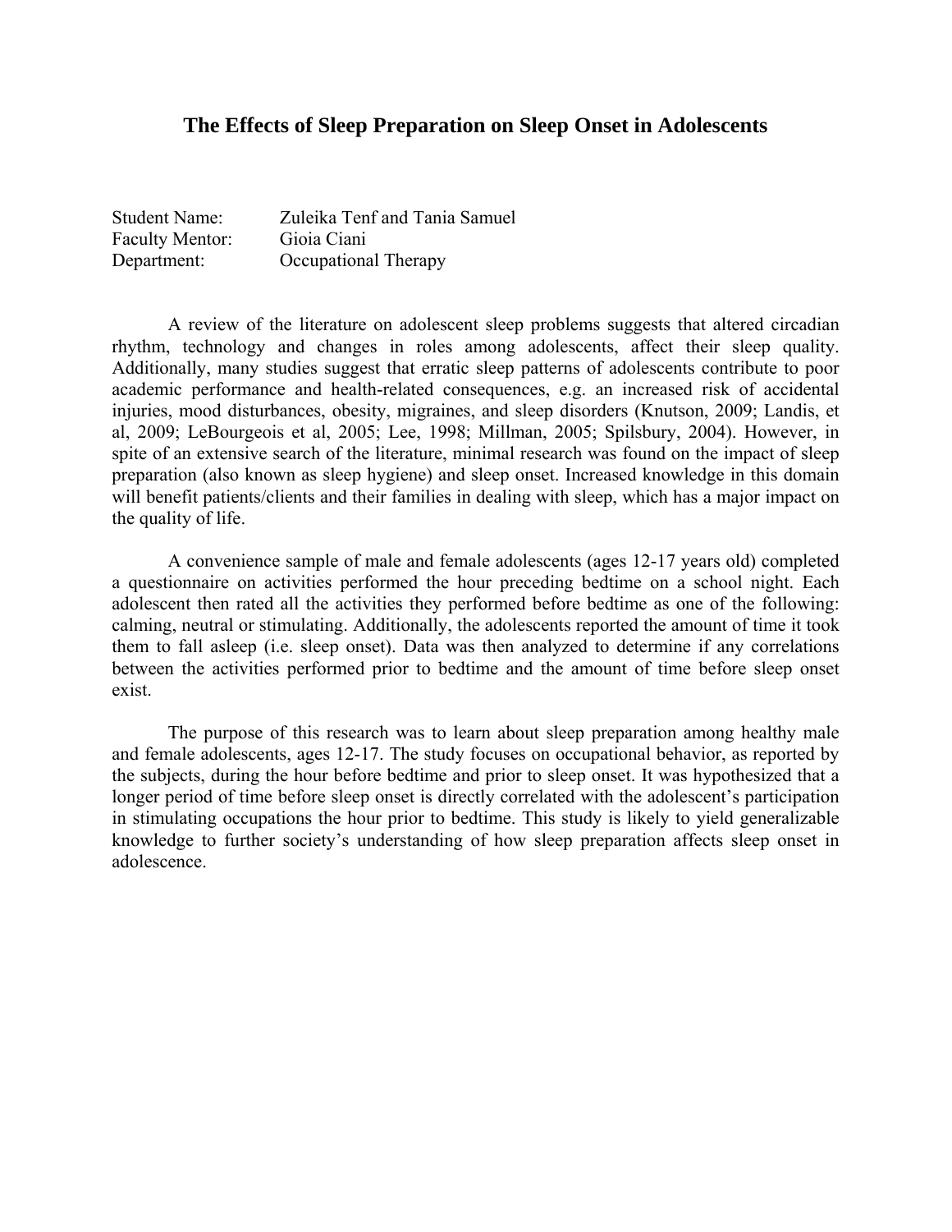# The Effects of Sleep Preparation on Sleep Onset in Adolescents

Student Name: Zuleika Tenf and Tania Samuel
Faculty Mentor: Gioia Ciani
Department: Occupational Therapy

A review of the literature on adolescent sleep problems suggests that altered circadian rhythm, technology and changes in roles among adolescents, affect their sleep quality. Additionally, many studies suggest that erratic sleep patterns of adolescents contribute to poor academic performance and health-related consequences, e.g. an increased risk of accidental injuries, mood disturbances, obesity, migraines, and sleep disorders (Knutson, 2009; Landis, et al, 2009; LeBourgeois et al, 2005; Lee, 1998; Millman, 2005; Spilsbury, 2004). However, in spite of an extensive search of the literature, minimal research was found on the impact of sleep preparation (also known as sleep hygiene) and sleep onset. Increased knowledge in this domain will benefit patients/clients and their families in dealing with sleep, which has a major impact on the quality of life.

A convenience sample of male and female adolescents (ages 12-17 years old) completed a questionnaire on activities performed the hour preceding bedtime on a school night. Each adolescent then rated all the activities they performed before bedtime as one of the following: calming, neutral or stimulating. Additionally, the adolescents reported the amount of time it took them to fall asleep (i.e. sleep onset). Data was then analyzed to determine if any correlations between the activities performed prior to bedtime and the amount of time before sleep onset exist.

The purpose of this research was to learn about sleep preparation among healthy male and female adolescents, ages 12-17. The study focuses on occupational behavior, as reported by the subjects, during the hour before bedtime and prior to sleep onset. It was hypothesized that a longer period of time before sleep onset is directly correlated with the adolescent's participation in stimulating occupations the hour prior to bedtime. This study is likely to yield generalizable knowledge to further society's understanding of how sleep preparation affects sleep onset in adolescence.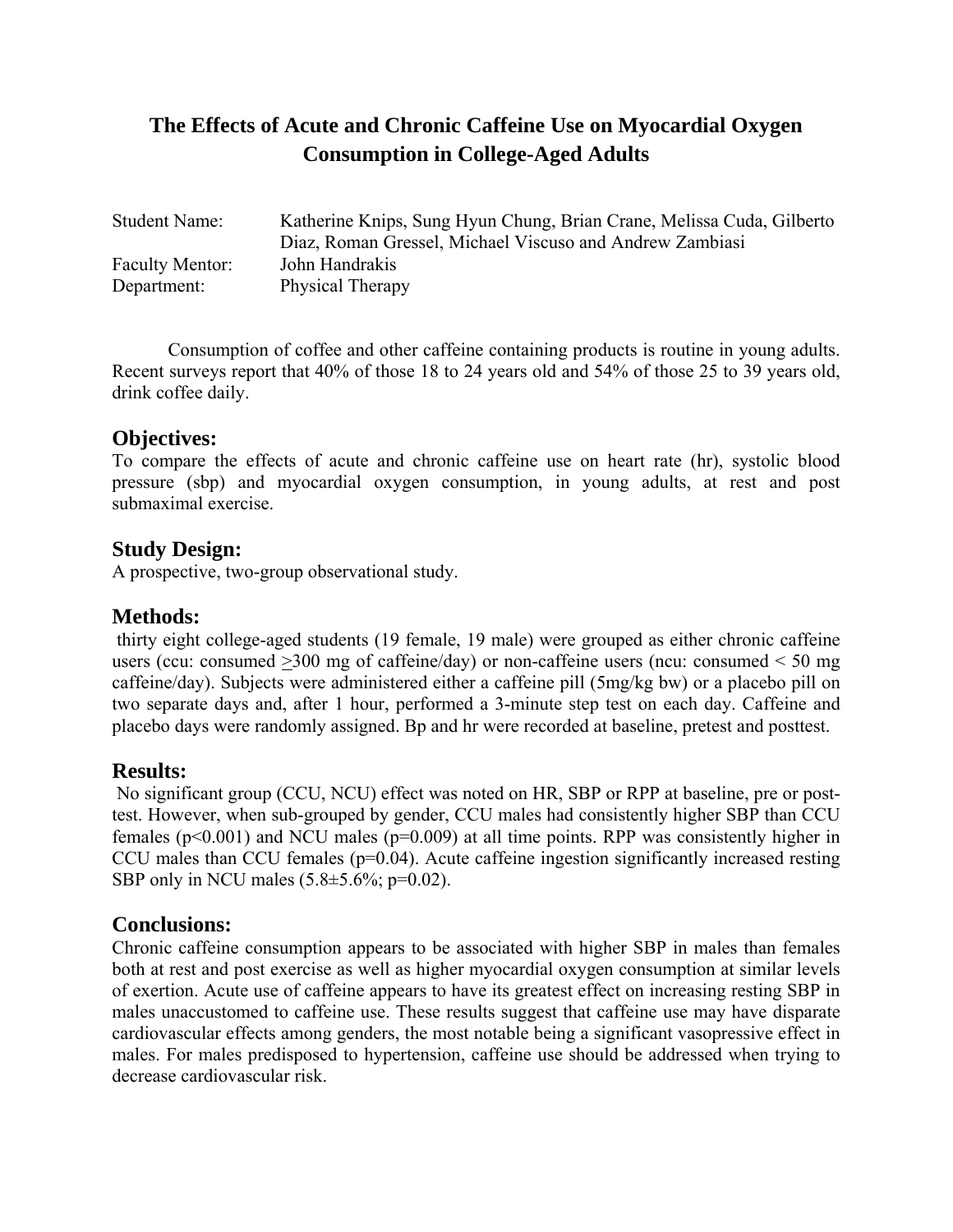# The Effects of Acute and Chronic Caffeine Use on Myocardial Oxygen Consumption in College-Aged Adults

| | |
|---|---|
| Student Name: | Katherine Knips, Sung Hyun Chung, Brian Crane, Melissa Cuda, Gilberto Diaz, Roman Gressel, Michael Viscuso and Andrew Zambiasi |
| Faculty Mentor: | John Handrakis |
| Department: | Physical Therapy |

Consumption of coffee and other caffeine containing products is routine in young adults. Recent surveys report that 40% of those 18 to 24 years old and 54% of those 25 to 39 years old, drink coffee daily.

## Objectives:

To compare the effects of acute and chronic caffeine use on heart rate (hr), systolic blood pressure (sbp) and myocardial oxygen consumption, in young adults, at rest and post submaximal exercise.

## Study Design:

A prospective, two-group observational study.

## Methods:

thirty eight college-aged students (19 female, 19 male) were grouped as either chronic caffeine users (ccu: consumed ≥300 mg of caffeine/day) or non-caffeine users (ncu: consumed < 50 mg caffeine/day). Subjects were administered either a caffeine pill (5mg/kg bw) or a placebo pill on two separate days and, after 1 hour, performed a 3-minute step test on each day. Caffeine and placebo days were randomly assigned. Bp and hr were recorded at baseline, pretest and posttest.

## Results:

No significant group (CCU, NCU) effect was noted on HR, SBP or RPP at baseline, pre or post-test. However, when sub-grouped by gender, CCU males had consistently higher SBP than CCU females ($p<0.001$) and NCU males ($p=0.009$) at all time points. RPP was consistently higher in CCU males than CCU females ($p=0.04$). Acute caffeine ingestion significantly increased resting SBP only in NCU males ($5.8\pm5.6\%$; $p=0.02$).

## Conclusions:

Chronic caffeine consumption appears to be associated with higher SBP in males than females both at rest and post exercise as well as higher myocardial oxygen consumption at similar levels of exertion. Acute use of caffeine appears to have its greatest effect on increasing resting SBP in males unaccustomed to caffeine use. These results suggest that caffeine use may have disparate cardiovascular effects among genders, the most notable being a significant vasopressive effect in males. For males predisposed to hypertension, caffeine use should be addressed when trying to decrease cardiovascular risk.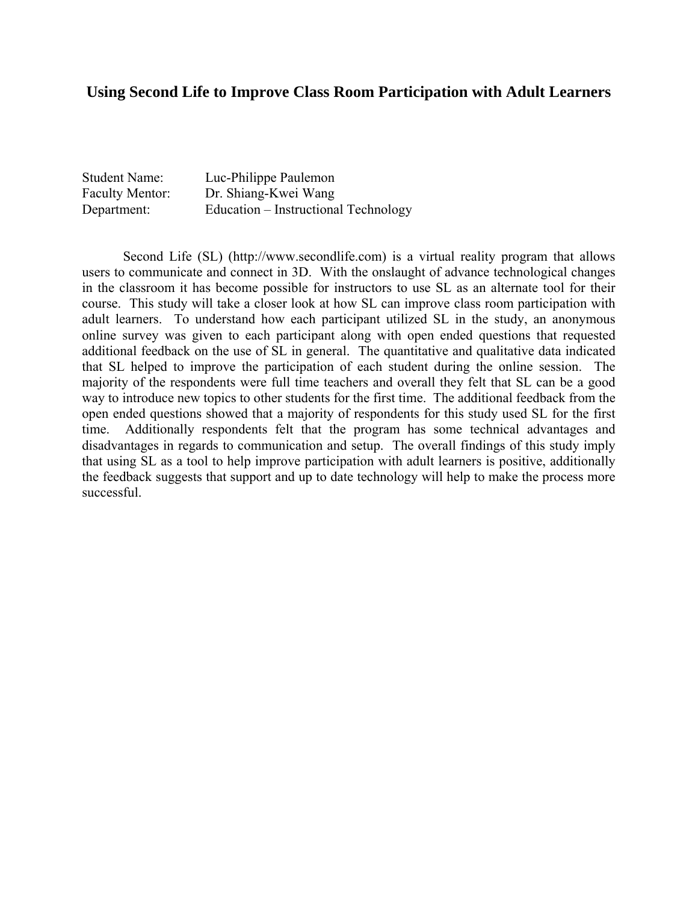# Using Second Life to Improve Class Room Participation with Adult Learners

Student Name: Luc-Philippe Paulemon
Faculty Mentor: Dr. Shiang-Kwei Wang
Department: Education – Instructional Technology

Second Life (SL) (http://www.secondlife.com) is a virtual reality program that allows users to communicate and connect in 3D. With the onslaught of advance technological changes in the classroom it has become possible for instructors to use SL as an alternate tool for their course. This study will take a closer look at how SL can improve class room participation with adult learners. To understand how each participant utilized SL in the study, an anonymous online survey was given to each participant along with open ended questions that requested additional feedback on the use of SL in general. The quantitative and qualitative data indicated that SL helped to improve the participation of each student during the online session. The majority of the respondents were full time teachers and overall they felt that SL can be a good way to introduce new topics to other students for the first time. The additional feedback from the open ended questions showed that a majority of respondents for this study used SL for the first time. Additionally respondents felt that the program has some technical advantages and disadvantages in regards to communication and setup. The overall findings of this study imply that using SL as a tool to help improve participation with adult learners is positive, additionally the feedback suggests that support and up to date technology will help to make the process more successful.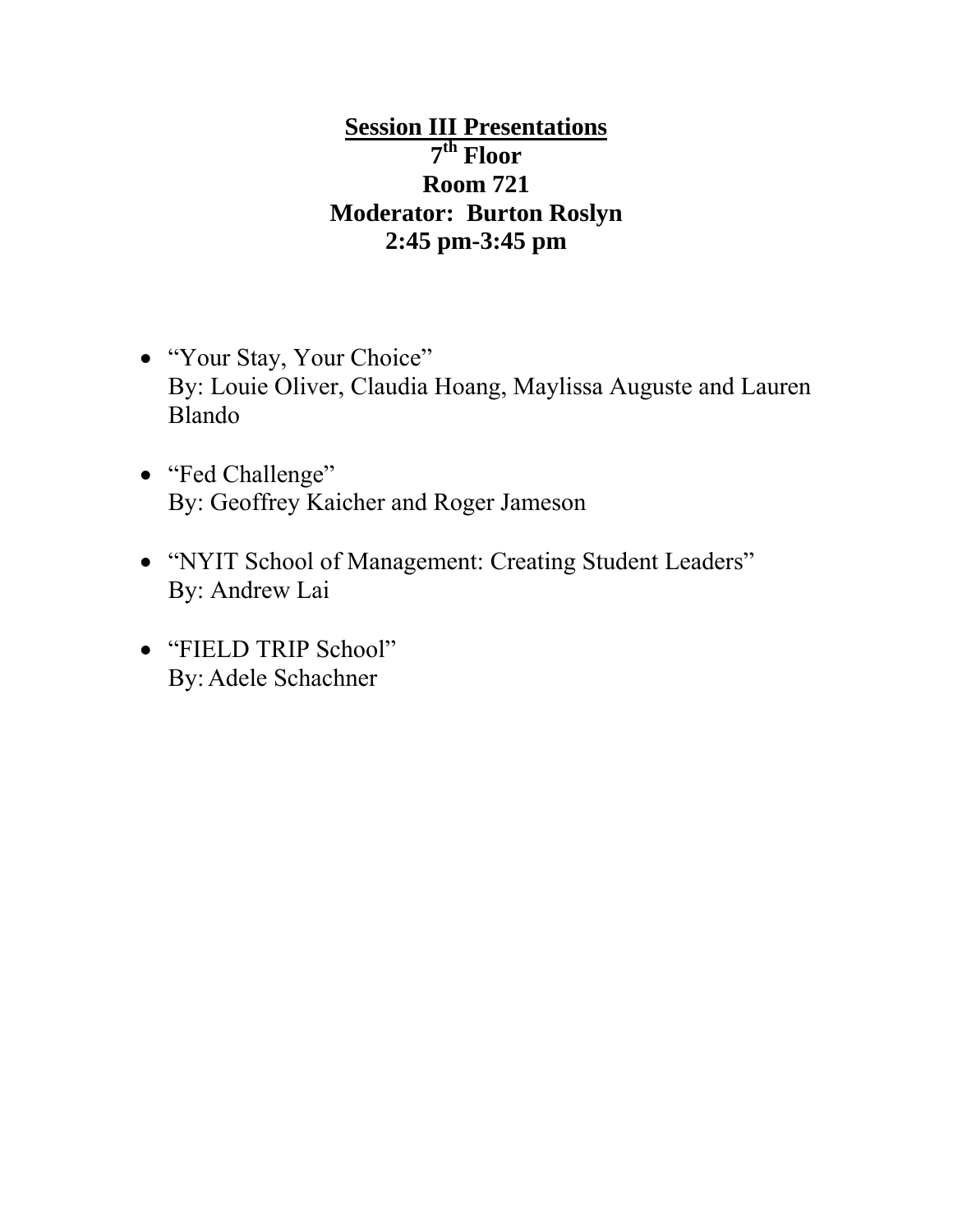## Session III Presentations

**7th Floor**
**Room 721**
**Moderator: Burton Roslyn**
**2:45 pm-3:45 pm**

- "Your Stay, Your Choice"
  By: Louie Oliver, Claudia Hoang, Maylissa Auguste and Lauren Blando

- "Fed Challenge"
  By: Geoffrey Kaicher and Roger Jameson

- "NYIT School of Management: Creating Student Leaders"
  By: Andrew Lai

- "FIELD TRIP School"
  By: Adele Schachner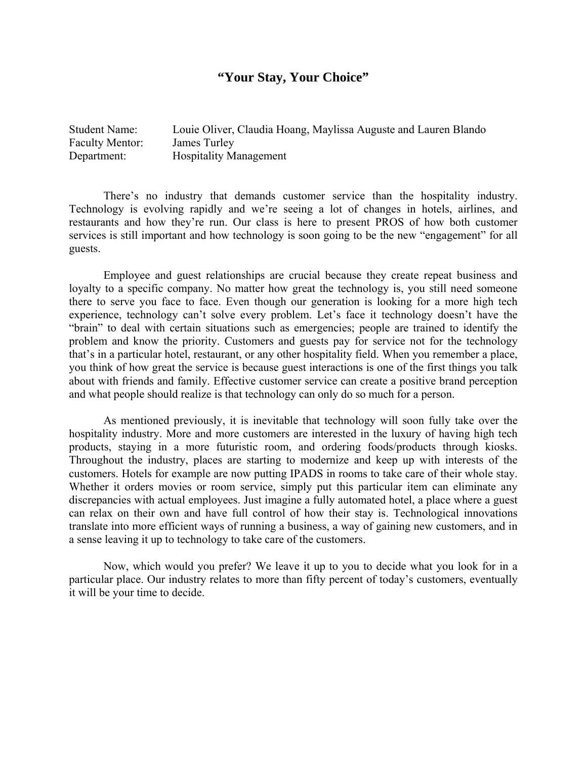# “Your Stay, Your Choice”

Student Name: Louie Oliver, Claudia Hoang, Maylissa Auguste and Lauren Blando
Faculty Mentor: James Turley
Department: Hospitality Management

There’s no industry that demands customer service than the hospitality industry. Technology is evolving rapidly and we’re seeing a lot of changes in hotels, airlines, and restaurants and how they’re run. Our class is here to present PROS of how both customer services is still important and how technology is soon going to be the new “engagement” for all guests.

Employee and guest relationships are crucial because they create repeat business and loyalty to a specific company. No matter how great the technology is, you still need someone there to serve you face to face. Even though our generation is looking for a more high tech experience, technology can’t solve every problem. Let’s face it technology doesn’t have the “brain” to deal with certain situations such as emergencies; people are trained to identify the problem and know the priority. Customers and guests pay for service not for the technology that’s in a particular hotel, restaurant, or any other hospitality field. When you remember a place, you think of how great the service is because guest interactions is one of the first things you talk about with friends and family. Effective customer service can create a positive brand perception and what people should realize is that technology can only do so much for a person.

As mentioned previously, it is inevitable that technology will soon fully take over the hospitality industry. More and more customers are interested in the luxury of having high tech products, staying in a more futuristic room, and ordering foods/products through kiosks. Throughout the industry, places are starting to modernize and keep up with interests of the customers. Hotels for example are now putting IPADS in rooms to take care of their whole stay. Whether it orders movies or room service, simply put this particular item can eliminate any discrepancies with actual employees. Just imagine a fully automated hotel, a place where a guest can relax on their own and have full control of how their stay is. Technological innovations translate into more efficient ways of running a business, a way of gaining new customers, and in a sense leaving it up to technology to take care of the customers.

Now, which would you prefer? We leave it up to you to decide what you look for in a particular place. Our industry relates to more than fifty percent of today’s customers, eventually it will be your time to decide.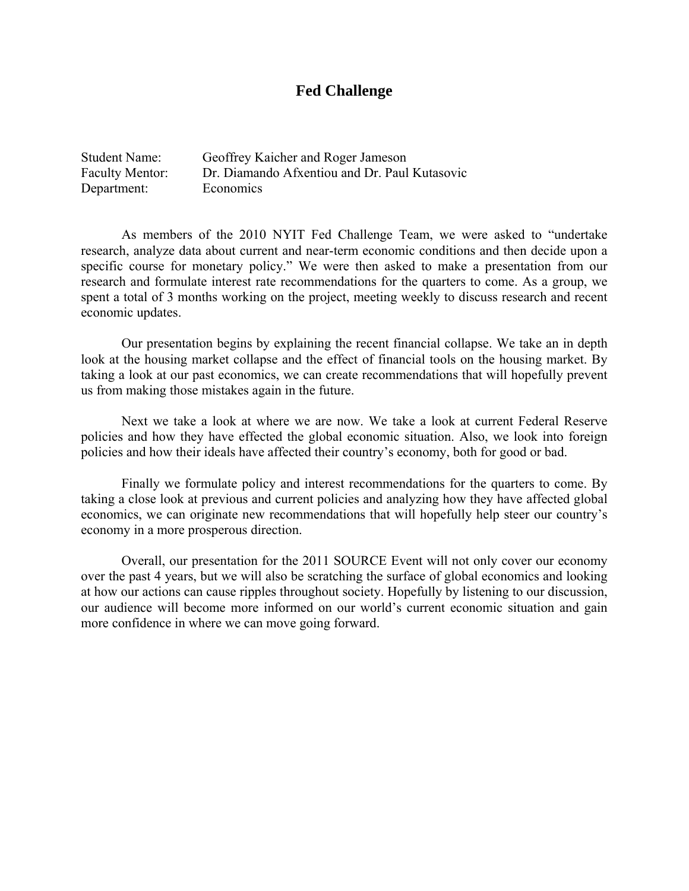## Fed Challenge

Student Name: Geoffrey Kaicher and Roger Jameson
Faculty Mentor: Dr. Diamando Afxentiou and Dr. Paul Kutasovic
Department: Economics

As members of the 2010 NYIT Fed Challenge Team, we were asked to "undertake research, analyze data about current and near-term economic conditions and then decide upon a specific course for monetary policy." We were then asked to make a presentation from our research and formulate interest rate recommendations for the quarters to come. As a group, we spent a total of 3 months working on the project, meeting weekly to discuss research and recent economic updates.

Our presentation begins by explaining the recent financial collapse. We take an in depth look at the housing market collapse and the effect of financial tools on the housing market. By taking a look at our past economics, we can create recommendations that will hopefully prevent us from making those mistakes again in the future.

Next we take a look at where we are now. We take a look at current Federal Reserve policies and how they have effected the global economic situation. Also, we look into foreign policies and how their ideals have affected their country's economy, both for good or bad.

Finally we formulate policy and interest recommendations for the quarters to come. By taking a close look at previous and current policies and analyzing how they have affected global economics, we can originate new recommendations that will hopefully help steer our country's economy in a more prosperous direction.

Overall, our presentation for the 2011 SOURCE Event will not only cover our economy over the past 4 years, but we will also be scratching the surface of global economics and looking at how our actions can cause ripples throughout society. Hopefully by listening to our discussion, our audience will become more informed on our world's current economic situation and gain more confidence in where we can move going forward.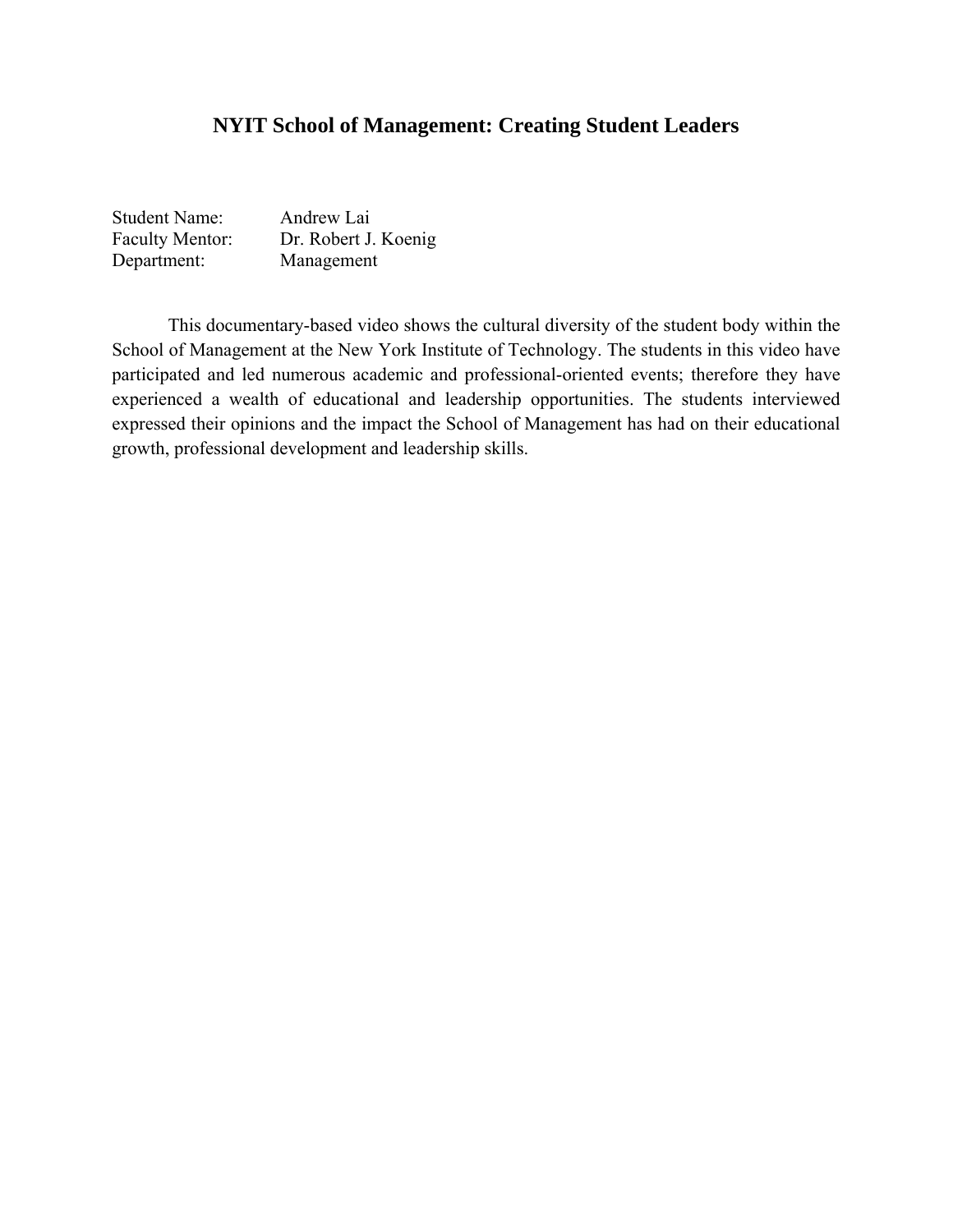# NYIT School of Management: Creating Student Leaders

Student Name: Andrew Lai
Faculty Mentor: Dr. Robert J. Koenig
Department: Management

This documentary-based video shows the cultural diversity of the student body within the School of Management at the New York Institute of Technology. The students in this video have participated and led numerous academic and professional-oriented events; therefore they have experienced a wealth of educational and leadership opportunities. The students interviewed expressed their opinions and the impact the School of Management has had on their educational growth, professional development and leadership skills.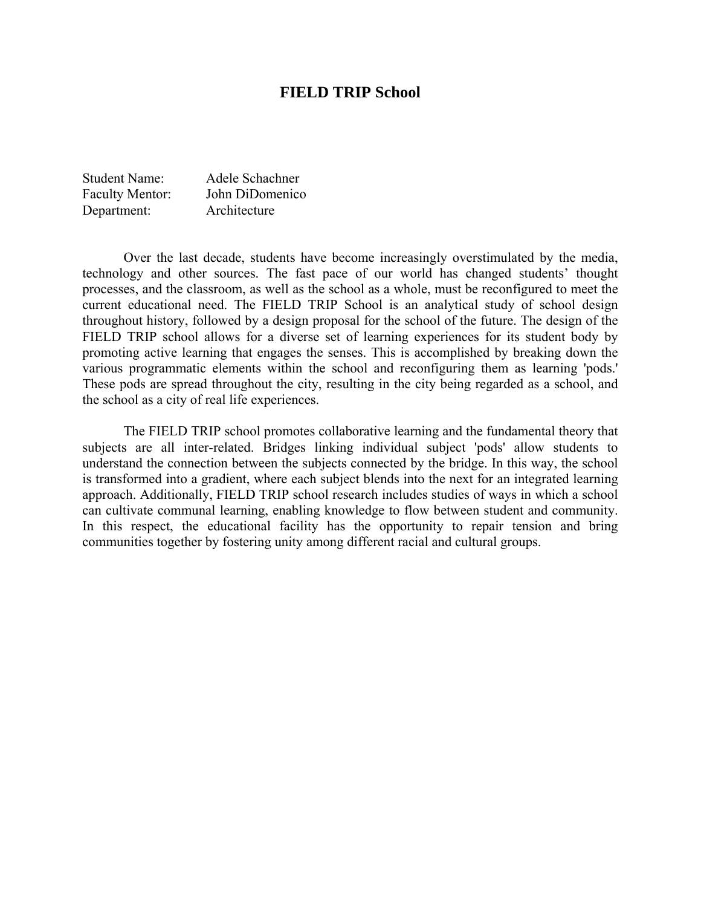# FIELD TRIP School

Student Name: Adele Schachner
Faculty Mentor: John DiDomenico
Department: Architecture

Over the last decade, students have become increasingly overstimulated by the media, technology and other sources. The fast pace of our world has changed students' thought processes, and the classroom, as well as the school as a whole, must be reconfigured to meet the current educational need. The FIELD TRIP School is an analytical study of school design throughout history, followed by a design proposal for the school of the future. The design of the FIELD TRIP school allows for a diverse set of learning experiences for its student body by promoting active learning that engages the senses. This is accomplished by breaking down the various programmatic elements within the school and reconfiguring them as learning 'pods.' These pods are spread throughout the city, resulting in the city being regarded as a school, and the school as a city of real life experiences.

The FIELD TRIP school promotes collaborative learning and the fundamental theory that subjects are all inter-related. Bridges linking individual subject 'pods' allow students to understand the connection between the subjects connected by the bridge. In this way, the school is transformed into a gradient, where each subject blends into the next for an integrated learning approach. Additionally, FIELD TRIP school research includes studies of ways in which a school can cultivate communal learning, enabling knowledge to flow between student and community. In this respect, the educational facility has the opportunity to repair tension and bring communities together by fostering unity among different racial and cultural groups.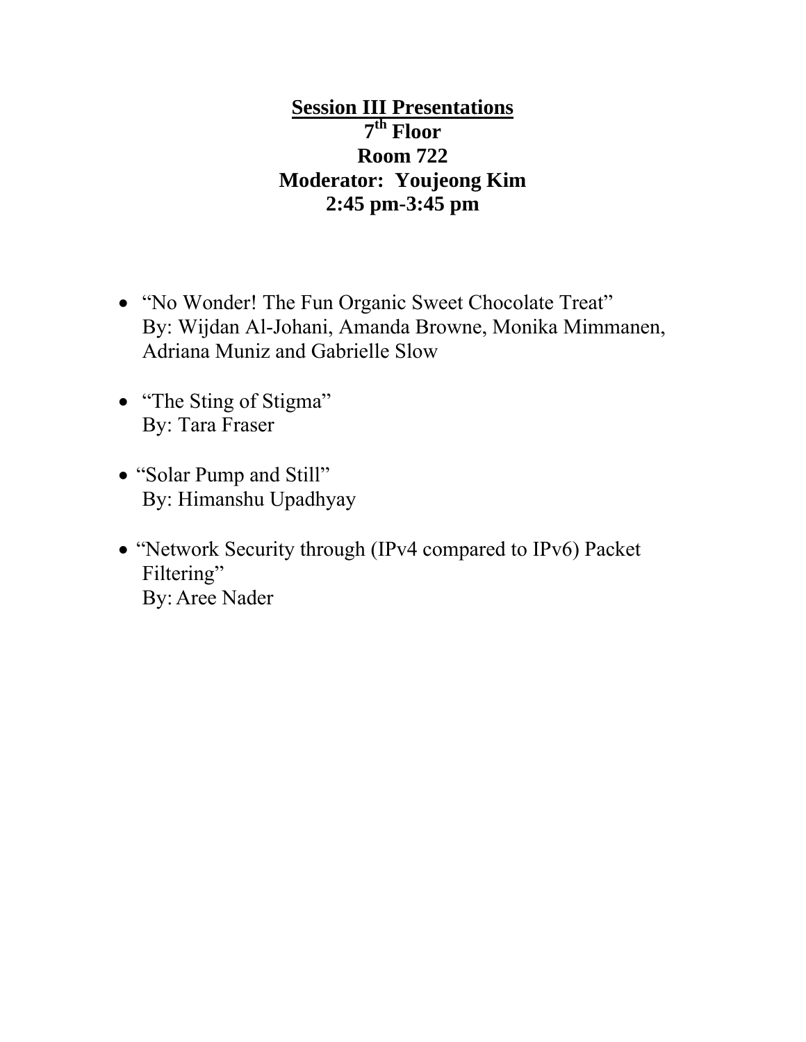# Session III Presentations

**7th Floor**

**Room 722**

**Moderator: Youjeong Kim**

**2:45 pm-3:45 pm**

- "No Wonder! The Fun Organic Sweet Chocolate Treat"
  By: Wijdan Al-Johani, Amanda Browne, Monika Mimmanen, Adriana Muniz and Gabrielle Slow

- "The Sting of Stigma"
  By: Tara Fraser

- "Solar Pump and Still"
  By: Himanshu Upadhyay

- "Network Security through (IPv4 compared to IPv6) Packet Filtering"
  By: Aree Nader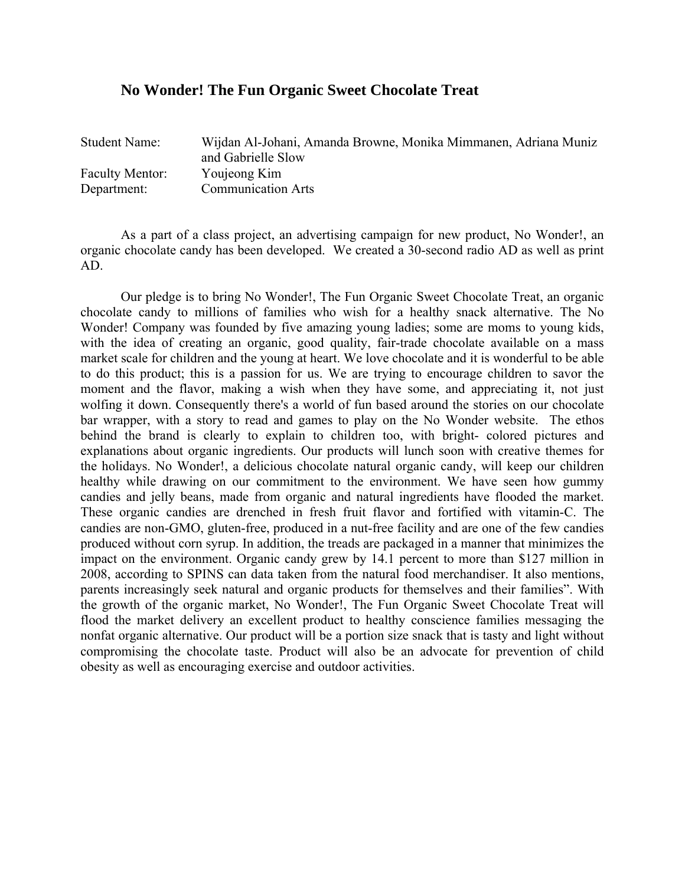## No Wonder! The Fun Organic Sweet Chocolate Treat

| | |
|---|---|
| Student Name: | Wijdan Al-Johani, Amanda Browne, Monika Mimmanen, Adriana Muniz and Gabrielle Slow |
| Faculty Mentor: | Youjeong Kim |
| Department: | Communication Arts |

As a part of a class project, an advertising campaign for new product, No Wonder!, an organic chocolate candy has been developed. We created a 30-second radio AD as well as print AD.

Our pledge is to bring No Wonder!, The Fun Organic Sweet Chocolate Treat, an organic chocolate candy to millions of families who wish for a healthy snack alternative. The No Wonder! Company was founded by five amazing young ladies; some are moms to young kids, with the idea of creating an organic, good quality, fair-trade chocolate available on a mass market scale for children and the young at heart. We love chocolate and it is wonderful to be able to do this product; this is a passion for us. We are trying to encourage children to savor the moment and the flavor, making a wish when they have some, and appreciating it, not just wolfing it down. Consequently there's a world of fun based around the stories on our chocolate bar wrapper, with a story to read and games to play on the No Wonder website. The ethos behind the brand is clearly to explain to children too, with bright- colored pictures and explanations about organic ingredients. Our products will lunch soon with creative themes for the holidays. No Wonder!, a delicious chocolate natural organic candy, will keep our children healthy while drawing on our commitment to the environment. We have seen how gummy candies and jelly beans, made from organic and natural ingredients have flooded the market. These organic candies are drenched in fresh fruit flavor and fortified with vitamin-C. The candies are non-GMO, gluten-free, produced in a nut-free facility and are one of the few candies produced without corn syrup. In addition, the treads are packaged in a manner that minimizes the impact on the environment. Organic candy grew by 14.1 percent to more than $127 million in 2008, according to SPINS can data taken from the natural food merchandiser. It also mentions, parents increasingly seek natural and organic products for themselves and their families". With the growth of the organic market, No Wonder!, The Fun Organic Sweet Chocolate Treat will flood the market delivery an excellent product to healthy conscience families messaging the nonfat organic alternative. Our product will be a portion size snack that is tasty and light without compromising the chocolate taste. Product will also be an advocate for prevention of child obesity as well as encouraging exercise and outdoor activities.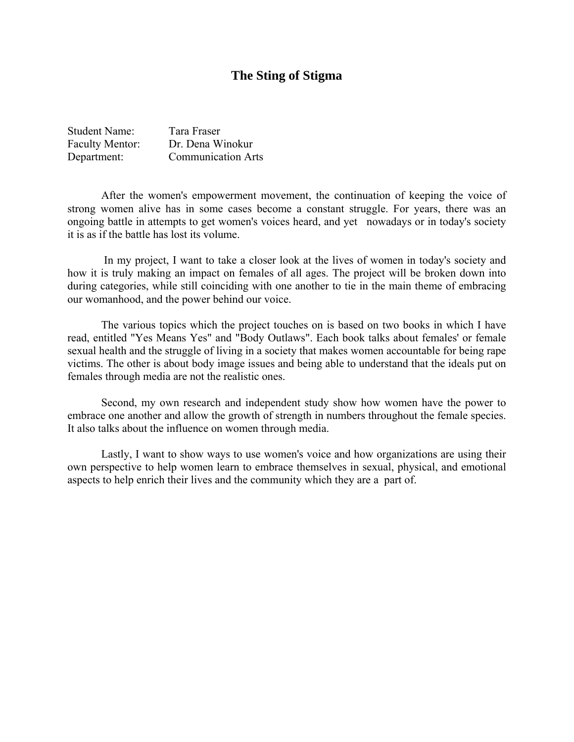# The Sting of Stigma

Student Name: Tara Fraser
Faculty Mentor: Dr. Dena Winokur
Department: Communication Arts

After the women's empowerment movement, the continuation of keeping the voice of strong women alive has in some cases become a constant struggle. For years, there was an ongoing battle in attempts to get women's voices heard, and yet nowadays or in today's society it is as if the battle has lost its volume.

In my project, I want to take a closer look at the lives of women in today's society and how it is truly making an impact on females of all ages. The project will be broken down into during categories, while still coinciding with one another to tie in the main theme of embracing our womanhood, and the power behind our voice.

The various topics which the project touches on is based on two books in which I have read, entitled "Yes Means Yes" and "Body Outlaws". Each book talks about females' or female sexual health and the struggle of living in a society that makes women accountable for being rape victims. The other is about body image issues and being able to understand that the ideals put on females through media are not the realistic ones.

Second, my own research and independent study show how women have the power to embrace one another and allow the growth of strength in numbers throughout the female species. It also talks about the influence on women through media.

Lastly, I want to show ways to use women's voice and how organizations are using their own perspective to help women learn to embrace themselves in sexual, physical, and emotional aspects to help enrich their lives and the community which they are a part of.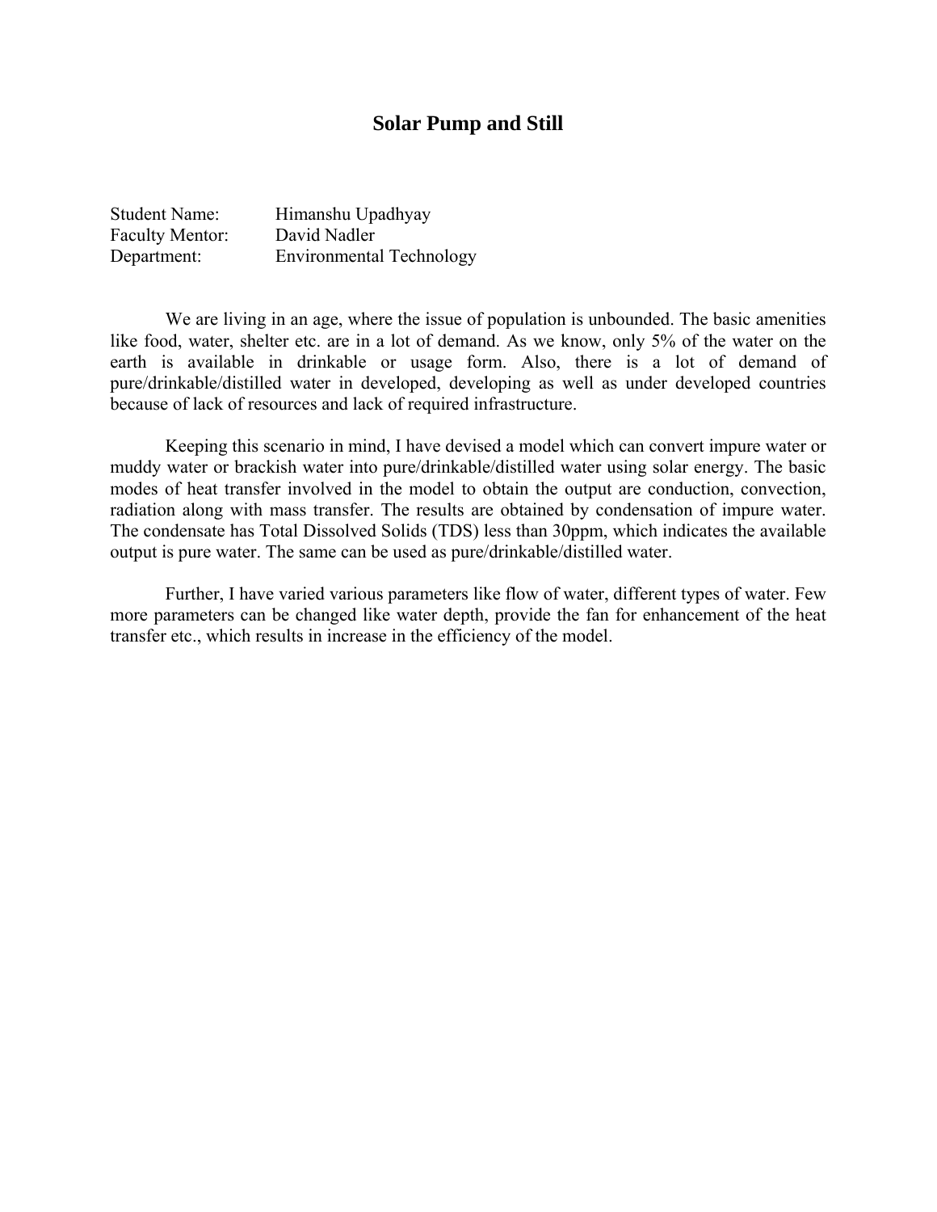# Solar Pump and Still

Student Name: Himanshu Upadhyay
Faculty Mentor: David Nadler
Department: Environmental Technology

We are living in an age, where the issue of population is unbounded. The basic amenities like food, water, shelter etc. are in a lot of demand. As we know, only 5% of the water on the earth is available in drinkable or usage form. Also, there is a lot of demand of pure/drinkable/distilled water in developed, developing as well as under developed countries because of lack of resources and lack of required infrastructure.

Keeping this scenario in mind, I have devised a model which can convert impure water or muddy water or brackish water into pure/drinkable/distilled water using solar energy. The basic modes of heat transfer involved in the model to obtain the output are conduction, convection, radiation along with mass transfer. The results are obtained by condensation of impure water. The condensate has Total Dissolved Solids (TDS) less than 30ppm, which indicates the available output is pure water. The same can be used as pure/drinkable/distilled water.

Further, I have varied various parameters like flow of water, different types of water. Few more parameters can be changed like water depth, provide the fan for enhancement of the heat transfer etc., which results in increase in the efficiency of the model.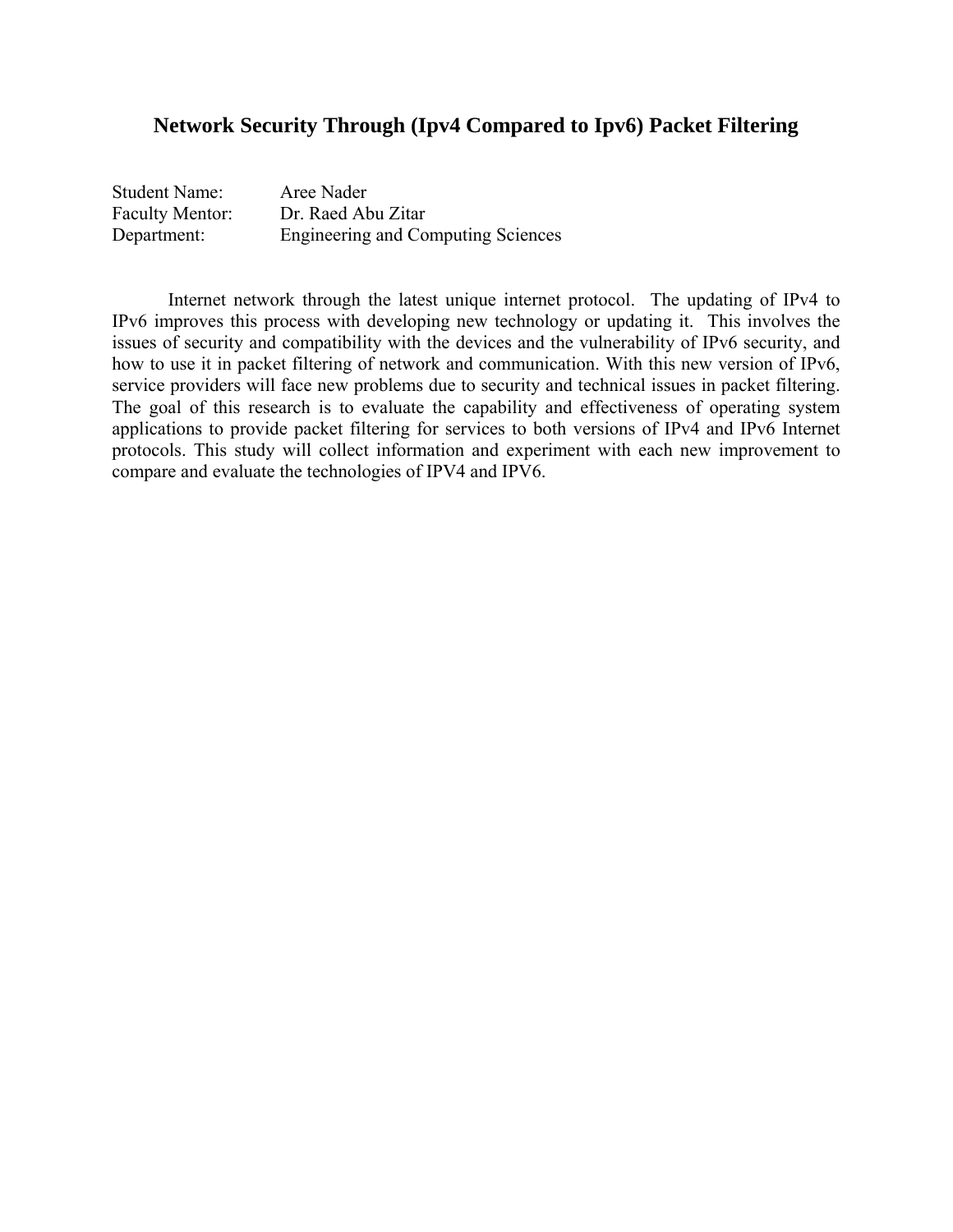# Network Security Through (Ipv4 Compared to Ipv6) Packet Filtering

Student Name: Aree Nader
Faculty Mentor: Dr. Raed Abu Zitar
Department: Engineering and Computing Sciences

Internet network through the latest unique internet protocol. The updating of IPv4 to IPv6 improves this process with developing new technology or updating it. This involves the issues of security and compatibility with the devices and the vulnerability of IPv6 security, and how to use it in packet filtering of network and communication. With this new version of IPv6, service providers will face new problems due to security and technical issues in packet filtering. The goal of this research is to evaluate the capability and effectiveness of operating system applications to provide packet filtering for services to both versions of IPv4 and IPv6 Internet protocols. This study will collect information and experiment with each new improvement to compare and evaluate the technologies of IPV4 and IPV6.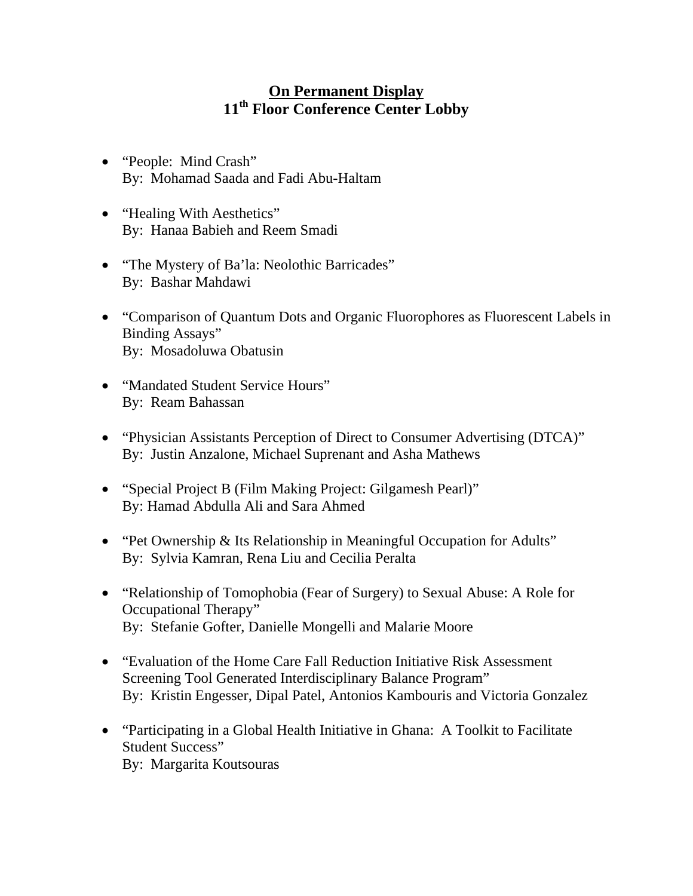## On Permanent Display
## 11th Floor Conference Center Lobby

- "People: Mind Crash"
  By: Mohamad Saada and Fadi Abu-Haltam

- "Healing With Aesthetics"
  By: Hanaa Babieh and Reem Smadi

- "The Mystery of Ba'la: Neolothic Barricades"
  By: Bashar Mahdawi

- "Comparison of Quantum Dots and Organic Fluorophores as Fluorescent Labels in Binding Assays"
  By: Mosadoluwa Obatusin

- "Mandated Student Service Hours"
  By: Ream Bahassan

- "Physician Assistants Perception of Direct to Consumer Advertising (DTCA)"
  By: Justin Anzalone, Michael Suprenant and Asha Mathews

- "Special Project B (Film Making Project: Gilgamesh Pearl)"
  By: Hamad Abdulla Ali and Sara Ahmed

- "Pet Ownership & Its Relationship in Meaningful Occupation for Adults"
  By: Sylvia Kamran, Rena Liu and Cecilia Peralta

- "Relationship of Tomophobia (Fear of Surgery) to Sexual Abuse: A Role for Occupational Therapy"
  By: Stefanie Gofter, Danielle Mongelli and Malarie Moore

- "Evaluation of the Home Care Fall Reduction Initiative Risk Assessment Screening Tool Generated Interdisciplinary Balance Program"
  By: Kristin Engesser, Dipal Patel, Antonios Kambouris and Victoria Gonzalez

- "Participating in a Global Health Initiative in Ghana: A Toolkit to Facilitate Student Success"
  By: Margarita Koutsouras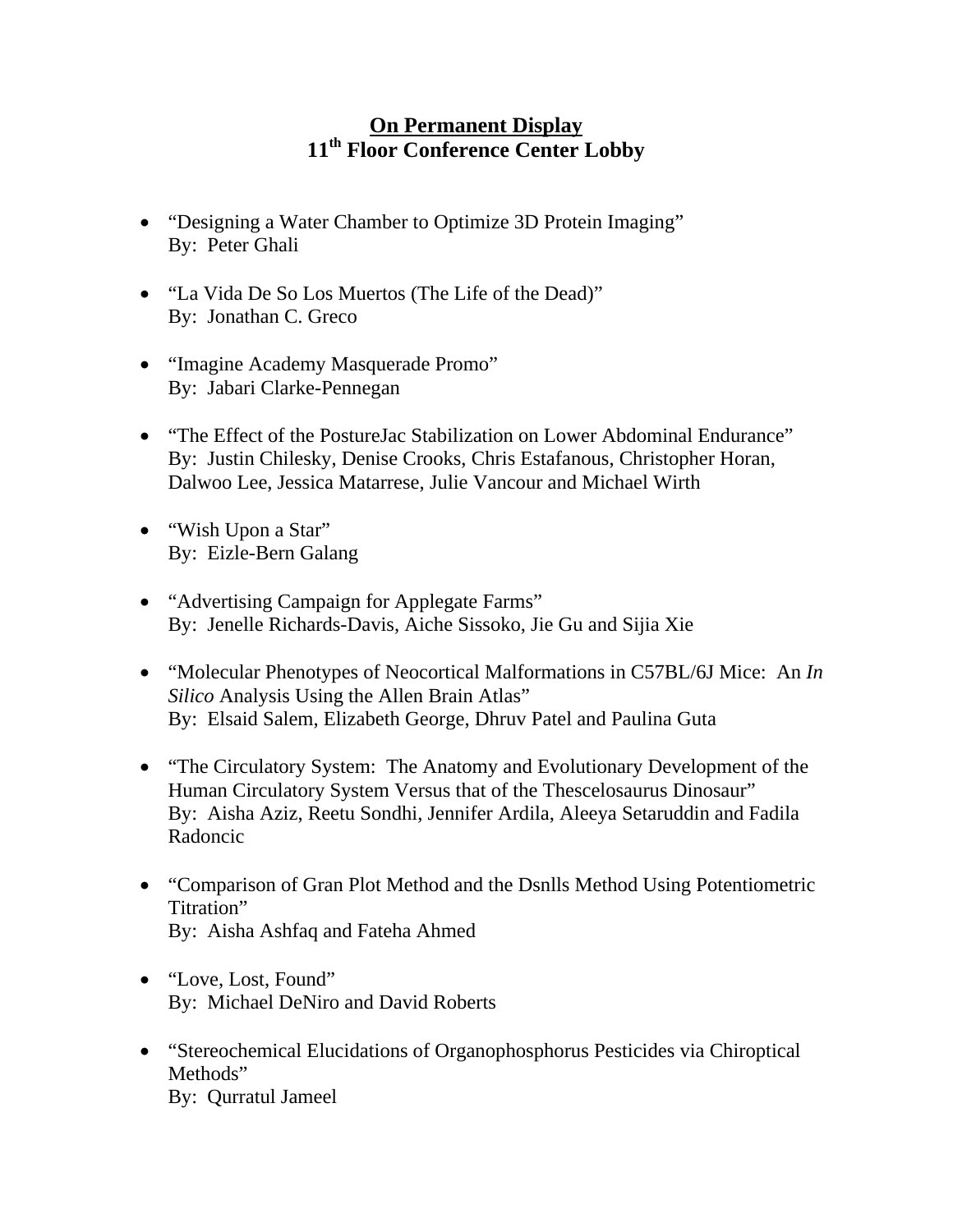**<u>On Permanent Display</u>**

**11th Floor Conference Center Lobby**

- "Designing a Water Chamber to Optimize 3D Protein Imaging"
  By: Peter Ghali

- "La Vida De So Los Muertos (The Life of the Dead)"
  By: Jonathan C. Greco

- "Imagine Academy Masquerade Promo"
  By: Jabari Clarke-Pennegan

- "The Effect of the PostureJac Stabilization on Lower Abdominal Endurance"
  By: Justin Chilesky, Denise Crooks, Chris Estafanous, Christopher Horan, Dalwoo Lee, Jessica Matarrese, Julie Vancour and Michael Wirth

- "Wish Upon a Star"
  By: Eizle-Bern Galang

- "Advertising Campaign for Applegate Farms"
  By: Jenelle Richards-Davis, Aiche Sissoko, Jie Gu and Sijia Xie

- "Molecular Phenotypes of Neocortical Malformations in C57BL/6J Mice: An *In Silico* Analysis Using the Allen Brain Atlas"
  By: Elsaid Salem, Elizabeth George, Dhruv Patel and Paulina Guta

- "The Circulatory System: The Anatomy and Evolutionary Development of the Human Circulatory System Versus that of the Thescelosaurus Dinosaur"
  By: Aisha Aziz, Reetu Sondhi, Jennifer Ardila, Aleeya Setaruddin and Fadila Radoncic

- "Comparison of Gran Plot Method and the Dsnlls Method Using Potentiometric Titration"
  By: Aisha Ashfaq and Fateha Ahmed

- "Love, Lost, Found"
  By: Michael DeNiro and David Roberts

- "Stereochemical Elucidations of Organophosphorus Pesticides via Chiroptical Methods"
  By: Qurratul Jameel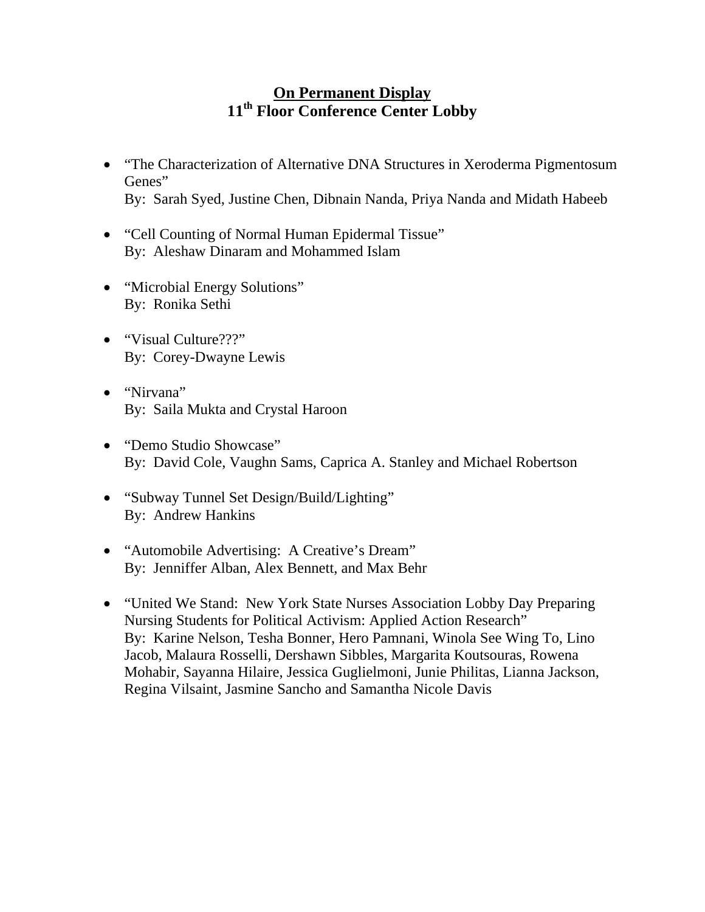## On Permanent Display
## 11th Floor Conference Center Lobby

- "The Characterization of Alternative DNA Structures in Xeroderma Pigmentosum Genes"
  By: Sarah Syed, Justine Chen, Dibnain Nanda, Priya Nanda and Midath Habeeb

- "Cell Counting of Normal Human Epidermal Tissue"
  By: Aleshaw Dinaram and Mohammed Islam

- "Microbial Energy Solutions"
  By: Ronika Sethi

- "Visual Culture???"
  By: Corey-Dwayne Lewis

- "Nirvana"
  By: Saila Mukta and Crystal Haroon

- "Demo Studio Showcase"
  By: David Cole, Vaughn Sams, Caprica A. Stanley and Michael Robertson

- "Subway Tunnel Set Design/Build/Lighting"
  By: Andrew Hankins

- "Automobile Advertising: A Creative's Dream"
  By: Jenniffer Alban, Alex Bennett, and Max Behr

- "United We Stand: New York State Nurses Association Lobby Day Preparing Nursing Students for Political Activism: Applied Action Research"
  By: Karine Nelson, Tesha Bonner, Hero Pamnani, Winola See Wing To, Lino Jacob, Malaura Rosselli, Dershawn Sibbles, Margarita Koutsouras, Rowena Mohabir, Sayanna Hilaire, Jessica Guglielmoni, Junie Philitas, Lianna Jackson, Regina Vilsaint, Jasmine Sancho and Samantha Nicole Davis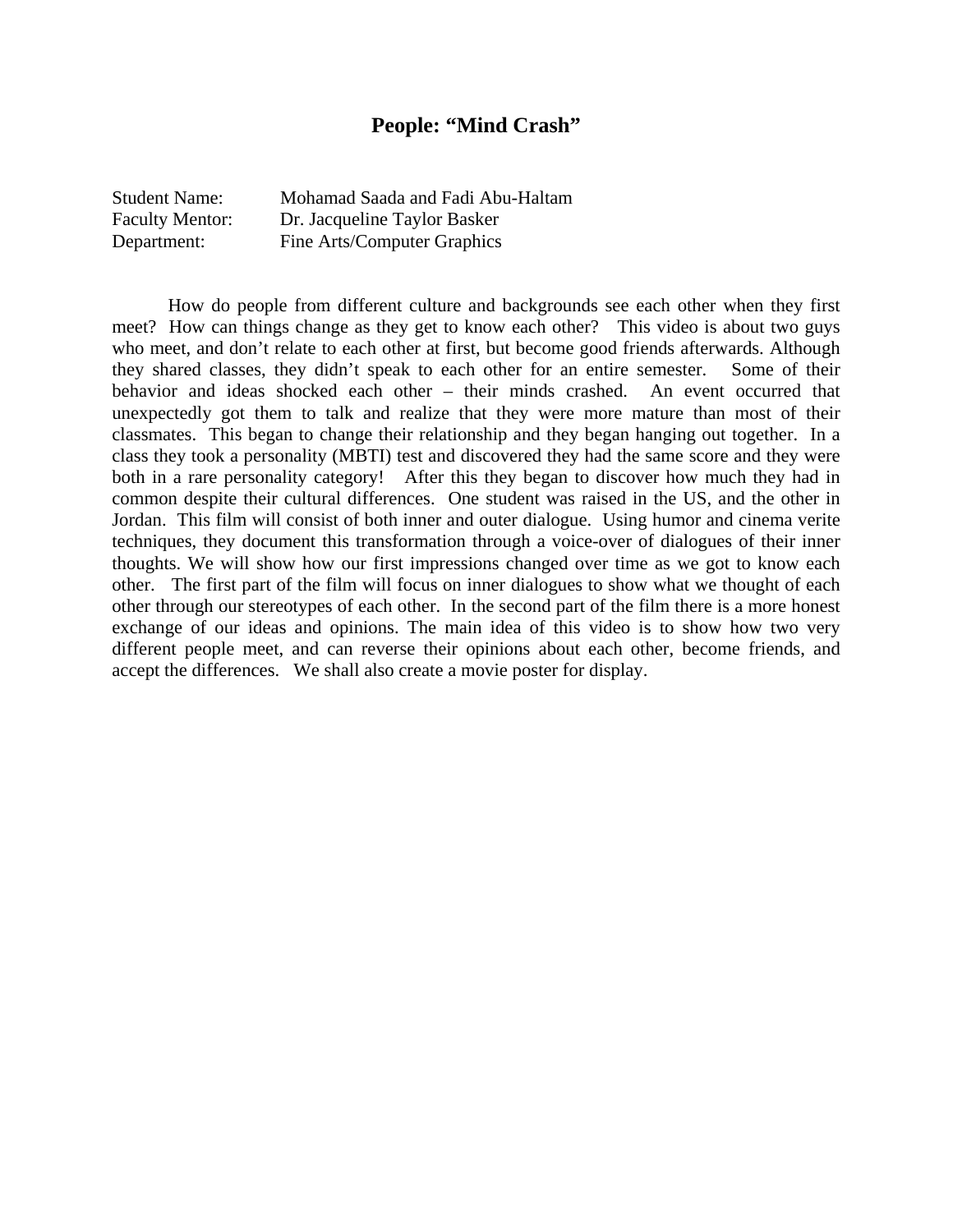# People: "Mind Crash"

Student Name: Mohamad Saada and Fadi Abu-Haltam
Faculty Mentor: Dr. Jacqueline Taylor Basker
Department: Fine Arts/Computer Graphics

How do people from different culture and backgrounds see each other when they first meet? How can things change as they get to know each other? This video is about two guys who meet, and don't relate to each other at first, but become good friends afterwards. Although they shared classes, they didn't speak to each other for an entire semester. Some of their behavior and ideas shocked each other – their minds crashed. An event occurred that unexpectedly got them to talk and realize that they were more mature than most of their classmates. This began to change their relationship and they began hanging out together. In a class they took a personality (MBTI) test and discovered they had the same score and they were both in a rare personality category! After this they began to discover how much they had in common despite their cultural differences. One student was raised in the US, and the other in Jordan. This film will consist of both inner and outer dialogue. Using humor and cinema verite techniques, they document this transformation through a voice-over of dialogues of their inner thoughts. We will show how our first impressions changed over time as we got to know each other. The first part of the film will focus on inner dialogues to show what we thought of each other through our stereotypes of each other. In the second part of the film there is a more honest exchange of our ideas and opinions. The main idea of this video is to show how two very different people meet, and can reverse their opinions about each other, become friends, and accept the differences. We shall also create a movie poster for display.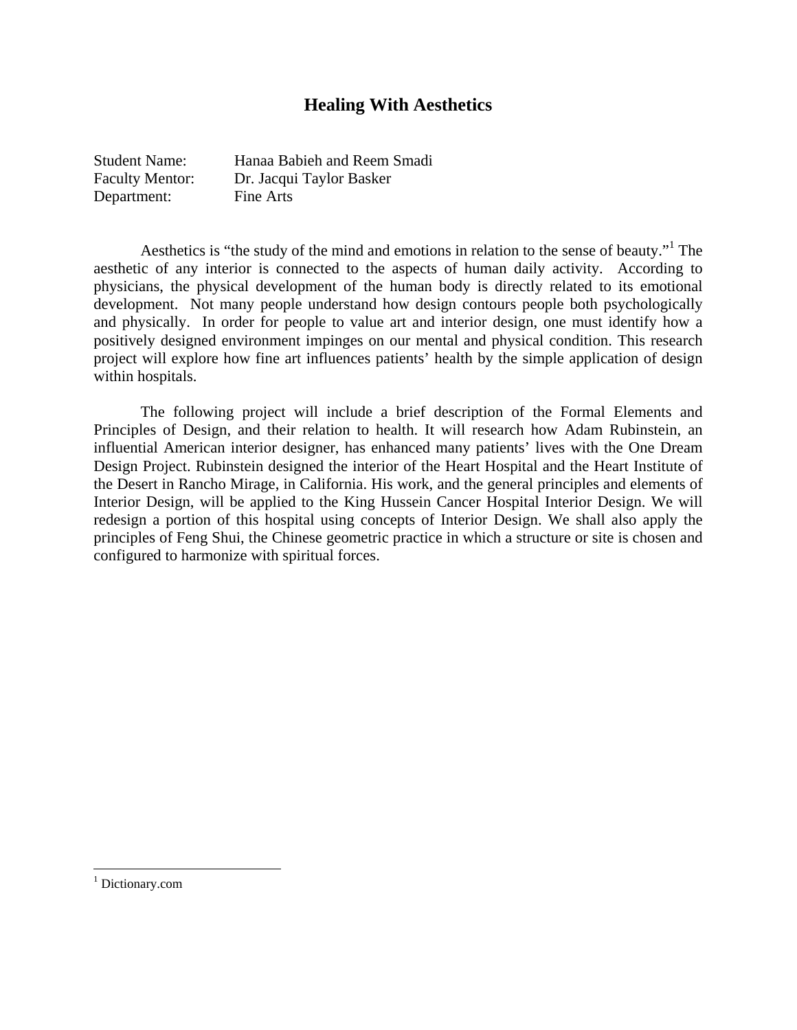# Healing With Aesthetics

Student Name: Hanaa Babieh and Reem Smadi
Faculty Mentor: Dr. Jacqui Taylor Basker
Department: Fine Arts

Aesthetics is "the study of the mind and emotions in relation to the sense of beauty."[1] The aesthetic of any interior is connected to the aspects of human daily activity. According to physicians, the physical development of the human body is directly related to its emotional development. Not many people understand how design contours people both psychologically and physically. In order for people to value art and interior design, one must identify how a positively designed environment impinges on our mental and physical condition. This research project will explore how fine art influences patients' health by the simple application of design within hospitals.

The following project will include a brief description of the Formal Elements and Principles of Design, and their relation to health. It will research how Adam Rubinstein, an influential American interior designer, has enhanced many patients' lives with the One Dream Design Project. Rubinstein designed the interior of the Heart Hospital and the Heart Institute of the Desert in Rancho Mirage, in California. His work, and the general principles and elements of Interior Design, will be applied to the King Hussein Cancer Hospital Interior Design. We will redesign a portion of this hospital using concepts of Interior Design. We shall also apply the principles of Feng Shui, the Chinese geometric practice in which a structure or site is chosen and configured to harmonize with spiritual forces.

---

[1] Dictionary.com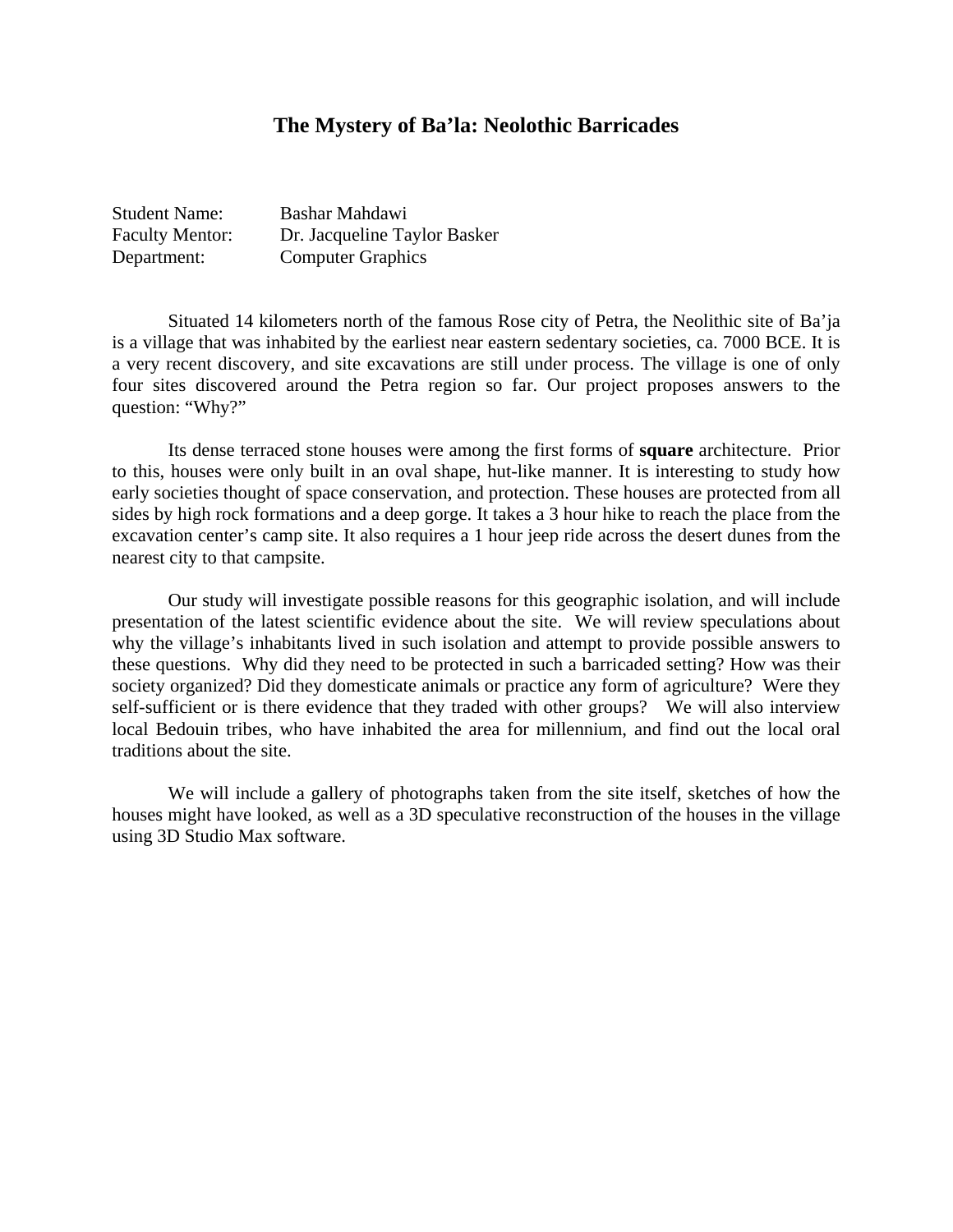# The Mystery of Ba'la: Neolothic Barricades

Student Name: Bashar Mahdawi
Faculty Mentor: Dr. Jacqueline Taylor Basker
Department: Computer Graphics

Situated 14 kilometers north of the famous Rose city of Petra, the Neolithic site of Ba'ja is a village that was inhabited by the earliest near eastern sedentary societies, ca. 7000 BCE. It is a very recent discovery, and site excavations are still under process. The village is one of only four sites discovered around the Petra region so far. Our project proposes answers to the question: "Why?"

Its dense terraced stone houses were among the first forms of **square** architecture. Prior to this, houses were only built in an oval shape, hut-like manner. It is interesting to study how early societies thought of space conservation, and protection. These houses are protected from all sides by high rock formations and a deep gorge. It takes a 3 hour hike to reach the place from the excavation center's camp site. It also requires a 1 hour jeep ride across the desert dunes from the nearest city to that campsite.

Our study will investigate possible reasons for this geographic isolation, and will include presentation of the latest scientific evidence about the site. We will review speculations about why the village's inhabitants lived in such isolation and attempt to provide possible answers to these questions. Why did they need to be protected in such a barricaded setting? How was their society organized? Did they domesticate animals or practice any form of agriculture? Were they self-sufficient or is there evidence that they traded with other groups? We will also interview local Bedouin tribes, who have inhabited the area for millennium, and find out the local oral traditions about the site.

We will include a gallery of photographs taken from the site itself, sketches of how the houses might have looked, as well as a 3D speculative reconstruction of the houses in the village using 3D Studio Max software.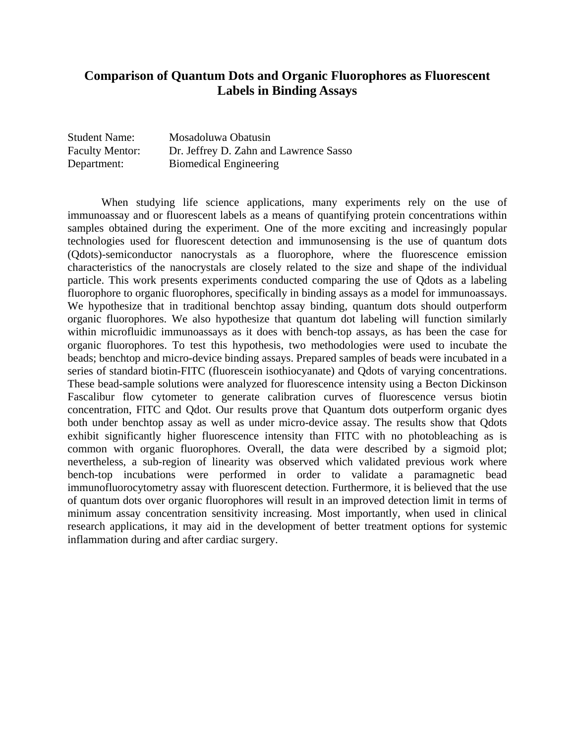# Comparison of Quantum Dots and Organic Fluorophores as Fluorescent Labels in Binding Assays

Student Name: Mosadoluwa Obatusin
Faculty Mentor: Dr. Jeffrey D. Zahn and Lawrence Sasso
Department: Biomedical Engineering

When studying life science applications, many experiments rely on the use of immunoassay and or fluorescent labels as a means of quantifying protein concentrations within samples obtained during the experiment. One of the more exciting and increasingly popular technologies used for fluorescent detection and immunosensing is the use of quantum dots (Qdots)-semiconductor nanocrystals as a fluorophore, where the fluorescence emission characteristics of the nanocrystals are closely related to the size and shape of the individual particle. This work presents experiments conducted comparing the use of Qdots as a labeling fluorophore to organic fluorophores, specifically in binding assays as a model for immunoassays. We hypothesize that in traditional benchtop assay binding, quantum dots should outperform organic fluorophores. We also hypothesize that quantum dot labeling will function similarly within microfluidic immunoassays as it does with bench-top assays, as has been the case for organic fluorophores. To test this hypothesis, two methodologies were used to incubate the beads; benchtop and micro-device binding assays. Prepared samples of beads were incubated in a series of standard biotin-FITC (fluorescein isothiocyanate) and Qdots of varying concentrations. These bead-sample solutions were analyzed for fluorescence intensity using a Becton Dickinson Fascalibur flow cytometer to generate calibration curves of fluorescence versus biotin concentration, FITC and Qdot. Our results prove that Quantum dots outperform organic dyes both under benchtop assay as well as under micro-device assay. The results show that Qdots exhibit significantly higher fluorescence intensity than FITC with no photobleaching as is common with organic fluorophores. Overall, the data were described by a sigmoid plot; nevertheless, a sub-region of linearity was observed which validated previous work where bench-top incubations were performed in order to validate a paramagnetic bead immunofluorocytometry assay with fluorescent detection. Furthermore, it is believed that the use of quantum dots over organic fluorophores will result in an improved detection limit in terms of minimum assay concentration sensitivity increasing. Most importantly, when used in clinical research applications, it may aid in the development of better treatment options for systemic inflammation during and after cardiac surgery.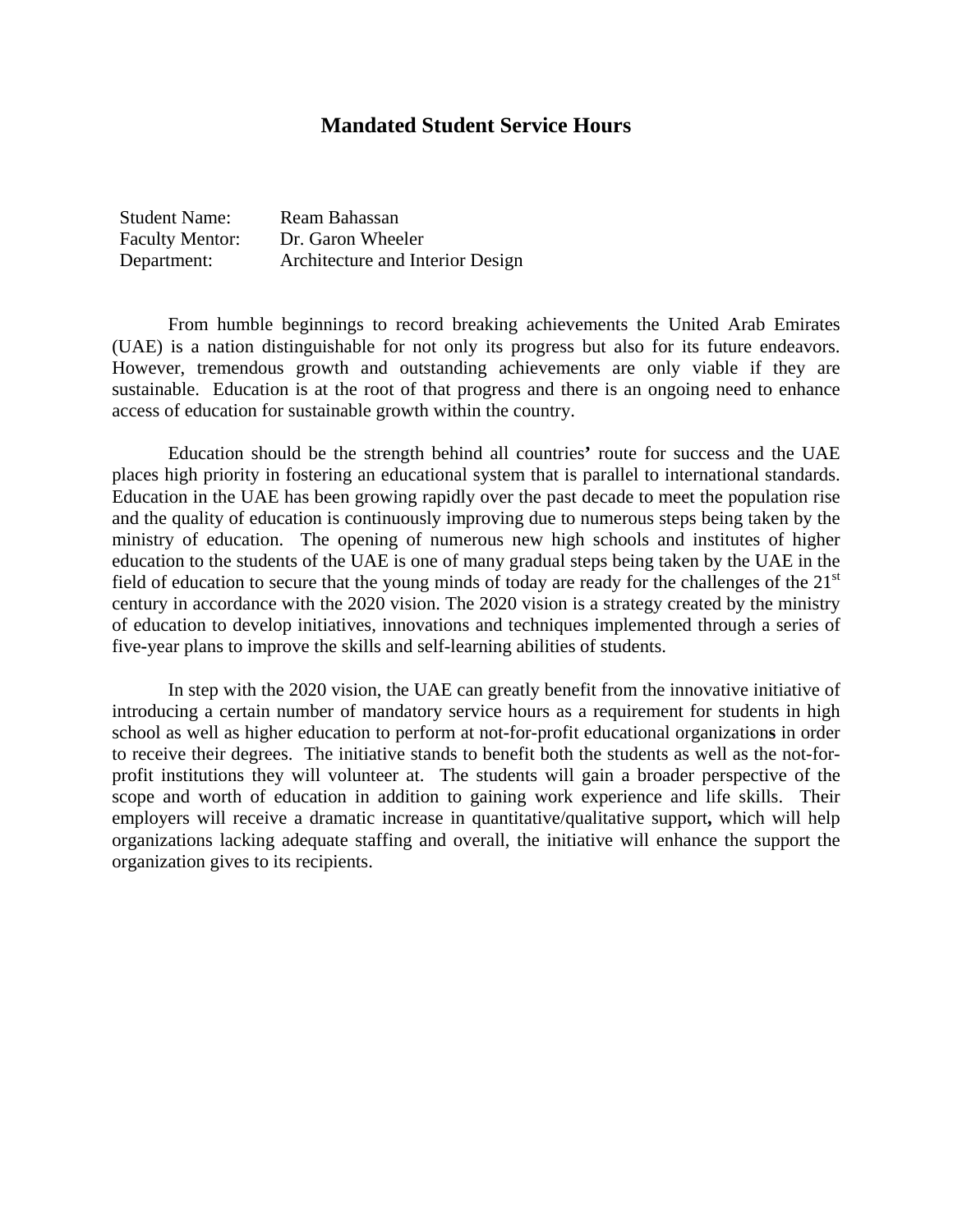# Mandated Student Service Hours

Student Name: Ream Bahassan
Faculty Mentor: Dr. Garon Wheeler
Department: Architecture and Interior Design

From humble beginnings to record breaking achievements the United Arab Emirates (UAE) is a nation distinguishable for not only its progress but also for its future endeavors. However, tremendous growth and outstanding achievements are only viable if they are sustainable. Education is at the root of that progress and there is an ongoing need to enhance access of education for sustainable growth within the country.

Education should be the strength behind all countries' route for success and the UAE places high priority in fostering an educational system that is parallel to international standards. Education in the UAE has been growing rapidly over the past decade to meet the population rise and the quality of education is continuously improving due to numerous steps being taken by the ministry of education. The opening of numerous new high schools and institutes of higher education to the students of the UAE is one of many gradual steps being taken by the UAE in the field of education to secure that the young minds of today are ready for the challenges of the 21st century in accordance with the 2020 vision. The 2020 vision is a strategy created by the ministry of education to develop initiatives, innovations and techniques implemented through a series of five-year plans to improve the skills and self-learning abilities of students.

In step with the 2020 vision, the UAE can greatly benefit from the innovative initiative of introducing a certain number of mandatory service hours as a requirement for students in high school as well as higher education to perform at not-for-profit educational organizations in order to receive their degrees. The initiative stands to benefit both the students as well as the not-for-profit institutions they will volunteer at. The students will gain a broader perspective of the scope and worth of education in addition to gaining work experience and life skills. Their employers will receive a dramatic increase in quantitative/qualitative support, which will help organizations lacking adequate staffing and overall, the initiative will enhance the support the organization gives to its recipients.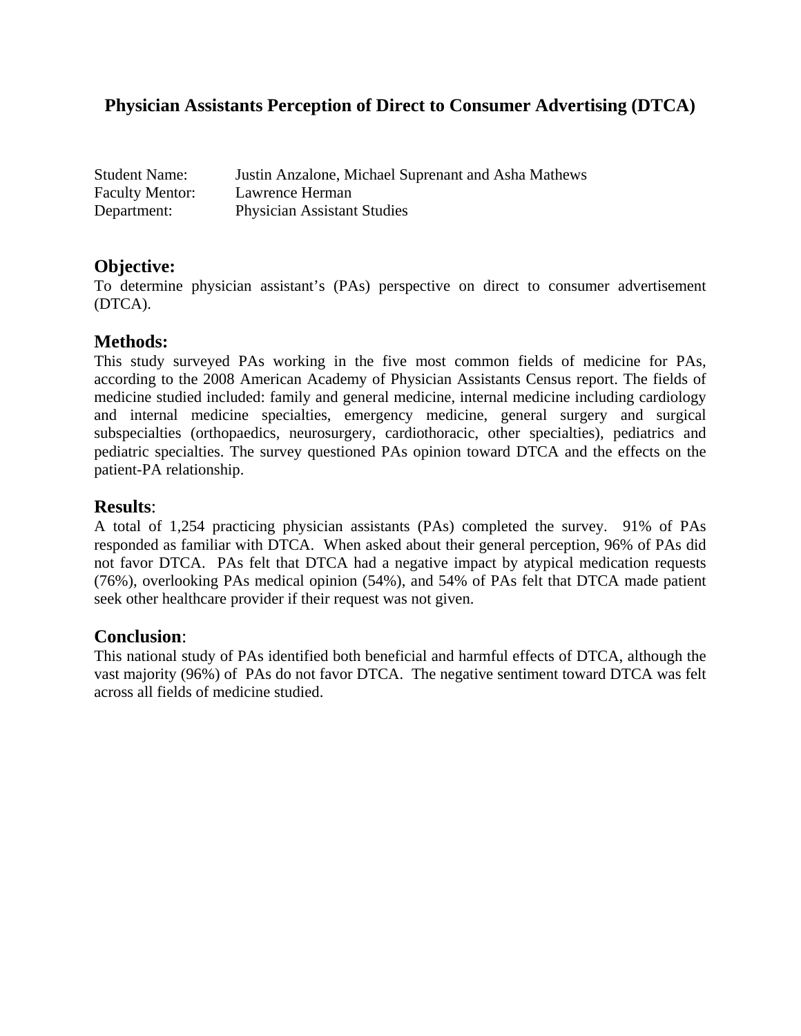# Physician Assistants Perception of Direct to Consumer Advertising (DTCA)

Student Name: Justin Anzalone, Michael Suprenant and Asha Mathews
Faculty Mentor: Lawrence Herman
Department: Physician Assistant Studies

## Objective:

To determine physician assistant's (PAs) perspective on direct to consumer advertisement (DTCA).

## Methods:

This study surveyed PAs working in the five most common fields of medicine for PAs, according to the 2008 American Academy of Physician Assistants Census report. The fields of medicine studied included: family and general medicine, internal medicine including cardiology and internal medicine specialties, emergency medicine, general surgery and surgical subspecialties (orthopaedics, neurosurgery, cardiothoracic, other specialties), pediatrics and pediatric specialties. The survey questioned PAs opinion toward DTCA and the effects on the patient-PA relationship.

## Results:

A total of 1,254 practicing physician assistants (PAs) completed the survey. 91% of PAs responded as familiar with DTCA. When asked about their general perception, 96% of PAs did not favor DTCA. PAs felt that DTCA had a negative impact by atypical medication requests (76%), overlooking PAs medical opinion (54%), and 54% of PAs felt that DTCA made patient seek other healthcare provider if their request was not given.

## Conclusion:

This national study of PAs identified both beneficial and harmful effects of DTCA, although the vast majority (96%) of PAs do not favor DTCA. The negative sentiment toward DTCA was felt across all fields of medicine studied.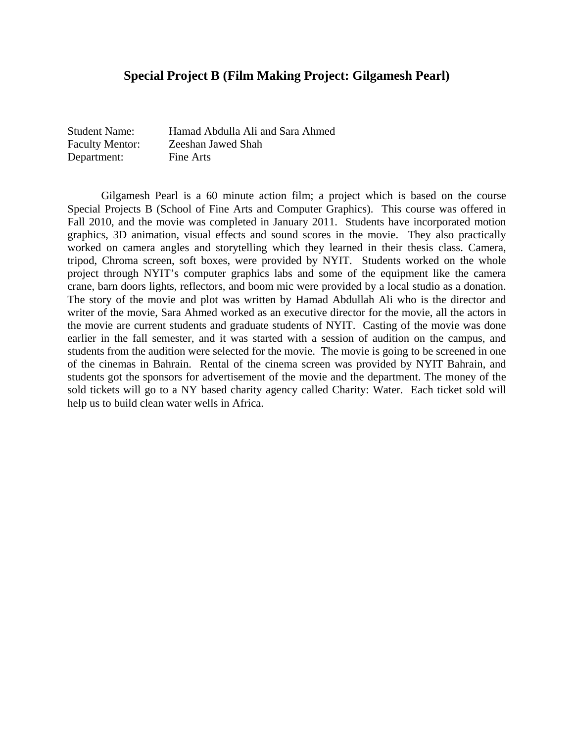## Special Project B (Film Making Project: Gilgamesh Pearl)

Student Name: Hamad Abdulla Ali and Sara Ahmed
Faculty Mentor: Zeeshan Jawed Shah
Department: Fine Arts

Gilgamesh Pearl is a 60 minute action film; a project which is based on the course Special Projects B (School of Fine Arts and Computer Graphics). This course was offered in Fall 2010, and the movie was completed in January 2011. Students have incorporated motion graphics, 3D animation, visual effects and sound scores in the movie. They also practically worked on camera angles and storytelling which they learned in their thesis class. Camera, tripod, Chroma screen, soft boxes, were provided by NYIT. Students worked on the whole project through NYIT's computer graphics labs and some of the equipment like the camera crane, barn doors lights, reflectors, and boom mic were provided by a local studio as a donation. The story of the movie and plot was written by Hamad Abdullah Ali who is the director and writer of the movie, Sara Ahmed worked as an executive director for the movie, all the actors in the movie are current students and graduate students of NYIT. Casting of the movie was done earlier in the fall semester, and it was started with a session of audition on the campus, and students from the audition were selected for the movie. The movie is going to be screened in one of the cinemas in Bahrain. Rental of the cinema screen was provided by NYIT Bahrain, and students got the sponsors for advertisement of the movie and the department. The money of the sold tickets will go to a NY based charity agency called Charity: Water. Each ticket sold will help us to build clean water wells in Africa.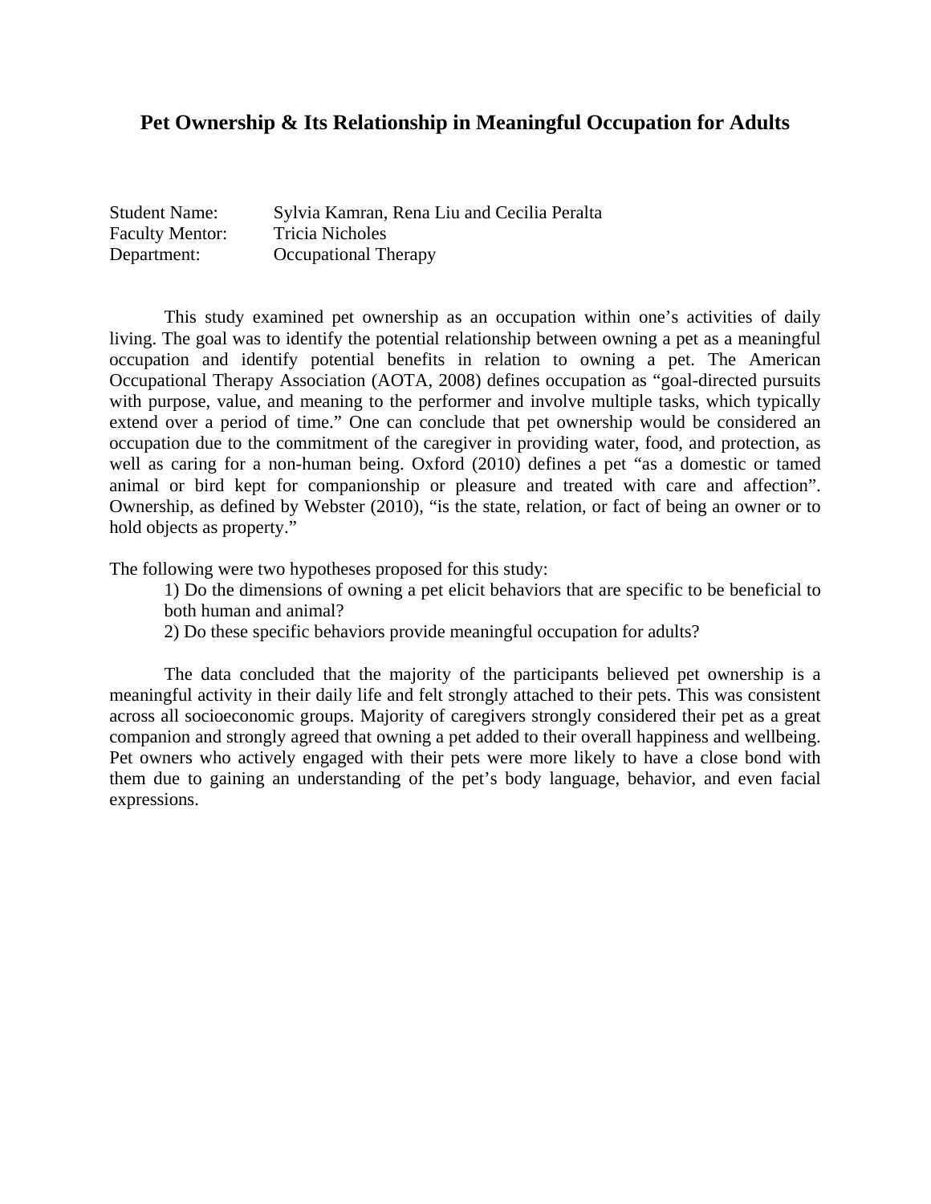# Pet Ownership & Its Relationship in Meaningful Occupation for Adults

Student Name: Sylvia Kamran, Rena Liu and Cecilia Peralta
Faculty Mentor: Tricia Nicholes
Department: Occupational Therapy

This study examined pet ownership as an occupation within one's activities of daily living. The goal was to identify the potential relationship between owning a pet as a meaningful occupation and identify potential benefits in relation to owning a pet. The American Occupational Therapy Association (AOTA, 2008) defines occupation as "goal-directed pursuits with purpose, value, and meaning to the performer and involve multiple tasks, which typically extend over a period of time." One can conclude that pet ownership would be considered an occupation due to the commitment of the caregiver in providing water, food, and protection, as well as caring for a non-human being. Oxford (2010) defines a pet "as a domestic or tamed animal or bird kept for companionship or pleasure and treated with care and affection". Ownership, as defined by Webster (2010), "is the state, relation, or fact of being an owner or to hold objects as property."

The following were two hypotheses proposed for this study:

1) Do the dimensions of owning a pet elicit behaviors that are specific to be beneficial to both human and animal?
2) Do these specific behaviors provide meaningful occupation for adults?

The data concluded that the majority of the participants believed pet ownership is a meaningful activity in their daily life and felt strongly attached to their pets. This was consistent across all socioeconomic groups. Majority of caregivers strongly considered their pet as a great companion and strongly agreed that owning a pet added to their overall happiness and wellbeing. Pet owners who actively engaged with their pets were more likely to have a close bond with them due to gaining an understanding of the pet's body language, behavior, and even facial expressions.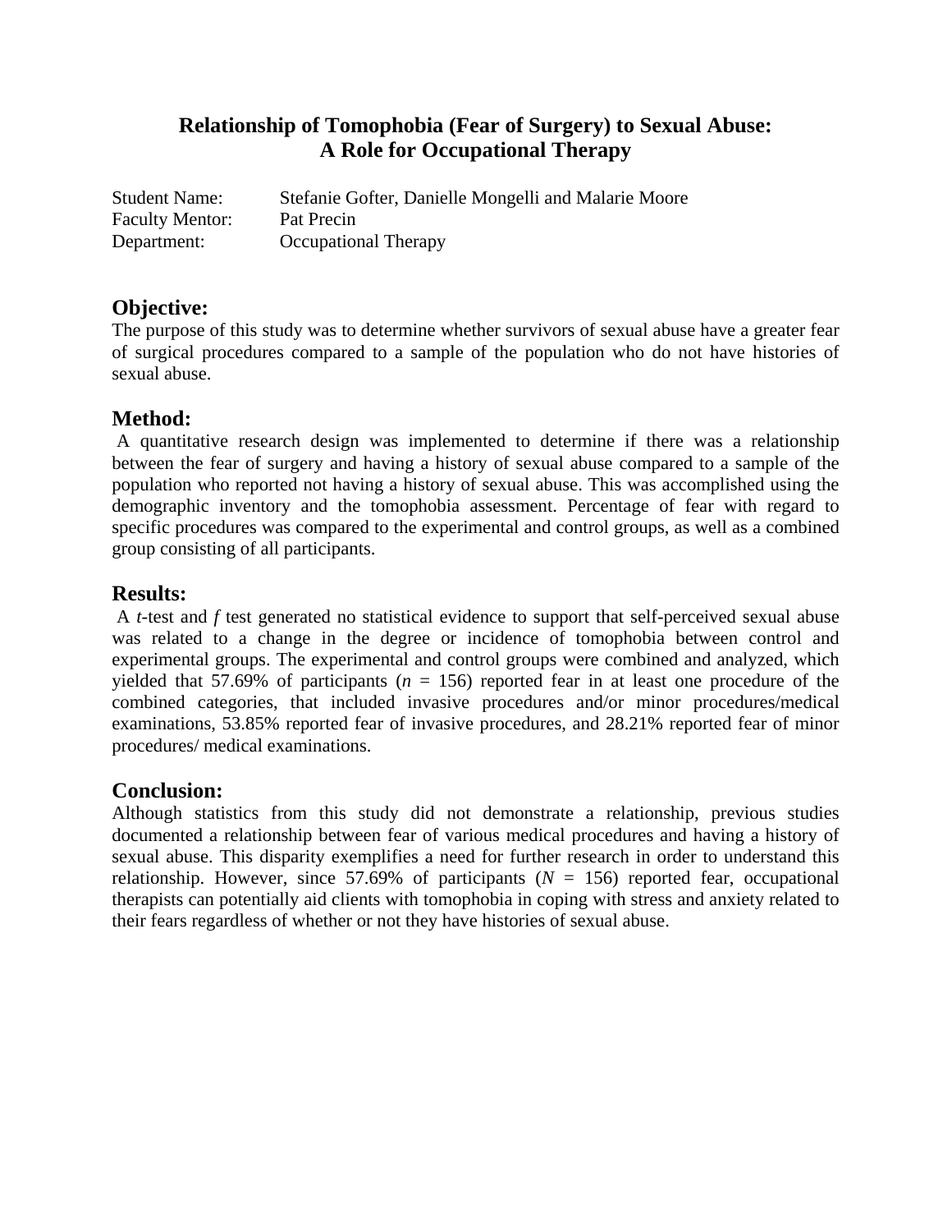# Relationship of Tomophobia (Fear of Surgery) to Sexual Abuse: A Role for Occupational Therapy

Student Name: Stefanie Gofter, Danielle Mongelli and Malarie Moore
Faculty Mentor: Pat Precin
Department: Occupational Therapy

## Objective:

The purpose of this study was to determine whether survivors of sexual abuse have a greater fear of surgical procedures compared to a sample of the population who do not have histories of sexual abuse.

## Method:

A quantitative research design was implemented to determine if there was a relationship between the fear of surgery and having a history of sexual abuse compared to a sample of the population who reported not having a history of sexual abuse. This was accomplished using the demographic inventory and the tomophobia assessment. Percentage of fear with regard to specific procedures was compared to the experimental and control groups, as well as a combined group consisting of all participants.

## Results:

A $t$-test and $f$ test generated no statistical evidence to support that self-perceived sexual abuse was related to a change in the degree or incidence of tomophobia between control and experimental groups. The experimental and control groups were combined and analyzed, which yielded that 57.69% of participants ($n$ = 156) reported fear in at least one procedure of the combined categories, that included invasive procedures and/or minor procedures/medical examinations, 53.85% reported fear of invasive procedures, and 28.21% reported fear of minor procedures/ medical examinations.

## Conclusion:

Although statistics from this study did not demonstrate a relationship, previous studies documented a relationship between fear of various medical procedures and having a history of sexual abuse. This disparity exemplifies a need for further research in order to understand this relationship. However, since 57.69% of participants ($N$ = 156) reported fear, occupational therapists can potentially aid clients with tomophobia in coping with stress and anxiety related to their fears regardless of whether or not they have histories of sexual abuse.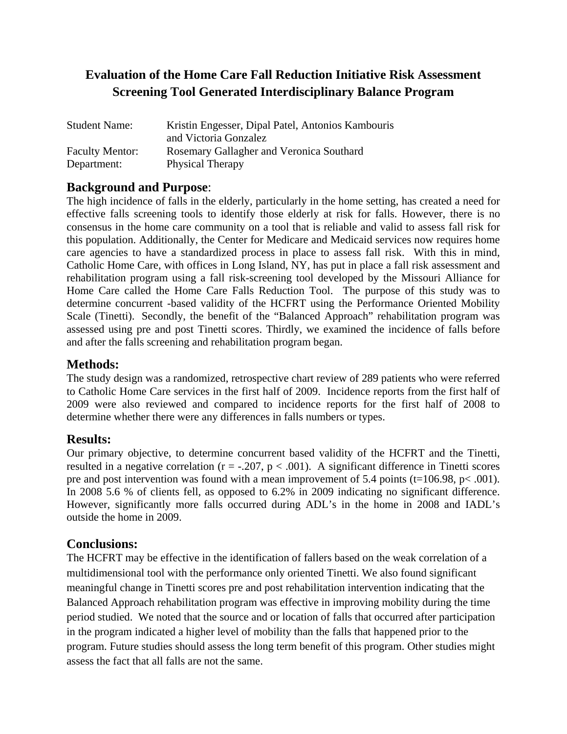# Evaluation of the Home Care Fall Reduction Initiative Risk Assessment Screening Tool Generated Interdisciplinary Balance Program

Student Name: Kristin Engesser, Dipal Patel, Antonios Kambouris and Victoria Gonzalez
Faculty Mentor: Rosemary Gallagher and Veronica Southard
Department: Physical Therapy

## Background and Purpose:

The high incidence of falls in the elderly, particularly in the home setting, has created a need for effective falls screening tools to identify those elderly at risk for falls. However, there is no consensus in the home care community on a tool that is reliable and valid to assess fall risk for this population. Additionally, the Center for Medicare and Medicaid services now requires home care agencies to have a standardized process in place to assess fall risk. With this in mind, Catholic Home Care, with offices in Long Island, NY, has put in place a fall risk assessment and rehabilitation program using a fall risk-screening tool developed by the Missouri Alliance for Home Care called the Home Care Falls Reduction Tool. The purpose of this study was to determine concurrent -based validity of the HCFRT using the Performance Oriented Mobility Scale (Tinetti). Secondly, the benefit of the "Balanced Approach" rehabilitation program was assessed using pre and post Tinetti scores. Thirdly, we examined the incidence of falls before and after the falls screening and rehabilitation program began.

## Methods:

The study design was a randomized, retrospective chart review of 289 patients who were referred to Catholic Home Care services in the first half of 2009. Incidence reports from the first half of 2009 were also reviewed and compared to incidence reports for the first half of 2008 to determine whether there were any differences in falls numbers or types.

## Results:

Our primary objective, to determine concurrent based validity of the HCFRT and the Tinetti, resulted in a negative correlation ($r = -.207$, $p < .001$). A significant difference in Tinetti scores pre and post intervention was found with a mean improvement of 5.4 points ($t=106.98$, $p< .001$). In 2008 5.6 % of clients fell, as opposed to 6.2% in 2009 indicating no significant difference. However, significantly more falls occurred during ADL's in the home in 2008 and IADL's outside the home in 2009.

## Conclusions:

The HCFRT may be effective in the identification of fallers based on the weak correlation of a multidimensional tool with the performance only oriented Tinetti. We also found significant meaningful change in Tinetti scores pre and post rehabilitation intervention indicating that the Balanced Approach rehabilitation program was effective in improving mobility during the time period studied. We noted that the source and or location of falls that occurred after participation in the program indicated a higher level of mobility than the falls that happened prior to the program. Future studies should assess the long term benefit of this program. Other studies might assess the fact that all falls are not the same.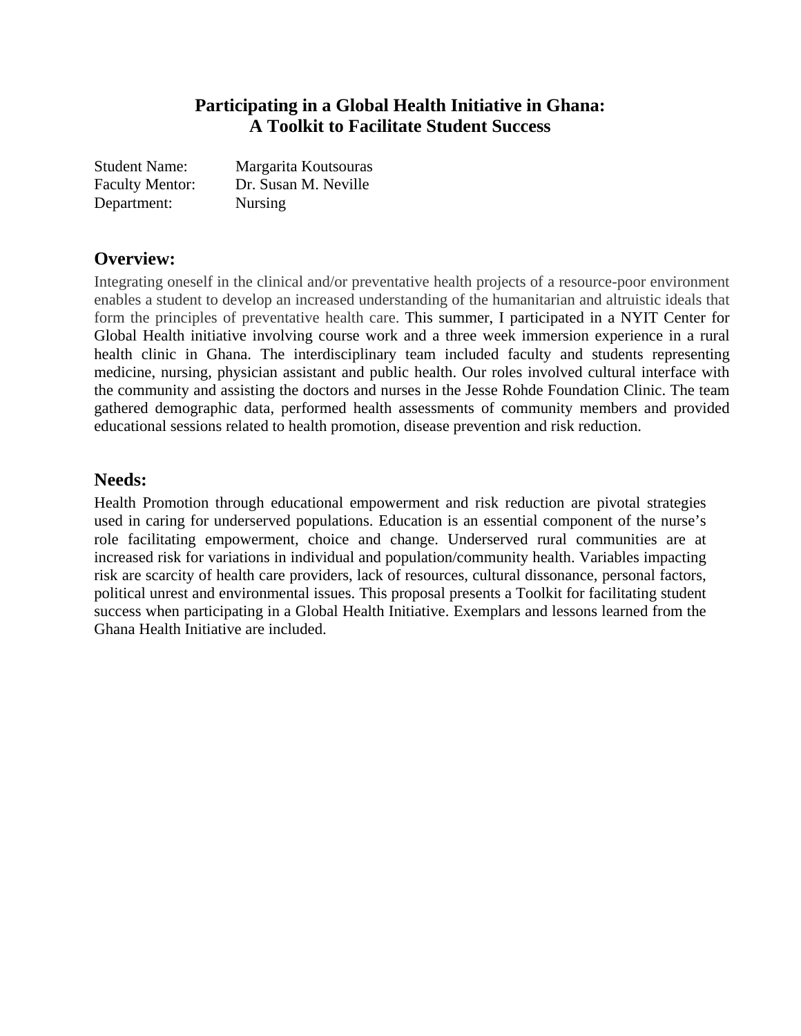# Participating in a Global Health Initiative in Ghana: A Toolkit to Facilitate Student Success

Student Name: Margarita Koutsouras
Faculty Mentor: Dr. Susan M. Neville
Department: Nursing

## Overview:

Integrating oneself in the clinical and/or preventative health projects of a resource-poor environment enables a student to develop an increased understanding of the humanitarian and altruistic ideals that form the principles of preventative health care. This summer, I participated in a NYIT Center for Global Health initiative involving course work and a three week immersion experience in a rural health clinic in Ghana. The interdisciplinary team included faculty and students representing medicine, nursing, physician assistant and public health. Our roles involved cultural interface with the community and assisting the doctors and nurses in the Jesse Rohde Foundation Clinic. The team gathered demographic data, performed health assessments of community members and provided educational sessions related to health promotion, disease prevention and risk reduction.

## Needs:

Health Promotion through educational empowerment and risk reduction are pivotal strategies used in caring for underserved populations. Education is an essential component of the nurse's role facilitating empowerment, choice and change. Underserved rural communities are at increased risk for variations in individual and population/community health. Variables impacting risk are scarcity of health care providers, lack of resources, cultural dissonance, personal factors, political unrest and environmental issues. This proposal presents a Toolkit for facilitating student success when participating in a Global Health Initiative. Exemplars and lessons learned from the Ghana Health Initiative are included.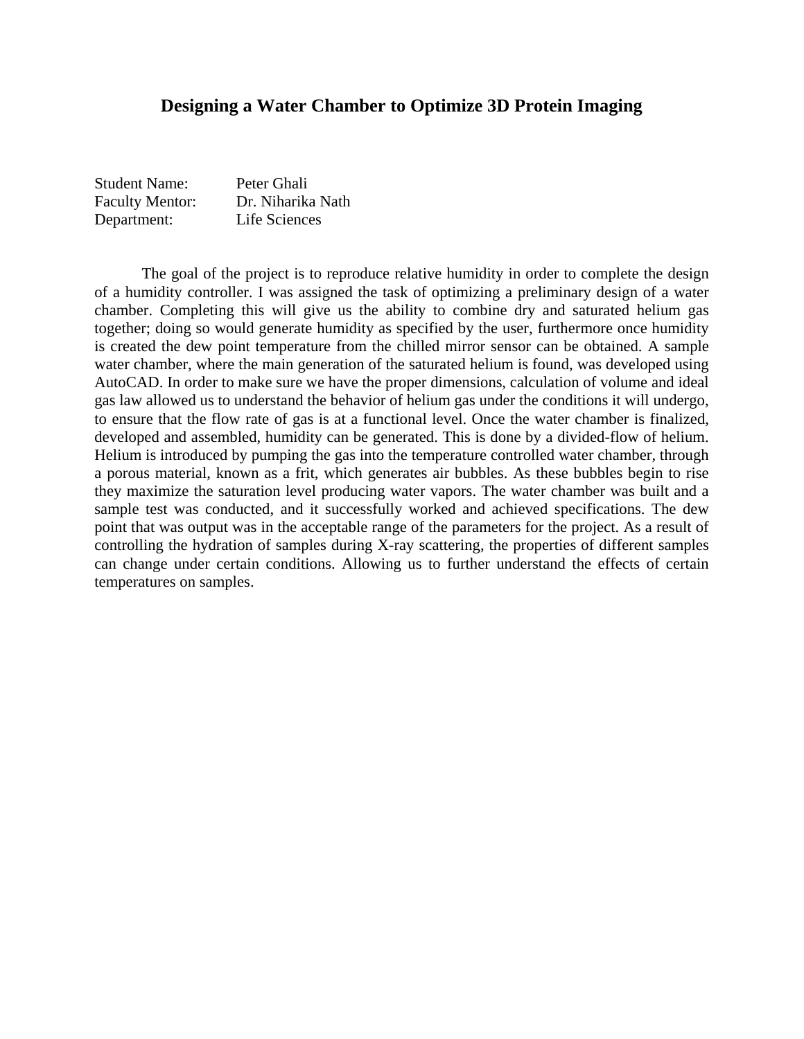# Designing a Water Chamber to Optimize 3D Protein Imaging

Student Name: Peter Ghali
Faculty Mentor: Dr. Niharika Nath
Department: Life Sciences

The goal of the project is to reproduce relative humidity in order to complete the design of a humidity controller. I was assigned the task of optimizing a preliminary design of a water chamber. Completing this will give us the ability to combine dry and saturated helium gas together; doing so would generate humidity as specified by the user, furthermore once humidity is created the dew point temperature from the chilled mirror sensor can be obtained. A sample water chamber, where the main generation of the saturated helium is found, was developed using AutoCAD. In order to make sure we have the proper dimensions, calculation of volume and ideal gas law allowed us to understand the behavior of helium gas under the conditions it will undergo, to ensure that the flow rate of gas is at a functional level. Once the water chamber is finalized, developed and assembled, humidity can be generated. This is done by a divided-flow of helium. Helium is introduced by pumping the gas into the temperature controlled water chamber, through a porous material, known as a frit, which generates air bubbles. As these bubbles begin to rise they maximize the saturation level producing water vapors. The water chamber was built and a sample test was conducted, and it successfully worked and achieved specifications. The dew point that was output was in the acceptable range of the parameters for the project. As a result of controlling the hydration of samples during X-ray scattering, the properties of different samples can change under certain conditions. Allowing us to further understand the effects of certain temperatures on samples.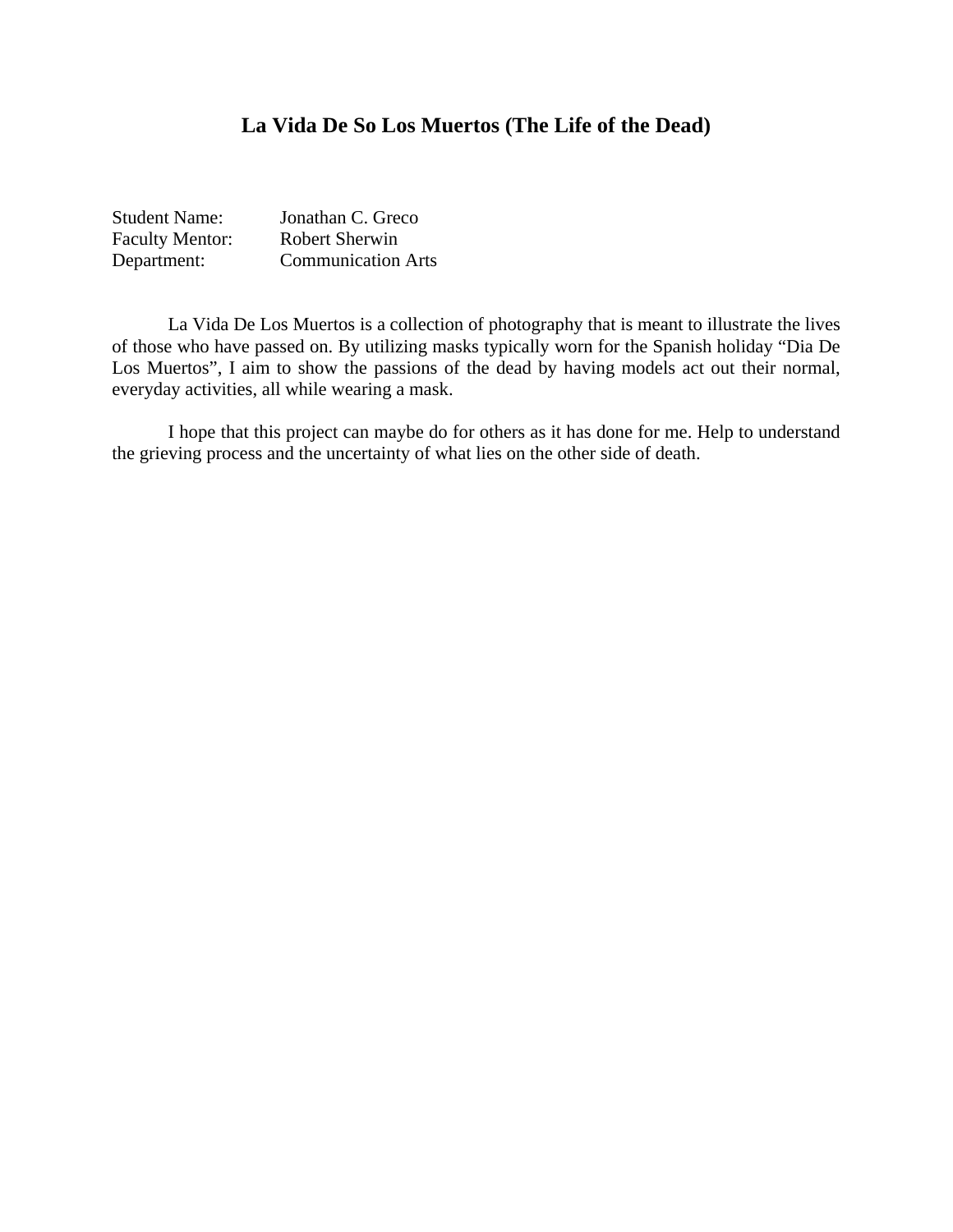# La Vida De So Los Muertos (The Life of the Dead)

Student Name: Jonathan C. Greco
Faculty Mentor: Robert Sherwin
Department: Communication Arts

La Vida De Los Muertos is a collection of photography that is meant to illustrate the lives of those who have passed on. By utilizing masks typically worn for the Spanish holiday "Dia De Los Muertos", I aim to show the passions of the dead by having models act out their normal, everyday activities, all while wearing a mask.

I hope that this project can maybe do for others as it has done for me. Help to understand the grieving process and the uncertainty of what lies on the other side of death.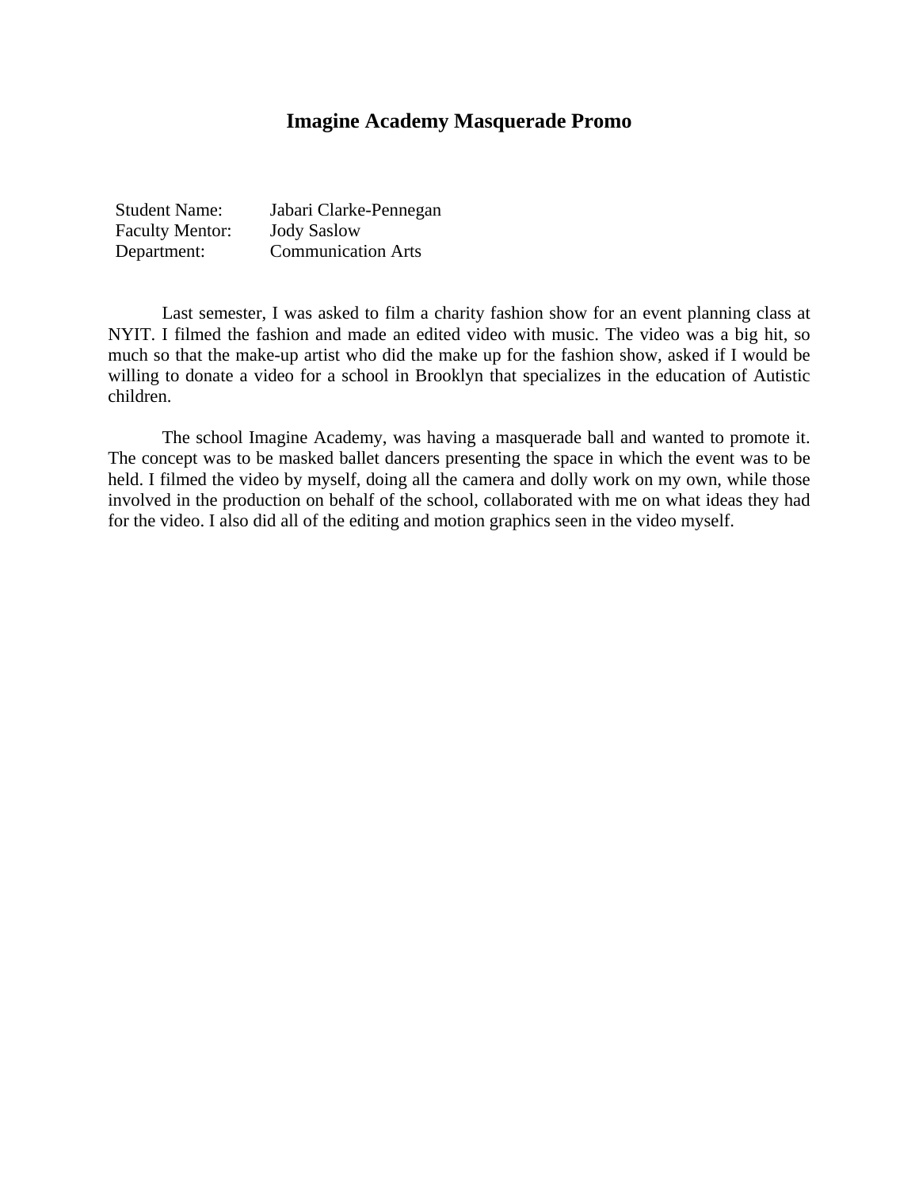# Imagine Academy Masquerade Promo

| | |
|---|---|
| Student Name: | Jabari Clarke-Pennegan |
| Faculty Mentor: | Jody Saslow |
| Department: | Communication Arts |

Last semester, I was asked to film a charity fashion show for an event planning class at NYIT. I filmed the fashion and made an edited video with music. The video was a big hit, so much so that the make-up artist who did the make up for the fashion show, asked if I would be willing to donate a video for a school in Brooklyn that specializes in the education of Autistic children.

The school Imagine Academy, was having a masquerade ball and wanted to promote it. The concept was to be masked ballet dancers presenting the space in which the event was to be held. I filmed the video by myself, doing all the camera and dolly work on my own, while those involved in the production on behalf of the school, collaborated with me on what ideas they had for the video. I also did all of the editing and motion graphics seen in the video myself.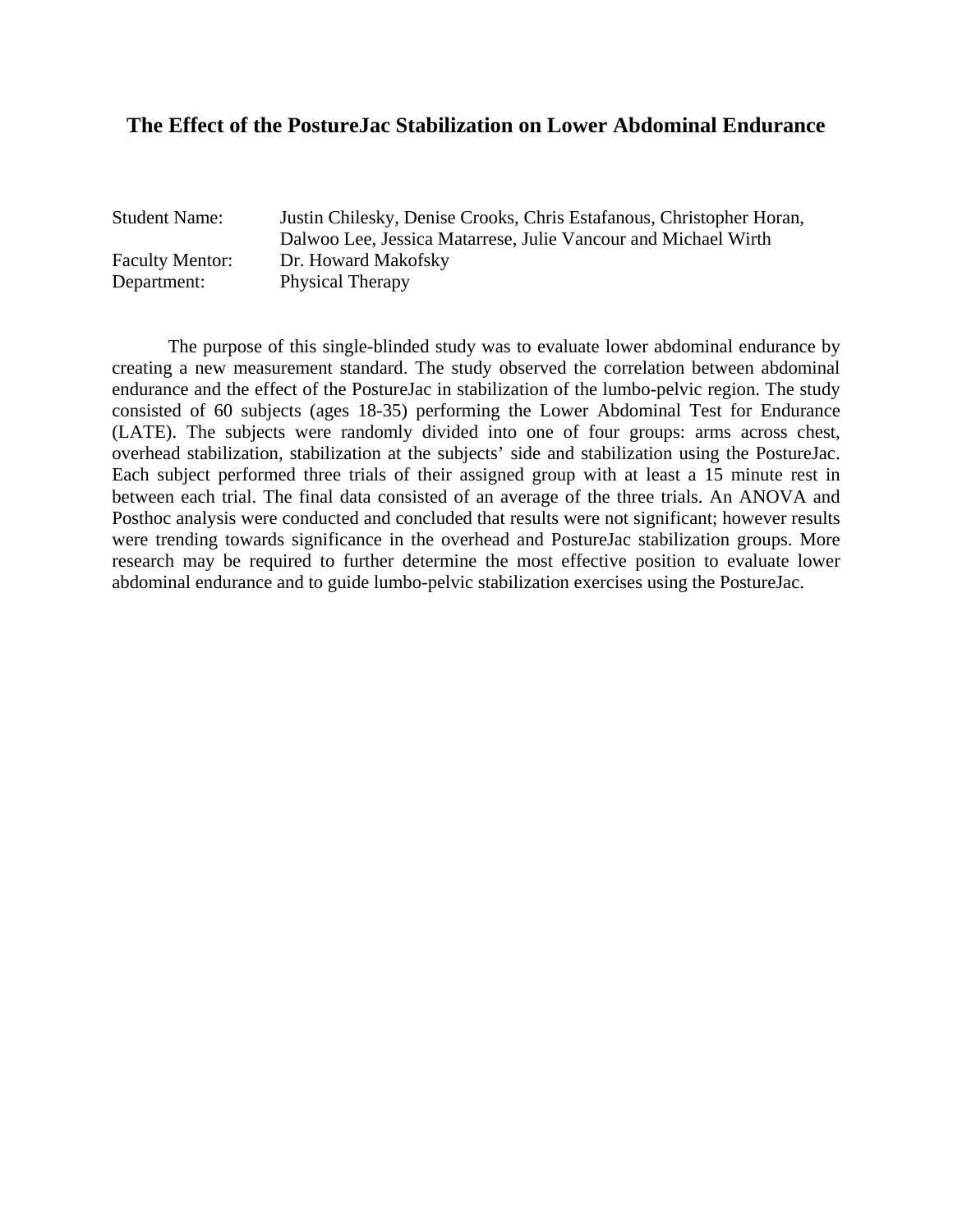# The Effect of the PostureJac Stabilization on Lower Abdominal Endurance

Student Name: Justin Chilesky, Denise Crooks, Chris Estafanous, Christopher Horan, Dalwoo Lee, Jessica Matarrese, Julie Vancour and Michael Wirth
Faculty Mentor: Dr. Howard Makofsky
Department: Physical Therapy

The purpose of this single-blinded study was to evaluate lower abdominal endurance by creating a new measurement standard. The study observed the correlation between abdominal endurance and the effect of the PostureJac in stabilization of the lumbo-pelvic region. The study consisted of 60 subjects (ages 18-35) performing the Lower Abdominal Test for Endurance (LATE). The subjects were randomly divided into one of four groups: arms across chest, overhead stabilization, stabilization at the subjects' side and stabilization using the PostureJac. Each subject performed three trials of their assigned group with at least a 15 minute rest in between each trial. The final data consisted of an average of the three trials. An ANOVA and Posthoc analysis were conducted and concluded that results were not significant; however results were trending towards significance in the overhead and PostureJac stabilization groups. More research may be required to further determine the most effective position to evaluate lower abdominal endurance and to guide lumbo-pelvic stabilization exercises using the PostureJac.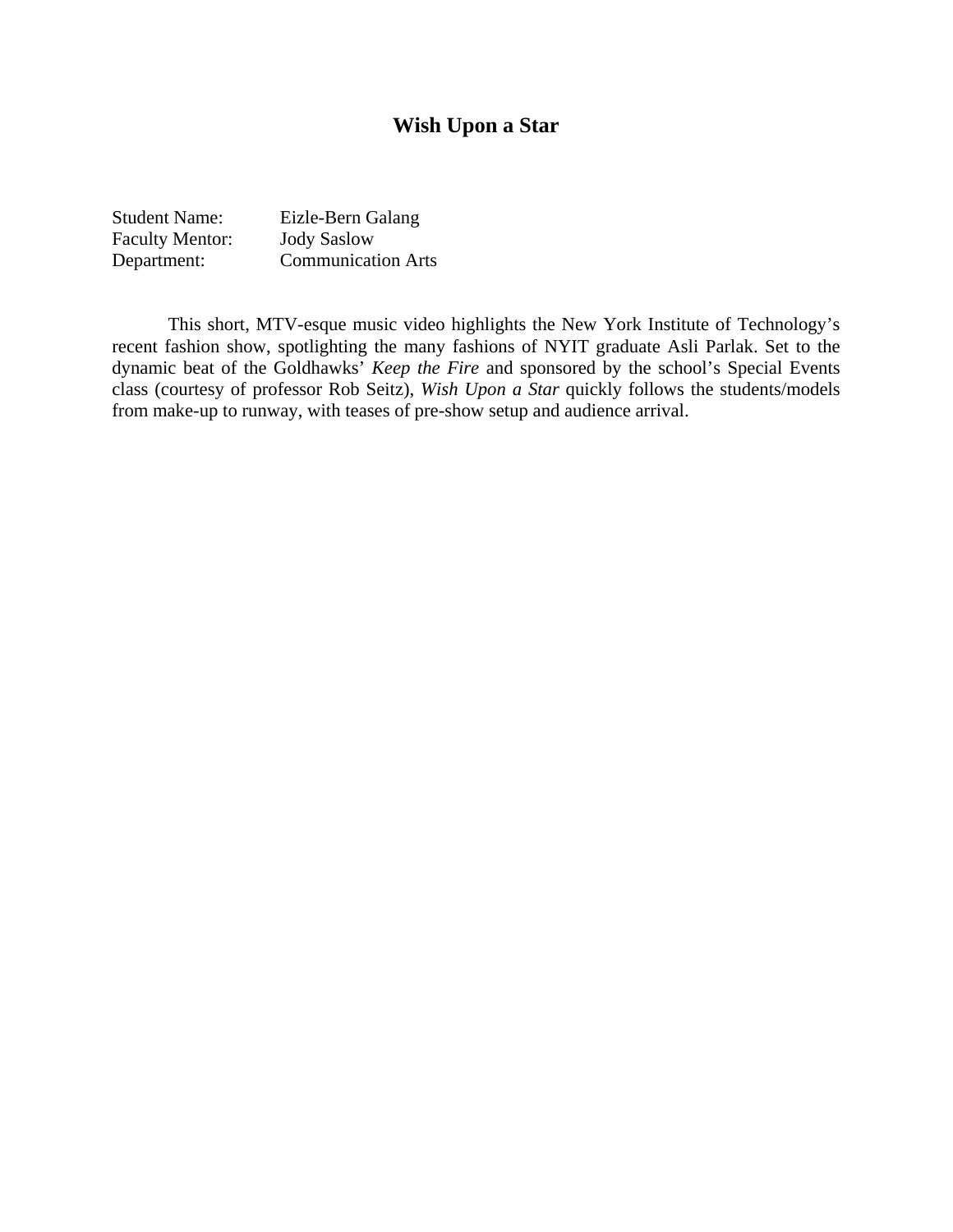# Wish Upon a Star

Student Name: Eizle-Bern Galang
Faculty Mentor: Jody Saslow
Department: Communication Arts

This short, MTV-esque music video highlights the New York Institute of Technology's recent fashion show, spotlighting the many fashions of NYIT graduate Asli Parlak. Set to the dynamic beat of the Goldhawks' *Keep the Fire* and sponsored by the school's Special Events class (courtesy of professor Rob Seitz), *Wish Upon a Star* quickly follows the students/models from make-up to runway, with teases of pre-show setup and audience arrival.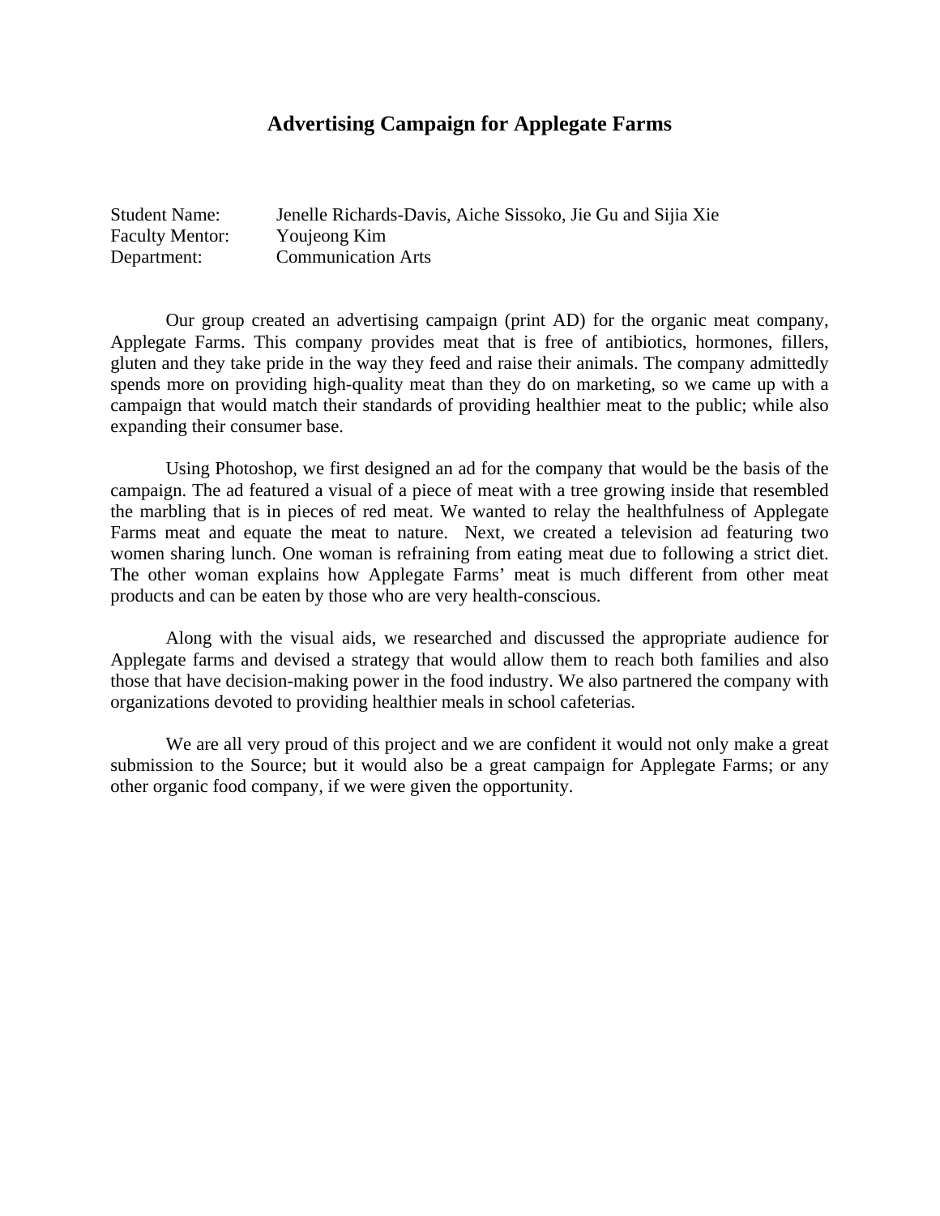## Advertising Campaign for Applegate Farms

Student Name: Jenelle Richards-Davis, Aiche Sissoko, Jie Gu and Sijia Xie
Faculty Mentor: Youjeong Kim
Department: Communication Arts

Our group created an advertising campaign (print AD) for the organic meat company, Applegate Farms. This company provides meat that is free of antibiotics, hormones, fillers, gluten and they take pride in the way they feed and raise their animals. The company admittedly spends more on providing high-quality meat than they do on marketing, so we came up with a campaign that would match their standards of providing healthier meat to the public; while also expanding their consumer base.

Using Photoshop, we first designed an ad for the company that would be the basis of the campaign. The ad featured a visual of a piece of meat with a tree growing inside that resembled the marbling that is in pieces of red meat. We wanted to relay the healthfulness of Applegate Farms meat and equate the meat to nature. Next, we created a television ad featuring two women sharing lunch. One woman is refraining from eating meat due to following a strict diet. The other woman explains how Applegate Farms' meat is much different from other meat products and can be eaten by those who are very health-conscious.

Along with the visual aids, we researched and discussed the appropriate audience for Applegate farms and devised a strategy that would allow them to reach both families and also those that have decision-making power in the food industry. We also partnered the company with organizations devoted to providing healthier meals in school cafeterias.

We are all very proud of this project and we are confident it would not only make a great submission to the Source; but it would also be a great campaign for Applegate Farms; or any other organic food company, if we were given the opportunity.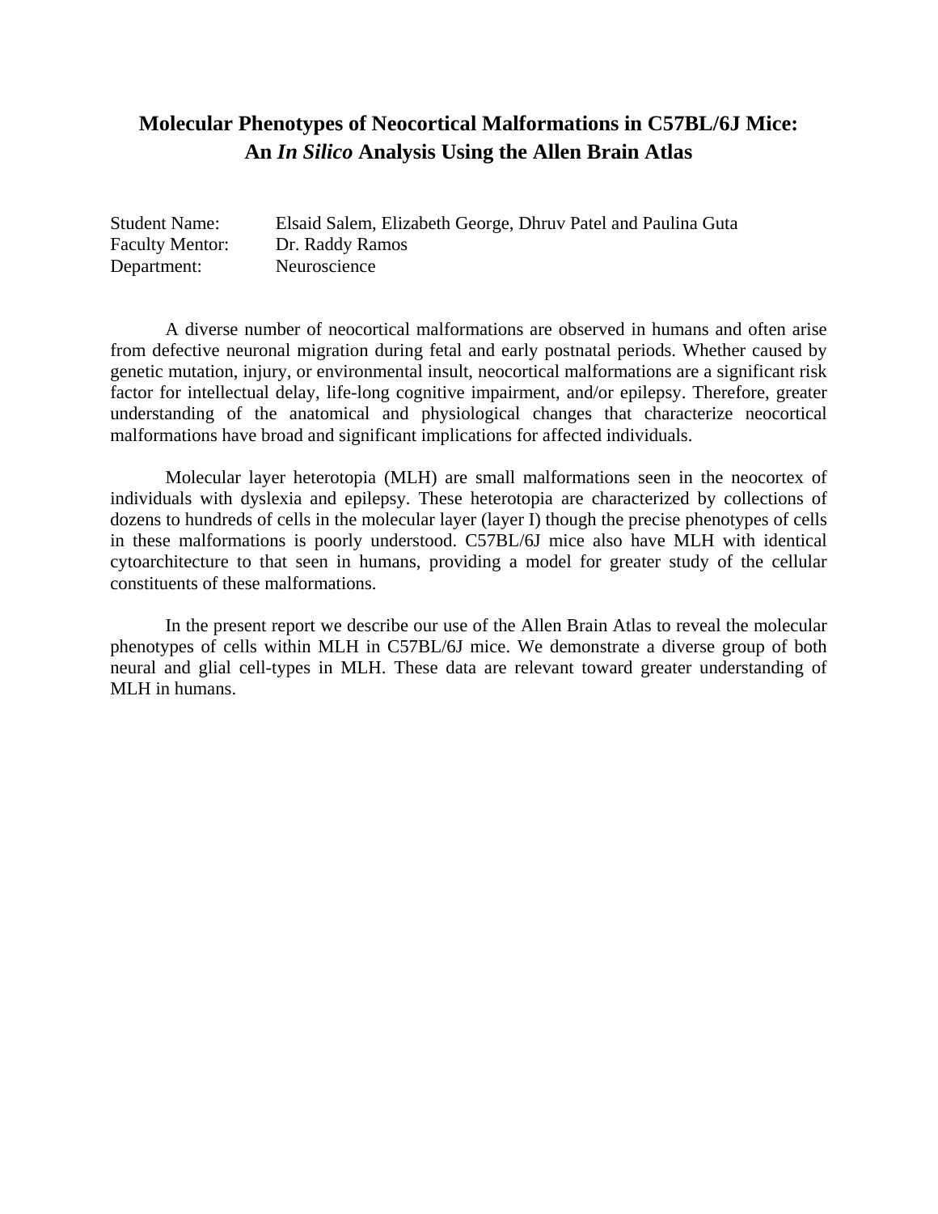# Molecular Phenotypes of Neocortical Malformations in C57BL/6J Mice: An *In Silico* Analysis Using the Allen Brain Atlas

Student Name: Elsaid Salem, Elizabeth George, Dhruv Patel and Paulina Guta
Faculty Mentor: Dr. Raddy Ramos
Department: Neuroscience

A diverse number of neocortical malformations are observed in humans and often arise from defective neuronal migration during fetal and early postnatal periods. Whether caused by genetic mutation, injury, or environmental insult, neocortical malformations are a significant risk factor for intellectual delay, life-long cognitive impairment, and/or epilepsy. Therefore, greater understanding of the anatomical and physiological changes that characterize neocortical malformations have broad and significant implications for affected individuals.

Molecular layer heterotopia (MLH) are small malformations seen in the neocortex of individuals with dyslexia and epilepsy. These heterotopia are characterized by collections of dozens to hundreds of cells in the molecular layer (layer I) though the precise phenotypes of cells in these malformations is poorly understood. C57BL/6J mice also have MLH with identical cytoarchitecture to that seen in humans, providing a model for greater study of the cellular constituents of these malformations.

In the present report we describe our use of the Allen Brain Atlas to reveal the molecular phenotypes of cells within MLH in C57BL/6J mice. We demonstrate a diverse group of both neural and glial cell-types in MLH. These data are relevant toward greater understanding of MLH in humans.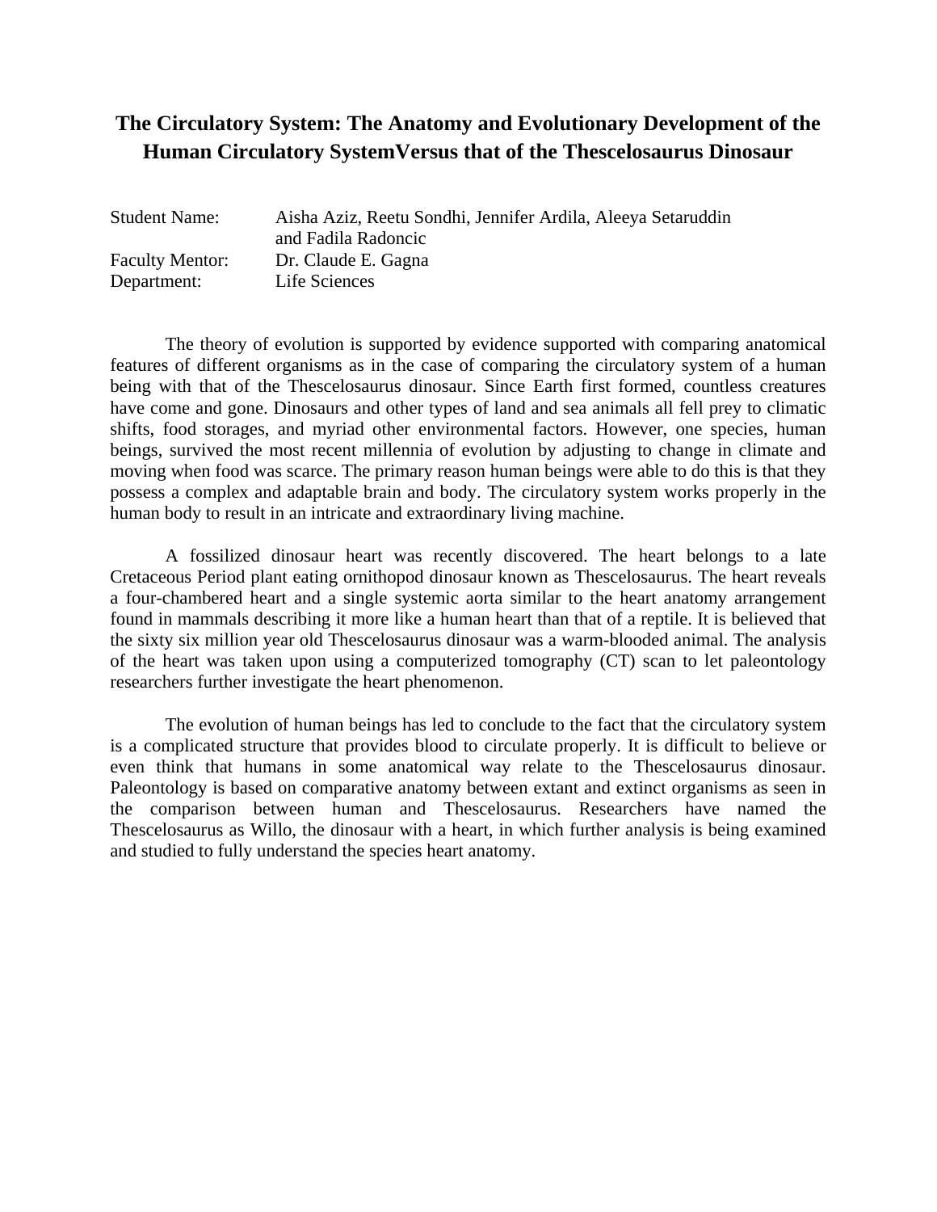# The Circulatory System: The Anatomy and Evolutionary Development of the Human Circulatory SystemVersus that of the Thescelosaurus Dinosaur

Student Name: Aisha Aziz, Reetu Sondhi, Jennifer Ardila, Aleeya Setaruddin and Fadila Radoncic
Faculty Mentor: Dr. Claude E. Gagna
Department: Life Sciences

The theory of evolution is supported by evidence supported with comparing anatomical features of different organisms as in the case of comparing the circulatory system of a human being with that of the Thescelosaurus dinosaur. Since Earth first formed, countless creatures have come and gone. Dinosaurs and other types of land and sea animals all fell prey to climatic shifts, food storages, and myriad other environmental factors. However, one species, human beings, survived the most recent millennia of evolution by adjusting to change in climate and moving when food was scarce. The primary reason human beings were able to do this is that they possess a complex and adaptable brain and body. The circulatory system works properly in the human body to result in an intricate and extraordinary living machine.

A fossilized dinosaur heart was recently discovered. The heart belongs to a late Cretaceous Period plant eating ornithopod dinosaur known as Thescelosaurus. The heart reveals a four-chambered heart and a single systemic aorta similar to the heart anatomy arrangement found in mammals describing it more like a human heart than that of a reptile. It is believed that the sixty six million year old Thescelosaurus dinosaur was a warm-blooded animal. The analysis of the heart was taken upon using a computerized tomography (CT) scan to let paleontology researchers further investigate the heart phenomenon.

The evolution of human beings has led to conclude to the fact that the circulatory system is a complicated structure that provides blood to circulate properly. It is difficult to believe or even think that humans in some anatomical way relate to the Thescelosaurus dinosaur. Paleontology is based on comparative anatomy between extant and extinct organisms as seen in the comparison between human and Thescelosaurus. Researchers have named the Thescelosaurus as Willo, the dinosaur with a heart, in which further analysis is being examined and studied to fully understand the species heart anatomy.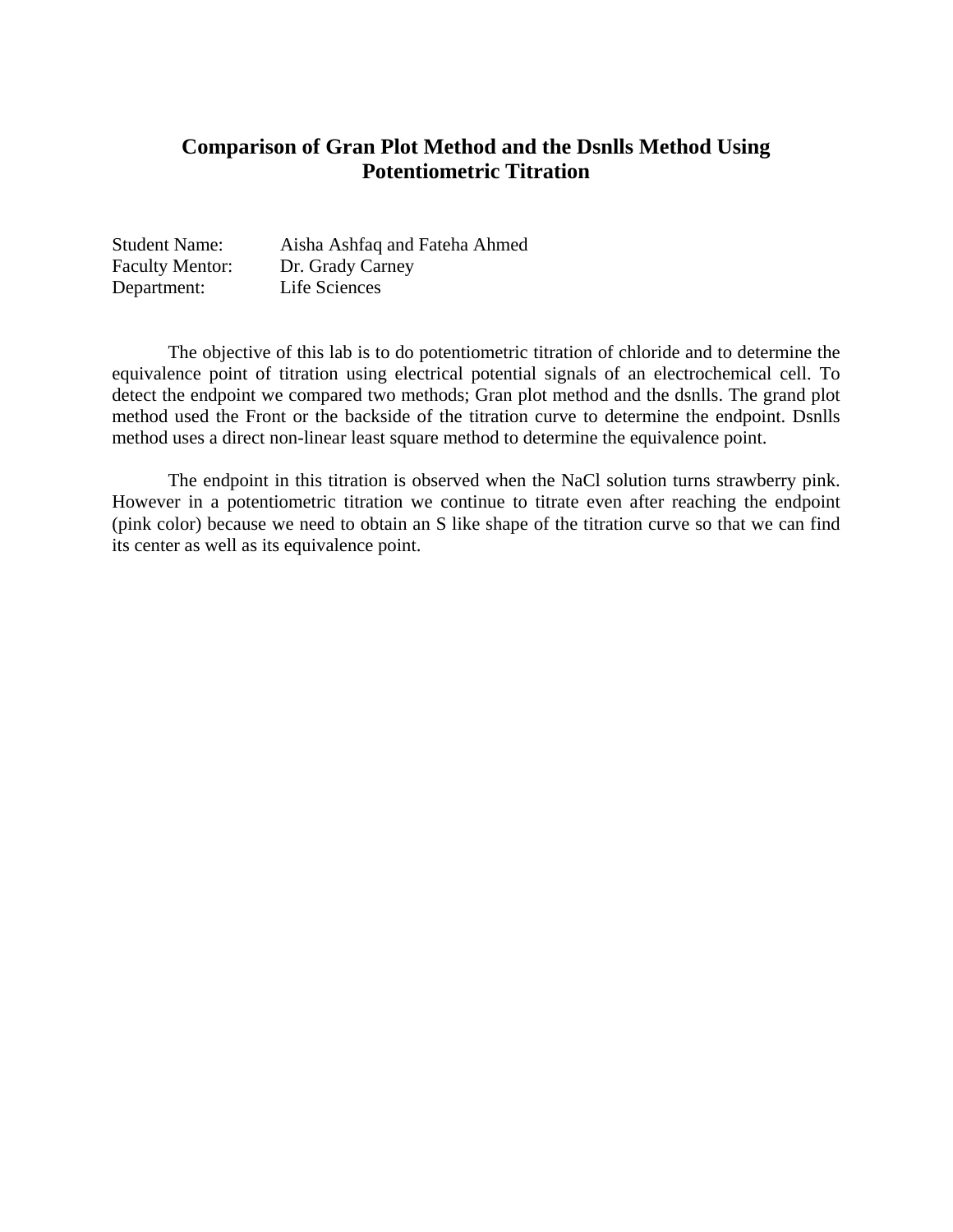# Comparison of Gran Plot Method and the Dsnlls Method Using Potentiometric Titration

Student Name: Aisha Ashfaq and Fateha Ahmed
Faculty Mentor: Dr. Grady Carney
Department: Life Sciences

The objective of this lab is to do potentiometric titration of chloride and to determine the equivalence point of titration using electrical potential signals of an electrochemical cell. To detect the endpoint we compared two methods; Gran plot method and the dsnlls. The grand plot method used the Front or the backside of the titration curve to determine the endpoint. Dsnlls method uses a direct non-linear least square method to determine the equivalence point.

The endpoint in this titration is observed when the NaCl solution turns strawberry pink. However in a potentiometric titration we continue to titrate even after reaching the endpoint (pink color) because we need to obtain an S like shape of the titration curve so that we can find its center as well as its equivalence point.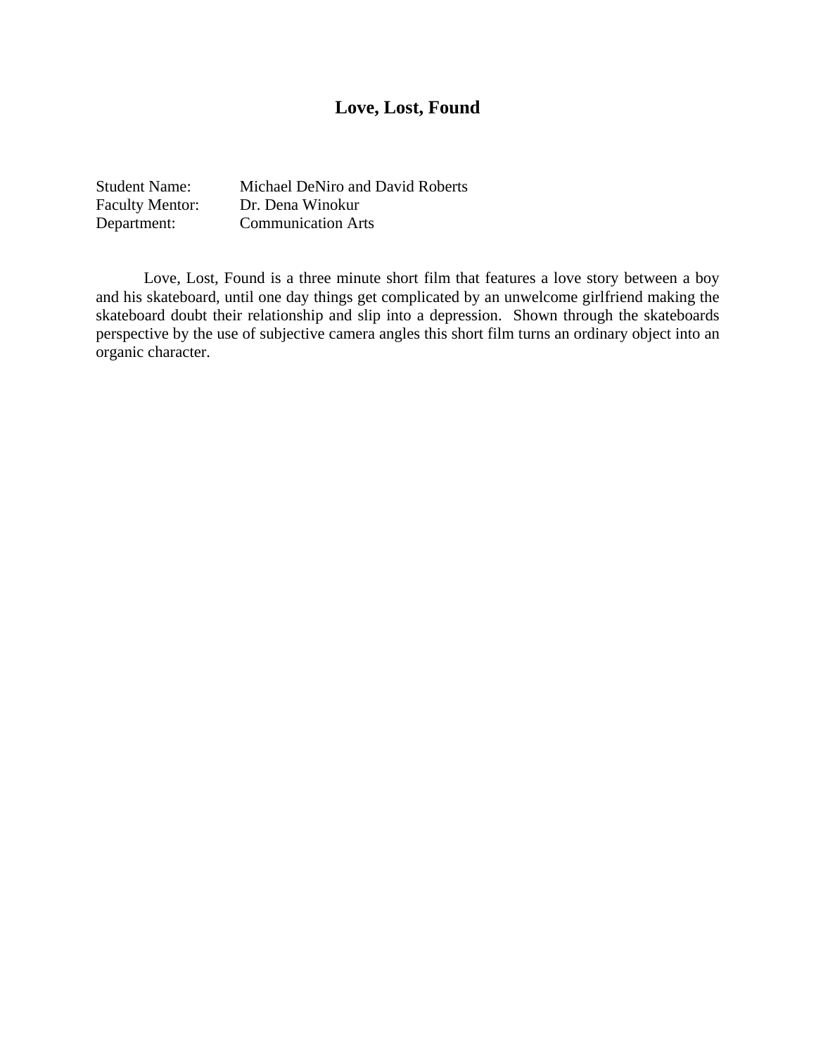# Love, Lost, Found

Student Name: Michael DeNiro and David Roberts
Faculty Mentor: Dr. Dena Winokur
Department: Communication Arts

Love, Lost, Found is a three minute short film that features a love story between a boy and his skateboard, until one day things get complicated by an unwelcome girlfriend making the skateboard doubt their relationship and slip into a depression. Shown through the skateboards perspective by the use of subjective camera angles this short film turns an ordinary object into an organic character.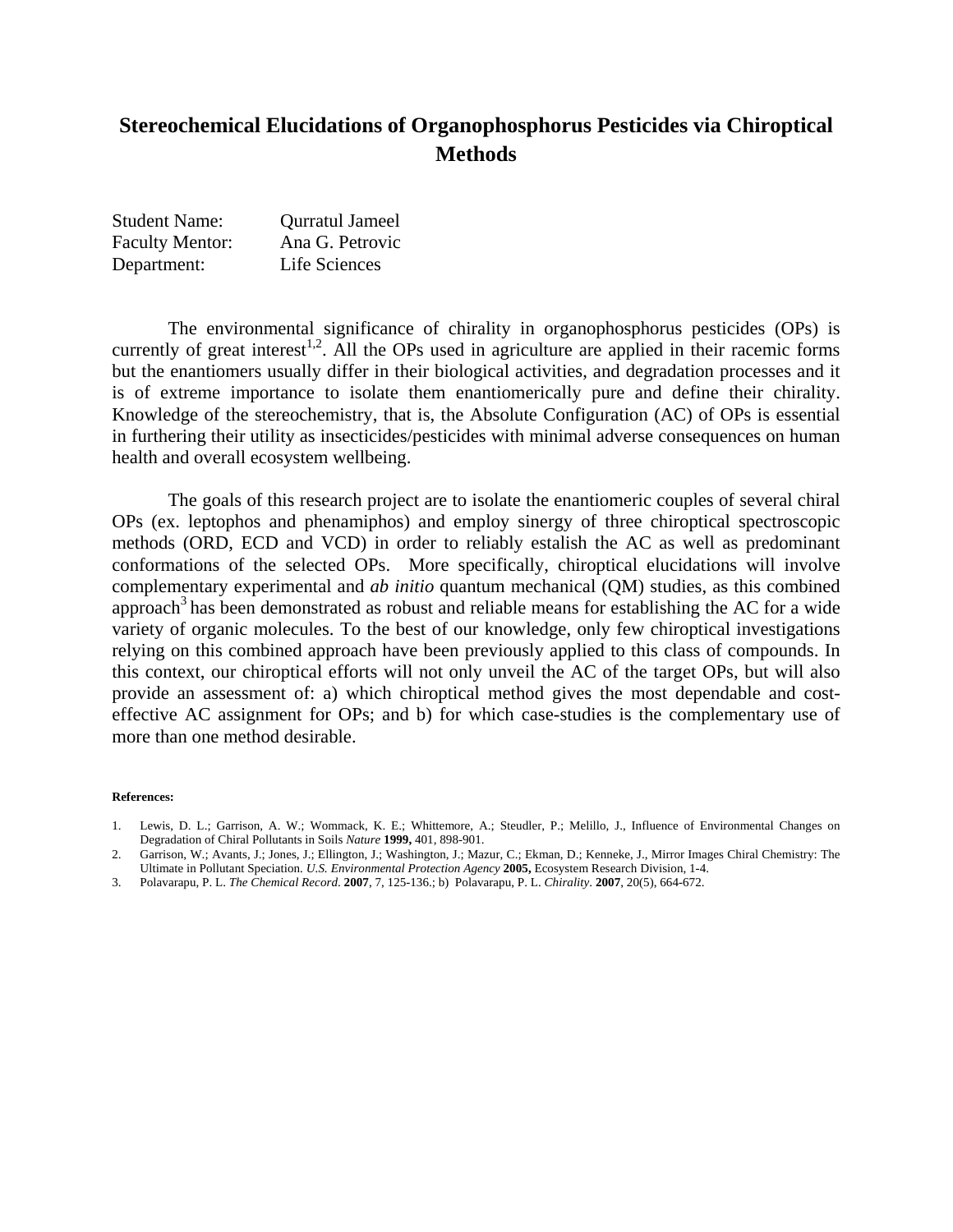# Stereochemical Elucidations of Organophosphorus Pesticides via Chiroptical Methods

Student Name: Qurratul Jameel
Faculty Mentor: Ana G. Petrovic
Department: Life Sciences

The environmental significance of chirality in organophosphorus pesticides (OPs) is currently of great interest[1,2]. All the OPs used in agriculture are applied in their racemic forms but the enantiomers usually differ in their biological activities, and degradation processes and it is of extreme importance to isolate them enantiomerically pure and define their chirality. Knowledge of the stereochemistry, that is, the Absolute Configuration (AC) of OPs is essential in furthering their utility as insecticides/pesticides with minimal adverse consequences on human health and overall ecosystem wellbeing.

The goals of this research project are to isolate the enantiomeric couples of several chiral OPs (ex. leptophos and phenamiphos) and employ sinergy of three chiroptical spectroscopic methods (ORD, ECD and VCD) in order to reliably estalish the AC as well as predominant conformations of the selected OPs. More specifically, chiroptical elucidations will involve complementary experimental and *ab initio* quantum mechanical (QM) studies, as this combined approach[3] has been demonstrated as robust and reliable means for establishing the AC for a wide variety of organic molecules. To the best of our knowledge, only few chiroptical investigations relying on this combined approach have been previously applied to this class of compounds. In this context, our chiroptical efforts will not only unveil the AC of the target OPs, but will also provide an assessment of: a) which chiroptical method gives the most dependable and cost-effective AC assignment for OPs; and b) for which case-studies is the complementary use of more than one method desirable.

**References:**

1. Lewis, D. L.; Garrison, A. W.; Wommack, K. E.; Whittemore, A.; Steudler, P.; Melillo, J., Influence of Environmental Changes on Degradation of Chiral Pollutants in Soils *Nature* **1999,** 401, 898-901.
2. Garrison, W.; Avants, J.; Jones, J.; Ellington, J.; Washington, J.; Mazur, C.; Ekman, D.; Kenneke, J., Mirror Images Chiral Chemistry: The Ultimate in Pollutant Speciation. *U.S. Environmental Protection Agency* **2005,** Ecosystem Research Division, 1-4.
3. Polavarapu, P. L. *The Chemical Record*. **2007**, 7, 125-136.; b) Polavarapu, P. L. *Chirality*. **2007**, 20(5), 664-672.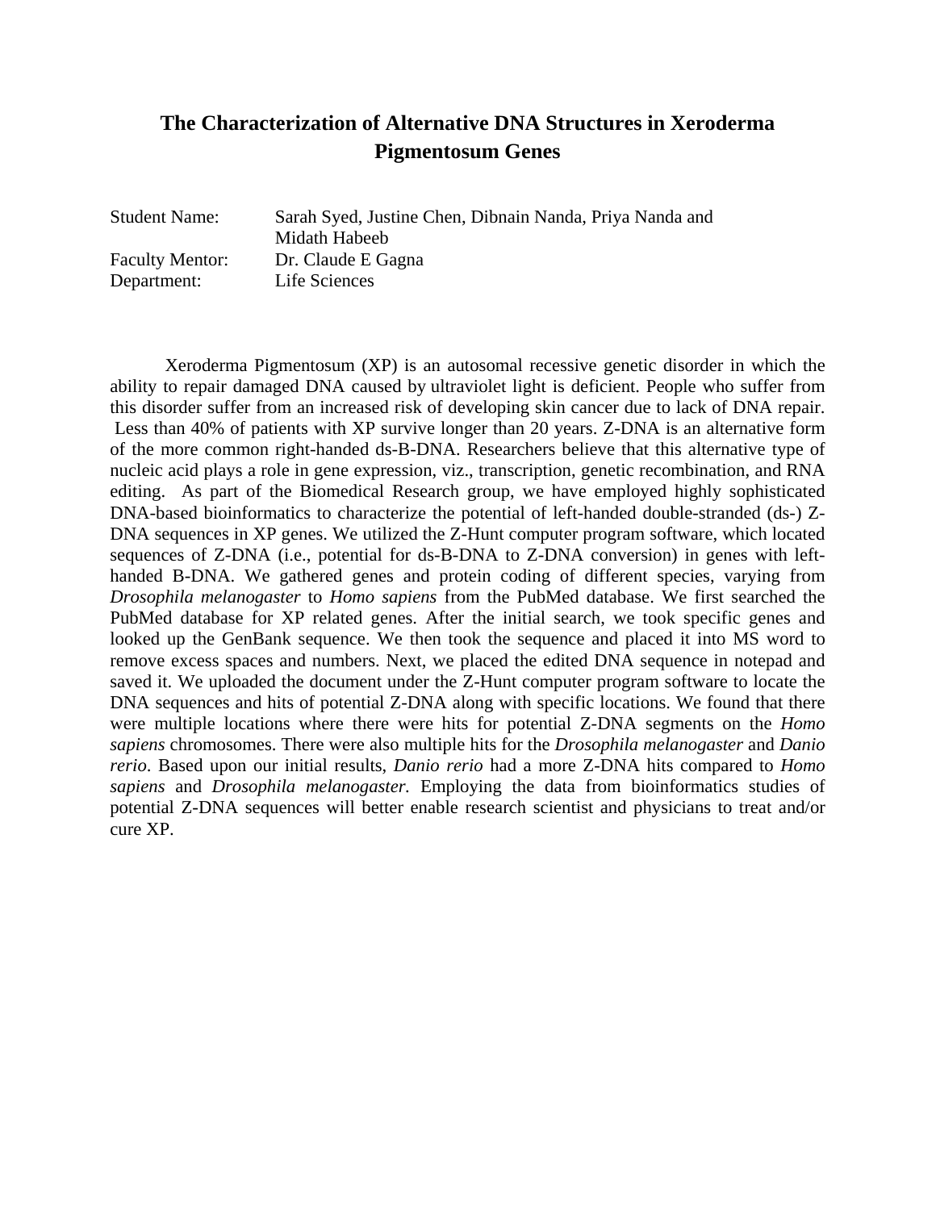# The Characterization of Alternative DNA Structures in Xeroderma Pigmentosum Genes

Student Name: Sarah Syed, Justine Chen, Dibnain Nanda, Priya Nanda and Midath Habeeb
Faculty Mentor: Dr. Claude E Gagna
Department: Life Sciences

Xeroderma Pigmentosum (XP) is an autosomal recessive genetic disorder in which the ability to repair damaged DNA caused by ultraviolet light is deficient. People who suffer from this disorder suffer from an increased risk of developing skin cancer due to lack of DNA repair. Less than 40% of patients with XP survive longer than 20 years. Z-DNA is an alternative form of the more common right-handed ds-B-DNA. Researchers believe that this alternative type of nucleic acid plays a role in gene expression, viz., transcription, genetic recombination, and RNA editing. As part of the Biomedical Research group, we have employed highly sophisticated DNA-based bioinformatics to characterize the potential of left-handed double-stranded (ds-) Z-DNA sequences in XP genes. We utilized the Z-Hunt computer program software, which located sequences of Z-DNA (i.e., potential for ds-B-DNA to Z-DNA conversion) in genes with left-handed B-DNA. We gathered genes and protein coding of different species, varying from *Drosophila melanogaster* to *Homo sapiens* from the PubMed database. We first searched the PubMed database for XP related genes. After the initial search, we took specific genes and looked up the GenBank sequence. We then took the sequence and placed it into MS word to remove excess spaces and numbers. Next, we placed the edited DNA sequence in notepad and saved it. We uploaded the document under the Z-Hunt computer program software to locate the DNA sequences and hits of potential Z-DNA along with specific locations. We found that there were multiple locations where there were hits for potential Z-DNA segments on the *Homo sapiens* chromosomes. There were also multiple hits for the *Drosophila melanogaster* and *Danio rerio*. Based upon our initial results, *Danio rerio* had a more Z-DNA hits compared to *Homo sapiens* and *Drosophila melanogaster.* Employing the data from bioinformatics studies of potential Z-DNA sequences will better enable research scientist and physicians to treat and/or cure XP.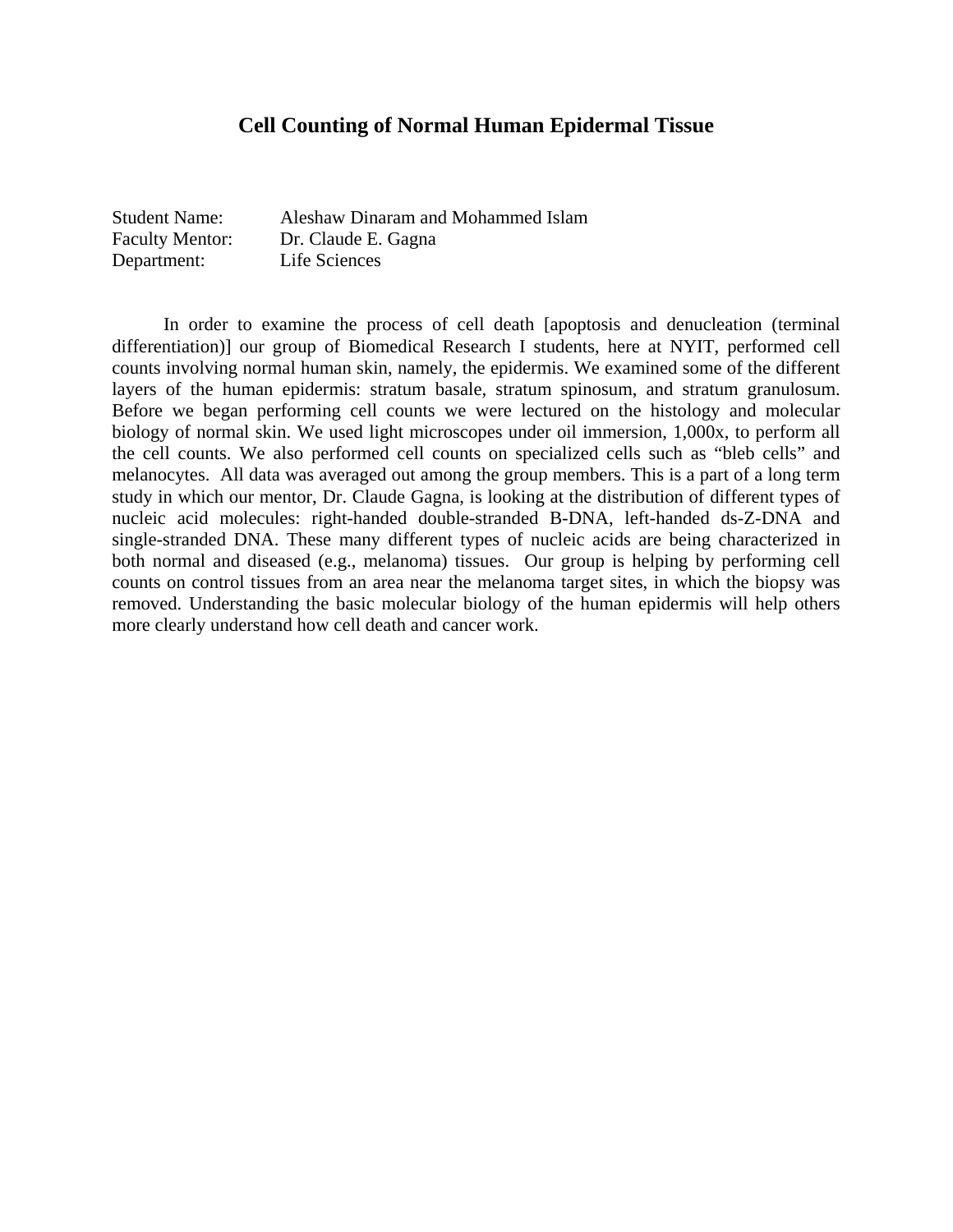# Cell Counting of Normal Human Epidermal Tissue

Student Name: Aleshaw Dinaram and Mohammed Islam
Faculty Mentor: Dr. Claude E. Gagna
Department: Life Sciences

In order to examine the process of cell death [apoptosis and denucleation (terminal differentiation)] our group of Biomedical Research I students, here at NYIT, performed cell counts involving normal human skin, namely, the epidermis. We examined some of the different layers of the human epidermis: stratum basale, stratum spinosum, and stratum granulosum. Before we began performing cell counts we were lectured on the histology and molecular biology of normal skin. We used light microscopes under oil immersion, 1,000x, to perform all the cell counts. We also performed cell counts on specialized cells such as "bleb cells" and melanocytes. All data was averaged out among the group members. This is a part of a long term study in which our mentor, Dr. Claude Gagna, is looking at the distribution of different types of nucleic acid molecules: right-handed double-stranded B-DNA, left-handed ds-Z-DNA and single-stranded DNA. These many different types of nucleic acids are being characterized in both normal and diseased (e.g., melanoma) tissues. Our group is helping by performing cell counts on control tissues from an area near the melanoma target sites, in which the biopsy was removed. Understanding the basic molecular biology of the human epidermis will help others more clearly understand how cell death and cancer work.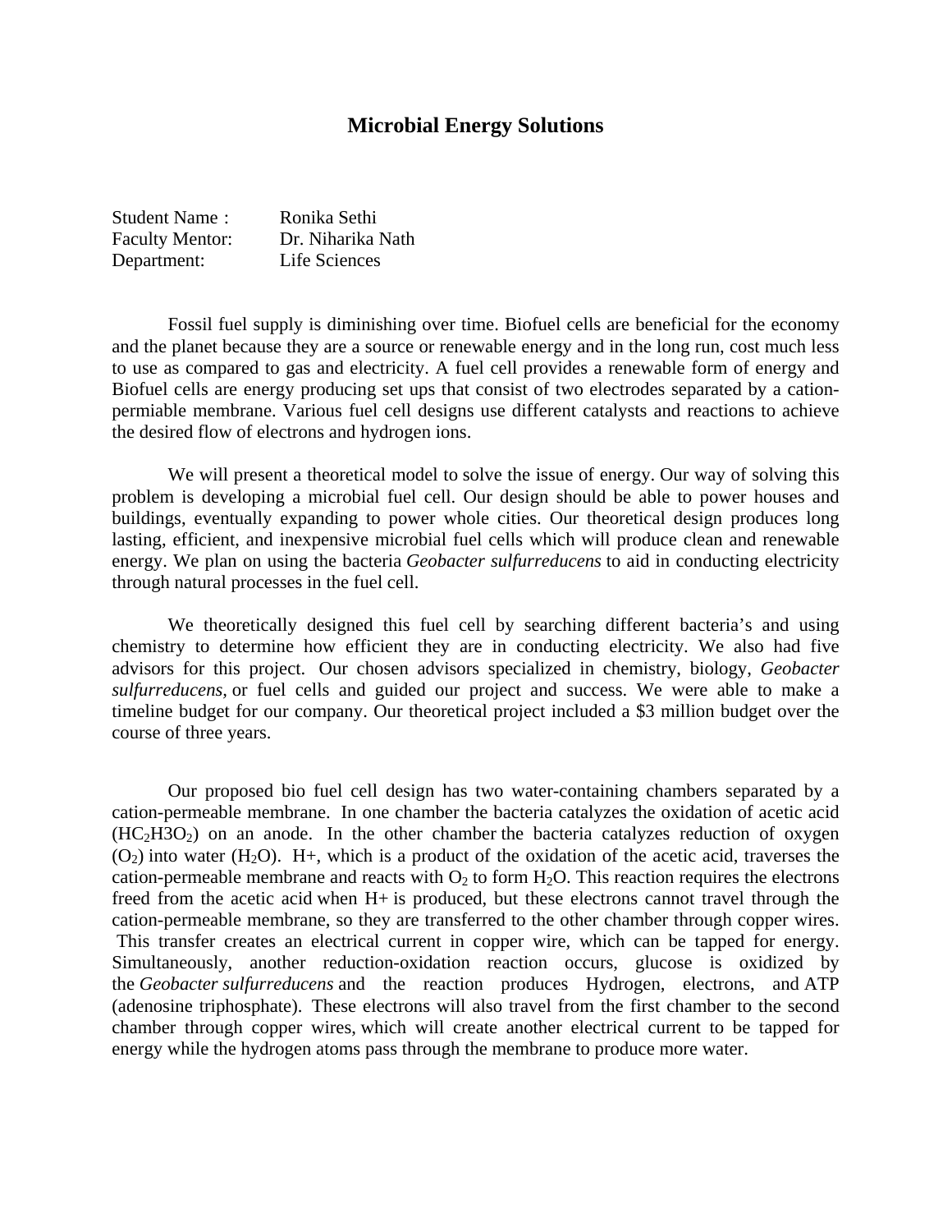# Microbial Energy Solutions

Student Name : Ronika Sethi
Faculty Mentor: Dr. Niharika Nath
Department: Life Sciences

Fossil fuel supply is diminishing over time. Biofuel cells are beneficial for the economy and the planet because they are a source or renewable energy and in the long run, cost much less to use as compared to gas and electricity. A fuel cell provides a renewable form of energy and Biofuel cells are energy producing set ups that consist of two electrodes separated by a cation-permiable membrane. Various fuel cell designs use different catalysts and reactions to achieve the desired flow of electrons and hydrogen ions.

We will present a theoretical model to solve the issue of energy. Our way of solving this problem is developing a microbial fuel cell. Our design should be able to power houses and buildings, eventually expanding to power whole cities. Our theoretical design produces long lasting, efficient, and inexpensive microbial fuel cells which will produce clean and renewable energy. We plan on using the bacteria *Geobacter sulfurreducens* to aid in conducting electricity through natural processes in the fuel cell.

We theoretically designed this fuel cell by searching different bacteria's and using chemistry to determine how efficient they are in conducting electricity. We also had five advisors for this project. Our chosen advisors specialized in chemistry, biology, *Geobacter sulfurreducens*, or fuel cells and guided our project and success. We were able to make a timeline budget for our company. Our theoretical project included a $3 million budget over the course of three years.

Our proposed bio fuel cell design has two water-containing chambers separated by a cation-permeable membrane. In one chamber the bacteria catalyzes the oxidation of acetic acid ($HC_2H3O_2$) on an anode. In the other chamber the bacteria catalyzes reduction of oxygen ($O_2$) into water ($H_2O$). H+, which is a product of the oxidation of the acetic acid, traverses the cation-permeable membrane and reacts with $O_2$ to form $H_2O$. This reaction requires the electrons freed from the acetic acid when H+ is produced, but these electrons cannot travel through the cation-permeable membrane, so they are transferred to the other chamber through copper wires. This transfer creates an electrical current in copper wire, which can be tapped for energy. Simultaneously, another reduction-oxidation reaction occurs, glucose is oxidized by the *Geobacter sulfurreducens* and the reaction produces Hydrogen, electrons, and ATP (adenosine triphosphate). These electrons will also travel from the first chamber to the second chamber through copper wires, which will create another electrical current to be tapped for energy while the hydrogen atoms pass through the membrane to produce more water.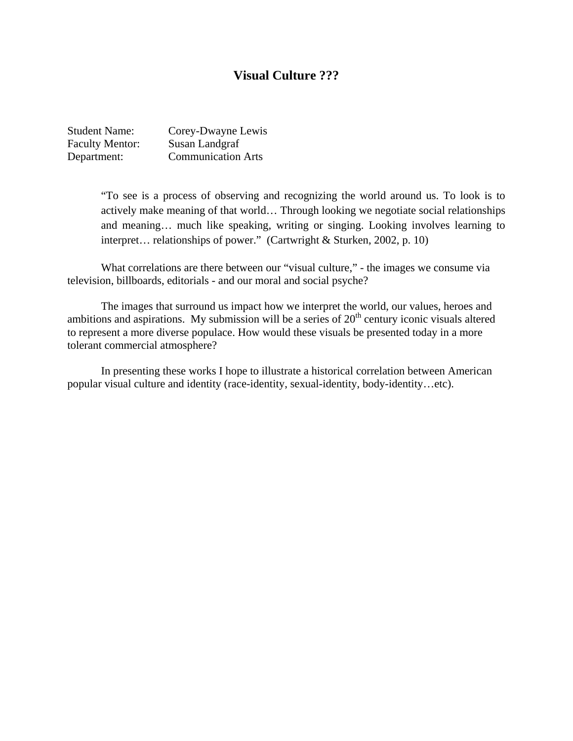# Visual Culture ???

Student Name: Corey-Dwayne Lewis
Faculty Mentor: Susan Landgraf
Department: Communication Arts

> "To see is a process of observing and recognizing the world around us. To look is to actively make meaning of that world… Through looking we negotiate social relationships and meaning… much like speaking, writing or singing. Looking involves learning to interpret… relationships of power." (Cartwright & Sturken, 2002, p. 10)

What correlations are there between our "visual culture," - the images we consume via television, billboards, editorials - and our moral and social psyche?

The images that surround us impact how we interpret the world, our values, heroes and ambitions and aspirations. My submission will be a series of 20th century iconic visuals altered to represent a more diverse populace. How would these visuals be presented today in a more tolerant commercial atmosphere?

In presenting these works I hope to illustrate a historical correlation between American popular visual culture and identity (race-identity, sexual-identity, body-identity…etc).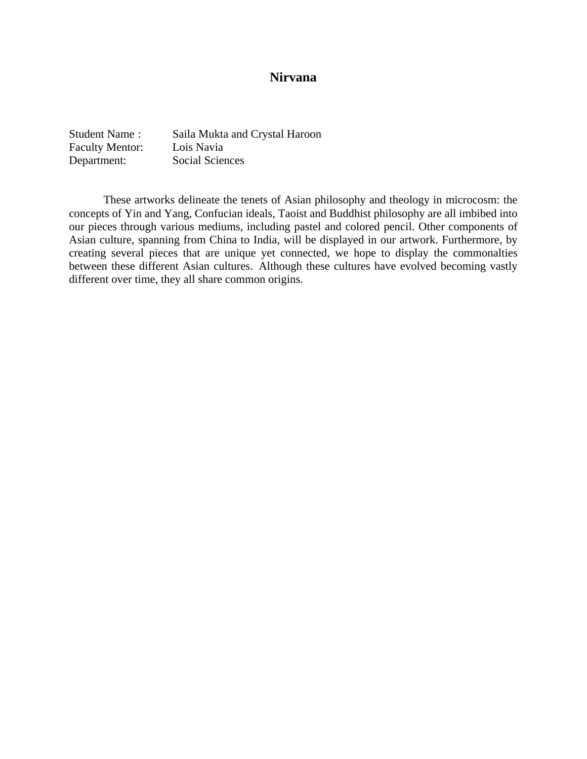# Nirvana

Student Name : Saila Mukta and Crystal Haroon
Faculty Mentor: Lois Navia
Department: Social Sciences

These artworks delineate the tenets of Asian philosophy and theology in microcosm: the concepts of Yin and Yang, Confucian ideals, Taoist and Buddhist philosophy are all imbibed into our pieces through various mediums, including pastel and colored pencil. Other components of Asian culture, spanning from China to India, will be displayed in our artwork. Furthermore, by creating several pieces that are unique yet connected, we hope to display the commonalties between these different Asian cultures. Although these cultures have evolved becoming vastly different over time, they all share common origins.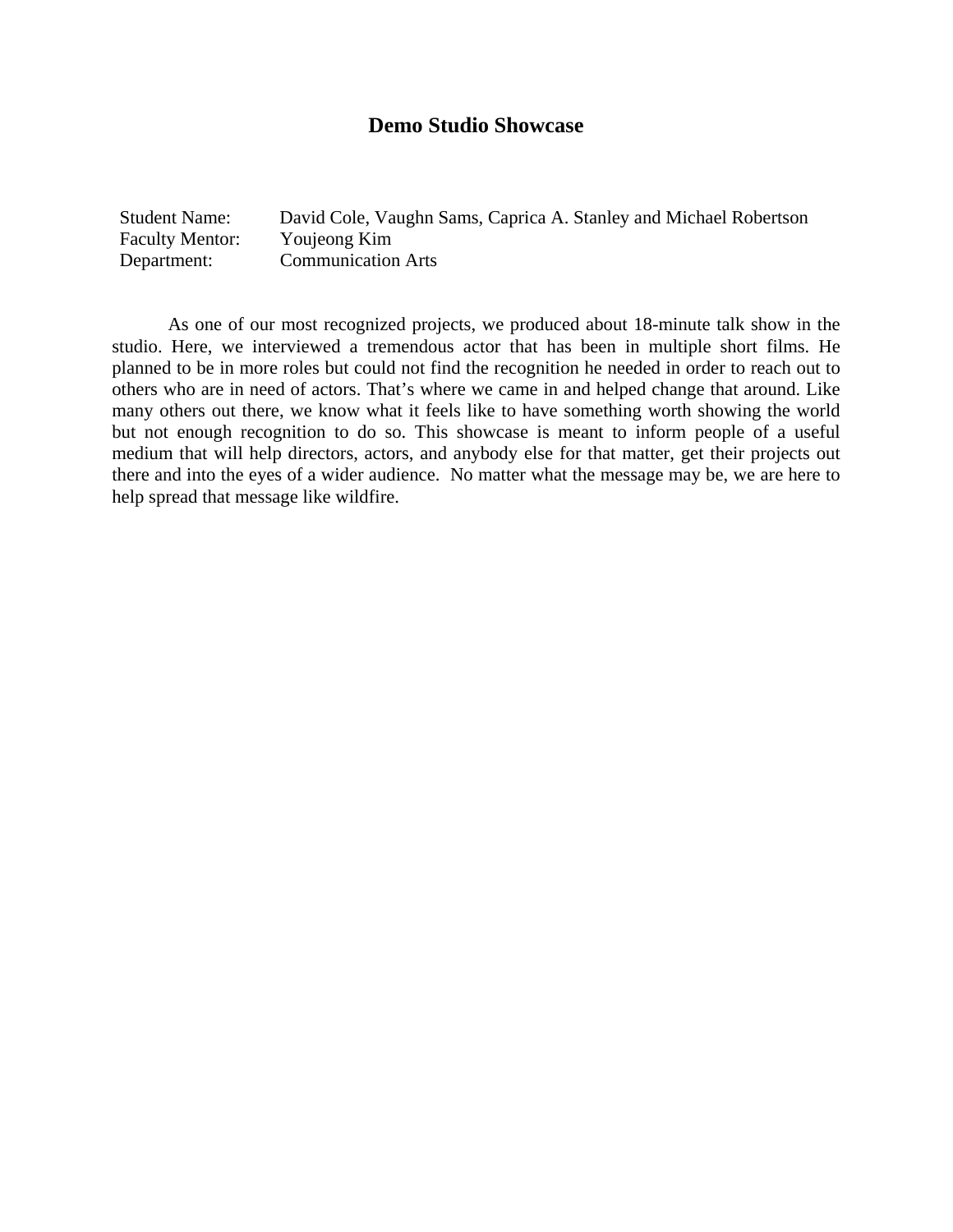# Demo Studio Showcase

| | |
|---|---|
| Student Name: | David Cole, Vaughn Sams, Caprica A. Stanley and Michael Robertson |
| Faculty Mentor: | Youjeong Kim |
| Department: | Communication Arts |

As one of our most recognized projects, we produced about 18-minute talk show in the studio. Here, we interviewed a tremendous actor that has been in multiple short films. He planned to be in more roles but could not find the recognition he needed in order to reach out to others who are in need of actors. That's where we came in and helped change that around. Like many others out there, we know what it feels like to have something worth showing the world but not enough recognition to do so. This showcase is meant to inform people of a useful medium that will help directors, actors, and anybody else for that matter, get their projects out there and into the eyes of a wider audience. No matter what the message may be, we are here to help spread that message like wildfire.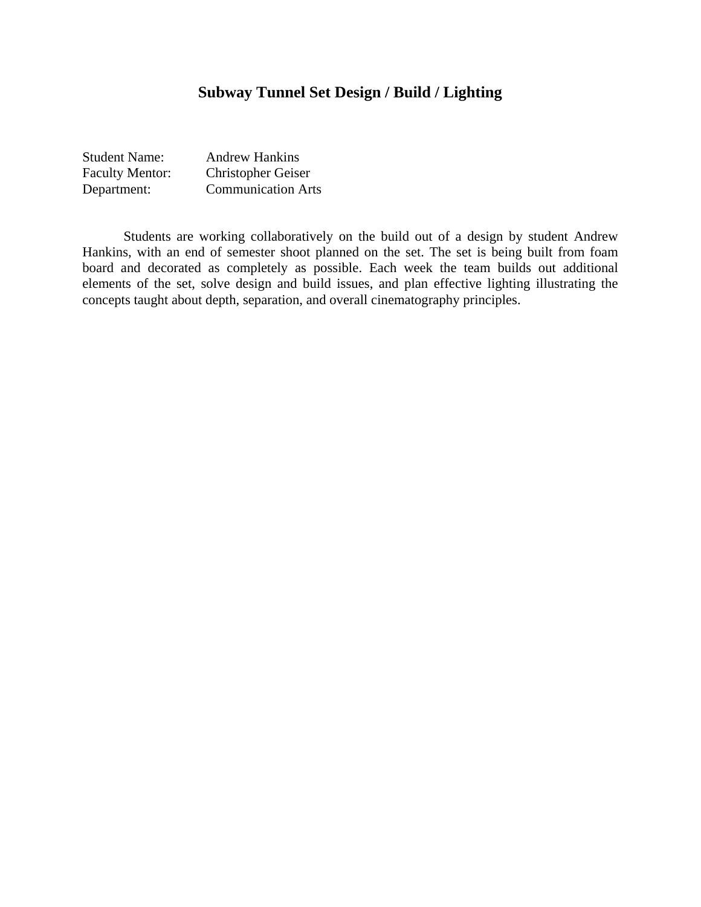# Subway Tunnel Set Design / Build / Lighting

Student Name: Andrew Hankins
Faculty Mentor: Christopher Geiser
Department: Communication Arts

Students are working collaboratively on the build out of a design by student Andrew Hankins, with an end of semester shoot planned on the set. The set is being built from foam board and decorated as completely as possible. Each week the team builds out additional elements of the set, solve design and build issues, and plan effective lighting illustrating the concepts taught about depth, separation, and overall cinematography principles.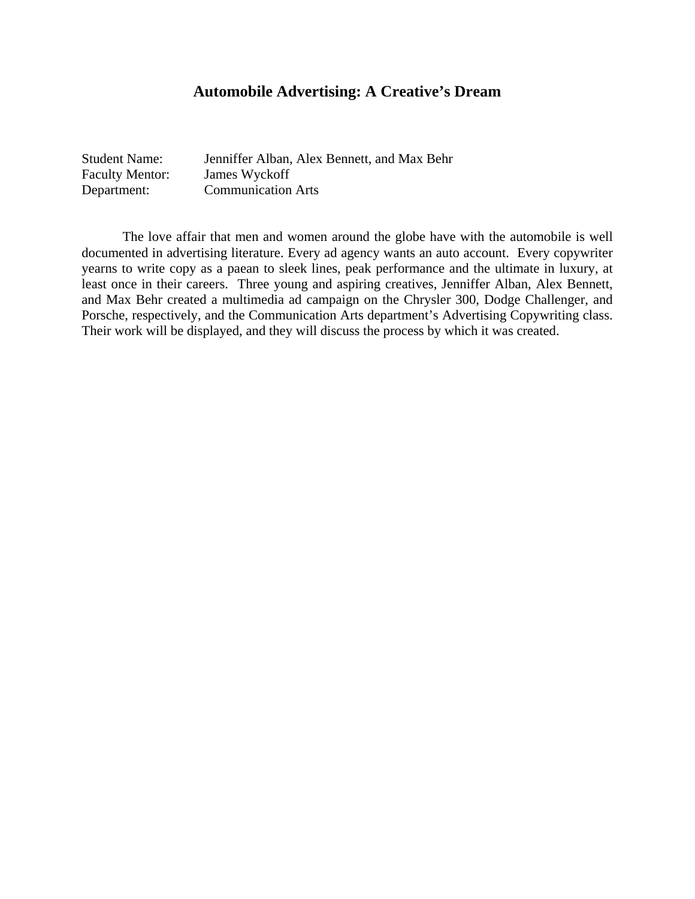# Automobile Advertising: A Creative's Dream

Student Name: Jenniffer Alban, Alex Bennett, and Max Behr
Faculty Mentor: James Wyckoff
Department: Communication Arts

The love affair that men and women around the globe have with the automobile is well documented in advertising literature. Every ad agency wants an auto account. Every copywriter yearns to write copy as a paean to sleek lines, peak performance and the ultimate in luxury, at least once in their careers. Three young and aspiring creatives, Jenniffer Alban, Alex Bennett, and Max Behr created a multimedia ad campaign on the Chrysler 300, Dodge Challenger, and Porsche, respectively, and the Communication Arts department's Advertising Copywriting class. Their work will be displayed, and they will discuss the process by which it was created.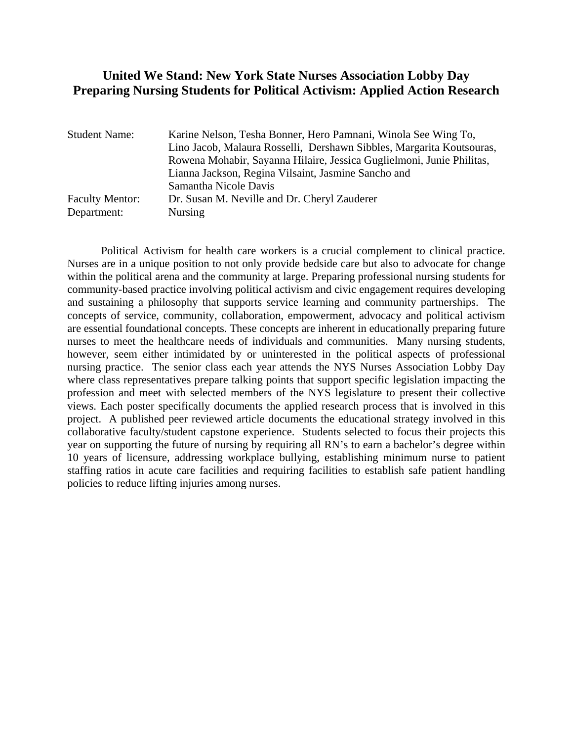## United We Stand: New York State Nurses Association Lobby Day
## Preparing Nursing Students for Political Activism: Applied Action Research

| | |
|---|---|
| Student Name: | Karine Nelson, Tesha Bonner, Hero Pamnani, Winola See Wing To, Lino Jacob, Malaura Rosselli, Dershawn Sibbles, Margarita Koutsouras, Rowena Mohabir, Sayanna Hilaire, Jessica Guglielmoni, Junie Philitas, Lianna Jackson, Regina Vilsaint, Jasmine Sancho and Samantha Nicole Davis |
| Faculty Mentor: | Dr. Susan M. Neville and Dr. Cheryl Zauderer |
| Department: | Nursing |

Political Activism for health care workers is a crucial complement to clinical practice. Nurses are in a unique position to not only provide bedside care but also to advocate for change within the political arena and the community at large. Preparing professional nursing students for community-based practice involving political activism and civic engagement requires developing and sustaining a philosophy that supports service learning and community partnerships. The concepts of service, community, collaboration, empowerment, advocacy and political activism are essential foundational concepts. These concepts are inherent in educationally preparing future nurses to meet the healthcare needs of individuals and communities. Many nursing students, however, seem either intimidated by or uninterested in the political aspects of professional nursing practice. The senior class each year attends the NYS Nurses Association Lobby Day where class representatives prepare talking points that support specific legislation impacting the profession and meet with selected members of the NYS legislature to present their collective views. Each poster specifically documents the applied research process that is involved in this project. A published peer reviewed article documents the educational strategy involved in this collaborative faculty/student capstone experience. Students selected to focus their projects this year on supporting the future of nursing by requiring all RN's to earn a bachelor's degree within 10 years of licensure, addressing workplace bullying, establishing minimum nurse to patient staffing ratios in acute care facilities and requiring facilities to establish safe patient handling policies to reduce lifting injuries among nurses.